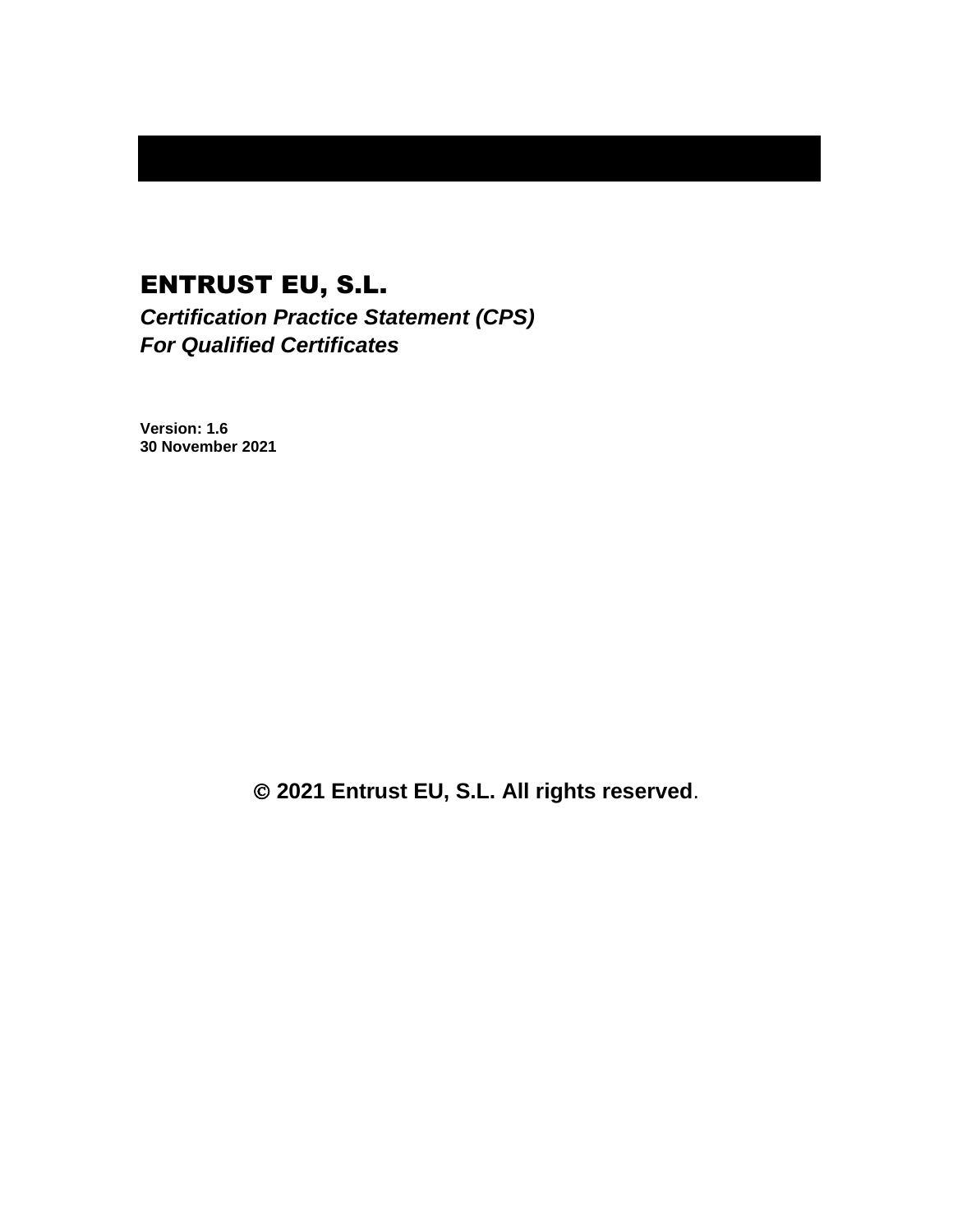# ENTRUST EU, S.L.

***Certification Practice Statement (CPS)***
***For Qualified Certificates***

**Version: 1.6**
**30 November 2021**

**© 2021 Entrust EU, S.L. All rights reserved**.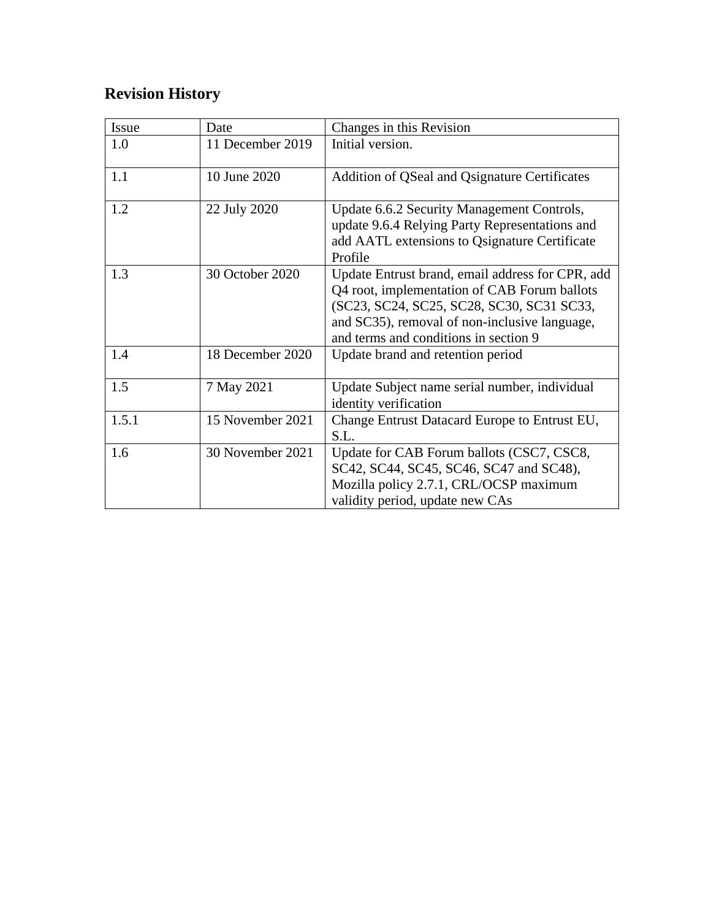## Revision History

| Issue | Date | Changes in this Revision |
|---|---|---|
| 1.0 | 11 December 2019 | Initial version. |
| 1.1 | 10 June 2020 | Addition of QSeal and Qsignature Certificates |
| 1.2 | 22 July 2020 | Update 6.6.2 Security Management Controls, update 9.6.4 Relying Party Representations and add AATL extensions to Qsignature Certificate Profile |
| 1.3 | 30 October 2020 | Update Entrust brand, email address for CPR, add Q4 root, implementation of CAB Forum ballots (SC23, SC24, SC25, SC28, SC30, SC31 SC33, and SC35), removal of non-inclusive language, and terms and conditions in section 9 |
| 1.4 | 18 December 2020 | Update brand and retention period |
| 1.5 | 7 May 2021 | Update Subject name serial number, individual identity verification |
| 1.5.1 | 15 November 2021 | Change Entrust Datacard Europe to Entrust EU, S.L. |
| 1.6 | 30 November 2021 | Update for CAB Forum ballots (CSC7, CSC8, SC42, SC44, SC45, SC46, SC47 and SC48), Mozilla policy 2.7.1, CRL/OCSP maximum validity period, update new CAs |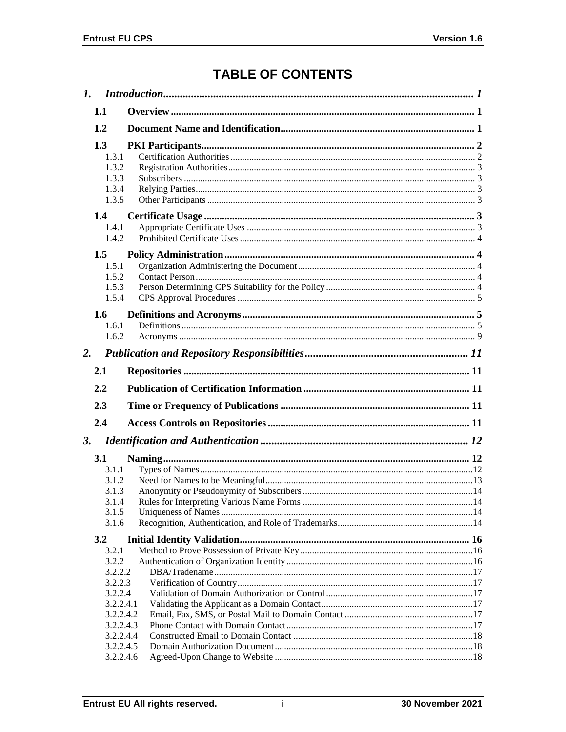# TABLE OF CONTENTS

*1. Introduction* ........ *1*

**1.1 Overview** ........ **1**

**1.2 Document Name and Identification** ........ **1**

**1.3 PKI Participants** ........ **2**
- 1.3.1 Certification Authorities ........ 2
- 1.3.2 Registration Authorities ........ 3
- 1.3.3 Subscribers ........ 3
- 1.3.4 Relying Parties ........ 3
- 1.3.5 Other Participants ........ 3

**1.4 Certificate Usage** ........ **3**
- 1.4.1 Appropriate Certificate Uses ........ 3
- 1.4.2 Prohibited Certificate Uses ........ 4

**1.5 Policy Administration** ........ **4**
- 1.5.1 Organization Administering the Document ........ 4
- 1.5.2 Contact Person ........ 4
- 1.5.3 Person Determining CPS Suitability for the Policy ........ 4
- 1.5.4 CPS Approval Procedures ........ 5

**1.6 Definitions and Acronyms** ........ **5**
- 1.6.1 Definitions ........ 5
- 1.6.2 Acronyms ........ 9

*2. Publication and Repository Responsibilities* ........ *11*

**2.1 Repositories** ........ **11**

**2.2 Publication of Certification Information** ........ **11**

**2.3 Time or Frequency of Publications** ........ **11**

**2.4 Access Controls on Repositories** ........ **11**

*3. Identification and Authentication* ........ *12*

**3.1 Naming** ........ **12**
- 3.1.1 Types of Names ........ 12
- 3.1.2 Need for Names to be Meaningful ........ 13
- 3.1.3 Anonymity or Pseudonymity of Subscribers ........ 14
- 3.1.4 Rules for Interpreting Various Name Forms ........ 14
- 3.1.5 Uniqueness of Names ........ 14
- 3.1.6 Recognition, Authentication, and Role of Trademarks ........ 14

**3.2 Initial Identity Validation** ........ **16**
- 3.2.1 Method to Prove Possession of Private Key ........ 16
- 3.2.2 Authentication of Organization Identity ........ 16
- 3.2.2.2 DBA/Tradename ........ 17
- 3.2.2.3 Verification of Country ........ 17
- 3.2.2.4 Validation of Domain Authorization or Control ........ 17
- 3.2.2.4.1 Validating the Applicant as a Domain Contact ........ 17
- 3.2.2.4.2 Email, Fax, SMS, or Postal Mail to Domain Contact ........ 17
- 3.2.2.4.3 Phone Contact with Domain Contact ........ 17
- 3.2.2.4.4 Constructed Email to Domain Contact ........ 18
- 3.2.2.4.5 Domain Authorization Document ........ 18
- 3.2.2.4.6 Agreed-Upon Change to Website ........ 18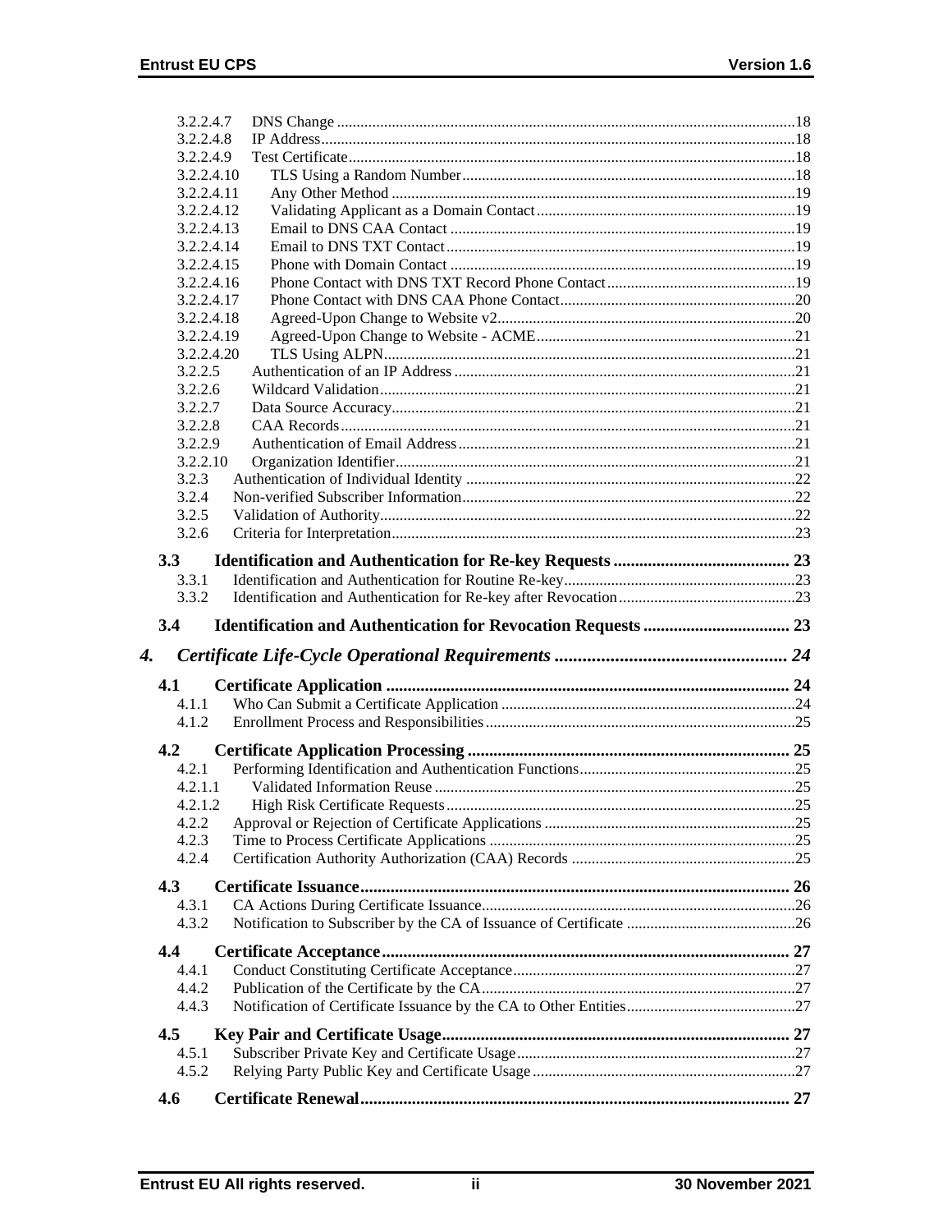3.2.2.4.7 DNS Change ....................................................................................................................18
3.2.2.4.8 IP Address........................................................................................................................18
3.2.2.4.9 Test Certificate.................................................................................................................18
3.2.2.4.10 TLS Using a Random Number....................................................................................18
3.2.2.4.11 Any Other Method ......................................................................................................19
3.2.2.4.12 Validating Applicant as a Domain Contact..................................................................19
3.2.2.4.13 Email to DNS CAA Contact .......................................................................................19
3.2.2.4.14 Email to DNS TXT Contact.........................................................................................19
3.2.2.4.15 Phone with Domain Contact .......................................................................................19
3.2.2.4.16 Phone Contact with DNS TXT Record Phone Contact................................................19
3.2.2.4.17 Phone Contact with DNS CAA Phone Contact............................................................20
3.2.2.4.18 Agreed-Upon Change to Website v2............................................................................20
3.2.2.4.19 Agreed-Upon Change to Website - ACME..................................................................21
3.2.2.4.20 TLS Using ALPN.........................................................................................................21
3.2.2.5 Authentication of an IP Address ......................................................................................21
3.2.2.6 Wildcard Validation.........................................................................................................21
3.2.2.7 Data Source Accuracy......................................................................................................21
3.2.2.8 CAA Records...................................................................................................................21
3.2.2.9 Authentication of Email Address.....................................................................................21
3.2.2.10 Organization Identifier.....................................................................................................21
3.2.3 Authentication of Individual Identity ....................................................................................22
3.2.4 Non-verified Subscriber Information....................................................................................22
3.2.5 Validation of Authority.........................................................................................................22
3.2.6 Criteria for Interpretation......................................................................................................23

**3.3 Identification and Authentication for Re-key Requests ......................................... 23**
3.3.1 Identification and Authentication for Routine Re-key...........................................................23
3.3.2 Identification and Authentication for Re-key after Revocation.............................................23

**3.4 Identification and Authentication for Revocation Requests .................................. 23**

***4. Certificate Life-Cycle Operational Requirements .................................................. 24***

**4.1 Certificate Application ............................................................................................. 24**
4.1.1 Who Can Submit a Certificate Application ...........................................................................24
4.1.2 Enrollment Process and Responsibilities...............................................................................25

**4.2 Certificate Application Processing .......................................................................... 25**
4.2.1 Performing Identification and Authentication Functions.......................................................25
4.2.1.1 Validated Information Reuse ............................................................................................25
4.2.1.2 High Risk Certificate Requests.........................................................................................25
4.2.2 Approval or Rejection of Certificate Applications ................................................................25
4.2.3 Time to Process Certificate Applications ..............................................................................25
4.2.4 Certification Authority Authorization (CAA) Records .........................................................25

**4.3 Certificate Issuance................................................................................................... 26**
4.3.1 CA Actions During Certificate Issuance................................................................................26
4.3.2 Notification to Subscriber by the CA of Issuance of Certificate ...........................................26

**4.4 Certificate Acceptance.............................................................................................. 27**
4.4.1 Conduct Constituting Certificate Acceptance........................................................................27
4.4.2 Publication of the Certificate by the CA................................................................................27
4.4.3 Notification of Certificate Issuance by the CA to Other Entities...........................................27

**4.5 Key Pair and Certificate Usage................................................................................ 27**
4.5.1 Subscriber Private Key and Certificate Usage.......................................................................27
4.5.2 Relying Party Public Key and Certificate Usage...................................................................27

**4.6 Certificate Renewal................................................................................................... 27**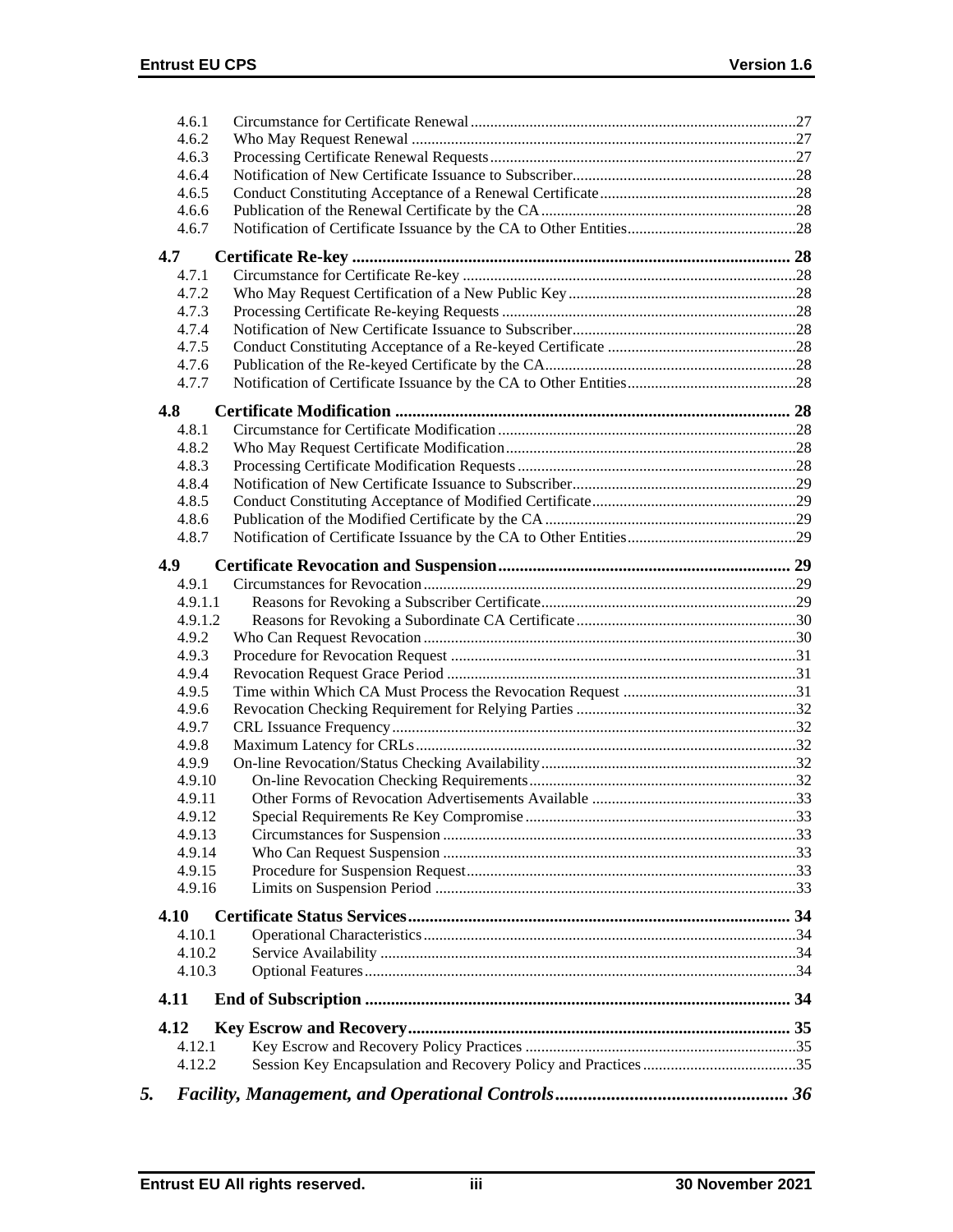4.6.1 Circumstance for Certificate Renewal ... 27
4.6.2 Who May Request Renewal ... 27
4.6.3 Processing Certificate Renewal Requests ... 27
4.6.4 Notification of New Certificate Issuance to Subscriber ... 28
4.6.5 Conduct Constituting Acceptance of a Renewal Certificate ... 28
4.6.6 Publication of the Renewal Certificate by the CA ... 28
4.6.7 Notification of Certificate Issuance by the CA to Other Entities ... 28

**4.7 Certificate Re-key ... 28**

4.7.1 Circumstance for Certificate Re-key ... 28
4.7.2 Who May Request Certification of a New Public Key ... 28
4.7.3 Processing Certificate Re-keying Requests ... 28
4.7.4 Notification of New Certificate Issuance to Subscriber ... 28
4.7.5 Conduct Constituting Acceptance of a Re-keyed Certificate ... 28
4.7.6 Publication of the Re-keyed Certificate by the CA ... 28
4.7.7 Notification of Certificate Issuance by the CA to Other Entities ... 28

**4.8 Certificate Modification ... 28**

4.8.1 Circumstance for Certificate Modification ... 28
4.8.2 Who May Request Certificate Modification ... 28
4.8.3 Processing Certificate Modification Requests ... 28
4.8.4 Notification of New Certificate Issuance to Subscriber ... 29
4.8.5 Conduct Constituting Acceptance of Modified Certificate ... 29
4.8.6 Publication of the Modified Certificate by the CA ... 29
4.8.7 Notification of Certificate Issuance by the CA to Other Entities ... 29

**4.9 Certificate Revocation and Suspension ... 29**

4.9.1 Circumstances for Revocation ... 29
4.9.1.1 Reasons for Revoking a Subscriber Certificate ... 29
4.9.1.2 Reasons for Revoking a Subordinate CA Certificate ... 30
4.9.2 Who Can Request Revocation ... 30
4.9.3 Procedure for Revocation Request ... 31
4.9.4 Revocation Request Grace Period ... 31
4.9.5 Time within Which CA Must Process the Revocation Request ... 31
4.9.6 Revocation Checking Requirement for Relying Parties ... 32
4.9.7 CRL Issuance Frequency ... 32
4.9.8 Maximum Latency for CRLs ... 32
4.9.9 On-line Revocation/Status Checking Availability ... 32
4.9.10 On-line Revocation Checking Requirements ... 32
4.9.11 Other Forms of Revocation Advertisements Available ... 33
4.9.12 Special Requirements Re Key Compromise ... 33
4.9.13 Circumstances for Suspension ... 33
4.9.14 Who Can Request Suspension ... 33
4.9.15 Procedure for Suspension Request ... 33
4.9.16 Limits on Suspension Period ... 33

**4.10 Certificate Status Services ... 34**

4.10.1 Operational Characteristics ... 34
4.10.2 Service Availability ... 34
4.10.3 Optional Features ... 34

**4.11 End of Subscription ... 34**

**4.12 Key Escrow and Recovery ... 35**

4.12.1 Key Escrow and Recovery Policy Practices ... 35
4.12.2 Session Key Encapsulation and Recovery Policy and Practices ... 35

***5. Facility, Management, and Operational Controls ... 36***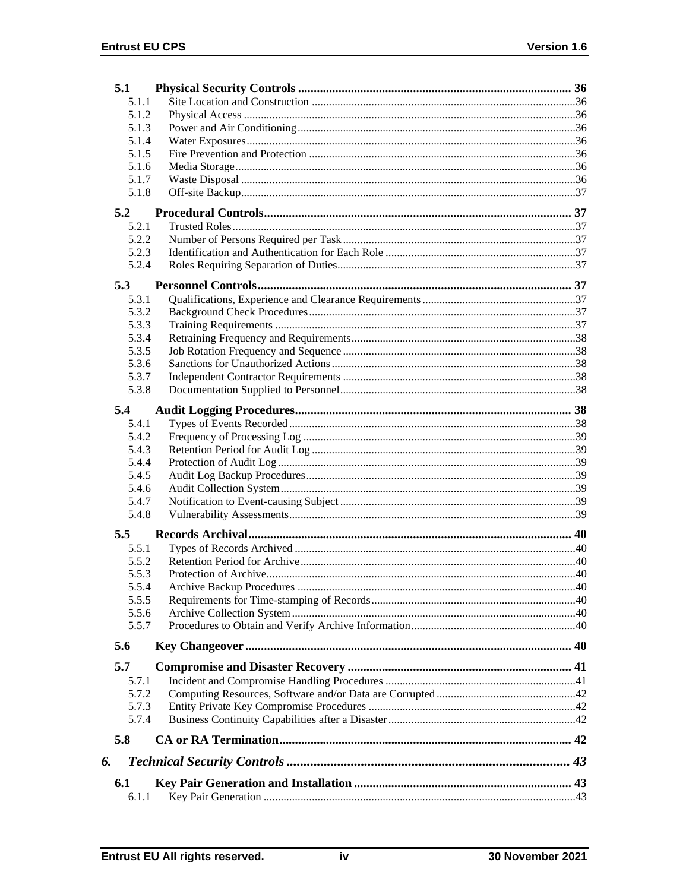| | | |
|---|---|---|
| **5.1** | **Physical Security Controls** | **36** |
| 5.1.1 | Site Location and Construction | 36 |
| 5.1.2 | Physical Access | 36 |
| 5.1.3 | Power and Air Conditioning | 36 |
| 5.1.4 | Water Exposures | 36 |
| 5.1.5 | Fire Prevention and Protection | 36 |
| 5.1.6 | Media Storage | 36 |
| 5.1.7 | Waste Disposal | 36 |
| 5.1.8 | Off-site Backup | 37 |
| **5.2** | **Procedural Controls** | **37** |
| 5.2.1 | Trusted Roles | 37 |
| 5.2.2 | Number of Persons Required per Task | 37 |
| 5.2.3 | Identification and Authentication for Each Role | 37 |
| 5.2.4 | Roles Requiring Separation of Duties | 37 |
| **5.3** | **Personnel Controls** | **37** |
| 5.3.1 | Qualifications, Experience and Clearance Requirements | 37 |
| 5.3.2 | Background Check Procedures | 37 |
| 5.3.3 | Training Requirements | 37 |
| 5.3.4 | Retraining Frequency and Requirements | 38 |
| 5.3.5 | Job Rotation Frequency and Sequence | 38 |
| 5.3.6 | Sanctions for Unauthorized Actions | 38 |
| 5.3.7 | Independent Contractor Requirements | 38 |
| 5.3.8 | Documentation Supplied to Personnel | 38 |
| **5.4** | **Audit Logging Procedures** | **38** |
| 5.4.1 | Types of Events Recorded | 38 |
| 5.4.2 | Frequency of Processing Log | 39 |
| 5.4.3 | Retention Period for Audit Log | 39 |
| 5.4.4 | Protection of Audit Log | 39 |
| 5.4.5 | Audit Log Backup Procedures | 39 |
| 5.4.6 | Audit Collection System | 39 |
| 5.4.7 | Notification to Event-causing Subject | 39 |
| 5.4.8 | Vulnerability Assessments | 39 |
| **5.5** | **Records Archival** | **40** |
| 5.5.1 | Types of Records Archived | 40 |
| 5.5.2 | Retention Period for Archive | 40 |
| 5.5.3 | Protection of Archive | 40 |
| 5.5.4 | Archive Backup Procedures | 40 |
| 5.5.5 | Requirements for Time-stamping of Records | 40 |
| 5.5.6 | Archive Collection System | 40 |
| 5.5.7 | Procedures to Obtain and Verify Archive Information | 40 |
| **5.6** | **Key Changeover** | **40** |
| **5.7** | **Compromise and Disaster Recovery** | **41** |
| 5.7.1 | Incident and Compromise Handling Procedures | 41 |
| 5.7.2 | Computing Resources, Software and/or Data are Corrupted | 42 |
| 5.7.3 | Entity Private Key Compromise Procedures | 42 |
| 5.7.4 | Business Continuity Capabilities after a Disaster | 42 |
| **5.8** | **CA or RA Termination** | **42** |
| ***6.*** | ***Technical Security Controls*** | ***43*** |
| **6.1** | **Key Pair Generation and Installation** | **43** |
| 6.1.1 | Key Pair Generation | 43 |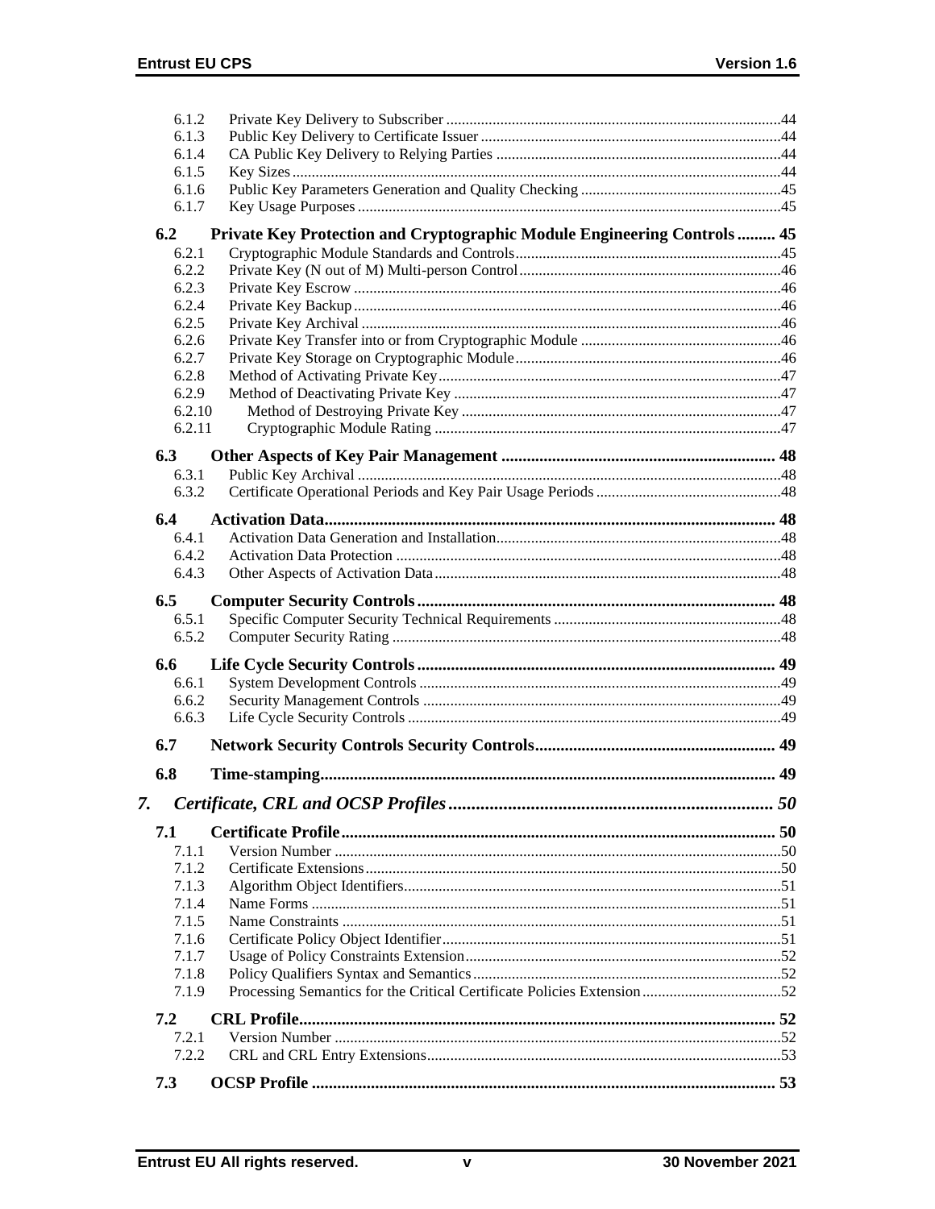6.1.2 Private Key Delivery to Subscriber ....................................................................................44
6.1.3 Public Key Delivery to Certificate Issuer ..........................................................................44
6.1.4 CA Public Key Delivery to Relying Parties .......................................................................44
6.1.5 Key Sizes ...........................................................................................................................44
6.1.6 Public Key Parameters Generation and Quality Checking ..................................................45
6.1.7 Key Usage Purposes ...........................................................................................................45

**6.2 Private Key Protection and Cryptographic Module Engineering Controls ......... 45**

6.2.1 Cryptographic Module Standards and Controls...................................................................45
6.2.2 Private Key (N out of M) Multi-person Control..................................................................46
6.2.3 Private Key Escrow .............................................................................................................46
6.2.4 Private Key Backup.............................................................................................................46
6.2.5 Private Key Archival ...........................................................................................................46
6.2.6 Private Key Transfer into or from Cryptographic Module ...................................................46
6.2.7 Private Key Storage on Cryptographic Module....................................................................46
6.2.8 Method of Activating Private Key........................................................................................47
6.2.9 Method of Deactivating Private Key ....................................................................................47
6.2.10 Method of Destroying Private Key ..................................................................................47
6.2.11 Cryptographic Module Rating .........................................................................................47

**6.3 Other Aspects of Key Pair Management ................................................................ 48**

6.3.1 Public Key Archival ............................................................................................................48
6.3.2 Certificate Operational Periods and Key Pair Usage Periods ...............................................48

**6.4 Activation Data.......................................................................................................... 48**

6.4.1 Activation Data Generation and Installation........................................................................48
6.4.2 Activation Data Protection ..................................................................................................48
6.4.3 Other Aspects of Activation Data.........................................................................................48

**6.5 Computer Security Controls.................................................................................... 48**

6.5.1 Specific Computer Security Technical Requirements ..........................................................48
6.5.2 Computer Security Rating ...................................................................................................48

**6.6 Life Cycle Security Controls.................................................................................... 49**

6.6.1 System Development Controls ............................................................................................49
6.6.2 Security Management Controls ...........................................................................................49
6.6.3 Life Cycle Security Controls ...............................................................................................49

**6.7 Network Security Controls Security Controls......................................................... 49**

**6.8 Time-stamping............................................................................................................ 49**

***7. Certificate, CRL and OCSP Profiles ....................................................................... 50***

**7.1 Certificate Profile...................................................................................................... 50**

7.1.1 Version Number ..................................................................................................................50
7.1.2 Certificate Extensions..........................................................................................................50
7.1.3 Algorithm Object Identifiers................................................................................................51
7.1.4 Name Forms .......................................................................................................................51
7.1.5 Name Constraints ...............................................................................................................51
7.1.6 Certificate Policy Object Identifier......................................................................................51
7.1.7 Usage of Policy Constraints Extension................................................................................52
7.1.8 Policy Qualifiers Syntax and Semantics ..............................................................................52
7.1.9 Processing Semantics for the Critical Certificate Policies Extension...................................52

**7.2 CRL Profile................................................................................................................ 52**

7.2.1 Version Number ..................................................................................................................52
7.2.2 CRL and CRL Entry Extensions..........................................................................................53

**7.3 OCSP Profile ............................................................................................................. 53**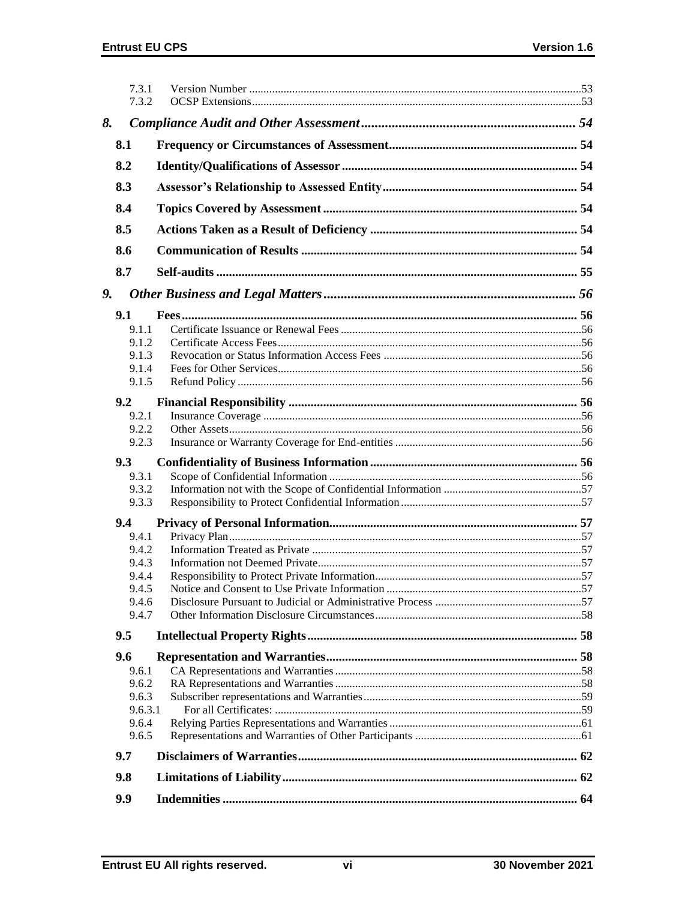7.3.1 Version Number ....................................................................................................................53
7.3.2 OCSP Extensions....................................................................................................................53

*8. Compliance Audit and Other Assessment ................................................................. 54*

**8.1 Frequency or Circumstances of Assessment ............................................................. 54**

**8.2 Identity/Qualifications of Assessor ............................................................................ 54**

**8.3 Assessor's Relationship to Assessed Entity .............................................................. 54**

**8.4 Topics Covered by Assessment ................................................................................. 54**

**8.5 Actions Taken as a Result of Deficiency .................................................................. 54**

**8.6 Communication of Results ........................................................................................ 54**

**8.7 Self-audits ................................................................................................................... 55**

*9. Other Business and Legal Matters ............................................................................ 56*

**9.1 Fees ............................................................................................................................... 56**

9.1.1 Certificate Issuance or Renewal Fees ....................................................................................56
9.1.2 Certificate Access Fees...........................................................................................................56
9.1.3 Revocation or Status Information Access Fees .....................................................................56
9.1.4 Fees for Other Services...........................................................................................................56
9.1.5 Refund Policy .........................................................................................................................56

**9.2 Financial Responsibility ............................................................................................ 56**

9.2.1 Insurance Coverage ................................................................................................................56
9.2.2 Other Assets............................................................................................................................56
9.2.3 Insurance or Warranty Coverage for End-entities .................................................................56

**9.3 Confidentiality of Business Information .................................................................. 56**

9.3.1 Scope of Confidential Information ........................................................................................56
9.3.2 Information not with the Scope of Confidential Information ................................................57
9.3.3 Responsibility to Protect Confidential Information ...............................................................57

**9.4 Privacy of Personal Information............................................................................... 57**

9.4.1 Privacy Plan............................................................................................................................57
9.4.2 Information Treated as Private ...............................................................................................57
9.4.3 Information not Deemed Private.............................................................................................57
9.4.4 Responsibility to Protect Private Information.........................................................................57
9.4.5 Notice and Consent to Use Private Information ....................................................................57
9.4.6 Disclosure Pursuant to Judicial or Administrative Process ...................................................57
9.4.7 Other Information Disclosure Circumstances.........................................................................58

**9.5 Intellectual Property Rights ...................................................................................... 58**

**9.6 Representation and Warranties ................................................................................ 58**

9.6.1 CA Representations and Warranties ......................................................................................58
9.6.2 RA Representations and Warranties ......................................................................................58
9.6.3 Subscriber representations and Warranties.............................................................................59
9.6.3.1 For all Certificates: ...........................................................................................................59
9.6.4 Relying Parties Representations and Warranties ...................................................................61
9.6.5 Representations and Warranties of Other Participants ..........................................................61

**9.7 Disclaimers of Warranties ......................................................................................... 62**

**9.8 Limitations of Liability .............................................................................................. 62**

**9.9 Indemnities ................................................................................................................. 64**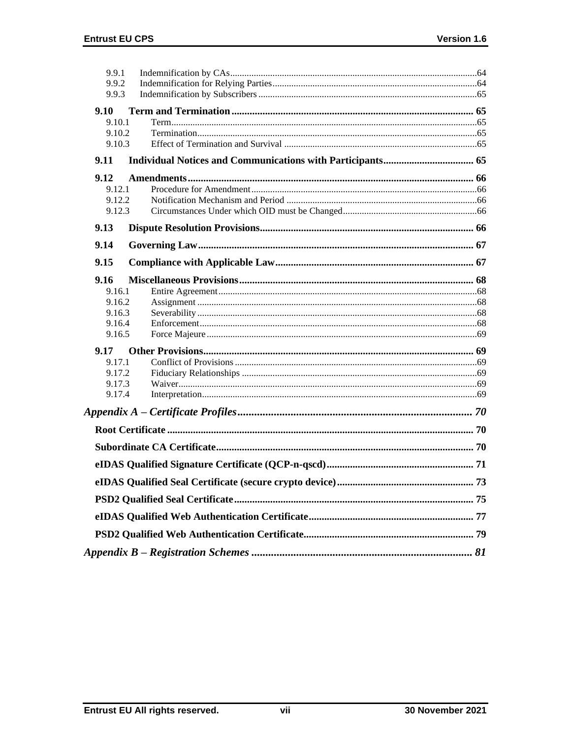9.9.1 Indemnification by CAs ....64
9.9.2 Indemnification for Relying Parties ....64
9.9.3 Indemnification by Subscribers ....65

**9.10 Term and Termination .... 65**

9.10.1 Term ....65
9.10.2 Termination ....65
9.10.3 Effect of Termination and Survival ....65

**9.11 Individual Notices and Communications with Participants .... 65**

**9.12 Amendments .... 66**

9.12.1 Procedure for Amendment ....66
9.12.2 Notification Mechanism and Period ....66
9.12.3 Circumstances Under which OID must be Changed ....66

**9.13 Dispute Resolution Provisions .... 66**

**9.14 Governing Law .... 67**

**9.15 Compliance with Applicable Law .... 67**

**9.16 Miscellaneous Provisions .... 68**

9.16.1 Entire Agreement ....68
9.16.2 Assignment ....68
9.16.3 Severability ....68
9.16.4 Enforcement ....68
9.16.5 Force Majeure ....69

**9.17 Other Provisions .... 69**

9.17.1 Conflict of Provisions ....69
9.17.2 Fiduciary Relationships ....69
9.17.3 Waiver ....69
9.17.4 Interpretation ....69

***Appendix A – Certificate Profiles .... 70***

**Root Certificate .... 70**

**Subordinate CA Certificate .... 70**

**eIDAS Qualified Signature Certificate (QCP-n-qscd) .... 71**

**eIDAS Qualified Seal Certificate (secure crypto device) .... 73**

**PSD2 Qualified Seal Certificate .... 75**

**eIDAS Qualified Web Authentication Certificate .... 77**

**PSD2 Qualified Web Authentication Certificate .... 79**

***Appendix B – Registration Schemes .... 81***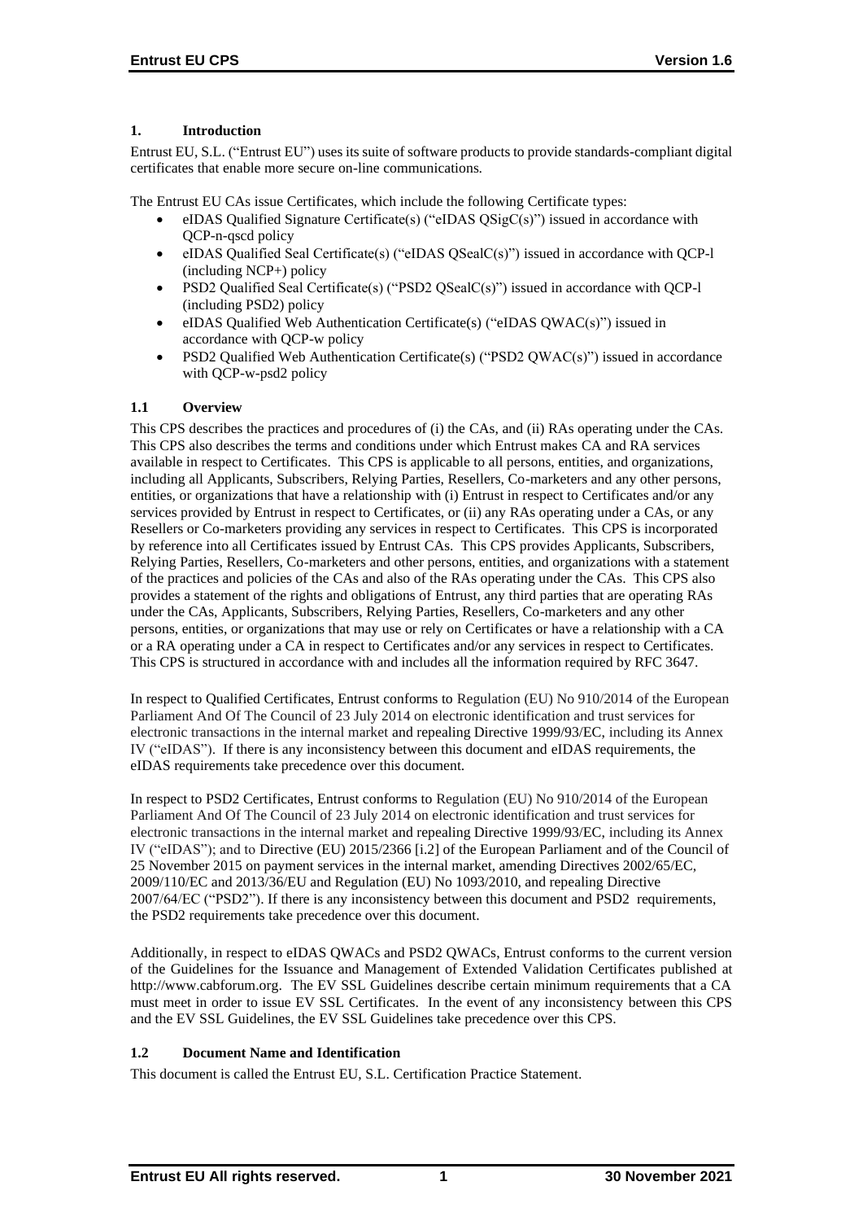## 1. Introduction

Entrust EU, S.L. ("Entrust EU") uses its suite of software products to provide standards-compliant digital certificates that enable more secure on-line communications.

The Entrust EU CAs issue Certificates, which include the following Certificate types:

- eIDAS Qualified Signature Certificate(s) ("eIDAS QSigC(s)") issued in accordance with QCP-n-qscd policy
- eIDAS Qualified Seal Certificate(s) ("eIDAS QSealC(s)") issued in accordance with QCP-l (including NCP+) policy
- PSD2 Qualified Seal Certificate(s) ("PSD2 QSealC(s)") issued in accordance with QCP-l (including PSD2) policy
- eIDAS Qualified Web Authentication Certificate(s) ("eIDAS QWAC(s)") issued in accordance with QCP-w policy
- PSD2 Qualified Web Authentication Certificate(s) ("PSD2 QWAC(s)") issued in accordance with QCP-w-psd2 policy

### 1.1 Overview

This CPS describes the practices and procedures of (i) the CAs, and (ii) RAs operating under the CAs. This CPS also describes the terms and conditions under which Entrust makes CA and RA services available in respect to Certificates. This CPS is applicable to all persons, entities, and organizations, including all Applicants, Subscribers, Relying Parties, Resellers, Co-marketers and any other persons, entities, or organizations that have a relationship with (i) Entrust in respect to Certificates and/or any services provided by Entrust in respect to Certificates, or (ii) any RAs operating under a CAs, or any Resellers or Co-marketers providing any services in respect to Certificates. This CPS is incorporated by reference into all Certificates issued by Entrust CAs. This CPS provides Applicants, Subscribers, Relying Parties, Resellers, Co-marketers and other persons, entities, and organizations with a statement of the practices and policies of the CAs and also of the RAs operating under the CAs. This CPS also provides a statement of the rights and obligations of Entrust, any third parties that are operating RAs under the CAs, Applicants, Subscribers, Relying Parties, Resellers, Co-marketers and any other persons, entities, or organizations that may use or rely on Certificates or have a relationship with a CA or a RA operating under a CA in respect to Certificates and/or any services in respect to Certificates. This CPS is structured in accordance with and includes all the information required by RFC 3647.

In respect to Qualified Certificates, Entrust conforms to Regulation (EU) No 910/2014 of the European Parliament And Of The Council of 23 July 2014 on electronic identification and trust services for electronic transactions in the internal market and repealing Directive 1999/93/EC, including its Annex IV ("eIDAS"). If there is any inconsistency between this document and eIDAS requirements, the eIDAS requirements take precedence over this document.

In respect to PSD2 Certificates, Entrust conforms to Regulation (EU) No 910/2014 of the European Parliament And Of The Council of 23 July 2014 on electronic identification and trust services for electronic transactions in the internal market and repealing Directive 1999/93/EC, including its Annex IV ("eIDAS"); and to Directive (EU) 2015/2366 [i.2] of the European Parliament and of the Council of 25 November 2015 on payment services in the internal market, amending Directives 2002/65/EC, 2009/110/EC and 2013/36/EU and Regulation (EU) No 1093/2010, and repealing Directive 2007/64/EC ("PSD2"). If there is any inconsistency between this document and PSD2 requirements, the PSD2 requirements take precedence over this document.

Additionally, in respect to eIDAS QWACs and PSD2 QWACs, Entrust conforms to the current version of the Guidelines for the Issuance and Management of Extended Validation Certificates published at http://www.cabforum.org. The EV SSL Guidelines describe certain minimum requirements that a CA must meet in order to issue EV SSL Certificates. In the event of any inconsistency between this CPS and the EV SSL Guidelines, the EV SSL Guidelines take precedence over this CPS.

### 1.2 Document Name and Identification

This document is called the Entrust EU, S.L. Certification Practice Statement.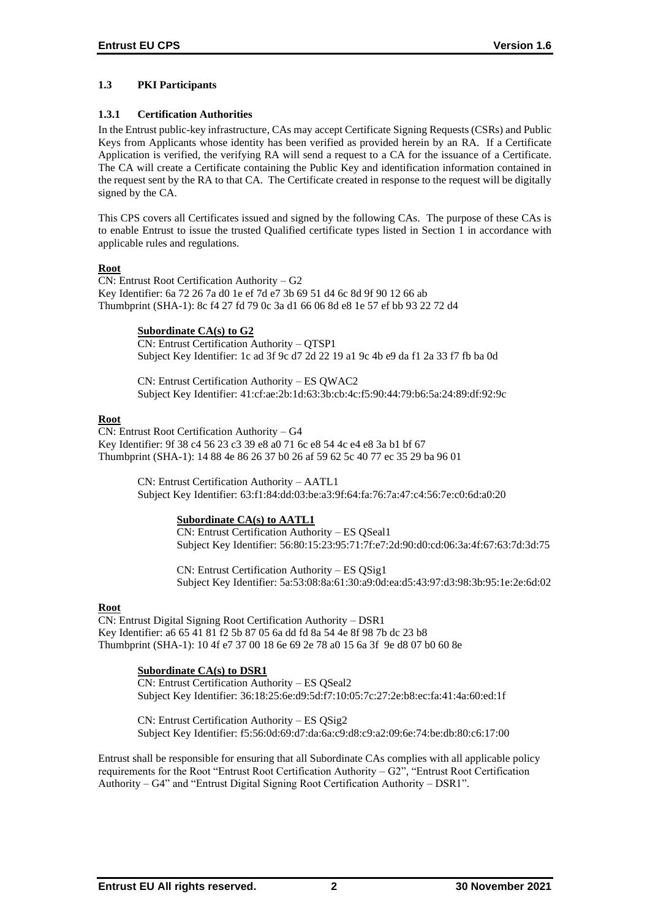### 1.3 PKI Participants

#### 1.3.1 Certification Authorities

In the Entrust public-key infrastructure, CAs may accept Certificate Signing Requests (CSRs) and Public Keys from Applicants whose identity has been verified as provided herein by an RA. If a Certificate Application is verified, the verifying RA will send a request to a CA for the issuance of a Certificate. The CA will create a Certificate containing the Public Key and identification information contained in the request sent by the RA to that CA. The Certificate created in response to the request will be digitally signed by the CA.

This CPS covers all Certificates issued and signed by the following CAs. The purpose of these CAs is to enable Entrust to issue the trusted Qualified certificate types listed in Section 1 in accordance with applicable rules and regulations.

**Root**

CN: Entrust Root Certification Authority – G2
Key Identifier: 6a 72 26 7a d0 1e ef 7d e7 3b 69 51 d4 6c 8d 9f 90 12 66 ab
Thumbprint (SHA-1): 8c f4 27 fd 79 0c 3a d1 66 06 8d e8 1e 57 ef bb 93 22 72 d4

**Subordinate CA(s) to G2**

CN: Entrust Certification Authority – QTSP1
Subject Key Identifier: 1c ad 3f 9c d7 2d 22 19 a1 9c 4b e9 da f1 2a 33 f7 fb ba 0d

CN: Entrust Certification Authority – ES QWAC2
Subject Key Identifier: 41:cf:ae:2b:1d:63:3b:cb:4c:f5:90:44:79:b6:5a:24:89:df:92:9c

**Root**

CN: Entrust Root Certification Authority – G4
Key Identifier: 9f 38 c4 56 23 c3 39 e8 a0 71 6c e8 54 4c e4 e8 3a b1 bf 67
Thumbprint (SHA-1): 14 88 4e 86 26 37 b0 26 af 59 62 5c 40 77 ec 35 29 ba 96 01

CN: Entrust Certification Authority – AATL1
Subject Key Identifier: 63:f1:84:dd:03:be:a3:9f:64:fa:76:7a:47:c4:56:7e:c0:6d:a0:20

**Subordinate CA(s) to AATL1**

CN: Entrust Certification Authority – ES QSeal1
Subject Key Identifier: 56:80:15:23:95:71:7f:e7:2d:90:d0:cd:06:3a:4f:67:63:7d:3d:75

CN: Entrust Certification Authority – ES QSig1
Subject Key Identifier: 5a:53:08:8a:61:30:a9:0d:ea:d5:43:97:d3:98:3b:95:1e:2e:6d:02

**Root**

CN: Entrust Digital Signing Root Certification Authority – DSR1
Key Identifier: a6 65 41 81 f2 5b 87 05 6a dd fd 8a 54 4e 8f 98 7b dc 23 b8
Thumbprint (SHA-1): 10 4f e7 37 00 18 6e 69 2e 78 a0 15 6a 3f 9e d8 07 b0 60 8e

**Subordinate CA(s) to DSR1**

CN: Entrust Certification Authority – ES QSeal2
Subject Key Identifier: 36:18:25:6e:d9:5d:f7:10:05:7c:27:2e:b8:ec:fa:41:4a:60:ed:1f

CN: Entrust Certification Authority – ES QSig2
Subject Key Identifier: f5:56:0d:69:d7:da:6a:c9:d8:c9:a2:09:6e:74:be:db:80:c6:17:00

Entrust shall be responsible for ensuring that all Subordinate CAs complies with all applicable policy requirements for the Root "Entrust Root Certification Authority – G2", "Entrust Root Certification Authority – G4" and "Entrust Digital Signing Root Certification Authority – DSR1".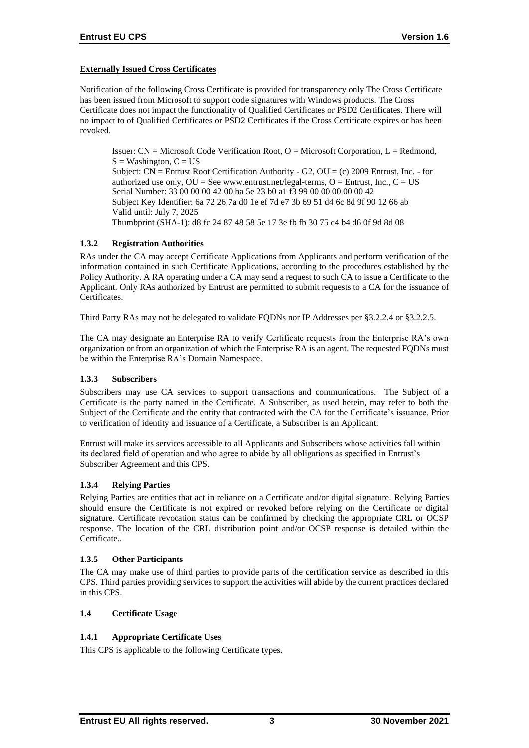**Externally Issued Cross Certificates**

Notification of the following Cross Certificate is provided for transparency only The Cross Certificate has been issued from Microsoft to support code signatures with Windows products. The Cross Certificate does not impact the functionality of Qualified Certificates or PSD2 Certificates. There will no impact to of Qualified Certificates or PSD2 Certificates if the Cross Certificate expires or has been revoked.

> Issuer: CN = Microsoft Code Verification Root, O = Microsoft Corporation, L = Redmond, S = Washington, C = US
> Subject: CN = Entrust Root Certification Authority - G2, OU = (c) 2009 Entrust, Inc. - for authorized use only, OU = See www.entrust.net/legal-terms, O = Entrust, Inc., C = US
> Serial Number: 33 00 00 00 42 00 ba 5e 23 b0 a1 f3 99 00 00 00 00 00 42
> Subject Key Identifier: 6a 72 26 7a d0 1e ef 7d e7 3b 69 51 d4 6c 8d 9f 90 12 66 ab
> Valid until: July 7, 2025
> Thumbprint (SHA-1): d8 fc 24 87 48 58 5e 17 3e fb fb 30 75 c4 b4 d6 0f 9d 8d 08

### 1.3.2 Registration Authorities

RAs under the CA may accept Certificate Applications from Applicants and perform verification of the information contained in such Certificate Applications, according to the procedures established by the Policy Authority. A RA operating under a CA may send a request to such CA to issue a Certificate to the Applicant. Only RAs authorized by Entrust are permitted to submit requests to a CA for the issuance of Certificates.

Third Party RAs may not be delegated to validate FQDNs nor IP Addresses per §3.2.2.4 or §3.2.2.5.

The CA may designate an Enterprise RA to verify Certificate requests from the Enterprise RA's own organization or from an organization of which the Enterprise RA is an agent. The requested FQDNs must be within the Enterprise RA's Domain Namespace.

### 1.3.3 Subscribers

Subscribers may use CA services to support transactions and communications. The Subject of a Certificate is the party named in the Certificate. A Subscriber, as used herein, may refer to both the Subject of the Certificate and the entity that contracted with the CA for the Certificate's issuance. Prior to verification of identity and issuance of a Certificate, a Subscriber is an Applicant.

Entrust will make its services accessible to all Applicants and Subscribers whose activities fall within its declared field of operation and who agree to abide by all obligations as specified in Entrust's Subscriber Agreement and this CPS.

### 1.3.4 Relying Parties

Relying Parties are entities that act in reliance on a Certificate and/or digital signature. Relying Parties should ensure the Certificate is not expired or revoked before relying on the Certificate or digital signature. Certificate revocation status can be confirmed by checking the appropriate CRL or OCSP response. The location of the CRL distribution point and/or OCSP response is detailed within the Certificate..

### 1.3.5 Other Participants

The CA may make use of third parties to provide parts of the certification service as described in this CPS. Third parties providing services to support the activities will abide by the current practices declared in this CPS.

## 1.4 Certificate Usage

### 1.4.1 Appropriate Certificate Uses

This CPS is applicable to the following Certificate types.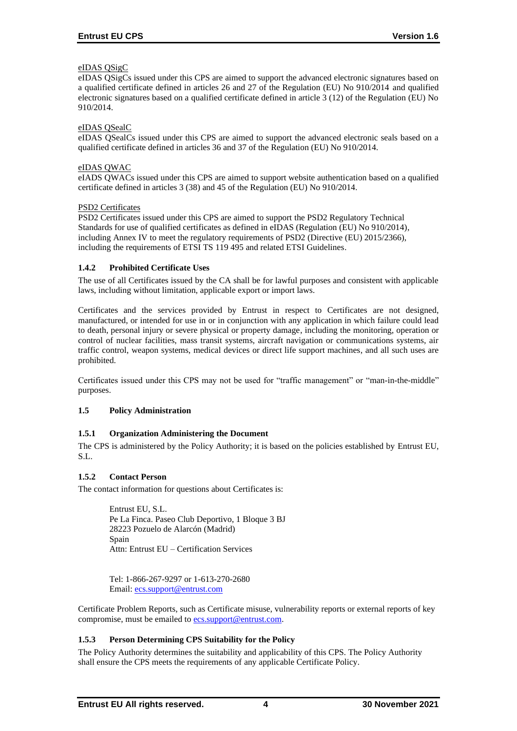eIDAS QSigC

eIDAS QSigCs issued under this CPS are aimed to support the advanced electronic signatures based on a qualified certificate defined in articles 26 and 27 of the Regulation (EU) No 910/2014 and qualified electronic signatures based on a qualified certificate defined in article 3 (12) of the Regulation (EU) No 910/2014.

eIDAS QSealC

eIDAS QSealCs issued under this CPS are aimed to support the advanced electronic seals based on a qualified certificate defined in articles 36 and 37 of the Regulation (EU) No 910/2014.

eIDAS QWAC

eIADS QWACs issued under this CPS are aimed to support website authentication based on a qualified certificate defined in articles 3 (38) and 45 of the Regulation (EU) No 910/2014.

PSD2 Certificates

PSD2 Certificates issued under this CPS are aimed to support the PSD2 Regulatory Technical Standards for use of qualified certificates as defined in eIDAS (Regulation (EU) No 910/2014), including Annex IV to meet the regulatory requirements of PSD2 (Directive (EU) 2015/2366), including the requirements of ETSI TS 119 495 and related ETSI Guidelines.

### 1.4.2 Prohibited Certificate Uses

The use of all Certificates issued by the CA shall be for lawful purposes and consistent with applicable laws, including without limitation, applicable export or import laws.

Certificates and the services provided by Entrust in respect to Certificates are not designed, manufactured, or intended for use in or in conjunction with any application in which failure could lead to death, personal injury or severe physical or property damage, including the monitoring, operation or control of nuclear facilities, mass transit systems, aircraft navigation or communications systems, air traffic control, weapon systems, medical devices or direct life support machines, and all such uses are prohibited.

Certificates issued under this CPS may not be used for "traffic management" or "man-in-the-middle" purposes.

## 1.5 Policy Administration

### 1.5.1 Organization Administering the Document

The CPS is administered by the Policy Authority; it is based on the policies established by Entrust EU, S.L.

### 1.5.2 Contact Person

The contact information for questions about Certificates is:

Entrust EU, S.L.
Pe La Finca. Paseo Club Deportivo, 1 Bloque 3 BJ
28223 Pozuelo de Alarcón (Madrid)
Spain
Attn: Entrust EU – Certification Services

Tel: 1-866-267-9297 or 1-613-270-2680
Email: ecs.support@entrust.com

Certificate Problem Reports, such as Certificate misuse, vulnerability reports or external reports of key compromise, must be emailed to ecs.support@entrust.com.

### 1.5.3 Person Determining CPS Suitability for the Policy

The Policy Authority determines the suitability and applicability of this CPS. The Policy Authority shall ensure the CPS meets the requirements of any applicable Certificate Policy.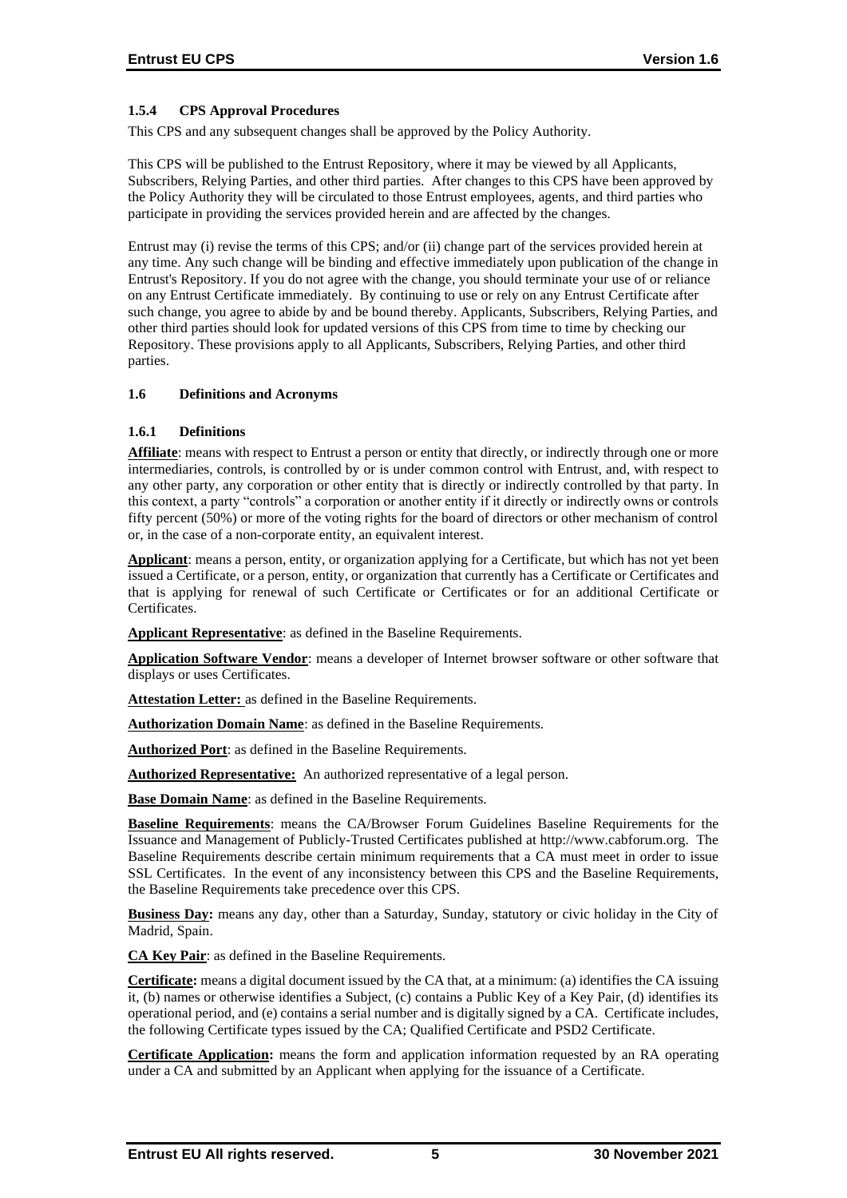### 1.5.4 CPS Approval Procedures

This CPS and any subsequent changes shall be approved by the Policy Authority.

This CPS will be published to the Entrust Repository, where it may be viewed by all Applicants, Subscribers, Relying Parties, and other third parties. After changes to this CPS have been approved by the Policy Authority they will be circulated to those Entrust employees, agents, and third parties who participate in providing the services provided herein and are affected by the changes.

Entrust may (i) revise the terms of this CPS; and/or (ii) change part of the services provided herein at any time. Any such change will be binding and effective immediately upon publication of the change in Entrust's Repository. If you do not agree with the change, you should terminate your use of or reliance on any Entrust Certificate immediately. By continuing to use or rely on any Entrust Certificate after such change, you agree to abide by and be bound thereby. Applicants, Subscribers, Relying Parties, and other third parties should look for updated versions of this CPS from time to time by checking our Repository. These provisions apply to all Applicants, Subscribers, Relying Parties, and other third parties.

## 1.6 Definitions and Acronyms

### 1.6.1 Definitions

**Affiliate**: means with respect to Entrust a person or entity that directly, or indirectly through one or more intermediaries, controls, is controlled by or is under common control with Entrust, and, with respect to any other party, any corporation or other entity that is directly or indirectly controlled by that party. In this context, a party "controls" a corporation or another entity if it directly or indirectly owns or controls fifty percent (50%) or more of the voting rights for the board of directors or other mechanism of control or, in the case of a non-corporate entity, an equivalent interest.

**Applicant**: means a person, entity, or organization applying for a Certificate, but which has not yet been issued a Certificate, or a person, entity, or organization that currently has a Certificate or Certificates and that is applying for renewal of such Certificate or Certificates or for an additional Certificate or Certificates.

**Applicant Representative**: as defined in the Baseline Requirements.

**Application Software Vendor**: means a developer of Internet browser software or other software that displays or uses Certificates.

**Attestation Letter:** as defined in the Baseline Requirements.

**Authorization Domain Name**: as defined in the Baseline Requirements.

**Authorized Port**: as defined in the Baseline Requirements.

**Authorized Representative:** An authorized representative of a legal person.

**Base Domain Name**: as defined in the Baseline Requirements.

**Baseline Requirements**: means the CA/Browser Forum Guidelines Baseline Requirements for the Issuance and Management of Publicly-Trusted Certificates published at http://www.cabforum.org. The Baseline Requirements describe certain minimum requirements that a CA must meet in order to issue SSL Certificates. In the event of any inconsistency between this CPS and the Baseline Requirements, the Baseline Requirements take precedence over this CPS.

**Business Day:** means any day, other than a Saturday, Sunday, statutory or civic holiday in the City of Madrid, Spain.

**CA Key Pair**: as defined in the Baseline Requirements.

**Certificate:** means a digital document issued by the CA that, at a minimum: (a) identifies the CA issuing it, (b) names or otherwise identifies a Subject, (c) contains a Public Key of a Key Pair, (d) identifies its operational period, and (e) contains a serial number and is digitally signed by a CA. Certificate includes, the following Certificate types issued by the CA; Qualified Certificate and PSD2 Certificate.

**Certificate Application:** means the form and application information requested by an RA operating under a CA and submitted by an Applicant when applying for the issuance of a Certificate.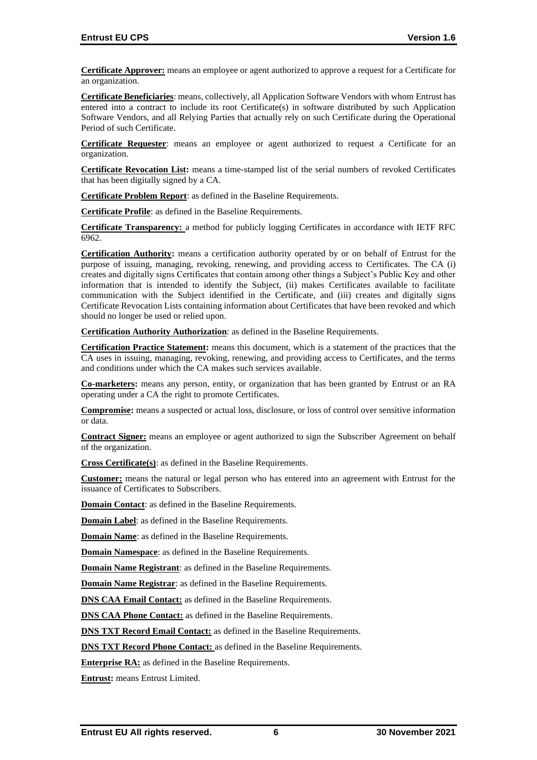**Certificate Approver:** means an employee or agent authorized to approve a request for a Certificate for an organization.

**Certificate Beneficiaries**: means, collectively, all Application Software Vendors with whom Entrust has entered into a contract to include its root Certificate(s) in software distributed by such Application Software Vendors, and all Relying Parties that actually rely on such Certificate during the Operational Period of such Certificate.

**Certificate Requester**: means an employee or agent authorized to request a Certificate for an organization.

**Certificate Revocation List:** means a time-stamped list of the serial numbers of revoked Certificates that has been digitally signed by a CA.

**Certificate Problem Report**: as defined in the Baseline Requirements.

**Certificate Profile**: as defined in the Baseline Requirements.

**Certificate Transparency:** a method for publicly logging Certificates in accordance with IETF RFC 6962.

**Certification Authority:** means a certification authority operated by or on behalf of Entrust for the purpose of issuing, managing, revoking, renewing, and providing access to Certificates. The CA (i) creates and digitally signs Certificates that contain among other things a Subject's Public Key and other information that is intended to identify the Subject, (ii) makes Certificates available to facilitate communication with the Subject identified in the Certificate, and (iii) creates and digitally signs Certificate Revocation Lists containing information about Certificates that have been revoked and which should no longer be used or relied upon.

**Certification Authority Authorization**: as defined in the Baseline Requirements.

**Certification Practice Statement:** means this document, which is a statement of the practices that the CA uses in issuing, managing, revoking, renewing, and providing access to Certificates, and the terms and conditions under which the CA makes such services available.

**Co-marketers:** means any person, entity, or organization that has been granted by Entrust or an RA operating under a CA the right to promote Certificates.

**Compromise:** means a suspected or actual loss, disclosure, or loss of control over sensitive information or data.

**Contract Signer:** means an employee or agent authorized to sign the Subscriber Agreement on behalf of the organization.

**Cross Certificate(s)**: as defined in the Baseline Requirements.

**Customer:** means the natural or legal person who has entered into an agreement with Entrust for the issuance of Certificates to Subscribers.

**Domain Contact**: as defined in the Baseline Requirements.

**Domain Label**: as defined in the Baseline Requirements.

**Domain Name**: as defined in the Baseline Requirements.

**Domain Namespace**: as defined in the Baseline Requirements.

**Domain Name Registrant**: as defined in the Baseline Requirements.

**Domain Name Registrar**: as defined in the Baseline Requirements.

**DNS CAA Email Contact:** as defined in the Baseline Requirements.

**DNS CAA Phone Contact:** as defined in the Baseline Requirements.

**DNS TXT Record Email Contact:** as defined in the Baseline Requirements.

**DNS TXT Record Phone Contact:** as defined in the Baseline Requirements.

**Enterprise RA:** as defined in the Baseline Requirements.

**Entrust:** means Entrust Limited.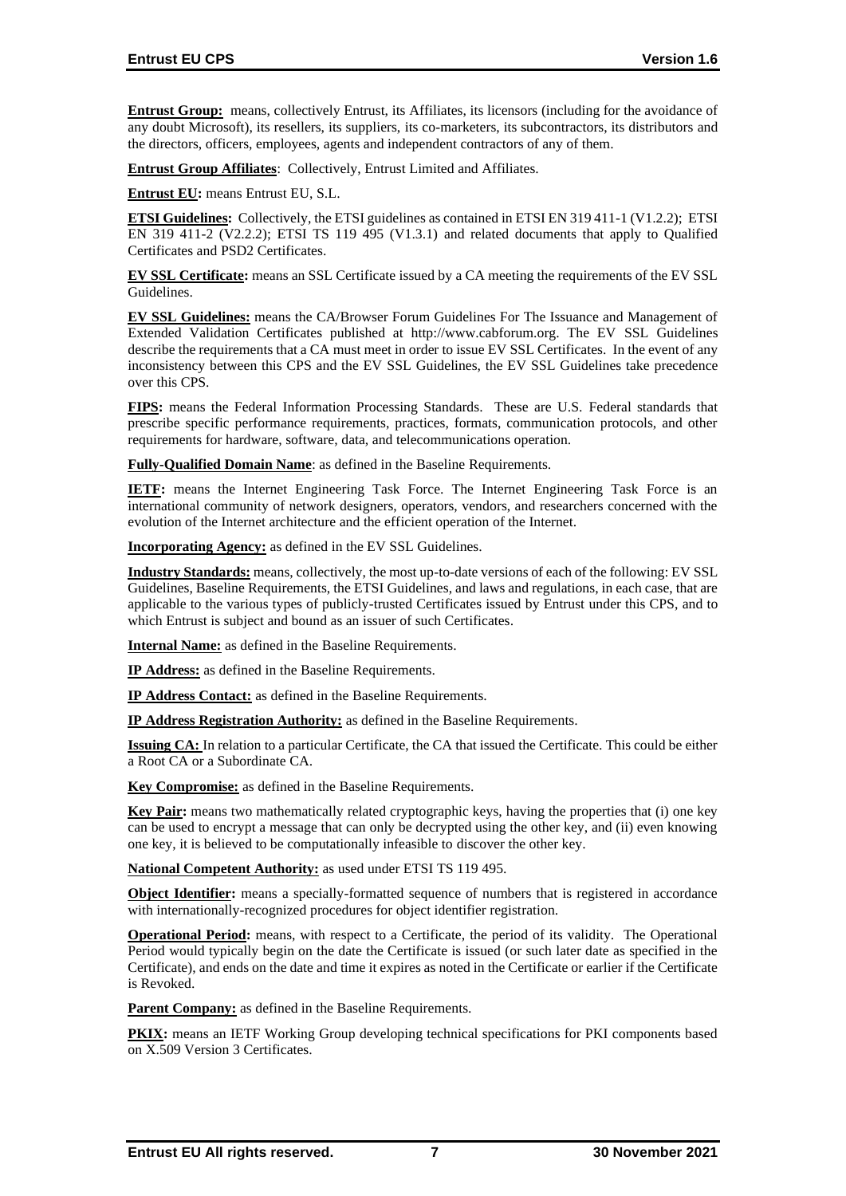**Entrust Group:** means, collectively Entrust, its Affiliates, its licensors (including for the avoidance of any doubt Microsoft), its resellers, its suppliers, its co-marketers, its subcontractors, its distributors and the directors, officers, employees, agents and independent contractors of any of them.

**Entrust Group Affiliates**: Collectively, Entrust Limited and Affiliates.

**Entrust EU:** means Entrust EU, S.L.

**ETSI Guidelines:** Collectively, the ETSI guidelines as contained in ETSI EN 319 411-1 (V1.2.2); ETSI EN 319 411-2 (V2.2.2); ETSI TS 119 495 (V1.3.1) and related documents that apply to Qualified Certificates and PSD2 Certificates.

**EV SSL Certificate:** means an SSL Certificate issued by a CA meeting the requirements of the EV SSL Guidelines.

**EV SSL Guidelines:** means the CA/Browser Forum Guidelines For The Issuance and Management of Extended Validation Certificates published at http://www.cabforum.org. The EV SSL Guidelines describe the requirements that a CA must meet in order to issue EV SSL Certificates. In the event of any inconsistency between this CPS and the EV SSL Guidelines, the EV SSL Guidelines take precedence over this CPS.

**FIPS:** means the Federal Information Processing Standards. These are U.S. Federal standards that prescribe specific performance requirements, practices, formats, communication protocols, and other requirements for hardware, software, data, and telecommunications operation.

**Fully-Qualified Domain Name**: as defined in the Baseline Requirements.

**IETF:** means the Internet Engineering Task Force. The Internet Engineering Task Force is an international community of network designers, operators, vendors, and researchers concerned with the evolution of the Internet architecture and the efficient operation of the Internet.

**Incorporating Agency:** as defined in the EV SSL Guidelines.

**Industry Standards:** means, collectively, the most up-to-date versions of each of the following: EV SSL Guidelines, Baseline Requirements, the ETSI Guidelines, and laws and regulations, in each case, that are applicable to the various types of publicly-trusted Certificates issued by Entrust under this CPS, and to which Entrust is subject and bound as an issuer of such Certificates.

**Internal Name:** as defined in the Baseline Requirements.

**IP Address:** as defined in the Baseline Requirements.

**IP Address Contact:** as defined in the Baseline Requirements.

**IP Address Registration Authority:** as defined in the Baseline Requirements.

**Issuing CA:** In relation to a particular Certificate, the CA that issued the Certificate. This could be either a Root CA or a Subordinate CA.

**Key Compromise:** as defined in the Baseline Requirements.

**Key Pair:** means two mathematically related cryptographic keys, having the properties that (i) one key can be used to encrypt a message that can only be decrypted using the other key, and (ii) even knowing one key, it is believed to be computationally infeasible to discover the other key.

**National Competent Authority:** as used under ETSI TS 119 495.

**Object Identifier:** means a specially-formatted sequence of numbers that is registered in accordance with internationally-recognized procedures for object identifier registration.

**Operational Period:** means, with respect to a Certificate, the period of its validity. The Operational Period would typically begin on the date the Certificate is issued (or such later date as specified in the Certificate), and ends on the date and time it expires as noted in the Certificate or earlier if the Certificate is Revoked.

**Parent Company:** as defined in the Baseline Requirements.

**PKIX:** means an IETF Working Group developing technical specifications for PKI components based on X.509 Version 3 Certificates.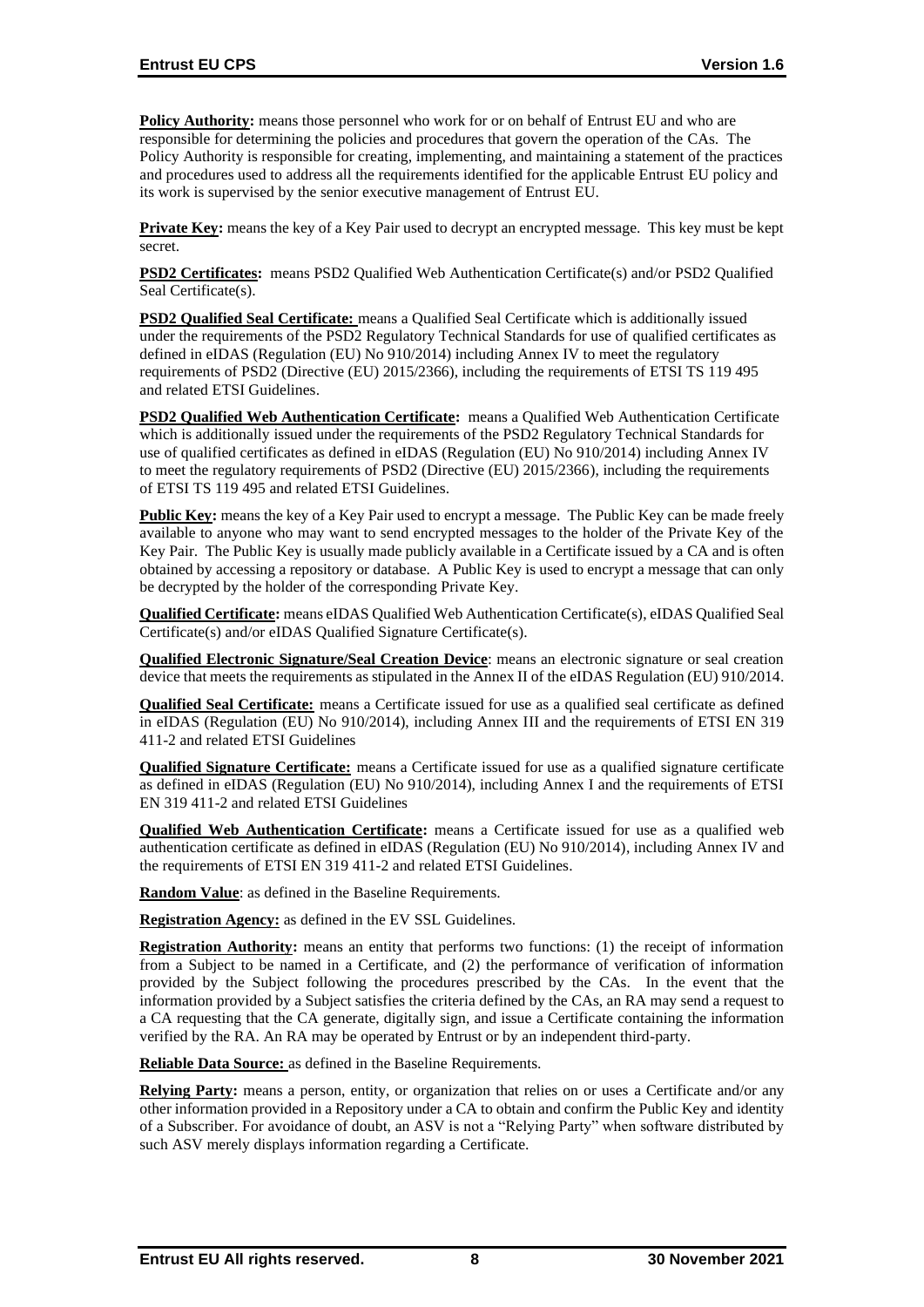**Policy Authority:** means those personnel who work for or on behalf of Entrust EU and who are responsible for determining the policies and procedures that govern the operation of the CAs. The Policy Authority is responsible for creating, implementing, and maintaining a statement of the practices and procedures used to address all the requirements identified for the applicable Entrust EU policy and its work is supervised by the senior executive management of Entrust EU.

**Private Key:** means the key of a Key Pair used to decrypt an encrypted message. This key must be kept secret.

**PSD2 Certificates:** means PSD2 Qualified Web Authentication Certificate(s) and/or PSD2 Qualified Seal Certificate(s).

**PSD2 Qualified Seal Certificate:** means a Qualified Seal Certificate which is additionally issued under the requirements of the PSD2 Regulatory Technical Standards for use of qualified certificates as defined in eIDAS (Regulation (EU) No 910/2014) including Annex IV to meet the regulatory requirements of PSD2 (Directive (EU) 2015/2366), including the requirements of ETSI TS 119 495 and related ETSI Guidelines.

**PSD2 Qualified Web Authentication Certificate:** means a Qualified Web Authentication Certificate which is additionally issued under the requirements of the PSD2 Regulatory Technical Standards for use of qualified certificates as defined in eIDAS (Regulation (EU) No 910/2014) including Annex IV to meet the regulatory requirements of PSD2 (Directive (EU) 2015/2366), including the requirements of ETSI TS 119 495 and related ETSI Guidelines.

**Public Key:** means the key of a Key Pair used to encrypt a message. The Public Key can be made freely available to anyone who may want to send encrypted messages to the holder of the Private Key of the Key Pair. The Public Key is usually made publicly available in a Certificate issued by a CA and is often obtained by accessing a repository or database. A Public Key is used to encrypt a message that can only be decrypted by the holder of the corresponding Private Key.

**Qualified Certificate:** means eIDAS Qualified Web Authentication Certificate(s), eIDAS Qualified Seal Certificate(s) and/or eIDAS Qualified Signature Certificate(s).

**Qualified Electronic Signature/Seal Creation Device**: means an electronic signature or seal creation device that meets the requirements as stipulated in the Annex II of the eIDAS Regulation (EU) 910/2014.

**Qualified Seal Certificate:** means a Certificate issued for use as a qualified seal certificate as defined in eIDAS (Regulation (EU) No 910/2014), including Annex III and the requirements of ETSI EN 319 411-2 and related ETSI Guidelines

**Qualified Signature Certificate:** means a Certificate issued for use as a qualified signature certificate as defined in eIDAS (Regulation (EU) No 910/2014), including Annex I and the requirements of ETSI EN 319 411-2 and related ETSI Guidelines

**Qualified Web Authentication Certificate:** means a Certificate issued for use as a qualified web authentication certificate as defined in eIDAS (Regulation (EU) No 910/2014), including Annex IV and the requirements of ETSI EN 319 411-2 and related ETSI Guidelines.

**Random Value**: as defined in the Baseline Requirements.

**Registration Agency:** as defined in the EV SSL Guidelines.

**Registration Authority:** means an entity that performs two functions: (1) the receipt of information from a Subject to be named in a Certificate, and (2) the performance of verification of information provided by the Subject following the procedures prescribed by the CAs. In the event that the information provided by a Subject satisfies the criteria defined by the CAs, an RA may send a request to a CA requesting that the CA generate, digitally sign, and issue a Certificate containing the information verified by the RA. An RA may be operated by Entrust or by an independent third-party.

**Reliable Data Source:** as defined in the Baseline Requirements.

**Relying Party:** means a person, entity, or organization that relies on or uses a Certificate and/or any other information provided in a Repository under a CA to obtain and confirm the Public Key and identity of a Subscriber. For avoidance of doubt, an ASV is not a "Relying Party" when software distributed by such ASV merely displays information regarding a Certificate.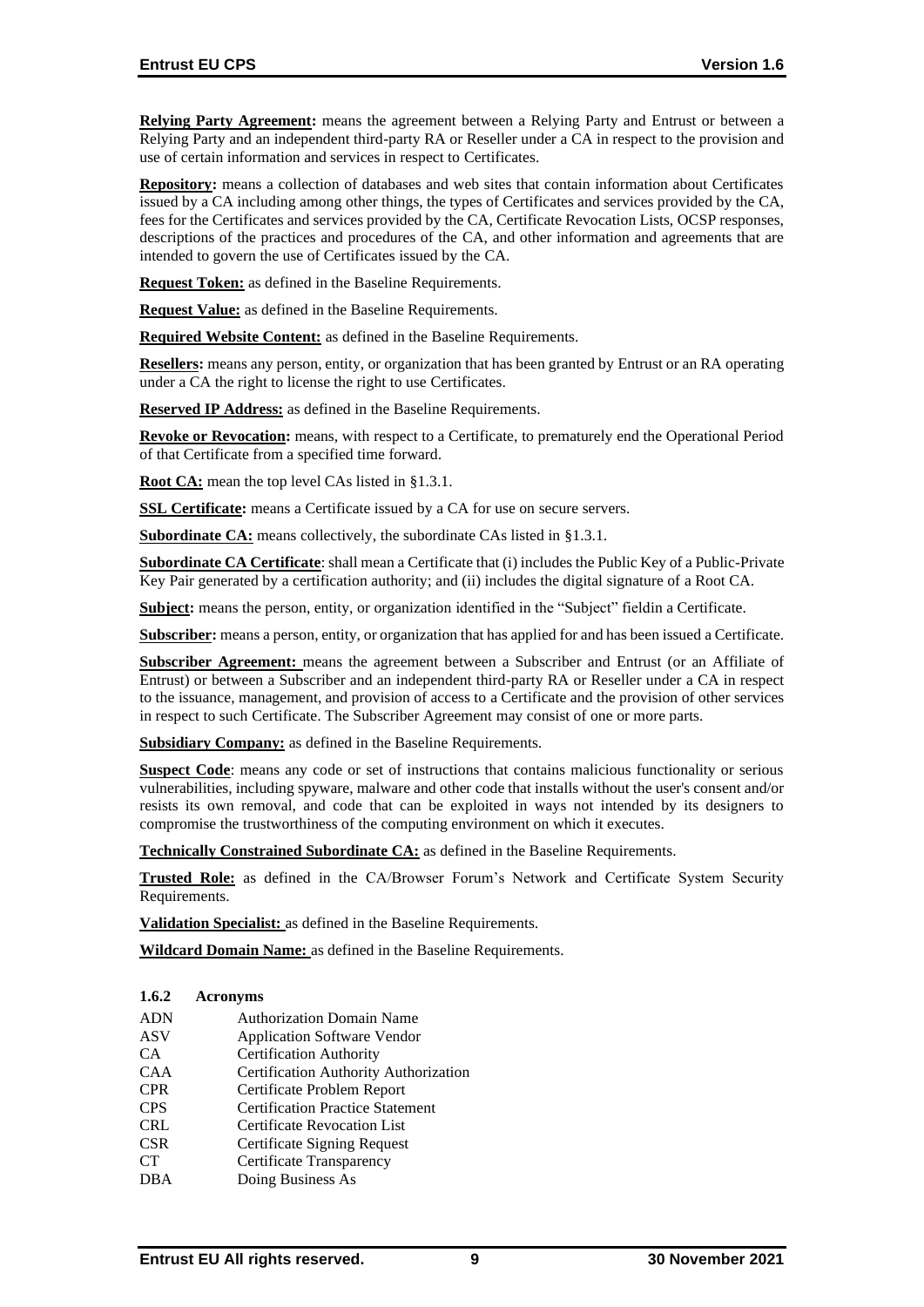**Relying Party Agreement:** means the agreement between a Relying Party and Entrust or between a Relying Party and an independent third-party RA or Reseller under a CA in respect to the provision and use of certain information and services in respect to Certificates.

**Repository:** means a collection of databases and web sites that contain information about Certificates issued by a CA including among other things, the types of Certificates and services provided by the CA, fees for the Certificates and services provided by the CA, Certificate Revocation Lists, OCSP responses, descriptions of the practices and procedures of the CA, and other information and agreements that are intended to govern the use of Certificates issued by the CA.

**Request Token:** as defined in the Baseline Requirements.

**Request Value:** as defined in the Baseline Requirements.

**Required Website Content:** as defined in the Baseline Requirements.

**Resellers:** means any person, entity, or organization that has been granted by Entrust or an RA operating under a CA the right to license the right to use Certificates.

**Reserved IP Address:** as defined in the Baseline Requirements.

**Revoke or Revocation:** means, with respect to a Certificate, to prematurely end the Operational Period of that Certificate from a specified time forward.

**Root CA:** mean the top level CAs listed in §1.3.1.

**SSL Certificate:** means a Certificate issued by a CA for use on secure servers.

**Subordinate CA:** means collectively, the subordinate CAs listed in §1.3.1.

**Subordinate CA Certificate**: shall mean a Certificate that (i) includes the Public Key of a Public-Private Key Pair generated by a certification authority; and (ii) includes the digital signature of a Root CA.

**Subject:** means the person, entity, or organization identified in the "Subject" fieldin a Certificate.

**Subscriber:** means a person, entity, or organization that has applied for and has been issued a Certificate.

**Subscriber Agreement:** means the agreement between a Subscriber and Entrust (or an Affiliate of Entrust) or between a Subscriber and an independent third-party RA or Reseller under a CA in respect to the issuance, management, and provision of access to a Certificate and the provision of other services in respect to such Certificate. The Subscriber Agreement may consist of one or more parts.

**Subsidiary Company:** as defined in the Baseline Requirements.

**Suspect Code**: means any code or set of instructions that contains malicious functionality or serious vulnerabilities, including spyware, malware and other code that installs without the user's consent and/or resists its own removal, and code that can be exploited in ways not intended by its designers to compromise the trustworthiness of the computing environment on which it executes.

**Technically Constrained Subordinate CA:** as defined in the Baseline Requirements.

**Trusted Role:** as defined in the CA/Browser Forum's Network and Certificate System Security Requirements.

**Validation Specialist:** as defined in the Baseline Requirements.

**Wildcard Domain Name:** as defined in the Baseline Requirements.

#### 1.6.2 Acronyms

| | |
|---|---|
| ADN | Authorization Domain Name |
| ASV | Application Software Vendor |
| CA | Certification Authority |
| CAA | Certification Authority Authorization |
| CPR | Certificate Problem Report |
| CPS | Certification Practice Statement |
| CRL | Certificate Revocation List |
| CSR | Certificate Signing Request |
| CT | Certificate Transparency |
| DBA | Doing Business As |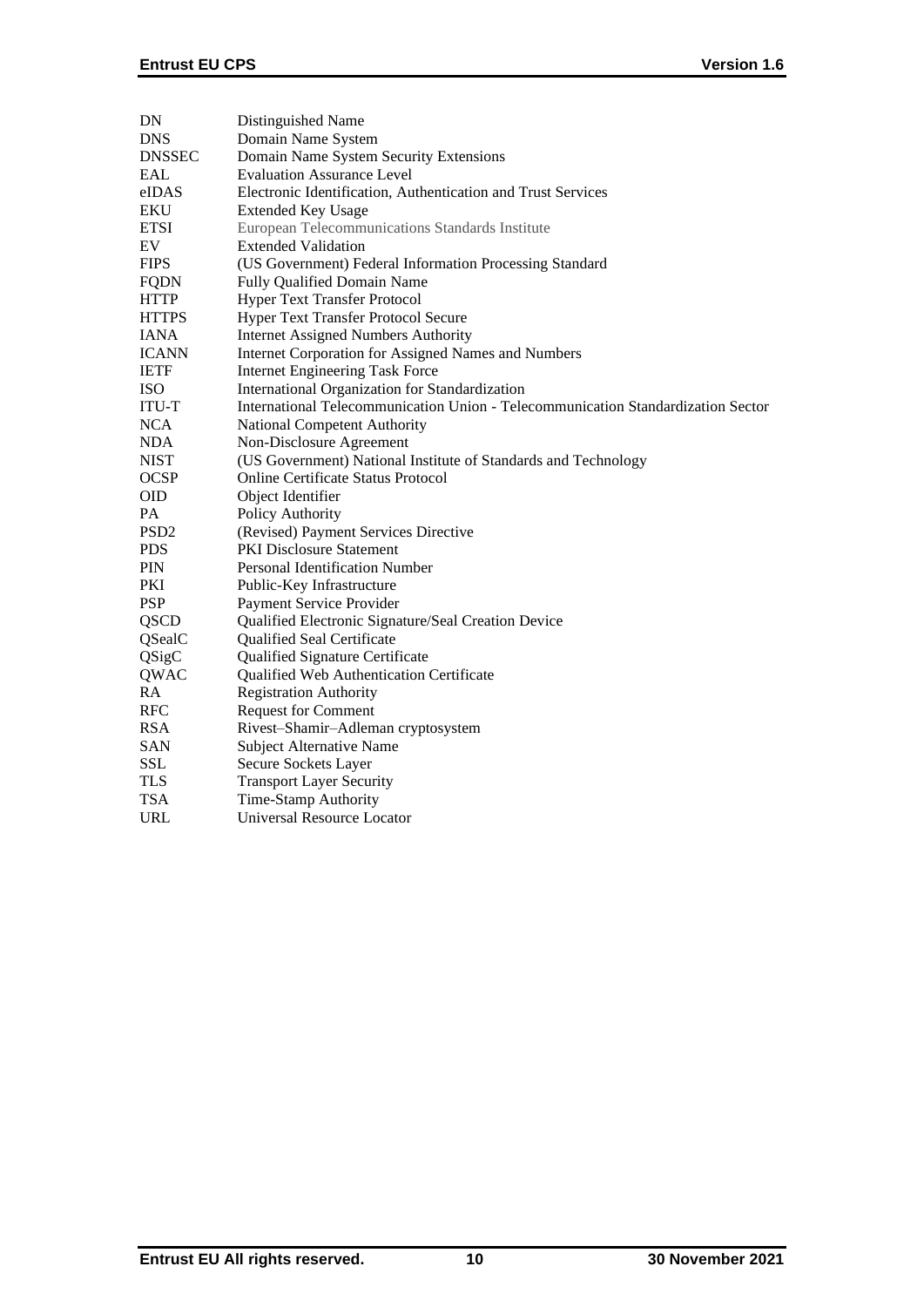| | |
|---|---|
| DN | Distinguished Name |
| DNS | Domain Name System |
| DNSSEC | Domain Name System Security Extensions |
| EAL | Evaluation Assurance Level |
| eIDAS | Electronic Identification, Authentication and Trust Services |
| EKU | Extended Key Usage |
| ETSI | European Telecommunications Standards Institute |
| EV | Extended Validation |
| FIPS | (US Government) Federal Information Processing Standard |
| FQDN | Fully Qualified Domain Name |
| HTTP | Hyper Text Transfer Protocol |
| HTTPS | Hyper Text Transfer Protocol Secure |
| IANA | Internet Assigned Numbers Authority |
| ICANN | Internet Corporation for Assigned Names and Numbers |
| IETF | Internet Engineering Task Force |
| ISO | International Organization for Standardization |
| ITU-T | International Telecommunication Union - Telecommunication Standardization Sector |
| NCA | National Competent Authority |
| NDA | Non-Disclosure Agreement |
| NIST | (US Government) National Institute of Standards and Technology |
| OCSP | Online Certificate Status Protocol |
| OID | Object Identifier |
| PA | Policy Authority |
| PSD2 | (Revised) Payment Services Directive |
| PDS | PKI Disclosure Statement |
| PIN | Personal Identification Number |
| PKI | Public-Key Infrastructure |
| PSP | Payment Service Provider |
| QSCD | Qualified Electronic Signature/Seal Creation Device |
| QSealC | Qualified Seal Certificate |
| QSigC | Qualified Signature Certificate |
| QWAC | Qualified Web Authentication Certificate |
| RA | Registration Authority |
| RFC | Request for Comment |
| RSA | Rivest–Shamir–Adleman cryptosystem |
| SAN | Subject Alternative Name |
| SSL | Secure Sockets Layer |
| TLS | Transport Layer Security |
| TSA | Time-Stamp Authority |
| URL | Universal Resource Locator |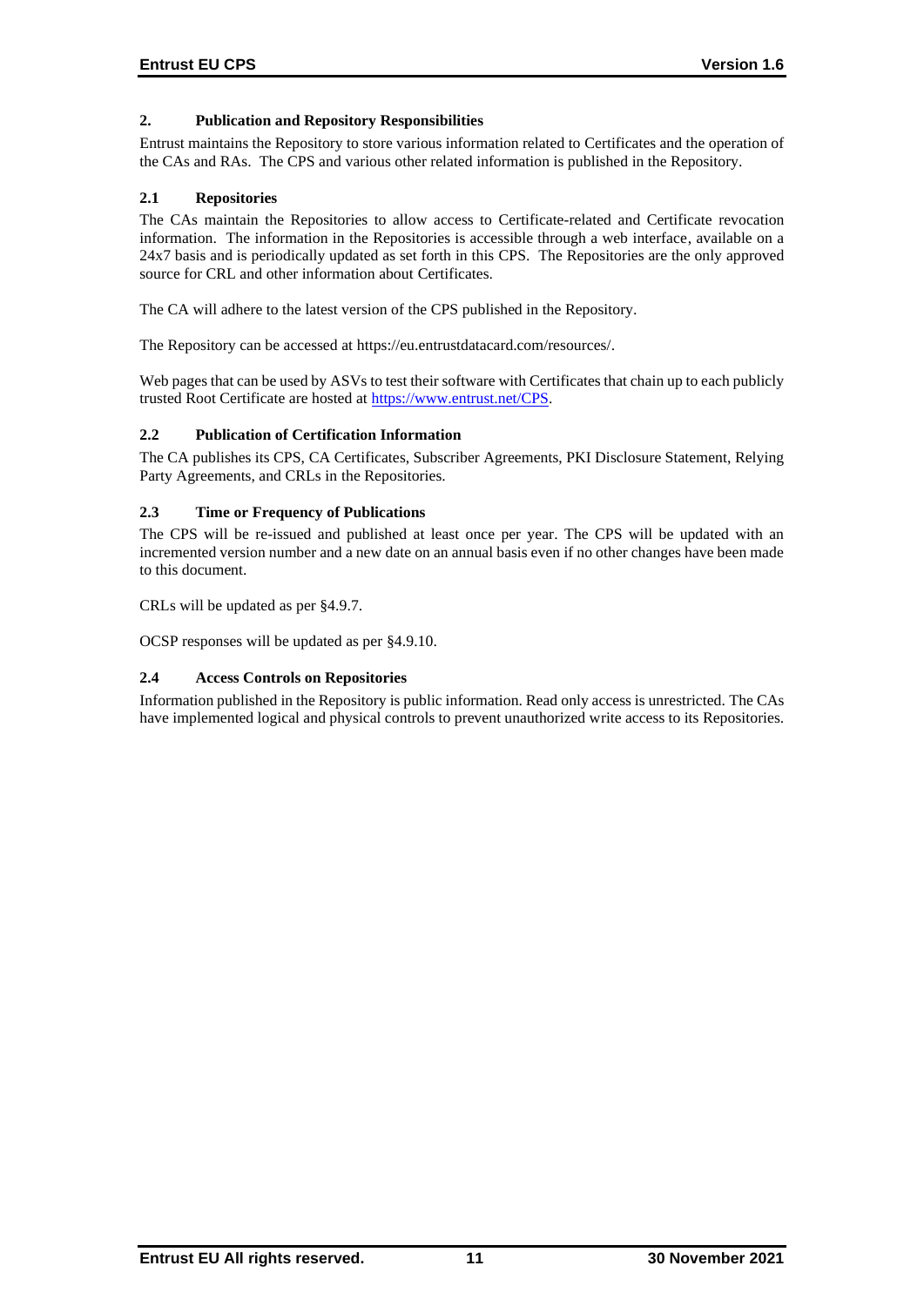## 2. Publication and Repository Responsibilities

Entrust maintains the Repository to store various information related to Certificates and the operation of the CAs and RAs. The CPS and various other related information is published in the Repository.

### 2.1 Repositories

The CAs maintain the Repositories to allow access to Certificate-related and Certificate revocation information. The information in the Repositories is accessible through a web interface, available on a 24x7 basis and is periodically updated as set forth in this CPS. The Repositories are the only approved source for CRL and other information about Certificates.

The CA will adhere to the latest version of the CPS published in the Repository.

The Repository can be accessed at https://eu.entrustdatacard.com/resources/.

Web pages that can be used by ASVs to test their software with Certificates that chain up to each publicly trusted Root Certificate are hosted at https://www.entrust.net/CPS.

### 2.2 Publication of Certification Information

The CA publishes its CPS, CA Certificates, Subscriber Agreements, PKI Disclosure Statement, Relying Party Agreements, and CRLs in the Repositories.

### 2.3 Time or Frequency of Publications

The CPS will be re-issued and published at least once per year. The CPS will be updated with an incremented version number and a new date on an annual basis even if no other changes have been made to this document.

CRLs will be updated as per §4.9.7.

OCSP responses will be updated as per §4.9.10.

### 2.4 Access Controls on Repositories

Information published in the Repository is public information. Read only access is unrestricted. The CAs have implemented logical and physical controls to prevent unauthorized write access to its Repositories.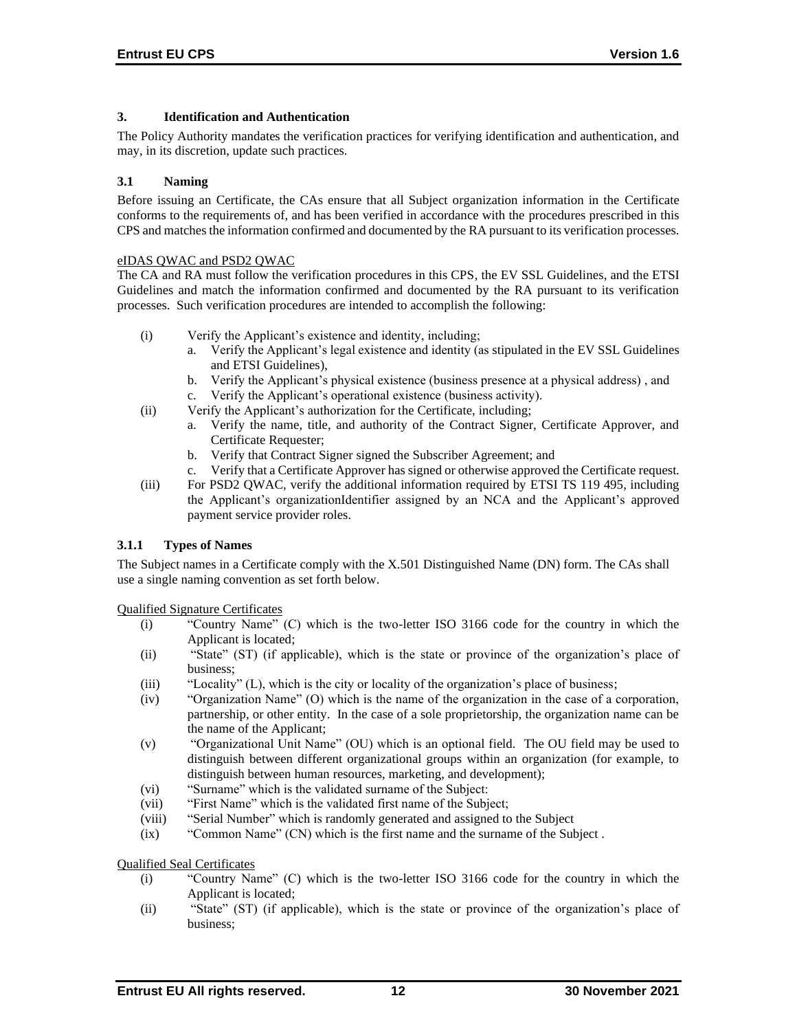## 3. Identification and Authentication

The Policy Authority mandates the verification practices for verifying identification and authentication, and may, in its discretion, update such practices.

### 3.1 Naming

Before issuing an Certificate, the CAs ensure that all Subject organization information in the Certificate conforms to the requirements of, and has been verified in accordance with the procedures prescribed in this CPS and matches the information confirmed and documented by the RA pursuant to its verification processes.

eIDAS QWAC and PSD2 QWAC

The CA and RA must follow the verification procedures in this CPS, the EV SSL Guidelines, and the ETSI Guidelines and match the information confirmed and documented by the RA pursuant to its verification processes. Such verification procedures are intended to accomplish the following:

(i) Verify the Applicant's existence and identity, including;
  a. Verify the Applicant's legal existence and identity (as stipulated in the EV SSL Guidelines and ETSI Guidelines),
  b. Verify the Applicant's physical existence (business presence at a physical address) , and
  c. Verify the Applicant's operational existence (business activity).

(ii) Verify the Applicant's authorization for the Certificate, including;
  a. Verify the name, title, and authority of the Contract Signer, Certificate Approver, and Certificate Requester;
  b. Verify that Contract Signer signed the Subscriber Agreement; and
  c. Verify that a Certificate Approver has signed or otherwise approved the Certificate request.

(iii) For PSD2 QWAC, verify the additional information required by ETSI TS 119 495, including the Applicant's organizationIdentifier assigned by an NCA and the Applicant's approved payment service provider roles.

#### 3.1.1 Types of Names

The Subject names in a Certificate comply with the X.501 Distinguished Name (DN) form. The CAs shall use a single naming convention as set forth below.

Qualified Signature Certificates

(i) "Country Name" (C) which is the two-letter ISO 3166 code for the country in which the Applicant is located;
(ii) "State" (ST) (if applicable), which is the state or province of the organization's place of business;
(iii) "Locality" (L), which is the city or locality of the organization's place of business;
(iv) "Organization Name" (O) which is the name of the organization in the case of a corporation, partnership, or other entity. In the case of a sole proprietorship, the organization name can be the name of the Applicant;
(v) "Organizational Unit Name" (OU) which is an optional field. The OU field may be used to distinguish between different organizational groups within an organization (for example, to distinguish between human resources, marketing, and development);
(vi) "Surname" which is the validated surname of the Subject:
(vii) "First Name" which is the validated first name of the Subject;
(viii) "Serial Number" which is randomly generated and assigned to the Subject
(ix) "Common Name" (CN) which is the first name and the surname of the Subject .

Qualified Seal Certificates

(i) "Country Name" (C) which is the two-letter ISO 3166 code for the country in which the Applicant is located;
(ii) "State" (ST) (if applicable), which is the state or province of the organization's place of business;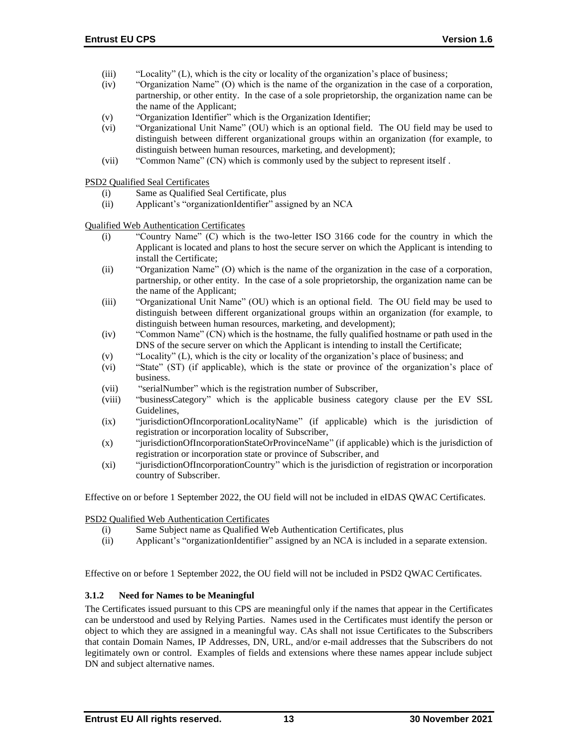(iii) "Locality" (L), which is the city or locality of the organization's place of business;

(iv) "Organization Name" (O) which is the name of the organization in the case of a corporation, partnership, or other entity. In the case of a sole proprietorship, the organization name can be the name of the Applicant;

(v) "Organization Identifier" which is the Organization Identifier;

(vi) "Organizational Unit Name" (OU) which is an optional field. The OU field may be used to distinguish between different organizational groups within an organization (for example, to distinguish between human resources, marketing, and development);

(vii) "Common Name" (CN) which is commonly used by the subject to represent itself .

PSD2 Qualified Seal Certificates

(i) Same as Qualified Seal Certificate, plus

(ii) Applicant's "organizationIdentifier" assigned by an NCA

Qualified Web Authentication Certificates

(i) "Country Name" (C) which is the two-letter ISO 3166 code for the country in which the Applicant is located and plans to host the secure server on which the Applicant is intending to install the Certificate;

(ii) "Organization Name" (O) which is the name of the organization in the case of a corporation, partnership, or other entity. In the case of a sole proprietorship, the organization name can be the name of the Applicant;

(iii) "Organizational Unit Name" (OU) which is an optional field. The OU field may be used to distinguish between different organizational groups within an organization (for example, to distinguish between human resources, marketing, and development);

(iv) "Common Name" (CN) which is the hostname, the fully qualified hostname or path used in the DNS of the secure server on which the Applicant is intending to install the Certificate;

(v) "Locality" (L), which is the city or locality of the organization's place of business; and

(vi) "State" (ST) (if applicable), which is the state or province of the organization's place of business.

(vii) "serialNumber" which is the registration number of Subscriber,

(viii) "businessCategory" which is the applicable business category clause per the EV SSL Guidelines,

(ix) "jurisdictionOfIncorporationLocalityName" (if applicable) which is the jurisdiction of registration or incorporation locality of Subscriber,

(x) "jurisdictionOfIncorporationStateOrProvinceName" (if applicable) which is the jurisdiction of registration or incorporation state or province of Subscriber, and

(xi) "jurisdictionOfIncorporationCountry" which is the jurisdiction of registration or incorporation country of Subscriber.

Effective on or before 1 September 2022, the OU field will not be included in eIDAS QWAC Certificates.

PSD2 Qualified Web Authentication Certificates

(i) Same Subject name as Qualified Web Authentication Certificates, plus

(ii) Applicant's "organizationIdentifier" assigned by an NCA is included in a separate extension.

Effective on or before 1 September 2022, the OU field will not be included in PSD2 QWAC Certificates.

### 3.1.2 Need for Names to be Meaningful

The Certificates issued pursuant to this CPS are meaningful only if the names that appear in the Certificates can be understood and used by Relying Parties. Names used in the Certificates must identify the person or object to which they are assigned in a meaningful way. CAs shall not issue Certificates to the Subscribers that contain Domain Names, IP Addresses, DN, URL, and/or e-mail addresses that the Subscribers do not legitimately own or control. Examples of fields and extensions where these names appear include subject DN and subject alternative names.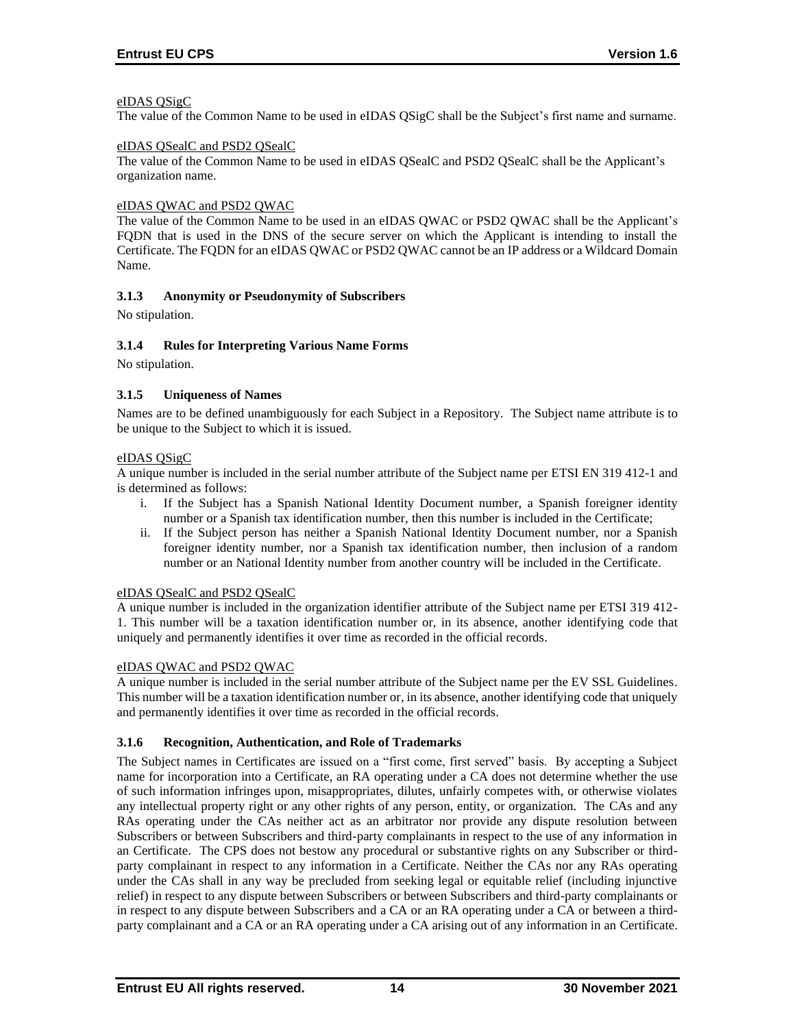eIDAS QSigC

The value of the Common Name to be used in eIDAS QSigC shall be the Subject's first name and surname.

eIDAS QSealC and PSD2 QSealC

The value of the Common Name to be used in eIDAS QSealC and PSD2 QSealC shall be the Applicant's organization name.

eIDAS QWAC and PSD2 QWAC

The value of the Common Name to be used in an eIDAS QWAC or PSD2 QWAC shall be the Applicant's FQDN that is used in the DNS of the secure server on which the Applicant is intending to install the Certificate. The FQDN for an eIDAS QWAC or PSD2 QWAC cannot be an IP address or a Wildcard Domain Name.

### 3.1.3 Anonymity or Pseudonymity of Subscribers

No stipulation.

### 3.1.4 Rules for Interpreting Various Name Forms

No stipulation.

### 3.1.5 Uniqueness of Names

Names are to be defined unambiguously for each Subject in a Repository. The Subject name attribute is to be unique to the Subject to which it is issued.

eIDAS QSigC

A unique number is included in the serial number attribute of the Subject name per ETSI EN 319 412-1 and is determined as follows:

i. If the Subject has a Spanish National Identity Document number, a Spanish foreigner identity number or a Spanish tax identification number, then this number is included in the Certificate;
ii. If the Subject person has neither a Spanish National Identity Document number, nor a Spanish foreigner identity number, nor a Spanish tax identification number, then inclusion of a random number or an National Identity number from another country will be included in the Certificate.

eIDAS QSealC and PSD2 QSealC

A unique number is included in the organization identifier attribute of the Subject name per ETSI 319 412-1. This number will be a taxation identification number or, in its absence, another identifying code that uniquely and permanently identifies it over time as recorded in the official records.

eIDAS QWAC and PSD2 QWAC

A unique number is included in the serial number attribute of the Subject name per the EV SSL Guidelines. This number will be a taxation identification number or, in its absence, another identifying code that uniquely and permanently identifies it over time as recorded in the official records.

### 3.1.6 Recognition, Authentication, and Role of Trademarks

The Subject names in Certificates are issued on a "first come, first served" basis. By accepting a Subject name for incorporation into a Certificate, an RA operating under a CA does not determine whether the use of such information infringes upon, misappropriates, dilutes, unfairly competes with, or otherwise violates any intellectual property right or any other rights of any person, entity, or organization. The CAs and any RAs operating under the CAs neither act as an arbitrator nor provide any dispute resolution between Subscribers or between Subscribers and third-party complainants in respect to the use of any information in an Certificate. The CPS does not bestow any procedural or substantive rights on any Subscriber or third-party complainant in respect to any information in a Certificate. Neither the CAs nor any RAs operating under the CAs shall in any way be precluded from seeking legal or equitable relief (including injunctive relief) in respect to any dispute between Subscribers or between Subscribers and third-party complainants or in respect to any dispute between Subscribers and a CA or an RA operating under a CA or between a third-party complainant and a CA or an RA operating under a CA arising out of any information in an Certificate.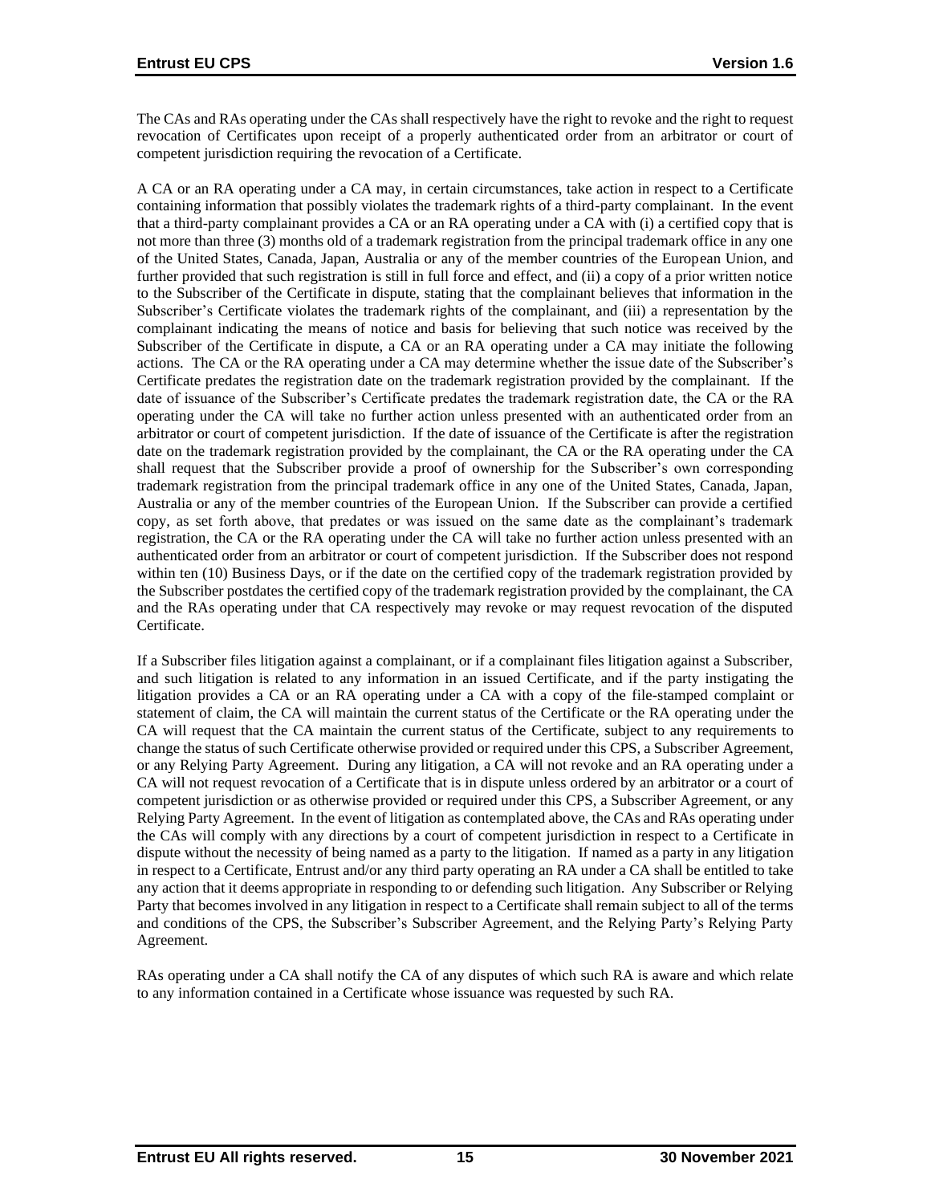The CAs and RAs operating under the CAs shall respectively have the right to revoke and the right to request revocation of Certificates upon receipt of a properly authenticated order from an arbitrator or court of competent jurisdiction requiring the revocation of a Certificate.

A CA or an RA operating under a CA may, in certain circumstances, take action in respect to a Certificate containing information that possibly violates the trademark rights of a third-party complainant. In the event that a third-party complainant provides a CA or an RA operating under a CA with (i) a certified copy that is not more than three (3) months old of a trademark registration from the principal trademark office in any one of the United States, Canada, Japan, Australia or any of the member countries of the European Union, and further provided that such registration is still in full force and effect, and (ii) a copy of a prior written notice to the Subscriber of the Certificate in dispute, stating that the complainant believes that information in the Subscriber's Certificate violates the trademark rights of the complainant, and (iii) a representation by the complainant indicating the means of notice and basis for believing that such notice was received by the Subscriber of the Certificate in dispute, a CA or an RA operating under a CA may initiate the following actions. The CA or the RA operating under a CA may determine whether the issue date of the Subscriber's Certificate predates the registration date on the trademark registration provided by the complainant. If the date of issuance of the Subscriber's Certificate predates the trademark registration date, the CA or the RA operating under the CA will take no further action unless presented with an authenticated order from an arbitrator or court of competent jurisdiction. If the date of issuance of the Certificate is after the registration date on the trademark registration provided by the complainant, the CA or the RA operating under the CA shall request that the Subscriber provide a proof of ownership for the Subscriber's own corresponding trademark registration from the principal trademark office in any one of the United States, Canada, Japan, Australia or any of the member countries of the European Union. If the Subscriber can provide a certified copy, as set forth above, that predates or was issued on the same date as the complainant's trademark registration, the CA or the RA operating under the CA will take no further action unless presented with an authenticated order from an arbitrator or court of competent jurisdiction. If the Subscriber does not respond within ten (10) Business Days, or if the date on the certified copy of the trademark registration provided by the Subscriber postdates the certified copy of the trademark registration provided by the complainant, the CA and the RAs operating under that CA respectively may revoke or may request revocation of the disputed Certificate.

If a Subscriber files litigation against a complainant, or if a complainant files litigation against a Subscriber, and such litigation is related to any information in an issued Certificate, and if the party instigating the litigation provides a CA or an RA operating under a CA with a copy of the file-stamped complaint or statement of claim, the CA will maintain the current status of the Certificate or the RA operating under the CA will request that the CA maintain the current status of the Certificate, subject to any requirements to change the status of such Certificate otherwise provided or required under this CPS, a Subscriber Agreement, or any Relying Party Agreement. During any litigation, a CA will not revoke and an RA operating under a CA will not request revocation of a Certificate that is in dispute unless ordered by an arbitrator or a court of competent jurisdiction or as otherwise provided or required under this CPS, a Subscriber Agreement, or any Relying Party Agreement. In the event of litigation as contemplated above, the CAs and RAs operating under the CAs will comply with any directions by a court of competent jurisdiction in respect to a Certificate in dispute without the necessity of being named as a party to the litigation. If named as a party in any litigation in respect to a Certificate, Entrust and/or any third party operating an RA under a CA shall be entitled to take any action that it deems appropriate in responding to or defending such litigation. Any Subscriber or Relying Party that becomes involved in any litigation in respect to a Certificate shall remain subject to all of the terms and conditions of the CPS, the Subscriber's Subscriber Agreement, and the Relying Party's Relying Party Agreement.

RAs operating under a CA shall notify the CA of any disputes of which such RA is aware and which relate to any information contained in a Certificate whose issuance was requested by such RA.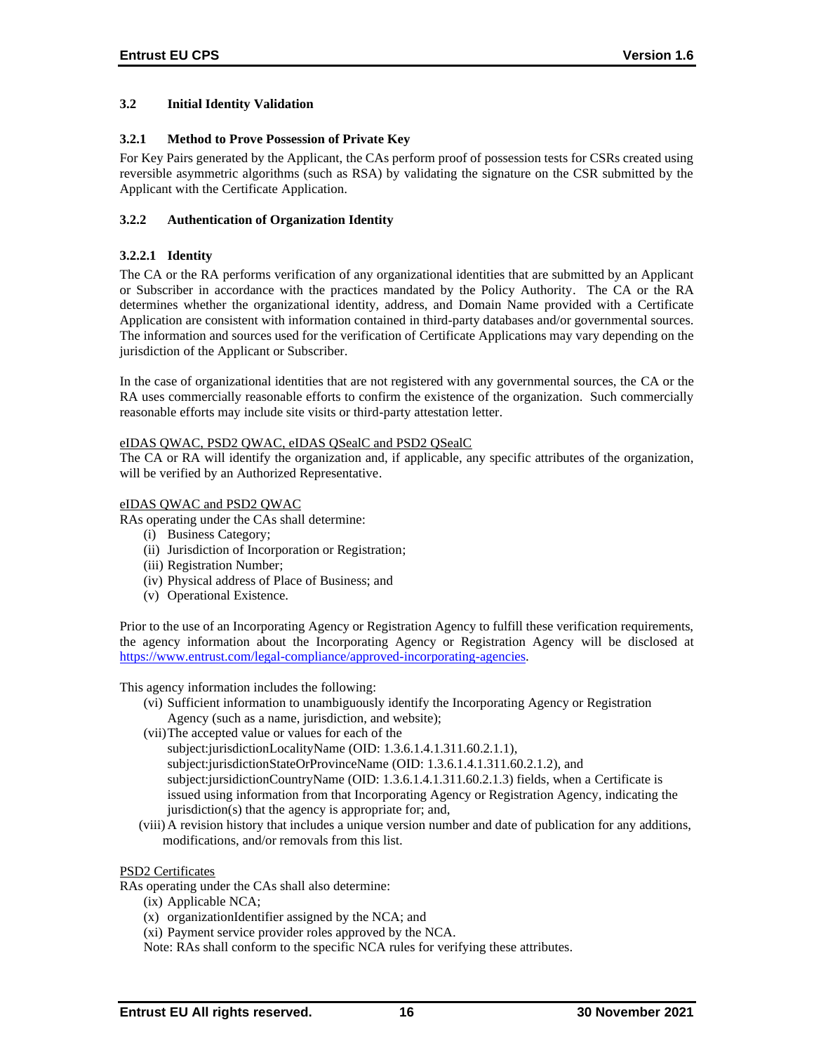### 3.2 Initial Identity Validation

#### 3.2.1 Method to Prove Possession of Private Key

For Key Pairs generated by the Applicant, the CAs perform proof of possession tests for CSRs created using reversible asymmetric algorithms (such as RSA) by validating the signature on the CSR submitted by the Applicant with the Certificate Application.

#### 3.2.2 Authentication of Organization Identity

##### 3.2.2.1 Identity

The CA or the RA performs verification of any organizational identities that are submitted by an Applicant or Subscriber in accordance with the practices mandated by the Policy Authority. The CA or the RA determines whether the organizational identity, address, and Domain Name provided with a Certificate Application are consistent with information contained in third-party databases and/or governmental sources. The information and sources used for the verification of Certificate Applications may vary depending on the jurisdiction of the Applicant or Subscriber.

In the case of organizational identities that are not registered with any governmental sources, the CA or the RA uses commercially reasonable efforts to confirm the existence of the organization. Such commercially reasonable efforts may include site visits or third-party attestation letter.

eIDAS QWAC, PSD2 QWAC, eIDAS QSealC and PSD2 QSealC

The CA or RA will identify the organization and, if applicable, any specific attributes of the organization, will be verified by an Authorized Representative.

eIDAS QWAC and PSD2 QWAC

RAs operating under the CAs shall determine:

(i) Business Category;
(ii) Jurisdiction of Incorporation or Registration;
(iii) Registration Number;
(iv) Physical address of Place of Business; and
(v) Operational Existence.

Prior to the use of an Incorporating Agency or Registration Agency to fulfill these verification requirements, the agency information about the Incorporating Agency or Registration Agency will be disclosed at https://www.entrust.com/legal-compliance/approved-incorporating-agencies.

This agency information includes the following:

(vi) Sufficient information to unambiguously identify the Incorporating Agency or Registration Agency (such as a name, jurisdiction, and website);
(vii) The accepted value or values for each of the subject:jurisdictionLocalityName (OID: 1.3.6.1.4.1.311.60.2.1.1), subject:jurisdictionStateOrProvinceName (OID: 1.3.6.1.4.1.311.60.2.1.2), and subject:jursidictionCountryName (OID: 1.3.6.1.4.1.311.60.2.1.3) fields, when a Certificate is issued using information from that Incorporating Agency or Registration Agency, indicating the jurisdiction(s) that the agency is appropriate for; and,
(viii) A revision history that includes a unique version number and date of publication for any additions, modifications, and/or removals from this list.

PSD2 Certificates

RAs operating under the CAs shall also determine:

(ix) Applicable NCA;
(x) organizationIdentifier assigned by the NCA; and
(xi) Payment service provider roles approved by the NCA.

Note: RAs shall conform to the specific NCA rules for verifying these attributes.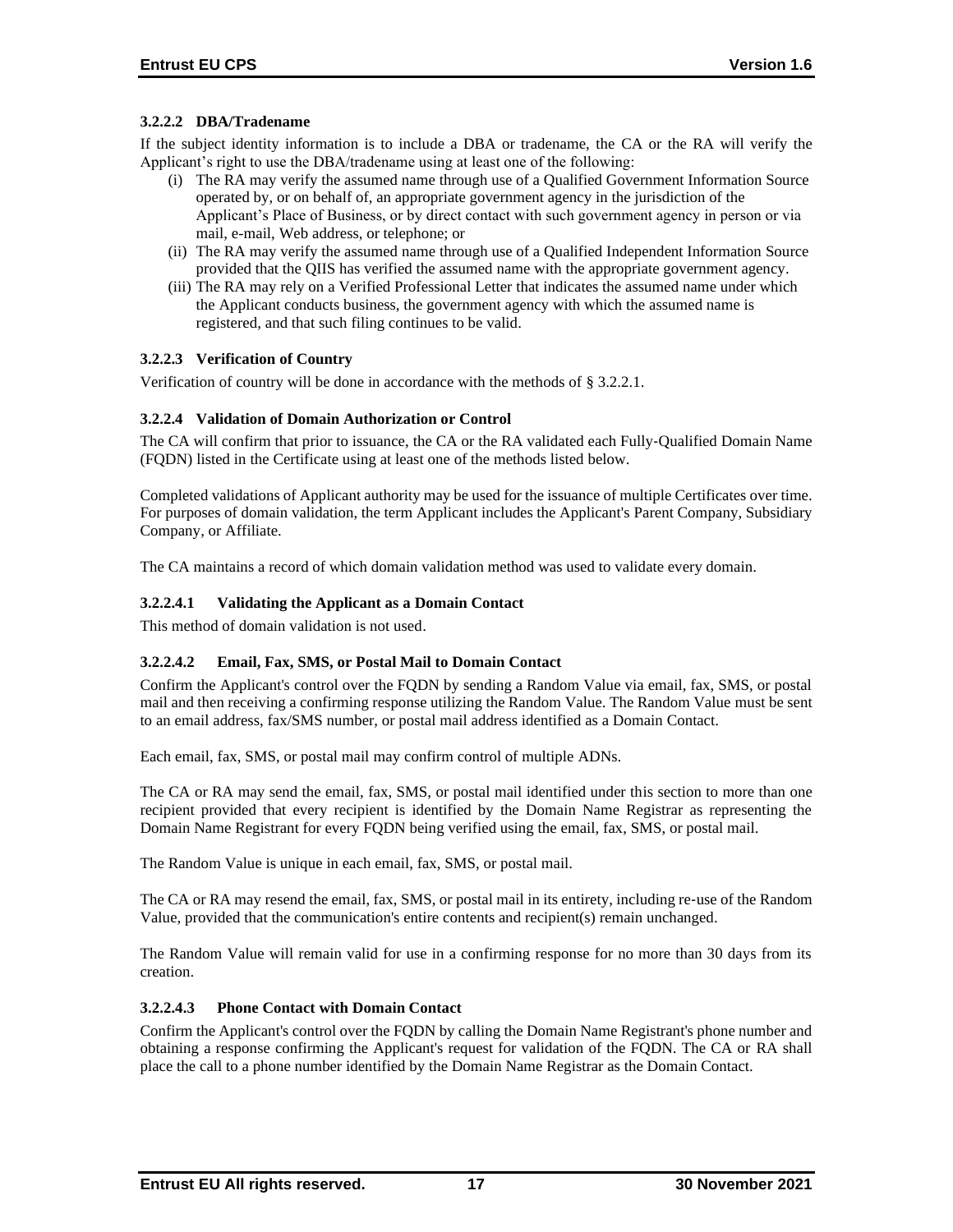#### 3.2.2.2 DBA/Tradename

If the subject identity information is to include a DBA or tradename, the CA or the RA will verify the Applicant's right to use the DBA/tradename using at least one of the following:

(i) The RA may verify the assumed name through use of a Qualified Government Information Source operated by, or on behalf of, an appropriate government agency in the jurisdiction of the Applicant's Place of Business, or by direct contact with such government agency in person or via mail, e-mail, Web address, or telephone; or
(ii) The RA may verify the assumed name through use of a Qualified Independent Information Source provided that the QIIS has verified the assumed name with the appropriate government agency.
(iii) The RA may rely on a Verified Professional Letter that indicates the assumed name under which the Applicant conducts business, the government agency with which the assumed name is registered, and that such filing continues to be valid.

#### 3.2.2.3 Verification of Country

Verification of country will be done in accordance with the methods of § 3.2.2.1.

#### 3.2.2.4 Validation of Domain Authorization or Control

The CA will confirm that prior to issuance, the CA or the RA validated each Fully-Qualified Domain Name (FQDN) listed in the Certificate using at least one of the methods listed below.

Completed validations of Applicant authority may be used for the issuance of multiple Certificates over time. For purposes of domain validation, the term Applicant includes the Applicant's Parent Company, Subsidiary Company, or Affiliate.

The CA maintains a record of which domain validation method was used to validate every domain.

##### 3.2.2.4.1 Validating the Applicant as a Domain Contact

This method of domain validation is not used.

##### 3.2.2.4.2 Email, Fax, SMS, or Postal Mail to Domain Contact

Confirm the Applicant's control over the FQDN by sending a Random Value via email, fax, SMS, or postal mail and then receiving a confirming response utilizing the Random Value. The Random Value must be sent to an email address, fax/SMS number, or postal mail address identified as a Domain Contact.

Each email, fax, SMS, or postal mail may confirm control of multiple ADNs.

The CA or RA may send the email, fax, SMS, or postal mail identified under this section to more than one recipient provided that every recipient is identified by the Domain Name Registrar as representing the Domain Name Registrant for every FQDN being verified using the email, fax, SMS, or postal mail.

The Random Value is unique in each email, fax, SMS, or postal mail.

The CA or RA may resend the email, fax, SMS, or postal mail in its entirety, including re-use of the Random Value, provided that the communication's entire contents and recipient(s) remain unchanged.

The Random Value will remain valid for use in a confirming response for no more than 30 days from its creation.

##### 3.2.2.4.3 Phone Contact with Domain Contact

Confirm the Applicant's control over the FQDN by calling the Domain Name Registrant's phone number and obtaining a response confirming the Applicant's request for validation of the FQDN. The CA or RA shall place the call to a phone number identified by the Domain Name Registrar as the Domain Contact.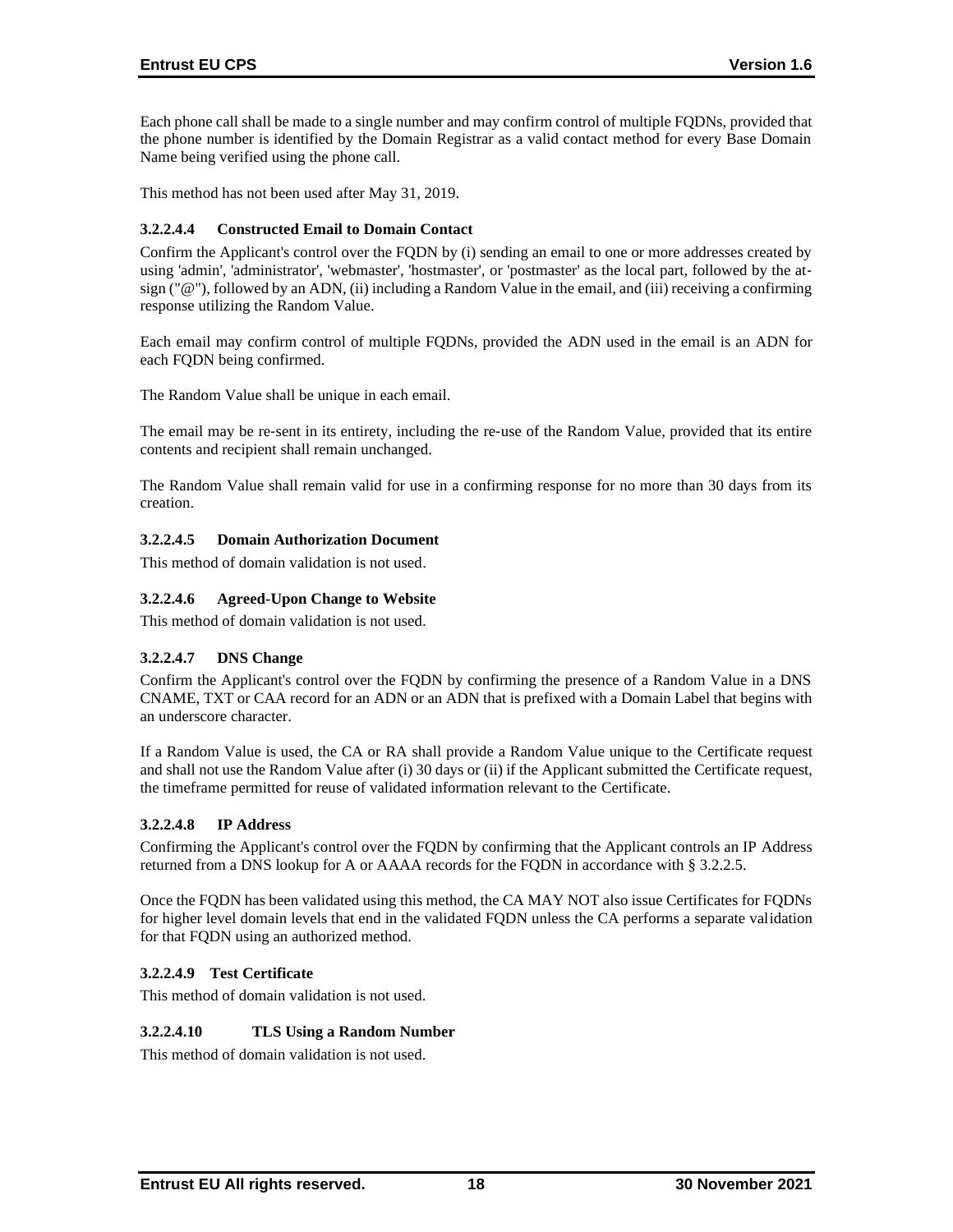Each phone call shall be made to a single number and may confirm control of multiple FQDNs, provided that the phone number is identified by the Domain Registrar as a valid contact method for every Base Domain Name being verified using the phone call.

This method has not been used after May 31, 2019.

#### 3.2.2.4.4 Constructed Email to Domain Contact

Confirm the Applicant's control over the FQDN by (i) sending an email to one or more addresses created by using 'admin', 'administrator', 'webmaster', 'hostmaster', or 'postmaster' as the local part, followed by the at-sign ("@"), followed by an ADN, (ii) including a Random Value in the email, and (iii) receiving a confirming response utilizing the Random Value.

Each email may confirm control of multiple FQDNs, provided the ADN used in the email is an ADN for each FQDN being confirmed.

The Random Value shall be unique in each email.

The email may be re-sent in its entirety, including the re-use of the Random Value, provided that its entire contents and recipient shall remain unchanged.

The Random Value shall remain valid for use in a confirming response for no more than 30 days from its creation.

#### 3.2.2.4.5 Domain Authorization Document

This method of domain validation is not used.

#### 3.2.2.4.6 Agreed-Upon Change to Website

This method of domain validation is not used.

#### 3.2.2.4.7 DNS Change

Confirm the Applicant's control over the FQDN by confirming the presence of a Random Value in a DNS CNAME, TXT or CAA record for an ADN or an ADN that is prefixed with a Domain Label that begins with an underscore character.

If a Random Value is used, the CA or RA shall provide a Random Value unique to the Certificate request and shall not use the Random Value after (i) 30 days or (ii) if the Applicant submitted the Certificate request, the timeframe permitted for reuse of validated information relevant to the Certificate.

#### 3.2.2.4.8 IP Address

Confirming the Applicant's control over the FQDN by confirming that the Applicant controls an IP Address returned from a DNS lookup for A or AAAA records for the FQDN in accordance with § 3.2.2.5.

Once the FQDN has been validated using this method, the CA MAY NOT also issue Certificates for FQDNs for higher level domain levels that end in the validated FQDN unless the CA performs a separate validation for that FQDN using an authorized method.

#### 3.2.2.4.9 Test Certificate

This method of domain validation is not used.

#### 3.2.2.4.10 TLS Using a Random Number

This method of domain validation is not used.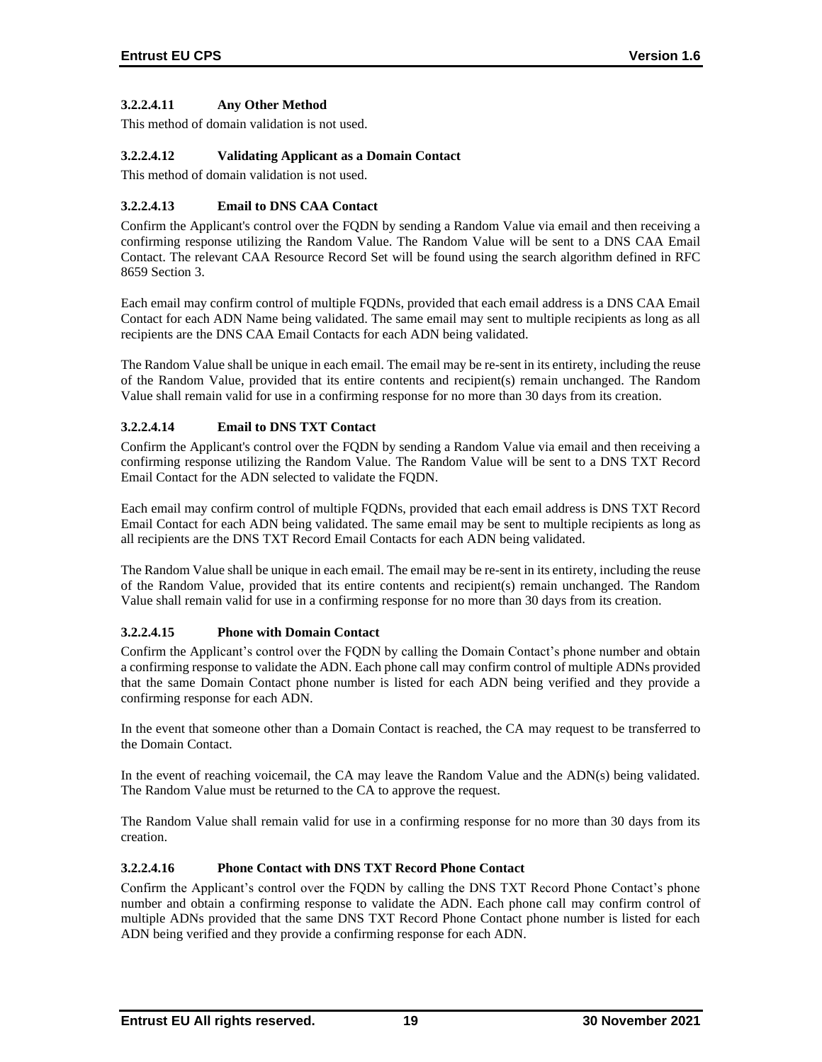#### 3.2.2.4.11 Any Other Method

This method of domain validation is not used.

#### 3.2.2.4.12 Validating Applicant as a Domain Contact

This method of domain validation is not used.

#### 3.2.2.4.13 Email to DNS CAA Contact

Confirm the Applicant's control over the FQDN by sending a Random Value via email and then receiving a confirming response utilizing the Random Value. The Random Value will be sent to a DNS CAA Email Contact. The relevant CAA Resource Record Set will be found using the search algorithm defined in RFC 8659 Section 3.

Each email may confirm control of multiple FQDNs, provided that each email address is a DNS CAA Email Contact for each ADN Name being validated. The same email may sent to multiple recipients as long as all recipients are the DNS CAA Email Contacts for each ADN being validated.

The Random Value shall be unique in each email. The email may be re-sent in its entirety, including the reuse of the Random Value, provided that its entire contents and recipient(s) remain unchanged. The Random Value shall remain valid for use in a confirming response for no more than 30 days from its creation.

#### 3.2.2.4.14 Email to DNS TXT Contact

Confirm the Applicant's control over the FQDN by sending a Random Value via email and then receiving a confirming response utilizing the Random Value. The Random Value will be sent to a DNS TXT Record Email Contact for the ADN selected to validate the FQDN.

Each email may confirm control of multiple FQDNs, provided that each email address is DNS TXT Record Email Contact for each ADN being validated. The same email may be sent to multiple recipients as long as all recipients are the DNS TXT Record Email Contacts for each ADN being validated.

The Random Value shall be unique in each email. The email may be re-sent in its entirety, including the reuse of the Random Value, provided that its entire contents and recipient(s) remain unchanged. The Random Value shall remain valid for use in a confirming response for no more than 30 days from its creation.

#### 3.2.2.4.15 Phone with Domain Contact

Confirm the Applicant's control over the FQDN by calling the Domain Contact's phone number and obtain a confirming response to validate the ADN. Each phone call may confirm control of multiple ADNs provided that the same Domain Contact phone number is listed for each ADN being verified and they provide a confirming response for each ADN.

In the event that someone other than a Domain Contact is reached, the CA may request to be transferred to the Domain Contact.

In the event of reaching voicemail, the CA may leave the Random Value and the ADN(s) being validated. The Random Value must be returned to the CA to approve the request.

The Random Value shall remain valid for use in a confirming response for no more than 30 days from its creation.

#### 3.2.2.4.16 Phone Contact with DNS TXT Record Phone Contact

Confirm the Applicant's control over the FQDN by calling the DNS TXT Record Phone Contact's phone number and obtain a confirming response to validate the ADN. Each phone call may confirm control of multiple ADNs provided that the same DNS TXT Record Phone Contact phone number is listed for each ADN being verified and they provide a confirming response for each ADN.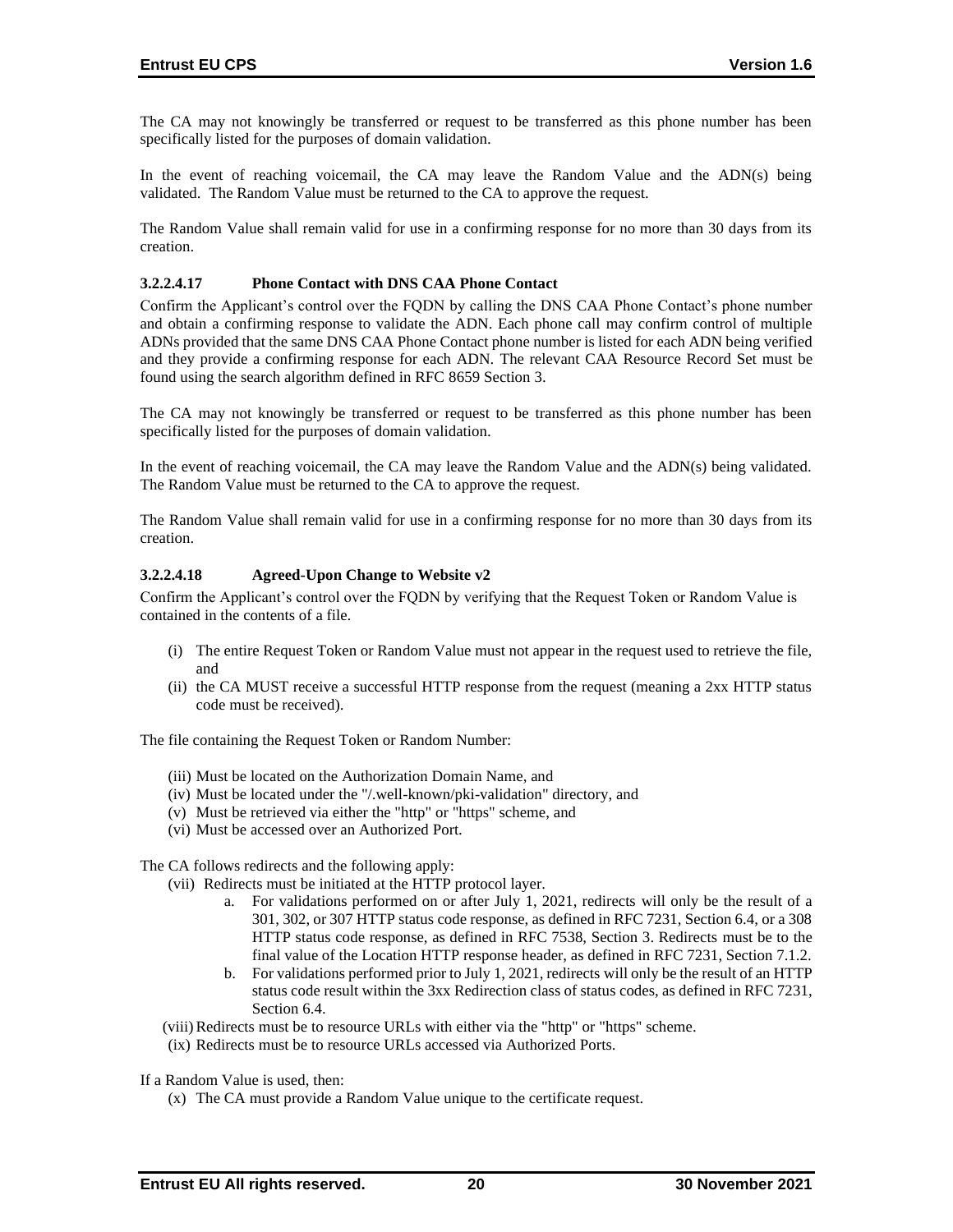The CA may not knowingly be transferred or request to be transferred as this phone number has been specifically listed for the purposes of domain validation.

In the event of reaching voicemail, the CA may leave the Random Value and the ADN(s) being validated. The Random Value must be returned to the CA to approve the request.

The Random Value shall remain valid for use in a confirming response for no more than 30 days from its creation.

#### 3.2.2.4.17 Phone Contact with DNS CAA Phone Contact

Confirm the Applicant's control over the FQDN by calling the DNS CAA Phone Contact's phone number and obtain a confirming response to validate the ADN. Each phone call may confirm control of multiple ADNs provided that the same DNS CAA Phone Contact phone number is listed for each ADN being verified and they provide a confirming response for each ADN. The relevant CAA Resource Record Set must be found using the search algorithm defined in RFC 8659 Section 3.

The CA may not knowingly be transferred or request to be transferred as this phone number has been specifically listed for the purposes of domain validation.

In the event of reaching voicemail, the CA may leave the Random Value and the ADN(s) being validated. The Random Value must be returned to the CA to approve the request.

The Random Value shall remain valid for use in a confirming response for no more than 30 days from its creation.

#### 3.2.2.4.18 Agreed-Upon Change to Website v2

Confirm the Applicant's control over the FQDN by verifying that the Request Token or Random Value is contained in the contents of a file.

(i) The entire Request Token or Random Value must not appear in the request used to retrieve the file, and
(ii) the CA MUST receive a successful HTTP response from the request (meaning a 2xx HTTP status code must be received).

The file containing the Request Token or Random Number:

(iii) Must be located on the Authorization Domain Name, and
(iv) Must be located under the "/.well-known/pki-validation" directory, and
(v) Must be retrieved via either the "http" or "https" scheme, and
(vi) Must be accessed over an Authorized Port.

The CA follows redirects and the following apply:

(vii) Redirects must be initiated at the HTTP protocol layer.
  a. For validations performed on or after July 1, 2021, redirects will only be the result of a 301, 302, or 307 HTTP status code response, as defined in RFC 7231, Section 6.4, or a 308 HTTP status code response, as defined in RFC 7538, Section 3. Redirects must be to the final value of the Location HTTP response header, as defined in RFC 7231, Section 7.1.2.
  b. For validations performed prior to July 1, 2021, redirects will only be the result of an HTTP status code result within the 3xx Redirection class of status codes, as defined in RFC 7231, Section 6.4.

(viii) Redirects must be to resource URLs with either via the "http" or "https" scheme.
(ix) Redirects must be to resource URLs accessed via Authorized Ports.

If a Random Value is used, then:

(x) The CA must provide a Random Value unique to the certificate request.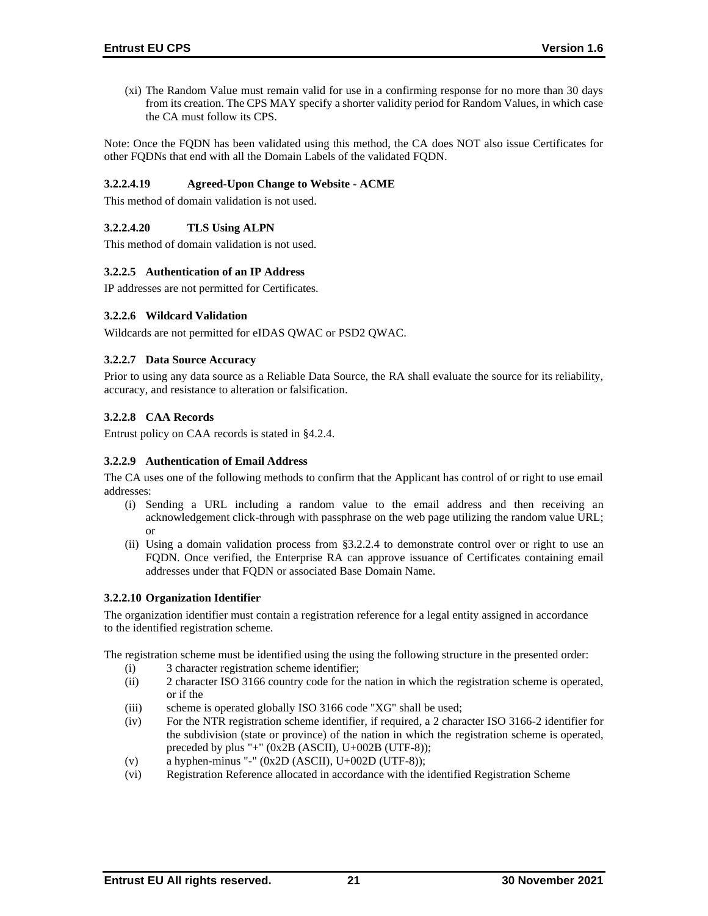(xi) The Random Value must remain valid for use in a confirming response for no more than 30 days from its creation. The CPS MAY specify a shorter validity period for Random Values, in which case the CA must follow its CPS.

Note: Once the FQDN has been validated using this method, the CA does NOT also issue Certificates for other FQDNs that end with all the Domain Labels of the validated FQDN.

#### 3.2.2.4.19 Agreed-Upon Change to Website - ACME

This method of domain validation is not used.

#### 3.2.2.4.20 TLS Using ALPN

This method of domain validation is not used.

### 3.2.2.5 Authentication of an IP Address

IP addresses are not permitted for Certificates.

### 3.2.2.6 Wildcard Validation

Wildcards are not permitted for eIDAS QWAC or PSD2 QWAC.

### 3.2.2.7 Data Source Accuracy

Prior to using any data source as a Reliable Data Source, the RA shall evaluate the source for its reliability, accuracy, and resistance to alteration or falsification.

### 3.2.2.8 CAA Records

Entrust policy on CAA records is stated in §4.2.4.

### 3.2.2.9 Authentication of Email Address

The CA uses one of the following methods to confirm that the Applicant has control of or right to use email addresses:

(i) Sending a URL including a random value to the email address and then receiving an acknowledgement click-through with passphrase on the web page utilizing the random value URL; or

(ii) Using a domain validation process from §3.2.2.4 to demonstrate control over or right to use an FQDN. Once verified, the Enterprise RA can approve issuance of Certificates containing email addresses under that FQDN or associated Base Domain Name.

### 3.2.2.10 Organization Identifier

The organization identifier must contain a registration reference for a legal entity assigned in accordance to the identified registration scheme.

The registration scheme must be identified using the using the following structure in the presented order:

(i) 3 character registration scheme identifier;

(ii) 2 character ISO 3166 country code for the nation in which the registration scheme is operated, or if the

(iii) scheme is operated globally ISO 3166 code "XG" shall be used;

(iv) For the NTR registration scheme identifier, if required, a 2 character ISO 3166-2 identifier for the subdivision (state or province) of the nation in which the registration scheme is operated, preceded by plus "+" (0x2B (ASCII), U+002B (UTF-8));

(v) a hyphen-minus "-" (0x2D (ASCII), U+002D (UTF-8));

(vi) Registration Reference allocated in accordance with the identified Registration Scheme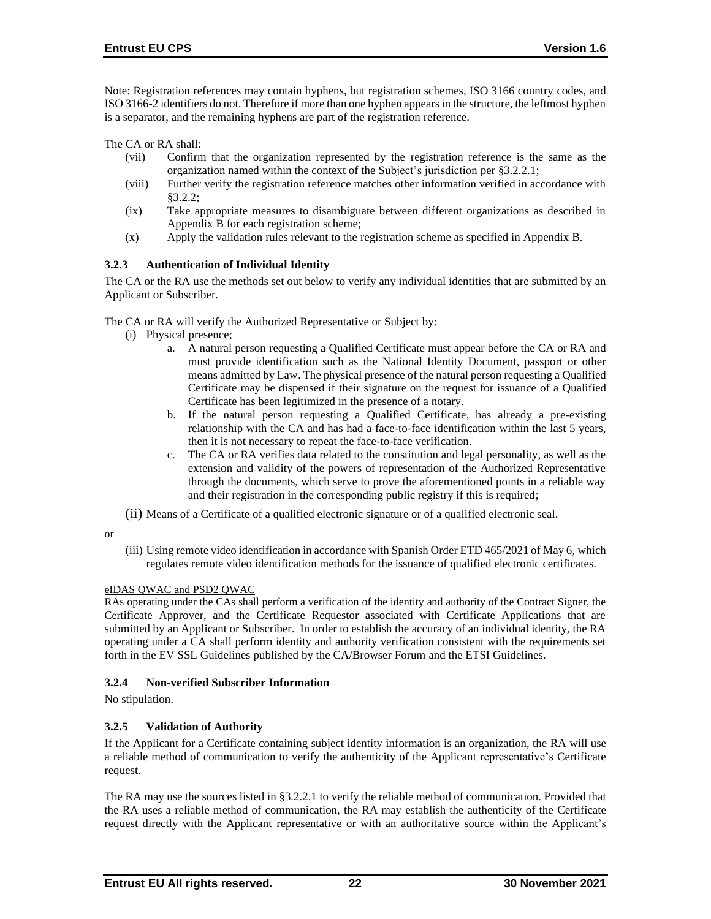Note: Registration references may contain hyphens, but registration schemes, ISO 3166 country codes, and ISO 3166-2 identifiers do not. Therefore if more than one hyphen appears in the structure, the leftmost hyphen is a separator, and the remaining hyphens are part of the registration reference.

The CA or RA shall:

(vii) Confirm that the organization represented by the registration reference is the same as the organization named within the context of the Subject's jurisdiction per §3.2.2.1;

(viii) Further verify the registration reference matches other information verified in accordance with §3.2.2;

(ix) Take appropriate measures to disambiguate between different organizations as described in Appendix B for each registration scheme;

(x) Apply the validation rules relevant to the registration scheme as specified in Appendix B.

### 3.2.3 Authentication of Individual Identity

The CA or the RA use the methods set out below to verify any individual identities that are submitted by an Applicant or Subscriber.

The CA or RA will verify the Authorized Representative or Subject by:

(i) Physical presence;

a. A natural person requesting a Qualified Certificate must appear before the CA or RA and must provide identification such as the National Identity Document, passport or other means admitted by Law. The physical presence of the natural person requesting a Qualified Certificate may be dispensed if their signature on the request for issuance of a Qualified Certificate has been legitimized in the presence of a notary.

b. If the natural person requesting a Qualified Certificate, has already a pre-existing relationship with the CA and has had a face-to-face identification within the last 5 years, then it is not necessary to repeat the face-to-face verification.

c. The CA or RA verifies data related to the constitution and legal personality, as well as the extension and validity of the powers of representation of the Authorized Representative through the documents, which serve to prove the aforementioned points in a reliable way and their registration in the corresponding public registry if this is required;

(ii) Means of a Certificate of a qualified electronic signature or of a qualified electronic seal.

or

(iii) Using remote video identification in accordance with Spanish Order ETD 465/2021 of May 6, which regulates remote video identification methods for the issuance of qualified electronic certificates.

eIDAS QWAC and PSD2 QWAC

RAs operating under the CAs shall perform a verification of the identity and authority of the Contract Signer, the Certificate Approver, and the Certificate Requestor associated with Certificate Applications that are submitted by an Applicant or Subscriber. In order to establish the accuracy of an individual identity, the RA operating under a CA shall perform identity and authority verification consistent with the requirements set forth in the EV SSL Guidelines published by the CA/Browser Forum and the ETSI Guidelines.

### 3.2.4 Non-verified Subscriber Information

No stipulation.

### 3.2.5 Validation of Authority

If the Applicant for a Certificate containing subject identity information is an organization, the RA will use a reliable method of communication to verify the authenticity of the Applicant representative's Certificate request.

The RA may use the sources listed in §3.2.2.1 to verify the reliable method of communication. Provided that the RA uses a reliable method of communication, the RA may establish the authenticity of the Certificate request directly with the Applicant representative or with an authoritative source within the Applicant's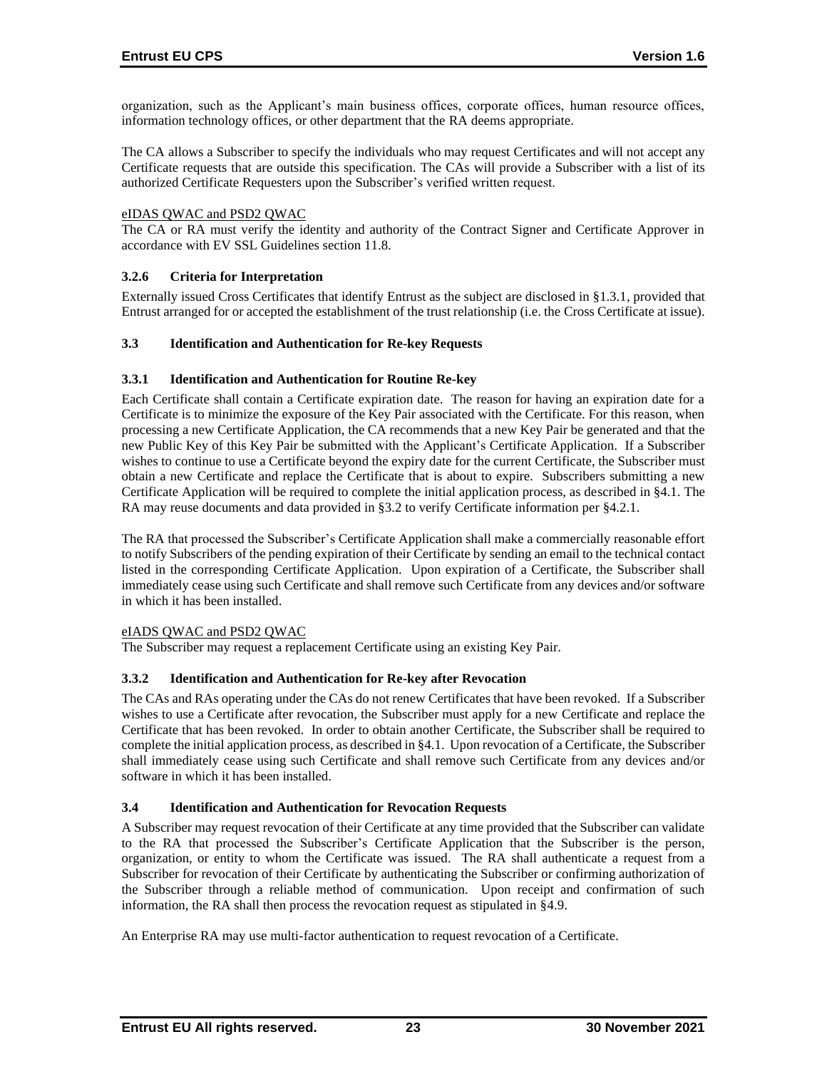organization, such as the Applicant's main business offices, corporate offices, human resource offices, information technology offices, or other department that the RA deems appropriate.

The CA allows a Subscriber to specify the individuals who may request Certificates and will not accept any Certificate requests that are outside this specification. The CAs will provide a Subscriber with a list of its authorized Certificate Requesters upon the Subscriber's verified written request.

eIDAS QWAC and PSD2 QWAC

The CA or RA must verify the identity and authority of the Contract Signer and Certificate Approver in accordance with EV SSL Guidelines section 11.8.

### 3.2.6 Criteria for Interpretation

Externally issued Cross Certificates that identify Entrust as the subject are disclosed in §1.3.1, provided that Entrust arranged for or accepted the establishment of the trust relationship (i.e. the Cross Certificate at issue).

## 3.3 Identification and Authentication for Re-key Requests

### 3.3.1 Identification and Authentication for Routine Re-key

Each Certificate shall contain a Certificate expiration date. The reason for having an expiration date for a Certificate is to minimize the exposure of the Key Pair associated with the Certificate. For this reason, when processing a new Certificate Application, the CA recommends that a new Key Pair be generated and that the new Public Key of this Key Pair be submitted with the Applicant's Certificate Application. If a Subscriber wishes to continue to use a Certificate beyond the expiry date for the current Certificate, the Subscriber must obtain a new Certificate and replace the Certificate that is about to expire. Subscribers submitting a new Certificate Application will be required to complete the initial application process, as described in §4.1. The RA may reuse documents and data provided in §3.2 to verify Certificate information per §4.2.1.

The RA that processed the Subscriber's Certificate Application shall make a commercially reasonable effort to notify Subscribers of the pending expiration of their Certificate by sending an email to the technical contact listed in the corresponding Certificate Application. Upon expiration of a Certificate, the Subscriber shall immediately cease using such Certificate and shall remove such Certificate from any devices and/or software in which it has been installed.

eIADS QWAC and PSD2 QWAC

The Subscriber may request a replacement Certificate using an existing Key Pair.

### 3.3.2 Identification and Authentication for Re-key after Revocation

The CAs and RAs operating under the CAs do not renew Certificates that have been revoked. If a Subscriber wishes to use a Certificate after revocation, the Subscriber must apply for a new Certificate and replace the Certificate that has been revoked. In order to obtain another Certificate, the Subscriber shall be required to complete the initial application process, as described in §4.1. Upon revocation of a Certificate, the Subscriber shall immediately cease using such Certificate and shall remove such Certificate from any devices and/or software in which it has been installed.

## 3.4 Identification and Authentication for Revocation Requests

A Subscriber may request revocation of their Certificate at any time provided that the Subscriber can validate to the RA that processed the Subscriber's Certificate Application that the Subscriber is the person, organization, or entity to whom the Certificate was issued. The RA shall authenticate a request from a Subscriber for revocation of their Certificate by authenticating the Subscriber or confirming authorization of the Subscriber through a reliable method of communication. Upon receipt and confirmation of such information, the RA shall then process the revocation request as stipulated in §4.9.

An Enterprise RA may use multi-factor authentication to request revocation of a Certificate.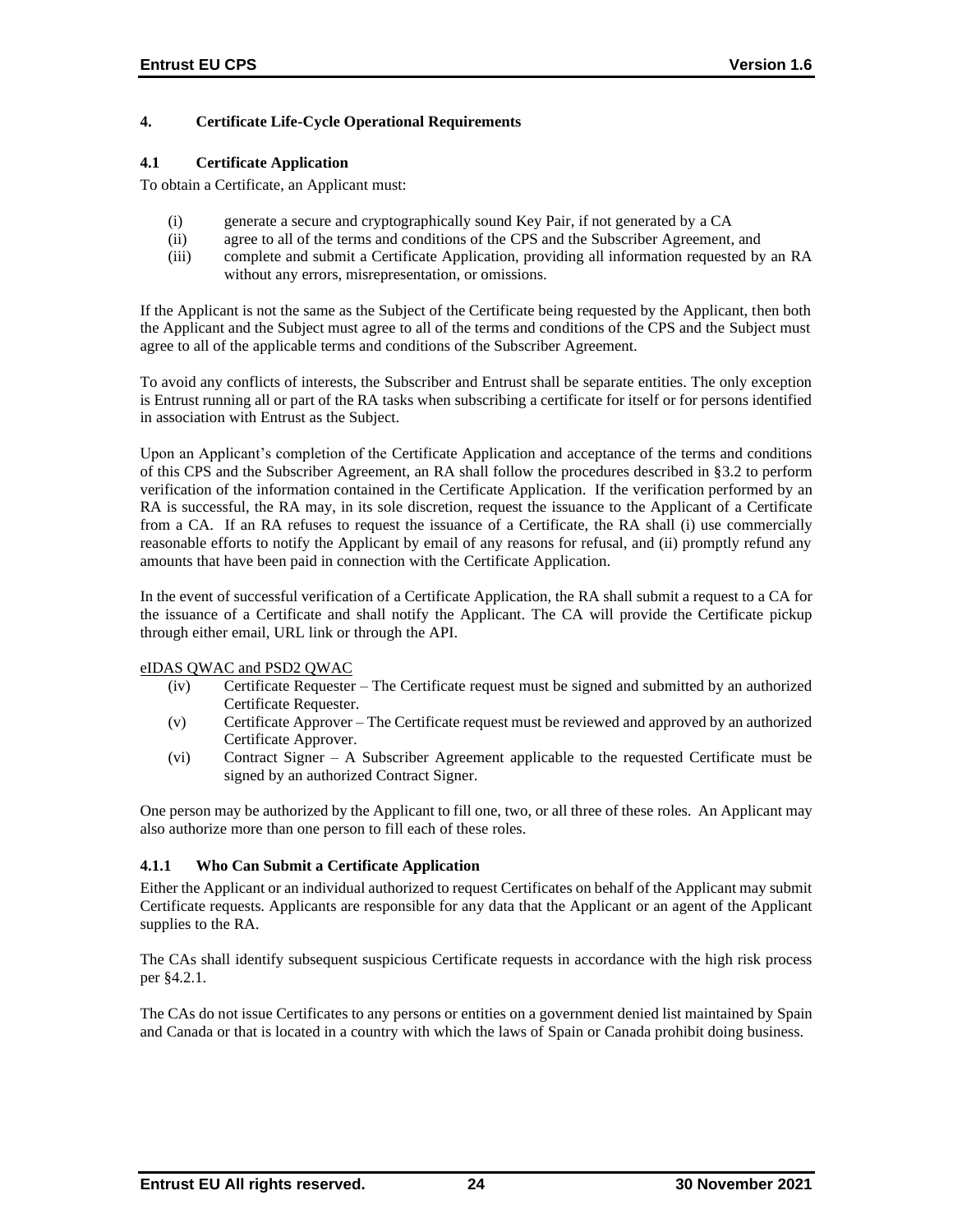# 4. Certificate Life-Cycle Operational Requirements

## 4.1 Certificate Application

To obtain a Certificate, an Applicant must:

(i) generate a secure and cryptographically sound Key Pair, if not generated by a CA
(ii) agree to all of the terms and conditions of the CPS and the Subscriber Agreement, and
(iii) complete and submit a Certificate Application, providing all information requested by an RA without any errors, misrepresentation, or omissions.

If the Applicant is not the same as the Subject of the Certificate being requested by the Applicant, then both the Applicant and the Subject must agree to all of the terms and conditions of the CPS and the Subject must agree to all of the applicable terms and conditions of the Subscriber Agreement.

To avoid any conflicts of interests, the Subscriber and Entrust shall be separate entities. The only exception is Entrust running all or part of the RA tasks when subscribing a certificate for itself or for persons identified in association with Entrust as the Subject.

Upon an Applicant's completion of the Certificate Application and acceptance of the terms and conditions of this CPS and the Subscriber Agreement, an RA shall follow the procedures described in §3.2 to perform verification of the information contained in the Certificate Application. If the verification performed by an RA is successful, the RA may, in its sole discretion, request the issuance to the Applicant of a Certificate from a CA. If an RA refuses to request the issuance of a Certificate, the RA shall (i) use commercially reasonable efforts to notify the Applicant by email of any reasons for refusal, and (ii) promptly refund any amounts that have been paid in connection with the Certificate Application.

In the event of successful verification of a Certificate Application, the RA shall submit a request to a CA for the issuance of a Certificate and shall notify the Applicant. The CA will provide the Certificate pickup through either email, URL link or through the API.

<u>eIDAS QWAC and PSD2 QWAC</u>

(iv) Certificate Requester – The Certificate request must be signed and submitted by an authorized Certificate Requester.
(v) Certificate Approver – The Certificate request must be reviewed and approved by an authorized Certificate Approver.
(vi) Contract Signer – A Subscriber Agreement applicable to the requested Certificate must be signed by an authorized Contract Signer.

One person may be authorized by the Applicant to fill one, two, or all three of these roles. An Applicant may also authorize more than one person to fill each of these roles.

### 4.1.1 Who Can Submit a Certificate Application

Either the Applicant or an individual authorized to request Certificates on behalf of the Applicant may submit Certificate requests. Applicants are responsible for any data that the Applicant or an agent of the Applicant supplies to the RA.

The CAs shall identify subsequent suspicious Certificate requests in accordance with the high risk process per §4.2.1.

The CAs do not issue Certificates to any persons or entities on a government denied list maintained by Spain and Canada or that is located in a country with which the laws of Spain or Canada prohibit doing business.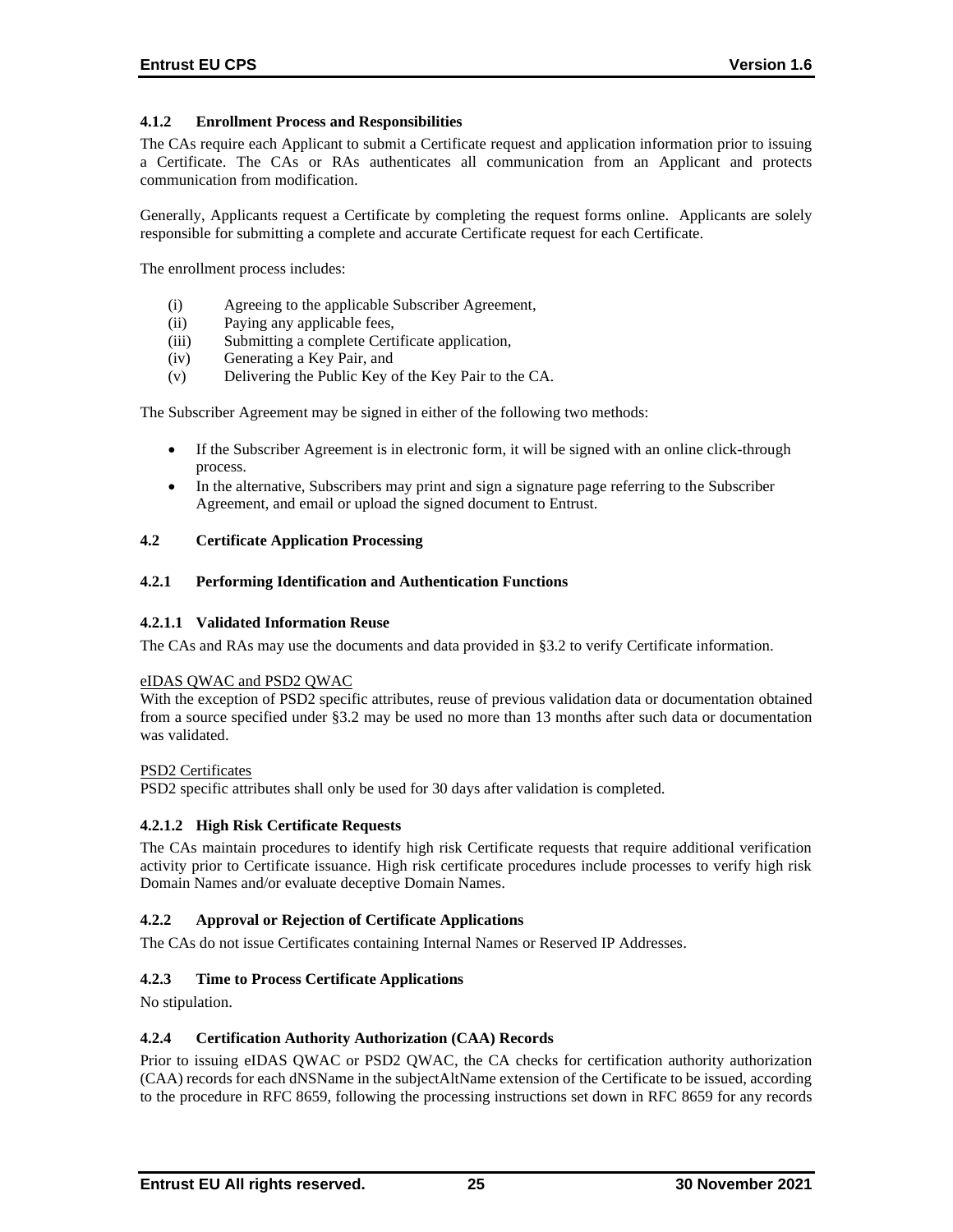### 4.1.2 Enrollment Process and Responsibilities

The CAs require each Applicant to submit a Certificate request and application information prior to issuing a Certificate. The CAs or RAs authenticates all communication from an Applicant and protects communication from modification.

Generally, Applicants request a Certificate by completing the request forms online. Applicants are solely responsible for submitting a complete and accurate Certificate request for each Certificate.

The enrollment process includes:

(i) Agreeing to the applicable Subscriber Agreement,
(ii) Paying any applicable fees,
(iii) Submitting a complete Certificate application,
(iv) Generating a Key Pair, and
(v) Delivering the Public Key of the Key Pair to the CA.

The Subscriber Agreement may be signed in either of the following two methods:

- If the Subscriber Agreement is in electronic form, it will be signed with an online click-through process.
- In the alternative, Subscribers may print and sign a signature page referring to the Subscriber Agreement, and email or upload the signed document to Entrust.

## 4.2 Certificate Application Processing

### 4.2.1 Performing Identification and Authentication Functions

#### 4.2.1.1 Validated Information Reuse

The CAs and RAs may use the documents and data provided in §3.2 to verify Certificate information.

eIDAS QWAC and PSD2 QWAC

With the exception of PSD2 specific attributes, reuse of previous validation data or documentation obtained from a source specified under §3.2 may be used no more than 13 months after such data or documentation was validated.

PSD2 Certificates

PSD2 specific attributes shall only be used for 30 days after validation is completed.

#### 4.2.1.2 High Risk Certificate Requests

The CAs maintain procedures to identify high risk Certificate requests that require additional verification activity prior to Certificate issuance. High risk certificate procedures include processes to verify high risk Domain Names and/or evaluate deceptive Domain Names.

### 4.2.2 Approval or Rejection of Certificate Applications

The CAs do not issue Certificates containing Internal Names or Reserved IP Addresses.

### 4.2.3 Time to Process Certificate Applications

No stipulation.

### 4.2.4 Certification Authority Authorization (CAA) Records

Prior to issuing eIDAS QWAC or PSD2 QWAC, the CA checks for certification authority authorization (CAA) records for each dNSName in the subjectAltName extension of the Certificate to be issued, according to the procedure in RFC 8659, following the processing instructions set down in RFC 8659 for any records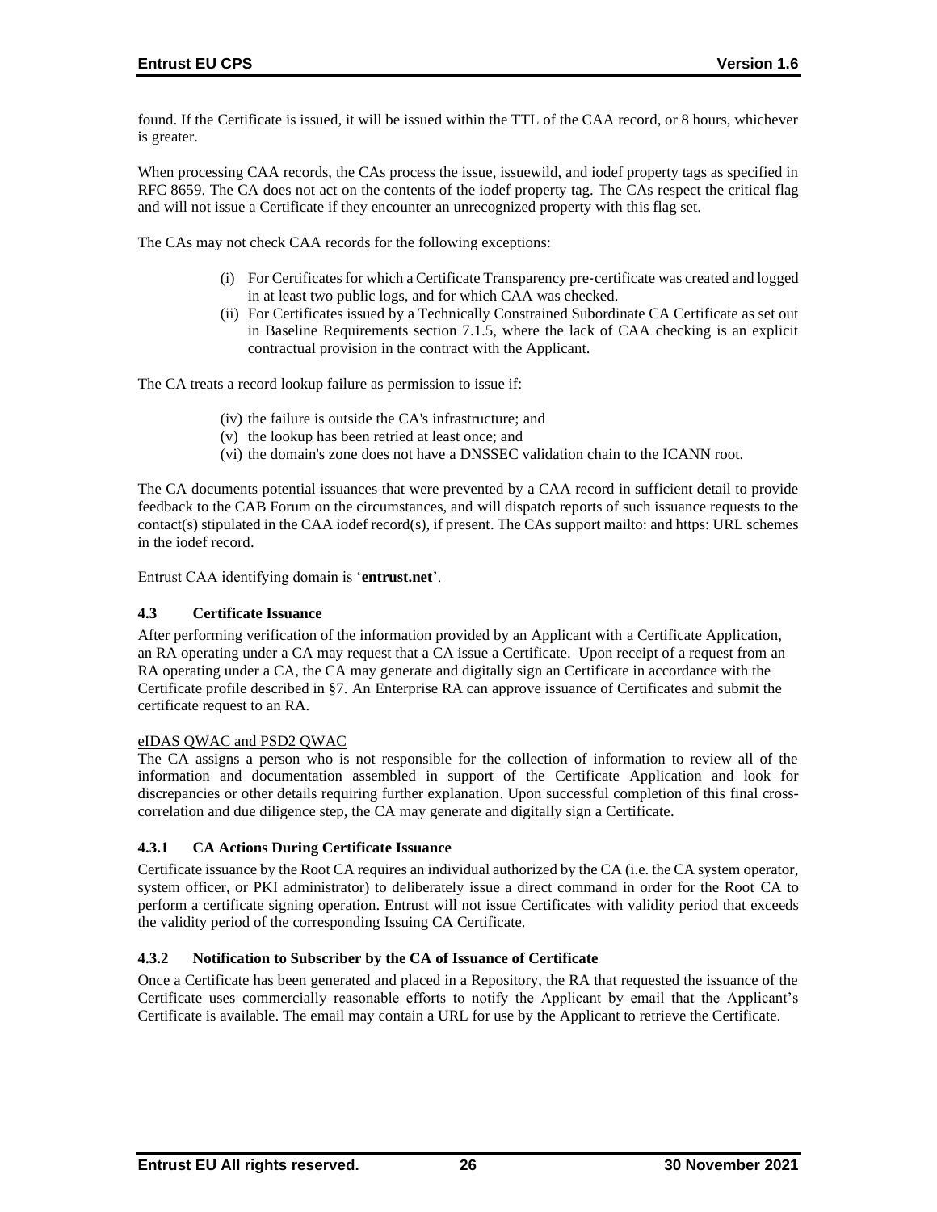found. If the Certificate is issued, it will be issued within the TTL of the CAA record, or 8 hours, whichever is greater.

When processing CAA records, the CAs process the issue, issuewild, and iodef property tags as specified in RFC 8659. The CA does not act on the contents of the iodef property tag. The CAs respect the critical flag and will not issue a Certificate if they encounter an unrecognized property with this flag set.

The CAs may not check CAA records for the following exceptions:

(i) For Certificates for which a Certificate Transparency pre-certificate was created and logged in at least two public logs, and for which CAA was checked.
(ii) For Certificates issued by a Technically Constrained Subordinate CA Certificate as set out in Baseline Requirements section 7.1.5, where the lack of CAA checking is an explicit contractual provision in the contract with the Applicant.

The CA treats a record lookup failure as permission to issue if:

(iv) the failure is outside the CA's infrastructure; and
(v) the lookup has been retried at least once; and
(vi) the domain's zone does not have a DNSSEC validation chain to the ICANN root.

The CA documents potential issuances that were prevented by a CAA record in sufficient detail to provide feedback to the CAB Forum on the circumstances, and will dispatch reports of such issuance requests to the contact(s) stipulated in the CAA iodef record(s), if present. The CAs support mailto: and https: URL schemes in the iodef record.

Entrust CAA identifying domain is '**entrust.net**'.

### 4.3 Certificate Issuance

After performing verification of the information provided by an Applicant with a Certificate Application, an RA operating under a CA may request that a CA issue a Certificate. Upon receipt of a request from an RA operating under a CA, the CA may generate and digitally sign an Certificate in accordance with the Certificate profile described in §7. An Enterprise RA can approve issuance of Certificates and submit the certificate request to an RA.

eIDAS QWAC and PSD2 QWAC

The CA assigns a person who is not responsible for the collection of information to review all of the information and documentation assembled in support of the Certificate Application and look for discrepancies or other details requiring further explanation. Upon successful completion of this final cross-correlation and due diligence step, the CA may generate and digitally sign a Certificate.

#### 4.3.1 CA Actions During Certificate Issuance

Certificate issuance by the Root CA requires an individual authorized by the CA (i.e. the CA system operator, system officer, or PKI administrator) to deliberately issue a direct command in order for the Root CA to perform a certificate signing operation. Entrust will not issue Certificates with validity period that exceeds the validity period of the corresponding Issuing CA Certificate.

#### 4.3.2 Notification to Subscriber by the CA of Issuance of Certificate

Once a Certificate has been generated and placed in a Repository, the RA that requested the issuance of the Certificate uses commercially reasonable efforts to notify the Applicant by email that the Applicant's Certificate is available. The email may contain a URL for use by the Applicant to retrieve the Certificate.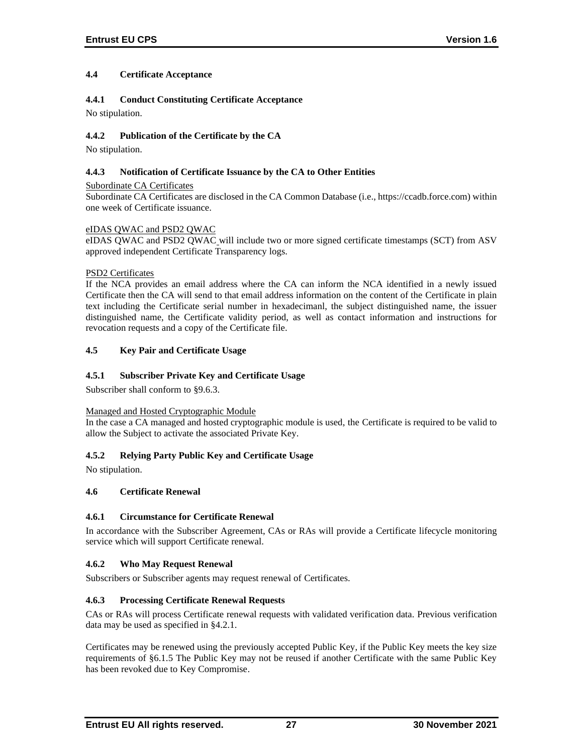### 4.4 Certificate Acceptance

#### 4.4.1 Conduct Constituting Certificate Acceptance

No stipulation.

#### 4.4.2 Publication of the Certificate by the CA

No stipulation.

#### 4.4.3 Notification of Certificate Issuance by the CA to Other Entities

Subordinate CA Certificates

Subordinate CA Certificates are disclosed in the CA Common Database (i.e., https://ccadb.force.com) within one week of Certificate issuance.

eIDAS QWAC and PSD2 QWAC

eIDAS QWAC and PSD2 QWAC will include two or more signed certificate timestamps (SCT) from ASV approved independent Certificate Transparency logs.

PSD2 Certificates

If the NCA provides an email address where the CA can inform the NCA identified in a newly issued Certificate then the CA will send to that email address information on the content of the Certificate in plain text including the Certificate serial number in hexadecimanl, the subject distinguished name, the issuer distinguished name, the Certificate validity period, as well as contact information and instructions for revocation requests and a copy of the Certificate file.

### 4.5 Key Pair and Certificate Usage

#### 4.5.1 Subscriber Private Key and Certificate Usage

Subscriber shall conform to §9.6.3.

Managed and Hosted Cryptographic Module

In the case a CA managed and hosted cryptographic module is used, the Certificate is required to be valid to allow the Subject to activate the associated Private Key.

#### 4.5.2 Relying Party Public Key and Certificate Usage

No stipulation.

### 4.6 Certificate Renewal

#### 4.6.1 Circumstance for Certificate Renewal

In accordance with the Subscriber Agreement, CAs or RAs will provide a Certificate lifecycle monitoring service which will support Certificate renewal.

#### 4.6.2 Who May Request Renewal

Subscribers or Subscriber agents may request renewal of Certificates.

#### 4.6.3 Processing Certificate Renewal Requests

CAs or RAs will process Certificate renewal requests with validated verification data. Previous verification data may be used as specified in §4.2.1.

Certificates may be renewed using the previously accepted Public Key, if the Public Key meets the key size requirements of §6.1.5 The Public Key may not be reused if another Certificate with the same Public Key has been revoked due to Key Compromise.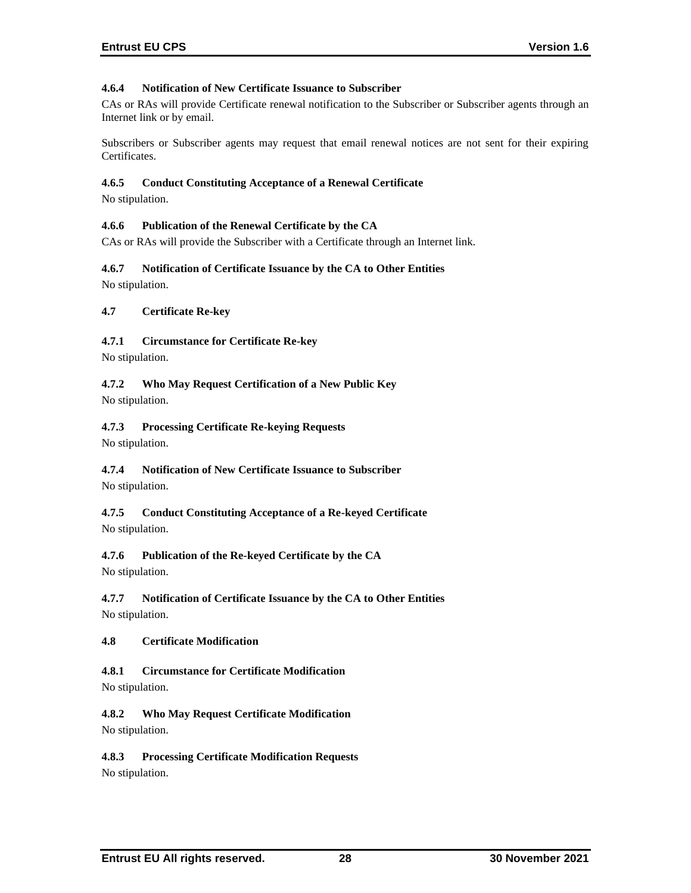#### 4.6.4 Notification of New Certificate Issuance to Subscriber

CAs or RAs will provide Certificate renewal notification to the Subscriber or Subscriber agents through an Internet link or by email.

Subscribers or Subscriber agents may request that email renewal notices are not sent for their expiring Certificates.

#### 4.6.5 Conduct Constituting Acceptance of a Renewal Certificate

No stipulation.

#### 4.6.6 Publication of the Renewal Certificate by the CA

CAs or RAs will provide the Subscriber with a Certificate through an Internet link.

#### 4.6.7 Notification of Certificate Issuance by the CA to Other Entities

No stipulation.

### 4.7 Certificate Re-key

#### 4.7.1 Circumstance for Certificate Re-key

No stipulation.

#### 4.7.2 Who May Request Certification of a New Public Key

No stipulation.

#### 4.7.3 Processing Certificate Re-keying Requests

No stipulation.

#### 4.7.4 Notification of New Certificate Issuance to Subscriber

No stipulation.

#### 4.7.5 Conduct Constituting Acceptance of a Re-keyed Certificate

No stipulation.

#### 4.7.6 Publication of the Re-keyed Certificate by the CA

No stipulation.

#### 4.7.7 Notification of Certificate Issuance by the CA to Other Entities

No stipulation.

### 4.8 Certificate Modification

#### 4.8.1 Circumstance for Certificate Modification

No stipulation.

#### 4.8.2 Who May Request Certificate Modification

No stipulation.

#### 4.8.3 Processing Certificate Modification Requests

No stipulation.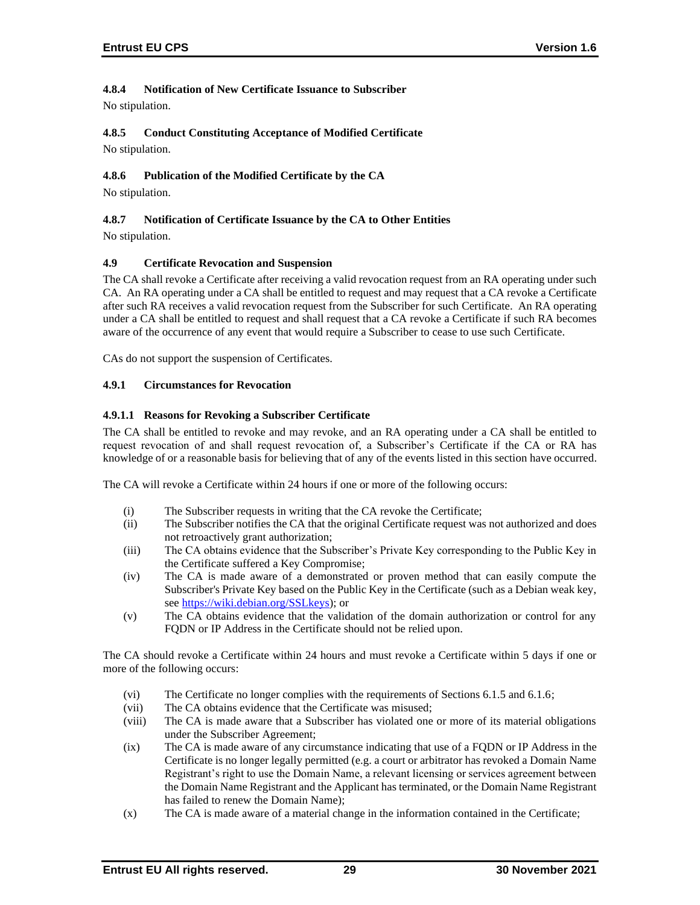#### 4.8.4 Notification of New Certificate Issuance to Subscriber

No stipulation.

#### 4.8.5 Conduct Constituting Acceptance of Modified Certificate

No stipulation.

#### 4.8.6 Publication of the Modified Certificate by the CA

No stipulation.

#### 4.8.7 Notification of Certificate Issuance by the CA to Other Entities

No stipulation.

### 4.9 Certificate Revocation and Suspension

The CA shall revoke a Certificate after receiving a valid revocation request from an RA operating under such CA. An RA operating under a CA shall be entitled to request and may request that a CA revoke a Certificate after such RA receives a valid revocation request from the Subscriber for such Certificate. An RA operating under a CA shall be entitled to request and shall request that a CA revoke a Certificate if such RA becomes aware of the occurrence of any event that would require a Subscriber to cease to use such Certificate.

CAs do not support the suspension of Certificates.

#### 4.9.1 Circumstances for Revocation

##### 4.9.1.1 Reasons for Revoking a Subscriber Certificate

The CA shall be entitled to revoke and may revoke, and an RA operating under a CA shall be entitled to request revocation of and shall request revocation of, a Subscriber's Certificate if the CA or RA has knowledge of or a reasonable basis for believing that of any of the events listed in this section have occurred.

The CA will revoke a Certificate within 24 hours if one or more of the following occurs:

(i) The Subscriber requests in writing that the CA revoke the Certificate;
(ii) The Subscriber notifies the CA that the original Certificate request was not authorized and does not retroactively grant authorization;
(iii) The CA obtains evidence that the Subscriber's Private Key corresponding to the Public Key in the Certificate suffered a Key Compromise;
(iv) The CA is made aware of a demonstrated or proven method that can easily compute the Subscriber's Private Key based on the Public Key in the Certificate (such as a Debian weak key, see https://wiki.debian.org/SSLkeys); or
(v) The CA obtains evidence that the validation of the domain authorization or control for any FQDN or IP Address in the Certificate should not be relied upon.

The CA should revoke a Certificate within 24 hours and must revoke a Certificate within 5 days if one or more of the following occurs:

(vi) The Certificate no longer complies with the requirements of Sections 6.1.5 and 6.1.6;
(vii) The CA obtains evidence that the Certificate was misused;
(viii) The CA is made aware that a Subscriber has violated one or more of its material obligations under the Subscriber Agreement;
(ix) The CA is made aware of any circumstance indicating that use of a FQDN or IP Address in the Certificate is no longer legally permitted (e.g. a court or arbitrator has revoked a Domain Name Registrant's right to use the Domain Name, a relevant licensing or services agreement between the Domain Name Registrant and the Applicant has terminated, or the Domain Name Registrant has failed to renew the Domain Name);
(x) The CA is made aware of a material change in the information contained in the Certificate;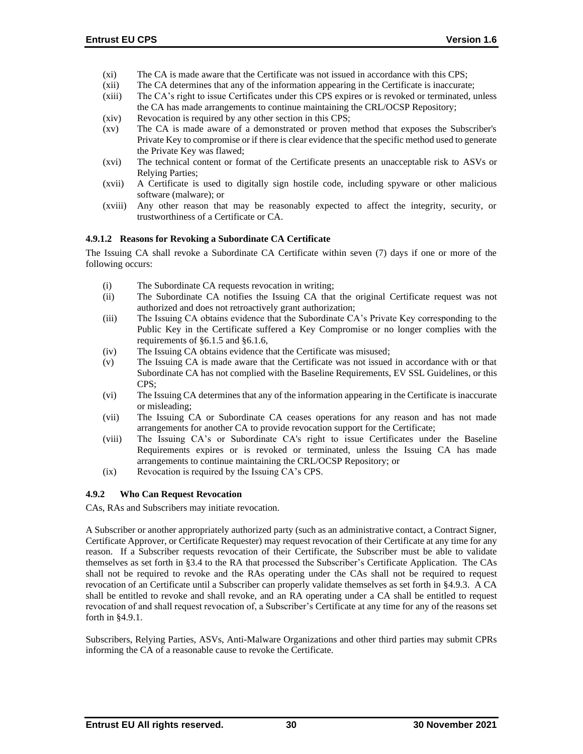(xi) The CA is made aware that the Certificate was not issued in accordance with this CPS;
(xii) The CA determines that any of the information appearing in the Certificate is inaccurate;
(xiii) The CA's right to issue Certificates under this CPS expires or is revoked or terminated, unless the CA has made arrangements to continue maintaining the CRL/OCSP Repository;
(xiv) Revocation is required by any other section in this CPS;
(xv) The CA is made aware of a demonstrated or proven method that exposes the Subscriber's Private Key to compromise or if there is clear evidence that the specific method used to generate the Private Key was flawed;
(xvi) The technical content or format of the Certificate presents an unacceptable risk to ASVs or Relying Parties;
(xvii) A Certificate is used to digitally sign hostile code, including spyware or other malicious software (malware); or
(xviii) Any other reason that may be reasonably expected to affect the integrity, security, or trustworthiness of a Certificate or CA.

#### 4.9.1.2 Reasons for Revoking a Subordinate CA Certificate

The Issuing CA shall revoke a Subordinate CA Certificate within seven (7) days if one or more of the following occurs:

(i) The Subordinate CA requests revocation in writing;
(ii) The Subordinate CA notifies the Issuing CA that the original Certificate request was not authorized and does not retroactively grant authorization;
(iii) The Issuing CA obtains evidence that the Subordinate CA's Private Key corresponding to the Public Key in the Certificate suffered a Key Compromise or no longer complies with the requirements of §6.1.5 and §6.1.6,
(iv) The Issuing CA obtains evidence that the Certificate was misused;
(v) The Issuing CA is made aware that the Certificate was not issued in accordance with or that Subordinate CA has not complied with the Baseline Requirements, EV SSL Guidelines, or this CPS;
(vi) The Issuing CA determines that any of the information appearing in the Certificate is inaccurate or misleading;
(vii) The Issuing CA or Subordinate CA ceases operations for any reason and has not made arrangements for another CA to provide revocation support for the Certificate;
(viii) The Issuing CA's or Subordinate CA's right to issue Certificates under the Baseline Requirements expires or is revoked or terminated, unless the Issuing CA has made arrangements to continue maintaining the CRL/OCSP Repository; or
(ix) Revocation is required by the Issuing CA's CPS.

### 4.9.2 Who Can Request Revocation

CAs, RAs and Subscribers may initiate revocation.

A Subscriber or another appropriately authorized party (such as an administrative contact, a Contract Signer, Certificate Approver, or Certificate Requester) may request revocation of their Certificate at any time for any reason. If a Subscriber requests revocation of their Certificate, the Subscriber must be able to validate themselves as set forth in §3.4 to the RA that processed the Subscriber's Certificate Application. The CAs shall not be required to revoke and the RAs operating under the CAs shall not be required to request revocation of an Certificate until a Subscriber can properly validate themselves as set forth in §4.9.3. A CA shall be entitled to revoke and shall revoke, and an RA operating under a CA shall be entitled to request revocation of and shall request revocation of, a Subscriber's Certificate at any time for any of the reasons set forth in §4.9.1.

Subscribers, Relying Parties, ASVs, Anti-Malware Organizations and other third parties may submit CPRs informing the CA of a reasonable cause to revoke the Certificate.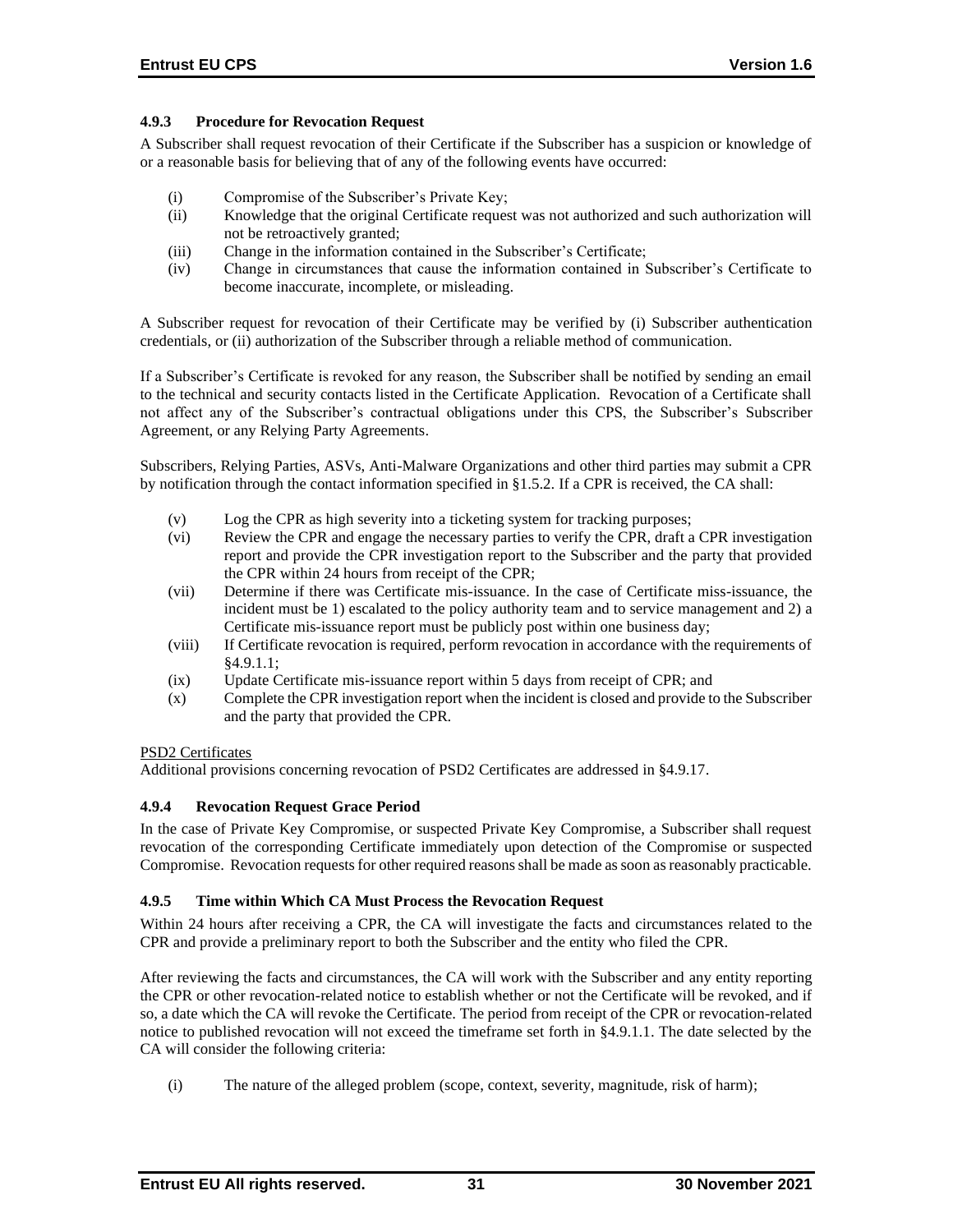### 4.9.3 Procedure for Revocation Request

A Subscriber shall request revocation of their Certificate if the Subscriber has a suspicion or knowledge of or a reasonable basis for believing that of any of the following events have occurred:

(i) Compromise of the Subscriber's Private Key;
(ii) Knowledge that the original Certificate request was not authorized and such authorization will not be retroactively granted;
(iii) Change in the information contained in the Subscriber's Certificate;
(iv) Change in circumstances that cause the information contained in Subscriber's Certificate to become inaccurate, incomplete, or misleading.

A Subscriber request for revocation of their Certificate may be verified by (i) Subscriber authentication credentials, or (ii) authorization of the Subscriber through a reliable method of communication.

If a Subscriber's Certificate is revoked for any reason, the Subscriber shall be notified by sending an email to the technical and security contacts listed in the Certificate Application. Revocation of a Certificate shall not affect any of the Subscriber's contractual obligations under this CPS, the Subscriber's Subscriber Agreement, or any Relying Party Agreements.

Subscribers, Relying Parties, ASVs, Anti-Malware Organizations and other third parties may submit a CPR by notification through the contact information specified in §1.5.2. If a CPR is received, the CA shall:

(v) Log the CPR as high severity into a ticketing system for tracking purposes;
(vi) Review the CPR and engage the necessary parties to verify the CPR, draft a CPR investigation report and provide the CPR investigation report to the Subscriber and the party that provided the CPR within 24 hours from receipt of the CPR;
(vii) Determine if there was Certificate mis-issuance. In the case of Certificate miss-issuance, the incident must be 1) escalated to the policy authority team and to service management and 2) a Certificate mis-issuance report must be publicly post within one business day;
(viii) If Certificate revocation is required, perform revocation in accordance with the requirements of §4.9.1.1;
(ix) Update Certificate mis-issuance report within 5 days from receipt of CPR; and
(x) Complete the CPR investigation report when the incident is closed and provide to the Subscriber and the party that provided the CPR.

PSD2 Certificates

Additional provisions concerning revocation of PSD2 Certificates are addressed in §4.9.17.

### 4.9.4 Revocation Request Grace Period

In the case of Private Key Compromise, or suspected Private Key Compromise, a Subscriber shall request revocation of the corresponding Certificate immediately upon detection of the Compromise or suspected Compromise. Revocation requests for other required reasons shall be made as soon as reasonably practicable.

### 4.9.5 Time within Which CA Must Process the Revocation Request

Within 24 hours after receiving a CPR, the CA will investigate the facts and circumstances related to the CPR and provide a preliminary report to both the Subscriber and the entity who filed the CPR.

After reviewing the facts and circumstances, the CA will work with the Subscriber and any entity reporting the CPR or other revocation-related notice to establish whether or not the Certificate will be revoked, and if so, a date which the CA will revoke the Certificate. The period from receipt of the CPR or revocation-related notice to published revocation will not exceed the timeframe set forth in §4.9.1.1. The date selected by the CA will consider the following criteria:

(i) The nature of the alleged problem (scope, context, severity, magnitude, risk of harm);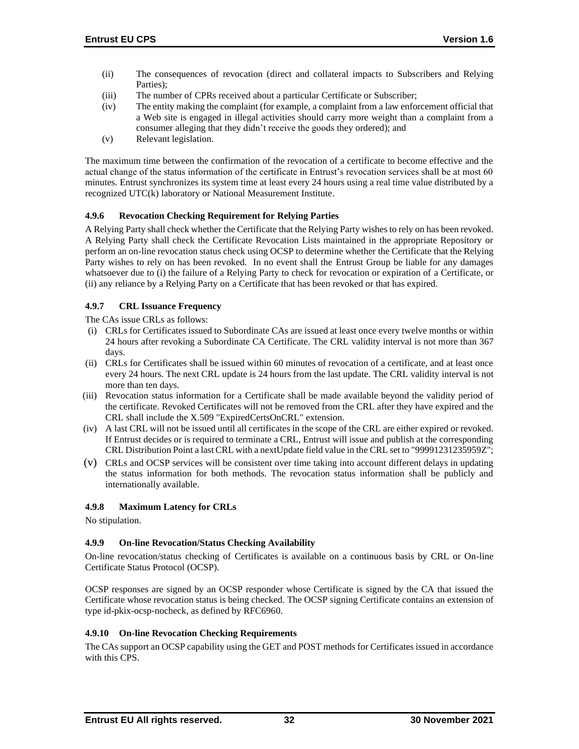(ii) The consequences of revocation (direct and collateral impacts to Subscribers and Relying Parties);

(iii) The number of CPRs received about a particular Certificate or Subscriber;

(iv) The entity making the complaint (for example, a complaint from a law enforcement official that a Web site is engaged in illegal activities should carry more weight than a complaint from a consumer alleging that they didn't receive the goods they ordered); and

(v) Relevant legislation.

The maximum time between the confirmation of the revocation of a certificate to become effective and the actual change of the status information of the certificate in Entrust's revocation services shall be at most 60 minutes. Entrust synchronizes its system time at least every 24 hours using a real time value distributed by a recognized UTC(k) laboratory or National Measurement Institute.

#### 4.9.6 Revocation Checking Requirement for Relying Parties

A Relying Party shall check whether the Certificate that the Relying Party wishes to rely on has been revoked. A Relying Party shall check the Certificate Revocation Lists maintained in the appropriate Repository or perform an on-line revocation status check using OCSP to determine whether the Certificate that the Relying Party wishes to rely on has been revoked. In no event shall the Entrust Group be liable for any damages whatsoever due to (i) the failure of a Relying Party to check for revocation or expiration of a Certificate, or (ii) any reliance by a Relying Party on a Certificate that has been revoked or that has expired.

#### 4.9.7 CRL Issuance Frequency

The CAs issue CRLs as follows:

(i) CRLs for Certificates issued to Subordinate CAs are issued at least once every twelve months or within 24 hours after revoking a Subordinate CA Certificate. The CRL validity interval is not more than 367 days.

(ii) CRLs for Certificates shall be issued within 60 minutes of revocation of a certificate, and at least once every 24 hours. The next CRL update is 24 hours from the last update. The CRL validity interval is not more than ten days.

(iii) Revocation status information for a Certificate shall be made available beyond the validity period of the certificate. Revoked Certificates will not be removed from the CRL after they have expired and the CRL shall include the X.509 "ExpiredCertsOnCRL" extension.

(iv) A last CRL will not be issued until all certificates in the scope of the CRL are either expired or revoked. If Entrust decides or is required to terminate a CRL, Entrust will issue and publish at the corresponding CRL Distribution Point a last CRL with a nextUpdate field value in the CRL set to "99991231235959Z";

(v) CRLs and OCSP services will be consistent over time taking into account different delays in updating the status information for both methods. The revocation status information shall be publicly and internationally available.

#### 4.9.8 Maximum Latency for CRLs

No stipulation.

#### 4.9.9 On-line Revocation/Status Checking Availability

On-line revocation/status checking of Certificates is available on a continuous basis by CRL or On-line Certificate Status Protocol (OCSP).

OCSP responses are signed by an OCSP responder whose Certificate is signed by the CA that issued the Certificate whose revocation status is being checked. The OCSP signing Certificate contains an extension of type id-pkix-ocsp-nocheck, as defined by RFC6960.

#### 4.9.10 On-line Revocation Checking Requirements

The CAs support an OCSP capability using the GET and POST methods for Certificates issued in accordance with this CPS.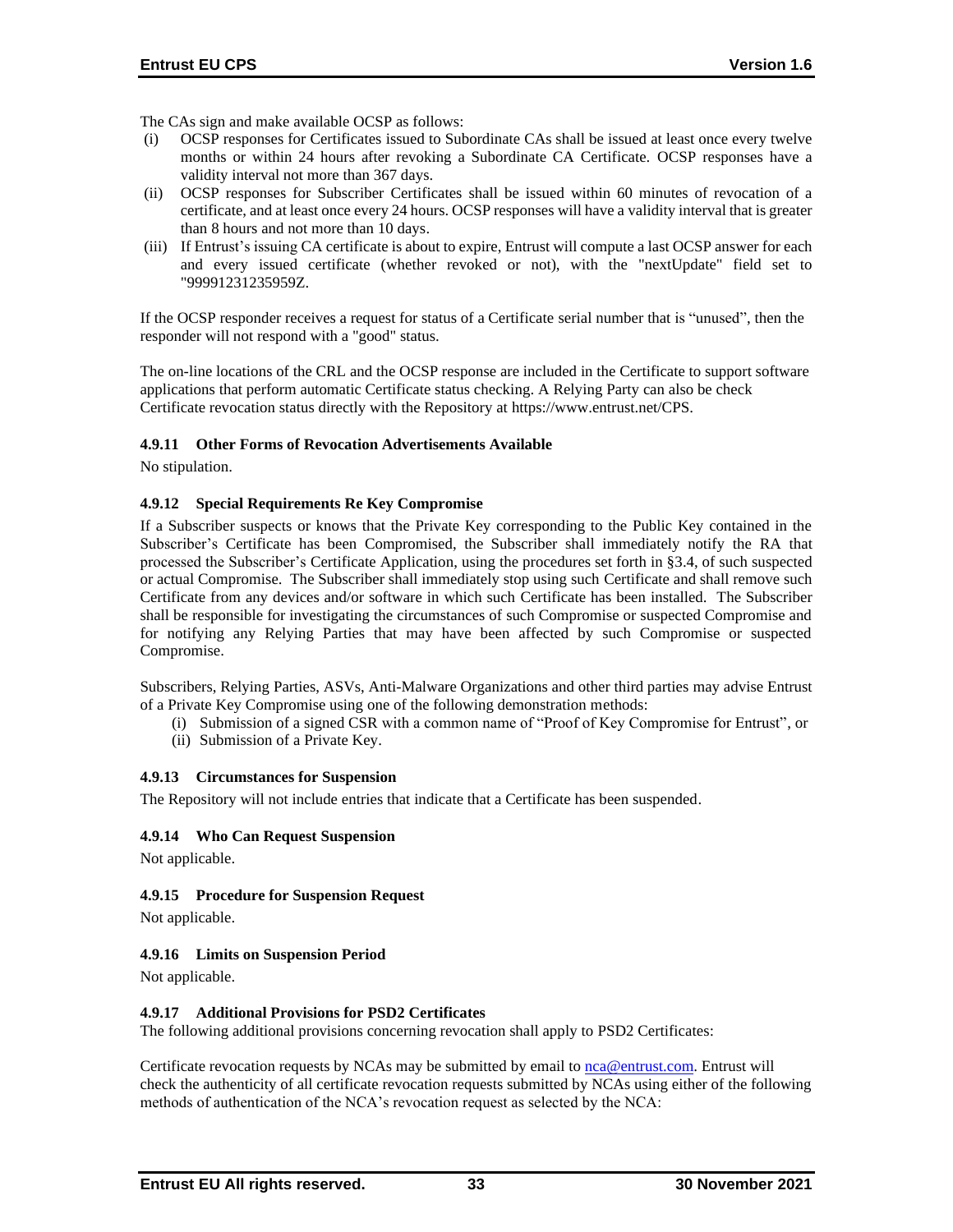The CAs sign and make available OCSP as follows:

(i) OCSP responses for Certificates issued to Subordinate CAs shall be issued at least once every twelve months or within 24 hours after revoking a Subordinate CA Certificate. OCSP responses have a validity interval not more than 367 days.

(ii) OCSP responses for Subscriber Certificates shall be issued within 60 minutes of revocation of a certificate, and at least once every 24 hours. OCSP responses will have a validity interval that is greater than 8 hours and not more than 10 days.

(iii) If Entrust's issuing CA certificate is about to expire, Entrust will compute a last OCSP answer for each and every issued certificate (whether revoked or not), with the "nextUpdate" field set to "99991231235959Z.

If the OCSP responder receives a request for status of a Certificate serial number that is "unused", then the responder will not respond with a "good" status.

The on-line locations of the CRL and the OCSP response are included in the Certificate to support software applications that perform automatic Certificate status checking. A Relying Party can also be check Certificate revocation status directly with the Repository at https://www.entrust.net/CPS.

### 4.9.11 Other Forms of Revocation Advertisements Available

No stipulation.

### 4.9.12 Special Requirements Re Key Compromise

If a Subscriber suspects or knows that the Private Key corresponding to the Public Key contained in the Subscriber's Certificate has been Compromised, the Subscriber shall immediately notify the RA that processed the Subscriber's Certificate Application, using the procedures set forth in §3.4, of such suspected or actual Compromise. The Subscriber shall immediately stop using such Certificate and shall remove such Certificate from any devices and/or software in which such Certificate has been installed. The Subscriber shall be responsible for investigating the circumstances of such Compromise or suspected Compromise and for notifying any Relying Parties that may have been affected by such Compromise or suspected Compromise.

Subscribers, Relying Parties, ASVs, Anti-Malware Organizations and other third parties may advise Entrust of a Private Key Compromise using one of the following demonstration methods:

(i) Submission of a signed CSR with a common name of "Proof of Key Compromise for Entrust", or
(ii) Submission of a Private Key.

### 4.9.13 Circumstances for Suspension

The Repository will not include entries that indicate that a Certificate has been suspended.

### 4.9.14 Who Can Request Suspension

Not applicable.

### 4.9.15 Procedure for Suspension Request

Not applicable.

### 4.9.16 Limits on Suspension Period

Not applicable.

### 4.9.17 Additional Provisions for PSD2 Certificates

The following additional provisions concerning revocation shall apply to PSD2 Certificates:

Certificate revocation requests by NCAs may be submitted by email to nca@entrust.com. Entrust will check the authenticity of all certificate revocation requests submitted by NCAs using either of the following methods of authentication of the NCA's revocation request as selected by the NCA: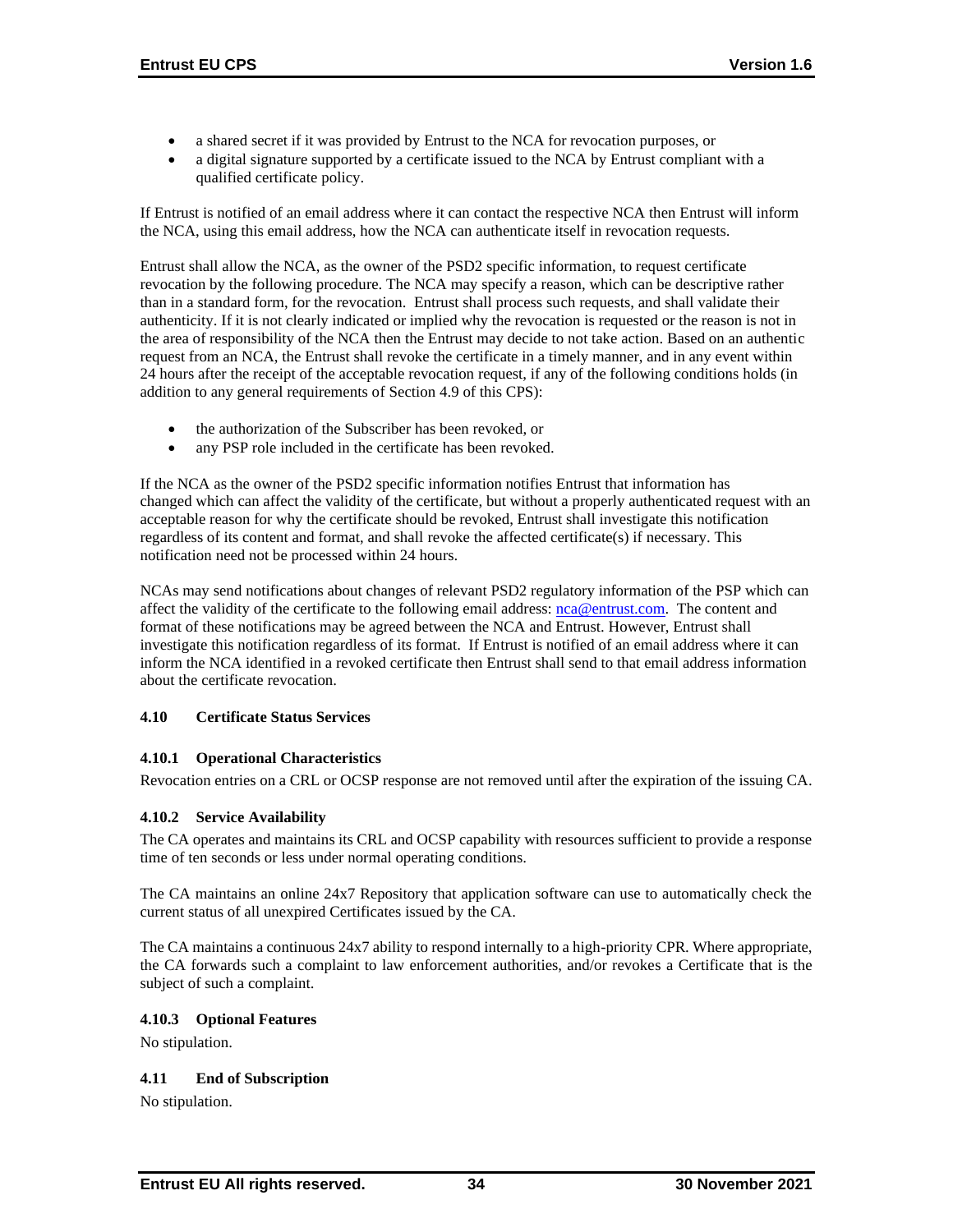- a shared secret if it was provided by Entrust to the NCA for revocation purposes, or
- a digital signature supported by a certificate issued to the NCA by Entrust compliant with a qualified certificate policy.

If Entrust is notified of an email address where it can contact the respective NCA then Entrust will inform the NCA, using this email address, how the NCA can authenticate itself in revocation requests.

Entrust shall allow the NCA, as the owner of the PSD2 specific information, to request certificate revocation by the following procedure. The NCA may specify a reason, which can be descriptive rather than in a standard form, for the revocation. Entrust shall process such requests, and shall validate their authenticity. If it is not clearly indicated or implied why the revocation is requested or the reason is not in the area of responsibility of the NCA then the Entrust may decide to not take action. Based on an authentic request from an NCA, the Entrust shall revoke the certificate in a timely manner, and in any event within 24 hours after the receipt of the acceptable revocation request, if any of the following conditions holds (in addition to any general requirements of Section 4.9 of this CPS):

- the authorization of the Subscriber has been revoked, or
- any PSP role included in the certificate has been revoked.

If the NCA as the owner of the PSD2 specific information notifies Entrust that information has changed which can affect the validity of the certificate, but without a properly authenticated request with an acceptable reason for why the certificate should be revoked, Entrust shall investigate this notification regardless of its content and format, and shall revoke the affected certificate(s) if necessary. This notification need not be processed within 24 hours.

NCAs may send notifications about changes of relevant PSD2 regulatory information of the PSP which can affect the validity of the certificate to the following email address: nca@entrust.com. The content and format of these notifications may be agreed between the NCA and Entrust. However, Entrust shall investigate this notification regardless of its format. If Entrust is notified of an email address where it can inform the NCA identified in a revoked certificate then Entrust shall send to that email address information about the certificate revocation.

### 4.10 Certificate Status Services

#### 4.10.1 Operational Characteristics

Revocation entries on a CRL or OCSP response are not removed until after the expiration of the issuing CA.

#### 4.10.2 Service Availability

The CA operates and maintains its CRL and OCSP capability with resources sufficient to provide a response time of ten seconds or less under normal operating conditions.

The CA maintains an online 24x7 Repository that application software can use to automatically check the current status of all unexpired Certificates issued by the CA.

The CA maintains a continuous 24x7 ability to respond internally to a high-priority CPR. Where appropriate, the CA forwards such a complaint to law enforcement authorities, and/or revokes a Certificate that is the subject of such a complaint.

#### 4.10.3 Optional Features

No stipulation.

### 4.11 End of Subscription

No stipulation.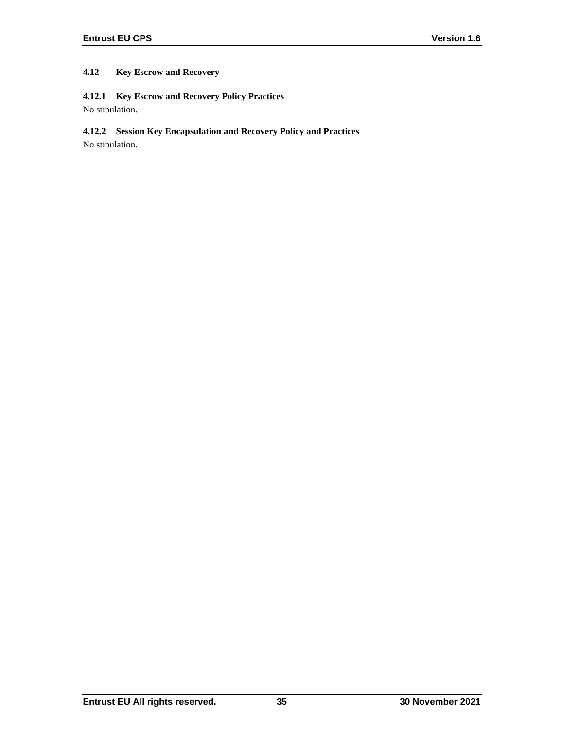### 4.12 Key Escrow and Recovery

#### 4.12.1 Key Escrow and Recovery Policy Practices

No stipulation.

#### 4.12.2 Session Key Encapsulation and Recovery Policy and Practices

No stipulation.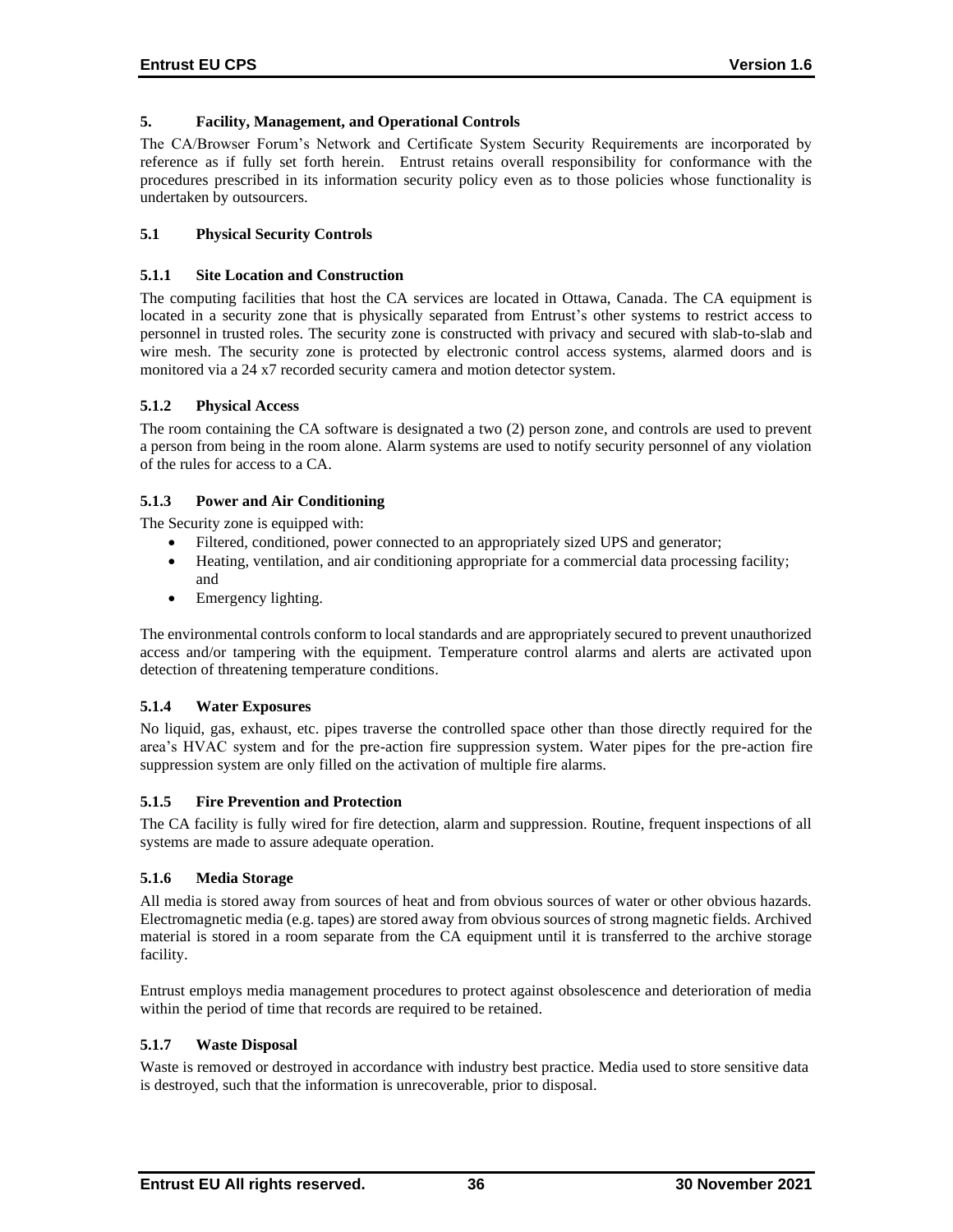# 5. Facility, Management, and Operational Controls

The CA/Browser Forum's Network and Certificate System Security Requirements are incorporated by reference as if fully set forth herein. Entrust retains overall responsibility for conformance with the procedures prescribed in its information security policy even as to those policies whose functionality is undertaken by outsourcers.

## 5.1 Physical Security Controls

### 5.1.1 Site Location and Construction

The computing facilities that host the CA services are located in Ottawa, Canada. The CA equipment is located in a security zone that is physically separated from Entrust's other systems to restrict access to personnel in trusted roles. The security zone is constructed with privacy and secured with slab-to-slab and wire mesh. The security zone is protected by electronic control access systems, alarmed doors and is monitored via a 24 x7 recorded security camera and motion detector system.

### 5.1.2 Physical Access

The room containing the CA software is designated a two (2) person zone, and controls are used to prevent a person from being in the room alone. Alarm systems are used to notify security personnel of any violation of the rules for access to a CA.

### 5.1.3 Power and Air Conditioning

The Security zone is equipped with:

- Filtered, conditioned, power connected to an appropriately sized UPS and generator;
- Heating, ventilation, and air conditioning appropriate for a commercial data processing facility; and
- Emergency lighting.

The environmental controls conform to local standards and are appropriately secured to prevent unauthorized access and/or tampering with the equipment. Temperature control alarms and alerts are activated upon detection of threatening temperature conditions.

### 5.1.4 Water Exposures

No liquid, gas, exhaust, etc. pipes traverse the controlled space other than those directly required for the area's HVAC system and for the pre-action fire suppression system. Water pipes for the pre-action fire suppression system are only filled on the activation of multiple fire alarms.

### 5.1.5 Fire Prevention and Protection

The CA facility is fully wired for fire detection, alarm and suppression. Routine, frequent inspections of all systems are made to assure adequate operation.

### 5.1.6 Media Storage

All media is stored away from sources of heat and from obvious sources of water or other obvious hazards. Electromagnetic media (e.g. tapes) are stored away from obvious sources of strong magnetic fields. Archived material is stored in a room separate from the CA equipment until it is transferred to the archive storage facility.

Entrust employs media management procedures to protect against obsolescence and deterioration of media within the period of time that records are required to be retained.

### 5.1.7 Waste Disposal

Waste is removed or destroyed in accordance with industry best practice. Media used to store sensitive data is destroyed, such that the information is unrecoverable, prior to disposal.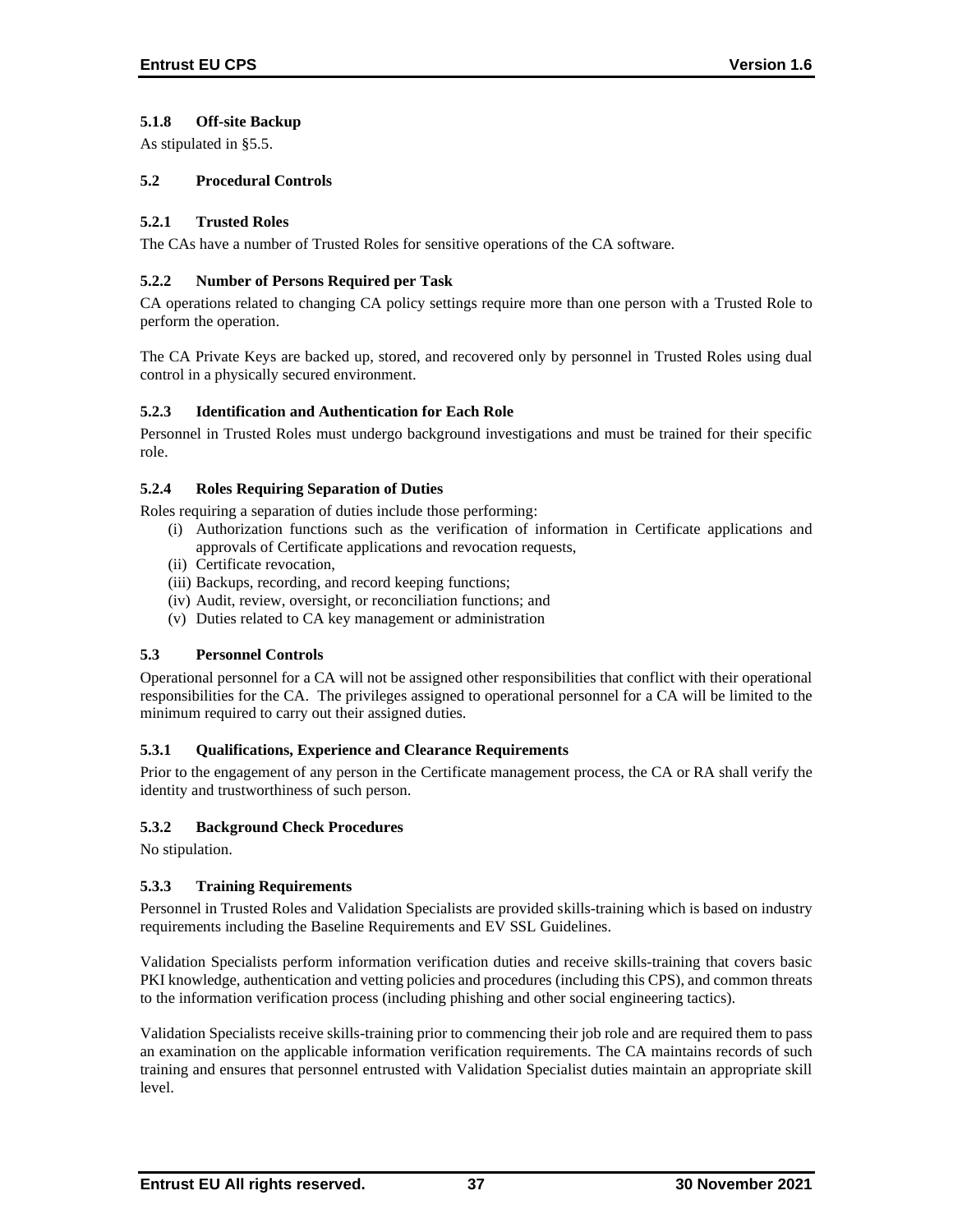### 5.1.8 Off-site Backup

As stipulated in §5.5.

## 5.2 Procedural Controls

### 5.2.1 Trusted Roles

The CAs have a number of Trusted Roles for sensitive operations of the CA software.

### 5.2.2 Number of Persons Required per Task

CA operations related to changing CA policy settings require more than one person with a Trusted Role to perform the operation.

The CA Private Keys are backed up, stored, and recovered only by personnel in Trusted Roles using dual control in a physically secured environment.

### 5.2.3 Identification and Authentication for Each Role

Personnel in Trusted Roles must undergo background investigations and must be trained for their specific role.

### 5.2.4 Roles Requiring Separation of Duties

Roles requiring a separation of duties include those performing:

(i) Authorization functions such as the verification of information in Certificate applications and approvals of Certificate applications and revocation requests,
(ii) Certificate revocation,
(iii) Backups, recording, and record keeping functions;
(iv) Audit, review, oversight, or reconciliation functions; and
(v) Duties related to CA key management or administration

## 5.3 Personnel Controls

Operational personnel for a CA will not be assigned other responsibilities that conflict with their operational responsibilities for the CA. The privileges assigned to operational personnel for a CA will be limited to the minimum required to carry out their assigned duties.

### 5.3.1 Qualifications, Experience and Clearance Requirements

Prior to the engagement of any person in the Certificate management process, the CA or RA shall verify the identity and trustworthiness of such person.

### 5.3.2 Background Check Procedures

No stipulation.

### 5.3.3 Training Requirements

Personnel in Trusted Roles and Validation Specialists are provided skills-training which is based on industry requirements including the Baseline Requirements and EV SSL Guidelines.

Validation Specialists perform information verification duties and receive skills-training that covers basic PKI knowledge, authentication and vetting policies and procedures (including this CPS), and common threats to the information verification process (including phishing and other social engineering tactics).

Validation Specialists receive skills-training prior to commencing their job role and are required them to pass an examination on the applicable information verification requirements. The CA maintains records of such training and ensures that personnel entrusted with Validation Specialist duties maintain an appropriate skill level.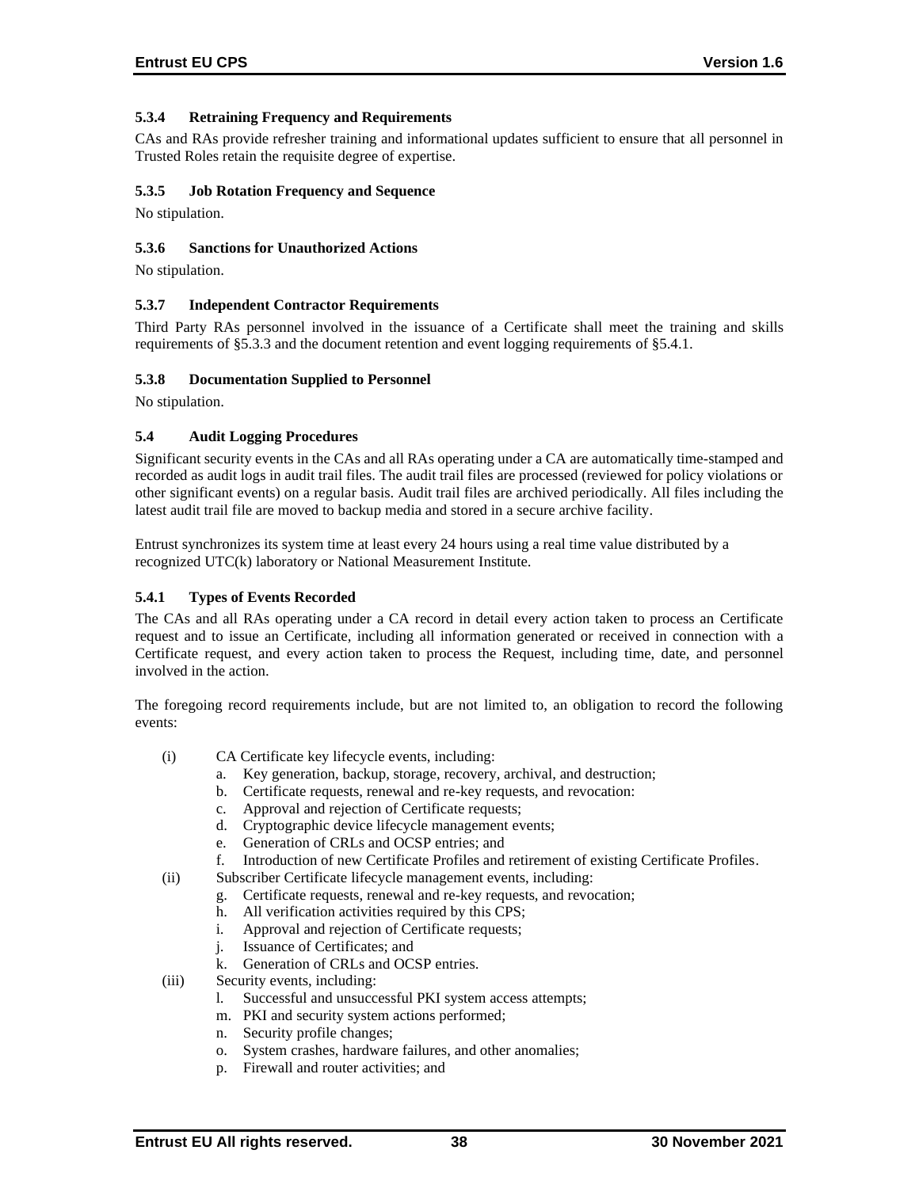#### 5.3.4 Retraining Frequency and Requirements

CAs and RAs provide refresher training and informational updates sufficient to ensure that all personnel in Trusted Roles retain the requisite degree of expertise.

#### 5.3.5 Job Rotation Frequency and Sequence

No stipulation.

#### 5.3.6 Sanctions for Unauthorized Actions

No stipulation.

#### 5.3.7 Independent Contractor Requirements

Third Party RAs personnel involved in the issuance of a Certificate shall meet the training and skills requirements of §5.3.3 and the document retention and event logging requirements of §5.4.1.

#### 5.3.8 Documentation Supplied to Personnel

No stipulation.

### 5.4 Audit Logging Procedures

Significant security events in the CAs and all RAs operating under a CA are automatically time-stamped and recorded as audit logs in audit trail files. The audit trail files are processed (reviewed for policy violations or other significant events) on a regular basis. Audit trail files are archived periodically. All files including the latest audit trail file are moved to backup media and stored in a secure archive facility.

Entrust synchronizes its system time at least every 24 hours using a real time value distributed by a recognized UTC(k) laboratory or National Measurement Institute.

#### 5.4.1 Types of Events Recorded

The CAs and all RAs operating under a CA record in detail every action taken to process an Certificate request and to issue an Certificate, including all information generated or received in connection with a Certificate request, and every action taken to process the Request, including time, date, and personnel involved in the action.

The foregoing record requirements include, but are not limited to, an obligation to record the following events:

(i) CA Certificate key lifecycle events, including:
   a. Key generation, backup, storage, recovery, archival, and destruction;
   b. Certificate requests, renewal and re-key requests, and revocation:
   c. Approval and rejection of Certificate requests;
   d. Cryptographic device lifecycle management events;
   e. Generation of CRLs and OCSP entries; and
   f. Introduction of new Certificate Profiles and retirement of existing Certificate Profiles.

(ii) Subscriber Certificate lifecycle management events, including:
   g. Certificate requests, renewal and re-key requests, and revocation;
   h. All verification activities required by this CPS;
   i. Approval and rejection of Certificate requests;
   j. Issuance of Certificates; and
   k. Generation of CRLs and OCSP entries.

(iii) Security events, including:
   l. Successful and unsuccessful PKI system access attempts;
   m. PKI and security system actions performed;
   n. Security profile changes;
   o. System crashes, hardware failures, and other anomalies;
   p. Firewall and router activities; and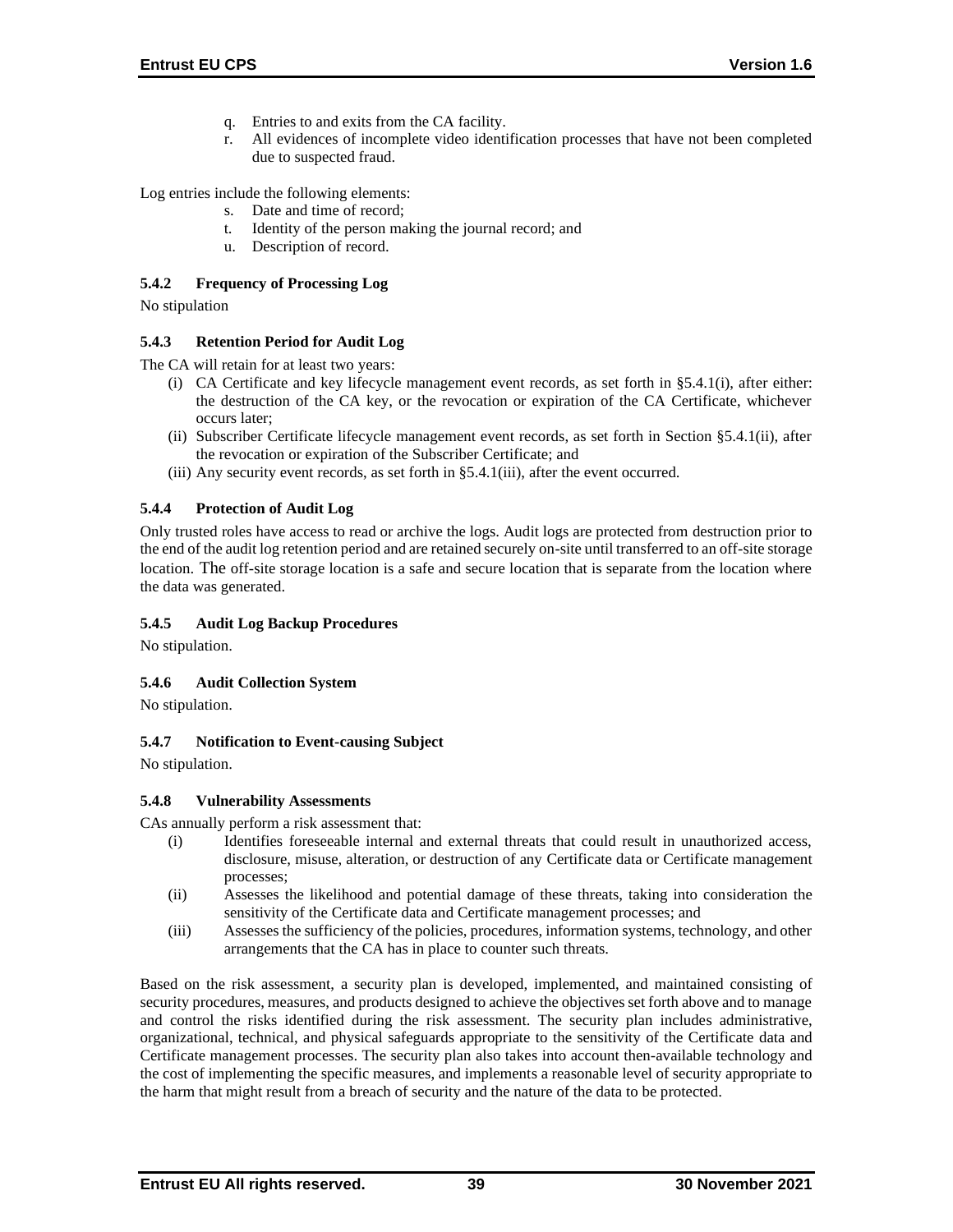q. Entries to and exits from the CA facility.
r. All evidences of incomplete video identification processes that have not been completed due to suspected fraud.

Log entries include the following elements:

s. Date and time of record;
t. Identity of the person making the journal record; and
u. Description of record.

### 5.4.2 Frequency of Processing Log

No stipulation

### 5.4.3 Retention Period for Audit Log

The CA will retain for at least two years:

(i) CA Certificate and key lifecycle management event records, as set forth in §5.4.1(i), after either: the destruction of the CA key, or the revocation or expiration of the CA Certificate, whichever occurs later;
(ii) Subscriber Certificate lifecycle management event records, as set forth in Section §5.4.1(ii), after the revocation or expiration of the Subscriber Certificate; and
(iii) Any security event records, as set forth in §5.4.1(iii), after the event occurred.

### 5.4.4 Protection of Audit Log

Only trusted roles have access to read or archive the logs. Audit logs are protected from destruction prior to the end of the audit log retention period and are retained securely on-site until transferred to an off-site storage location. The off-site storage location is a safe and secure location that is separate from the location where the data was generated.

### 5.4.5 Audit Log Backup Procedures

No stipulation.

### 5.4.6 Audit Collection System

No stipulation.

### 5.4.7 Notification to Event-causing Subject

No stipulation.

### 5.4.8 Vulnerability Assessments

CAs annually perform a risk assessment that:

(i) Identifies foreseeable internal and external threats that could result in unauthorized access, disclosure, misuse, alteration, or destruction of any Certificate data or Certificate management processes;
(ii) Assesses the likelihood and potential damage of these threats, taking into consideration the sensitivity of the Certificate data and Certificate management processes; and
(iii) Assesses the sufficiency of the policies, procedures, information systems, technology, and other arrangements that the CA has in place to counter such threats.

Based on the risk assessment, a security plan is developed, implemented, and maintained consisting of security procedures, measures, and products designed to achieve the objectives set forth above and to manage and control the risks identified during the risk assessment. The security plan includes administrative, organizational, technical, and physical safeguards appropriate to the sensitivity of the Certificate data and Certificate management processes. The security plan also takes into account then-available technology and the cost of implementing the specific measures, and implements a reasonable level of security appropriate to the harm that might result from a breach of security and the nature of the data to be protected.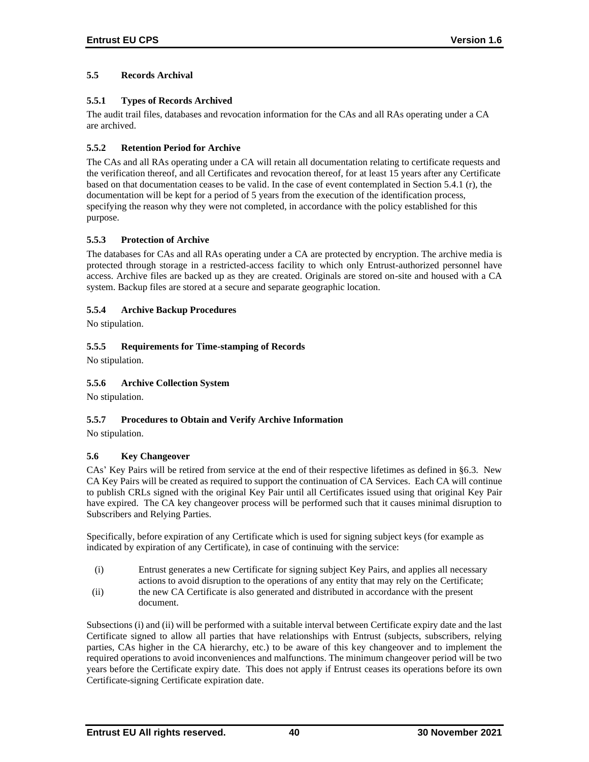### 5.5 Records Archival

#### 5.5.1 Types of Records Archived

The audit trail files, databases and revocation information for the CAs and all RAs operating under a CA are archived.

#### 5.5.2 Retention Period for Archive

The CAs and all RAs operating under a CA will retain all documentation relating to certificate requests and the verification thereof, and all Certificates and revocation thereof, for at least 15 years after any Certificate based on that documentation ceases to be valid. In the case of event contemplated in Section 5.4.1 (r), the documentation will be kept for a period of 5 years from the execution of the identification process, specifying the reason why they were not completed, in accordance with the policy established for this purpose.

#### 5.5.3 Protection of Archive

The databases for CAs and all RAs operating under a CA are protected by encryption. The archive media is protected through storage in a restricted-access facility to which only Entrust-authorized personnel have access. Archive files are backed up as they are created. Originals are stored on-site and housed with a CA system. Backup files are stored at a secure and separate geographic location.

#### 5.5.4 Archive Backup Procedures

No stipulation.

#### 5.5.5 Requirements for Time-stamping of Records

No stipulation.

#### 5.5.6 Archive Collection System

No stipulation.

#### 5.5.7 Procedures to Obtain and Verify Archive Information

No stipulation.

### 5.6 Key Changeover

CAs' Key Pairs will be retired from service at the end of their respective lifetimes as defined in §6.3. New CA Key Pairs will be created as required to support the continuation of CA Services. Each CA will continue to publish CRLs signed with the original Key Pair until all Certificates issued using that original Key Pair have expired. The CA key changeover process will be performed such that it causes minimal disruption to Subscribers and Relying Parties.

Specifically, before expiration of any Certificate which is used for signing subject keys (for example as indicated by expiration of any Certificate), in case of continuing with the service:

(i) Entrust generates a new Certificate for signing subject Key Pairs, and applies all necessary actions to avoid disruption to the operations of any entity that may rely on the Certificate;

(ii) the new CA Certificate is also generated and distributed in accordance with the present document.

Subsections (i) and (ii) will be performed with a suitable interval between Certificate expiry date and the last Certificate signed to allow all parties that have relationships with Entrust (subjects, subscribers, relying parties, CAs higher in the CA hierarchy, etc.) to be aware of this key changeover and to implement the required operations to avoid inconveniences and malfunctions. The minimum changeover period will be two years before the Certificate expiry date. This does not apply if Entrust ceases its operations before its own Certificate-signing Certificate expiration date.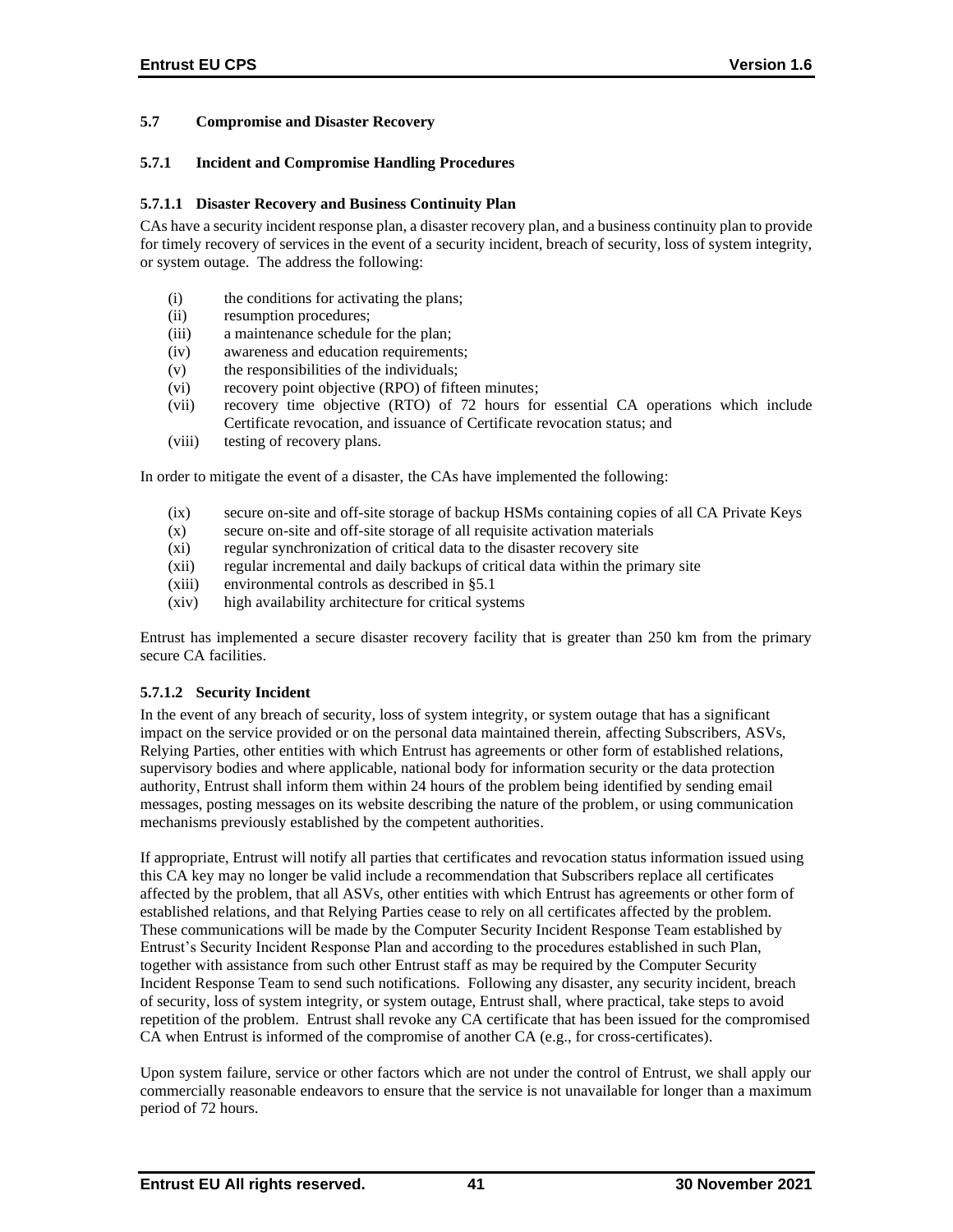### 5.7 Compromise and Disaster Recovery

#### 5.7.1 Incident and Compromise Handling Procedures

##### 5.7.1.1 Disaster Recovery and Business Continuity Plan

CAs have a security incident response plan, a disaster recovery plan, and a business continuity plan to provide for timely recovery of services in the event of a security incident, breach of security, loss of system integrity, or system outage. The address the following:

(i) the conditions for activating the plans;
(ii) resumption procedures;
(iii) a maintenance schedule for the plan;
(iv) awareness and education requirements;
(v) the responsibilities of the individuals;
(vi) recovery point objective (RPO) of fifteen minutes;
(vii) recovery time objective (RTO) of 72 hours for essential CA operations which include Certificate revocation, and issuance of Certificate revocation status; and
(viii) testing of recovery plans.

In order to mitigate the event of a disaster, the CAs have implemented the following:

(ix) secure on-site and off-site storage of backup HSMs containing copies of all CA Private Keys
(x) secure on-site and off-site storage of all requisite activation materials
(xi) regular synchronization of critical data to the disaster recovery site
(xii) regular incremental and daily backups of critical data within the primary site
(xiii) environmental controls as described in §5.1
(xiv) high availability architecture for critical systems

Entrust has implemented a secure disaster recovery facility that is greater than 250 km from the primary secure CA facilities.

##### 5.7.1.2 Security Incident

In the event of any breach of security, loss of system integrity, or system outage that has a significant impact on the service provided or on the personal data maintained therein, affecting Subscribers, ASVs, Relying Parties, other entities with which Entrust has agreements or other form of established relations, supervisory bodies and where applicable, national body for information security or the data protection authority, Entrust shall inform them within 24 hours of the problem being identified by sending email messages, posting messages on its website describing the nature of the problem, or using communication mechanisms previously established by the competent authorities.

If appropriate, Entrust will notify all parties that certificates and revocation status information issued using this CA key may no longer be valid include a recommendation that Subscribers replace all certificates affected by the problem, that all ASVs, other entities with which Entrust has agreements or other form of established relations, and that Relying Parties cease to rely on all certificates affected by the problem. These communications will be made by the Computer Security Incident Response Team established by Entrust's Security Incident Response Plan and according to the procedures established in such Plan, together with assistance from such other Entrust staff as may be required by the Computer Security Incident Response Team to send such notifications. Following any disaster, any security incident, breach of security, loss of system integrity, or system outage, Entrust shall, where practical, take steps to avoid repetition of the problem. Entrust shall revoke any CA certificate that has been issued for the compromised CA when Entrust is informed of the compromise of another CA (e.g., for cross-certificates).

Upon system failure, service or other factors which are not under the control of Entrust, we shall apply our commercially reasonable endeavors to ensure that the service is not unavailable for longer than a maximum period of 72 hours.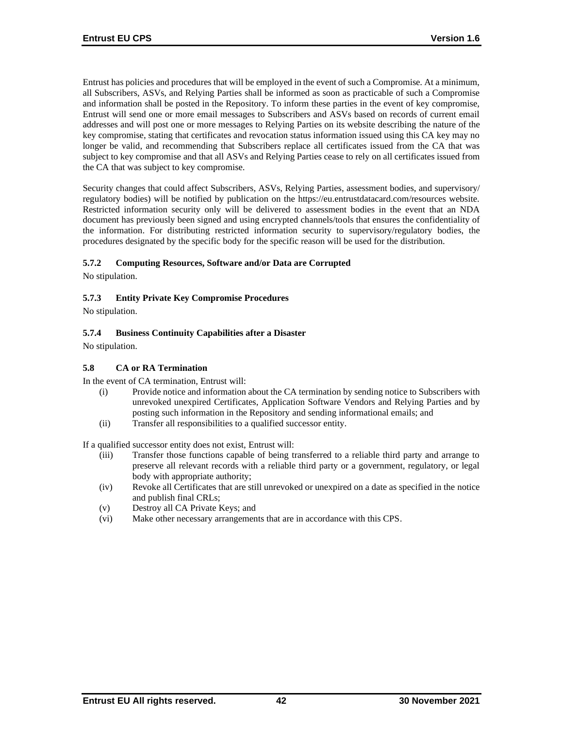Entrust has policies and procedures that will be employed in the event of such a Compromise. At a minimum, all Subscribers, ASVs, and Relying Parties shall be informed as soon as practicable of such a Compromise and information shall be posted in the Repository. To inform these parties in the event of key compromise, Entrust will send one or more email messages to Subscribers and ASVs based on records of current email addresses and will post one or more messages to Relying Parties on its website describing the nature of the key compromise, stating that certificates and revocation status information issued using this CA key may no longer be valid, and recommending that Subscribers replace all certificates issued from the CA that was subject to key compromise and that all ASVs and Relying Parties cease to rely on all certificates issued from the CA that was subject to key compromise.

Security changes that could affect Subscribers, ASVs, Relying Parties, assessment bodies, and supervisory/ regulatory bodies) will be notified by publication on the https://eu.entrustdatacard.com/resources website. Restricted information security only will be delivered to assessment bodies in the event that an NDA document has previously been signed and using encrypted channels/tools that ensures the confidentiality of the information. For distributing restricted information security to supervisory/regulatory bodies, the procedures designated by the specific body for the specific reason will be used for the distribution.

#### 5.7.2 Computing Resources, Software and/or Data are Corrupted

No stipulation.

#### 5.7.3 Entity Private Key Compromise Procedures

No stipulation.

#### 5.7.4 Business Continuity Capabilities after a Disaster

No stipulation.

### 5.8 CA or RA Termination

In the event of CA termination, Entrust will:

- (i) Provide notice and information about the CA termination by sending notice to Subscribers with unrevoked unexpired Certificates, Application Software Vendors and Relying Parties and by posting such information in the Repository and sending informational emails; and
- (ii) Transfer all responsibilities to a qualified successor entity.

If a qualified successor entity does not exist, Entrust will:

- (iii) Transfer those functions capable of being transferred to a reliable third party and arrange to preserve all relevant records with a reliable third party or a government, regulatory, or legal body with appropriate authority;
- (iv) Revoke all Certificates that are still unrevoked or unexpired on a date as specified in the notice and publish final CRLs;
- (v) Destroy all CA Private Keys; and
- (vi) Make other necessary arrangements that are in accordance with this CPS.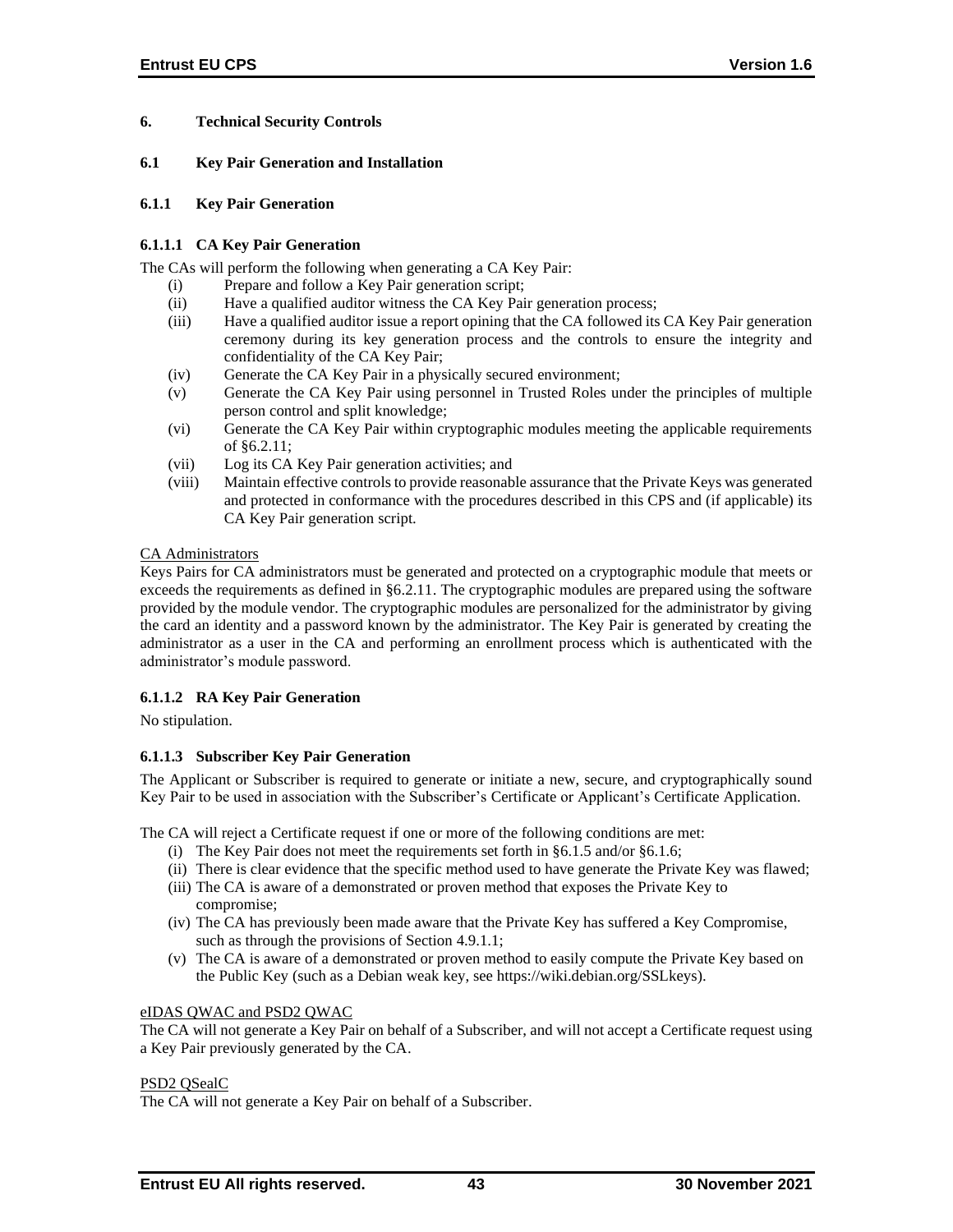## 6. Technical Security Controls

### 6.1 Key Pair Generation and Installation

#### 6.1.1 Key Pair Generation

##### 6.1.1.1 CA Key Pair Generation

The CAs will perform the following when generating a CA Key Pair:

(i) Prepare and follow a Key Pair generation script;
(ii) Have a qualified auditor witness the CA Key Pair generation process;
(iii) Have a qualified auditor issue a report opining that the CA followed its CA Key Pair generation ceremony during its key generation process and the controls to ensure the integrity and confidentiality of the CA Key Pair;
(iv) Generate the CA Key Pair in a physically secured environment;
(v) Generate the CA Key Pair using personnel in Trusted Roles under the principles of multiple person control and split knowledge;
(vi) Generate the CA Key Pair within cryptographic modules meeting the applicable requirements of §6.2.11;
(vii) Log its CA Key Pair generation activities; and
(viii) Maintain effective controls to provide reasonable assurance that the Private Keys was generated and protected in conformance with the procedures described in this CPS and (if applicable) its CA Key Pair generation script.

<u>CA Administrators</u>
Keys Pairs for CA administrators must be generated and protected on a cryptographic module that meets or exceeds the requirements as defined in §6.2.11. The cryptographic modules are prepared using the software provided by the module vendor. The cryptographic modules are personalized for the administrator by giving the card an identity and a password known by the administrator. The Key Pair is generated by creating the administrator as a user in the CA and performing an enrollment process which is authenticated with the administrator's module password.

##### 6.1.1.2 RA Key Pair Generation

No stipulation.

##### 6.1.1.3 Subscriber Key Pair Generation

The Applicant or Subscriber is required to generate or initiate a new, secure, and cryptographically sound Key Pair to be used in association with the Subscriber's Certificate or Applicant's Certificate Application.

The CA will reject a Certificate request if one or more of the following conditions are met:

(i) The Key Pair does not meet the requirements set forth in §6.1.5 and/or §6.1.6;
(ii) There is clear evidence that the specific method used to have generate the Private Key was flawed;
(iii) The CA is aware of a demonstrated or proven method that exposes the Private Key to compromise;
(iv) The CA has previously been made aware that the Private Key has suffered a Key Compromise, such as through the provisions of Section 4.9.1.1;
(v) The CA is aware of a demonstrated or proven method to easily compute the Private Key based on the Public Key (such as a Debian weak key, see https://wiki.debian.org/SSLkeys).

<u>eIDAS QWAC and PSD2 QWAC</u>
The CA will not generate a Key Pair on behalf of a Subscriber, and will not accept a Certificate request using a Key Pair previously generated by the CA.

<u>PSD2 QSealC</u>
The CA will not generate a Key Pair on behalf of a Subscriber.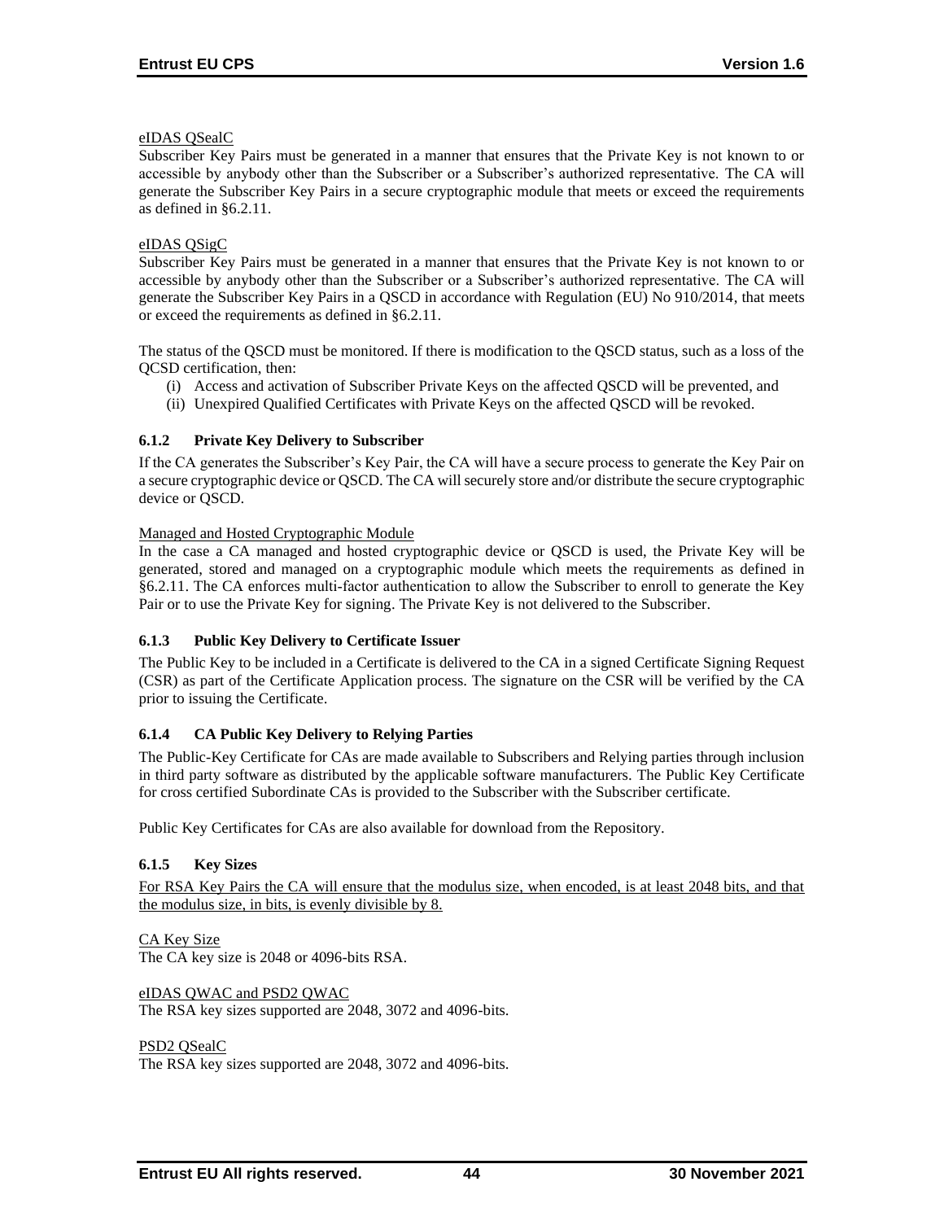eIDAS QSealC

Subscriber Key Pairs must be generated in a manner that ensures that the Private Key is not known to or accessible by anybody other than the Subscriber or a Subscriber's authorized representative. The CA will generate the Subscriber Key Pairs in a secure cryptographic module that meets or exceed the requirements as defined in §6.2.11.

eIDAS QSigC

Subscriber Key Pairs must be generated in a manner that ensures that the Private Key is not known to or accessible by anybody other than the Subscriber or a Subscriber's authorized representative. The CA will generate the Subscriber Key Pairs in a QSCD in accordance with Regulation (EU) No 910/2014, that meets or exceed the requirements as defined in §6.2.11.

The status of the QSCD must be monitored. If there is modification to the QSCD status, such as a loss of the QCSD certification, then:

(i) Access and activation of Subscriber Private Keys on the affected QSCD will be prevented, and
(ii) Unexpired Qualified Certificates with Private Keys on the affected QSCD will be revoked.

### 6.1.2 Private Key Delivery to Subscriber

If the CA generates the Subscriber's Key Pair, the CA will have a secure process to generate the Key Pair on a secure cryptographic device or QSCD. The CA will securely store and/or distribute the secure cryptographic device or QSCD.

Managed and Hosted Cryptographic Module

In the case a CA managed and hosted cryptographic device or QSCD is used, the Private Key will be generated, stored and managed on a cryptographic module which meets the requirements as defined in §6.2.11. The CA enforces multi-factor authentication to allow the Subscriber to enroll to generate the Key Pair or to use the Private Key for signing. The Private Key is not delivered to the Subscriber.

### 6.1.3 Public Key Delivery to Certificate Issuer

The Public Key to be included in a Certificate is delivered to the CA in a signed Certificate Signing Request (CSR) as part of the Certificate Application process. The signature on the CSR will be verified by the CA prior to issuing the Certificate.

### 6.1.4 CA Public Key Delivery to Relying Parties

The Public-Key Certificate for CAs are made available to Subscribers and Relying parties through inclusion in third party software as distributed by the applicable software manufacturers. The Public Key Certificate for cross certified Subordinate CAs is provided to the Subscriber with the Subscriber certificate.

Public Key Certificates for CAs are also available for download from the Repository.

### 6.1.5 Key Sizes

For RSA Key Pairs the CA will ensure that the modulus size, when encoded, is at least 2048 bits, and that the modulus size, in bits, is evenly divisible by 8.

CA Key Size

The CA key size is 2048 or 4096-bits RSA.

eIDAS QWAC and PSD2 QWAC

The RSA key sizes supported are 2048, 3072 and 4096-bits.

PSD2 QSealC

The RSA key sizes supported are 2048, 3072 and 4096-bits.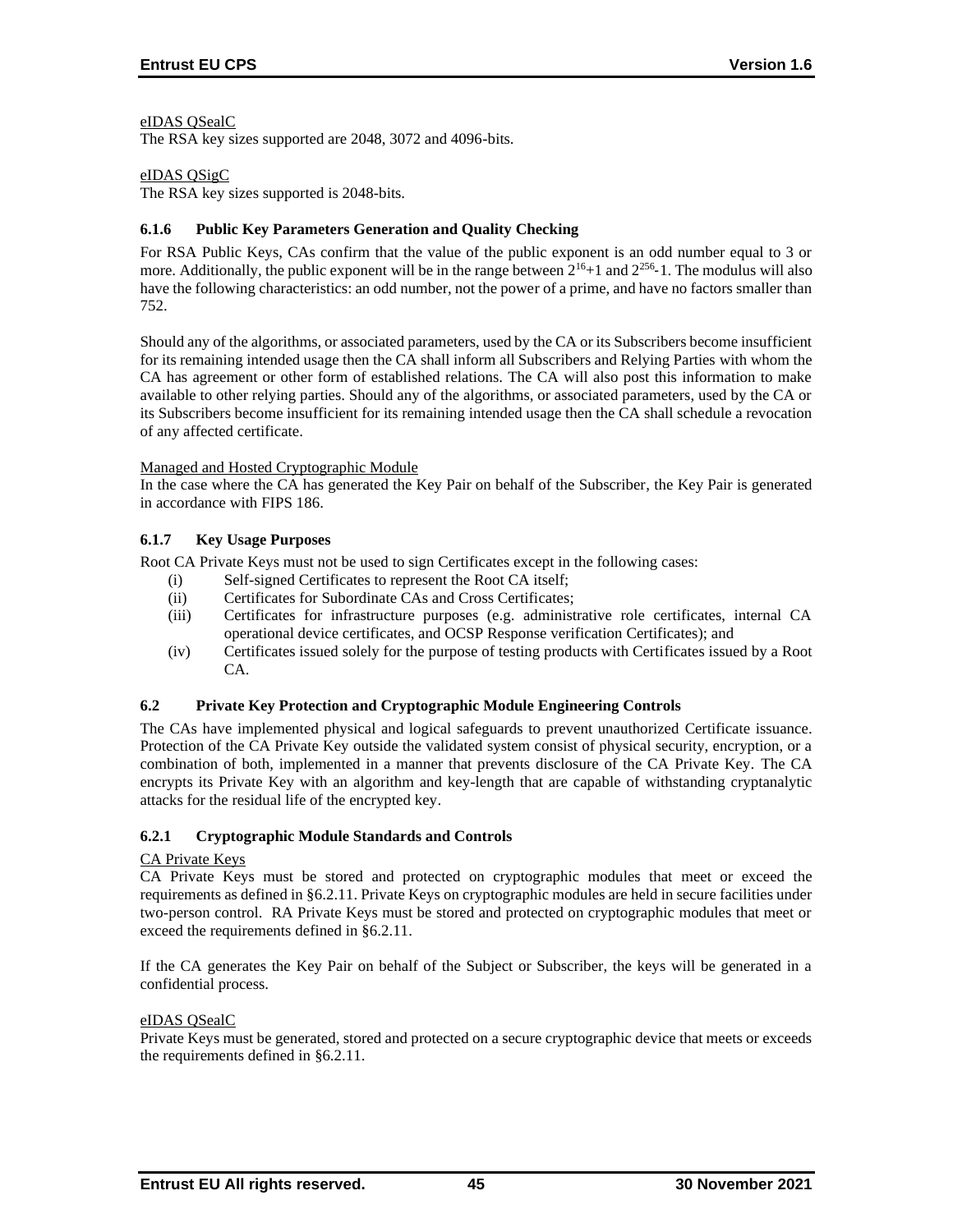eIDAS QSealC
The RSA key sizes supported are 2048, 3072 and 4096-bits.

eIDAS QSigC
The RSA key sizes supported is 2048-bits.

### 6.1.6 Public Key Parameters Generation and Quality Checking

For RSA Public Keys, CAs confirm that the value of the public exponent is an odd number equal to 3 or more. Additionally, the public exponent will be in the range between $2^{16}+1$ and $2^{256}-1$. The modulus will also have the following characteristics: an odd number, not the power of a prime, and have no factors smaller than 752.

Should any of the algorithms, or associated parameters, used by the CA or its Subscribers become insufficient for its remaining intended usage then the CA shall inform all Subscribers and Relying Parties with whom the CA has agreement or other form of established relations. The CA will also post this information to make available to other relying parties. Should any of the algorithms, or associated parameters, used by the CA or its Subscribers become insufficient for its remaining intended usage then the CA shall schedule a revocation of any affected certificate.

Managed and Hosted Cryptographic Module
In the case where the CA has generated the Key Pair on behalf of the Subscriber, the Key Pair is generated in accordance with FIPS 186.

### 6.1.7 Key Usage Purposes

Root CA Private Keys must not be used to sign Certificates except in the following cases:

- (i) Self-signed Certificates to represent the Root CA itself;
- (ii) Certificates for Subordinate CAs and Cross Certificates;
- (iii) Certificates for infrastructure purposes (e.g. administrative role certificates, internal CA operational device certificates, and OCSP Response verification Certificates); and
- (iv) Certificates issued solely for the purpose of testing products with Certificates issued by a Root CA.

## 6.2 Private Key Protection and Cryptographic Module Engineering Controls

The CAs have implemented physical and logical safeguards to prevent unauthorized Certificate issuance. Protection of the CA Private Key outside the validated system consist of physical security, encryption, or a combination of both, implemented in a manner that prevents disclosure of the CA Private Key. The CA encrypts its Private Key with an algorithm and key-length that are capable of withstanding cryptanalytic attacks for the residual life of the encrypted key.

### 6.2.1 Cryptographic Module Standards and Controls

CA Private Keys
CA Private Keys must be stored and protected on cryptographic modules that meet or exceed the requirements as defined in §6.2.11. Private Keys on cryptographic modules are held in secure facilities under two-person control. RA Private Keys must be stored and protected on cryptographic modules that meet or exceed the requirements defined in §6.2.11.

If the CA generates the Key Pair on behalf of the Subject or Subscriber, the keys will be generated in a confidential process.

eIDAS QSealC
Private Keys must be generated, stored and protected on a secure cryptographic device that meets or exceeds the requirements defined in §6.2.11.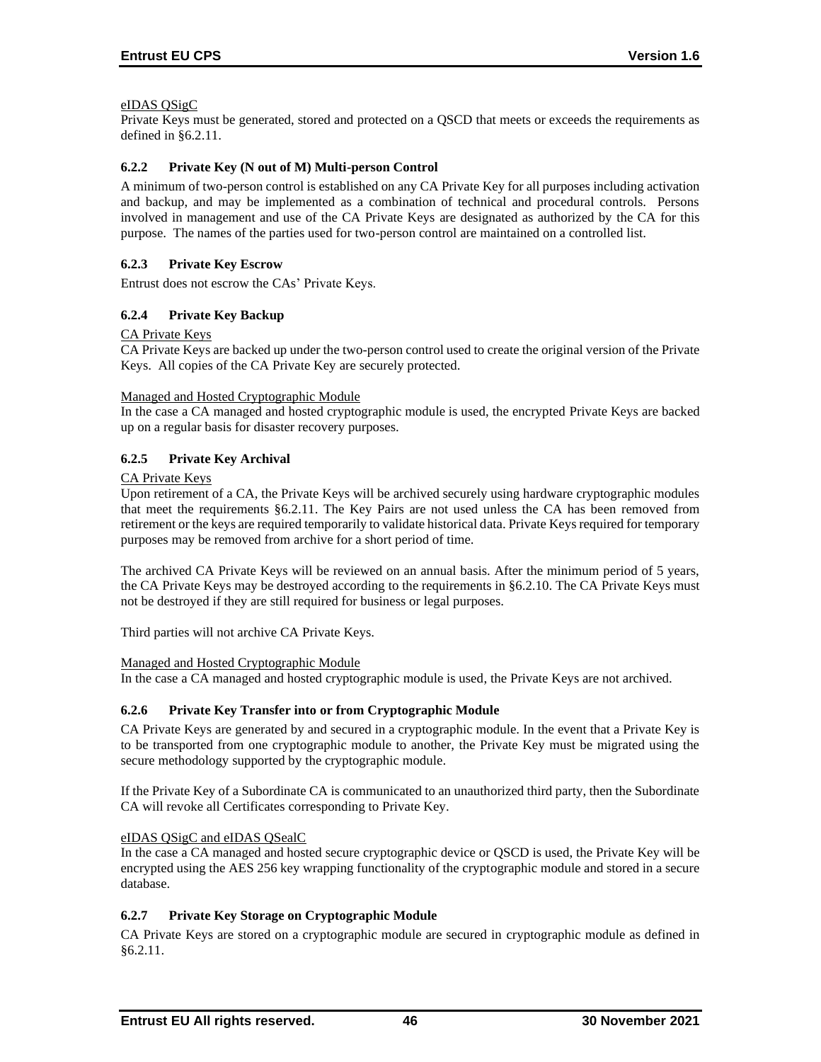eIDAS QSigC

Private Keys must be generated, stored and protected on a QSCD that meets or exceeds the requirements as defined in §6.2.11.

### 6.2.2 Private Key (N out of M) Multi-person Control

A minimum of two-person control is established on any CA Private Key for all purposes including activation and backup, and may be implemented as a combination of technical and procedural controls. Persons involved in management and use of the CA Private Keys are designated as authorized by the CA for this purpose. The names of the parties used for two-person control are maintained on a controlled list.

### 6.2.3 Private Key Escrow

Entrust does not escrow the CAs' Private Keys.

### 6.2.4 Private Key Backup

CA Private Keys

CA Private Keys are backed up under the two-person control used to create the original version of the Private Keys. All copies of the CA Private Key are securely protected.

Managed and Hosted Cryptographic Module

In the case a CA managed and hosted cryptographic module is used, the encrypted Private Keys are backed up on a regular basis for disaster recovery purposes.

### 6.2.5 Private Key Archival

CA Private Keys

Upon retirement of a CA, the Private Keys will be archived securely using hardware cryptographic modules that meet the requirements §6.2.11. The Key Pairs are not used unless the CA has been removed from retirement or the keys are required temporarily to validate historical data. Private Keys required for temporary purposes may be removed from archive for a short period of time.

The archived CA Private Keys will be reviewed on an annual basis. After the minimum period of 5 years, the CA Private Keys may be destroyed according to the requirements in §6.2.10. The CA Private Keys must not be destroyed if they are still required for business or legal purposes.

Third parties will not archive CA Private Keys.

Managed and Hosted Cryptographic Module

In the case a CA managed and hosted cryptographic module is used, the Private Keys are not archived.

### 6.2.6 Private Key Transfer into or from Cryptographic Module

CA Private Keys are generated by and secured in a cryptographic module. In the event that a Private Key is to be transported from one cryptographic module to another, the Private Key must be migrated using the secure methodology supported by the cryptographic module.

If the Private Key of a Subordinate CA is communicated to an unauthorized third party, then the Subordinate CA will revoke all Certificates corresponding to Private Key.

eIDAS QSigC and eIDAS QSealC

In the case a CA managed and hosted secure cryptographic device or QSCD is used, the Private Key will be encrypted using the AES 256 key wrapping functionality of the cryptographic module and stored in a secure database.

### 6.2.7 Private Key Storage on Cryptographic Module

CA Private Keys are stored on a cryptographic module are secured in cryptographic module as defined in §6.2.11.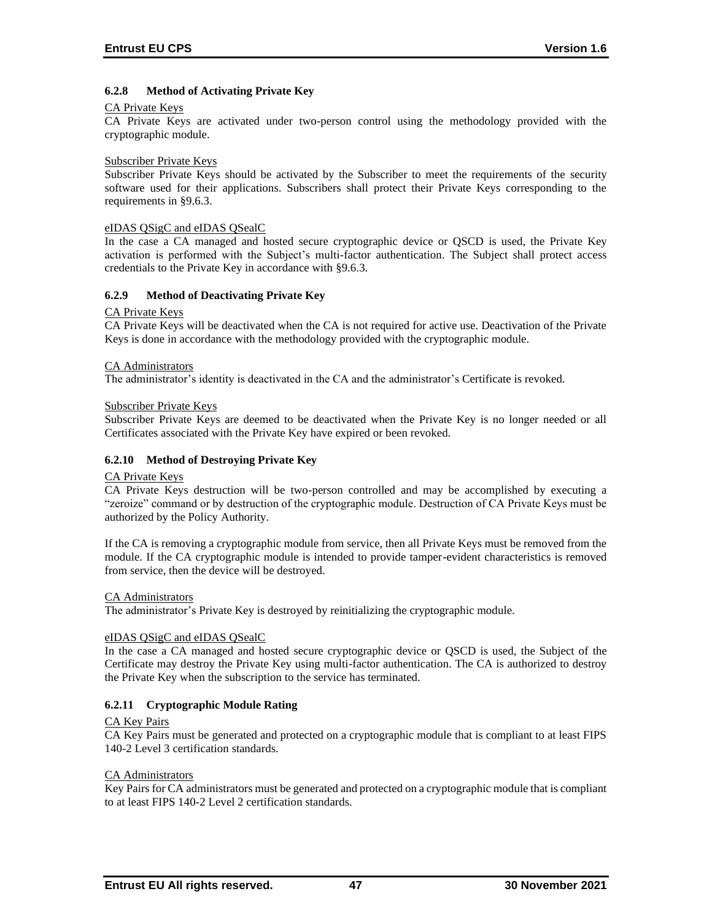#### 6.2.8 Method of Activating Private Key

CA Private Keys

CA Private Keys are activated under two-person control using the methodology provided with the cryptographic module.

Subscriber Private Keys

Subscriber Private Keys should be activated by the Subscriber to meet the requirements of the security software used for their applications. Subscribers shall protect their Private Keys corresponding to the requirements in §9.6.3.

eIDAS QSigC and eIDAS QSealC

In the case a CA managed and hosted secure cryptographic device or QSCD is used, the Private Key activation is performed with the Subject's multi-factor authentication. The Subject shall protect access credentials to the Private Key in accordance with §9.6.3.

#### 6.2.9 Method of Deactivating Private Key

CA Private Keys

CA Private Keys will be deactivated when the CA is not required for active use. Deactivation of the Private Keys is done in accordance with the methodology provided with the cryptographic module.

CA Administrators

The administrator's identity is deactivated in the CA and the administrator's Certificate is revoked.

Subscriber Private Keys

Subscriber Private Keys are deemed to be deactivated when the Private Key is no longer needed or all Certificates associated with the Private Key have expired or been revoked.

#### 6.2.10 Method of Destroying Private Key

CA Private Keys

CA Private Keys destruction will be two-person controlled and may be accomplished by executing a "zeroize" command or by destruction of the cryptographic module. Destruction of CA Private Keys must be authorized by the Policy Authority.

If the CA is removing a cryptographic module from service, then all Private Keys must be removed from the module. If the CA cryptographic module is intended to provide tamper-evident characteristics is removed from service, then the device will be destroyed.

CA Administrators

The administrator's Private Key is destroyed by reinitializing the cryptographic module.

eIDAS QSigC and eIDAS QSealC

In the case a CA managed and hosted secure cryptographic device or QSCD is used, the Subject of the Certificate may destroy the Private Key using multi-factor authentication. The CA is authorized to destroy the Private Key when the subscription to the service has terminated.

#### 6.2.11 Cryptographic Module Rating

CA Key Pairs

CA Key Pairs must be generated and protected on a cryptographic module that is compliant to at least FIPS 140-2 Level 3 certification standards.

CA Administrators

Key Pairs for CA administrators must be generated and protected on a cryptographic module that is compliant to at least FIPS 140-2 Level 2 certification standards.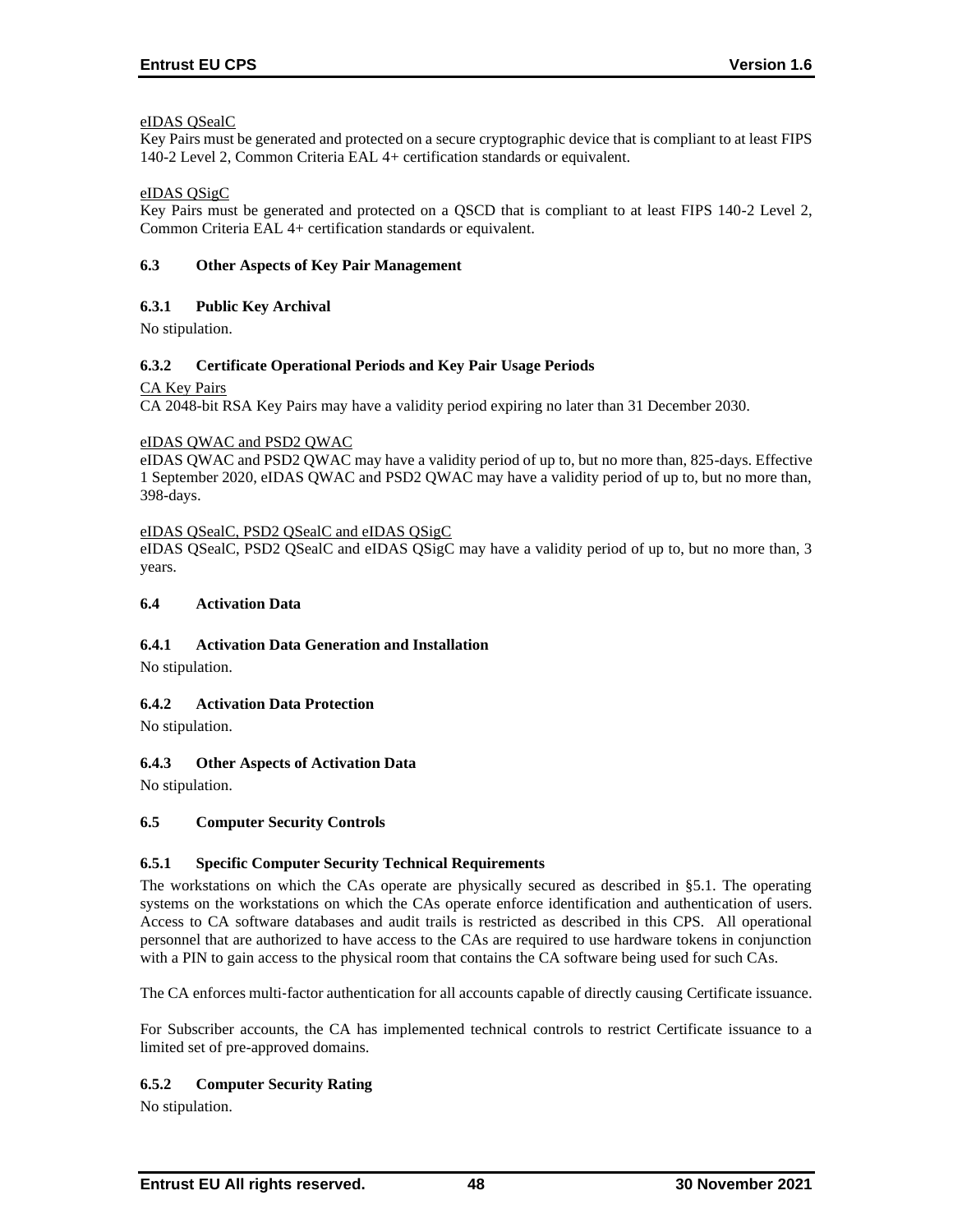eIDAS QSealC

Key Pairs must be generated and protected on a secure cryptographic device that is compliant to at least FIPS 140-2 Level 2, Common Criteria EAL 4+ certification standards or equivalent.

eIDAS QSigC

Key Pairs must be generated and protected on a QSCD that is compliant to at least FIPS 140-2 Level 2, Common Criteria EAL 4+ certification standards or equivalent.

### 6.3 Other Aspects of Key Pair Management

#### 6.3.1 Public Key Archival

No stipulation.

#### 6.3.2 Certificate Operational Periods and Key Pair Usage Periods

CA Key Pairs

CA 2048-bit RSA Key Pairs may have a validity period expiring no later than 31 December 2030.

eIDAS QWAC and PSD2 QWAC

eIDAS QWAC and PSD2 QWAC may have a validity period of up to, but no more than, 825-days. Effective 1 September 2020, eIDAS QWAC and PSD2 QWAC may have a validity period of up to, but no more than, 398-days.

eIDAS QSealC, PSD2 QSealC and eIDAS QSigC

eIDAS QSealC, PSD2 QSealC and eIDAS QSigC may have a validity period of up to, but no more than, 3 years.

### 6.4 Activation Data

#### 6.4.1 Activation Data Generation and Installation

No stipulation.

#### 6.4.2 Activation Data Protection

No stipulation.

#### 6.4.3 Other Aspects of Activation Data

No stipulation.

### 6.5 Computer Security Controls

#### 6.5.1 Specific Computer Security Technical Requirements

The workstations on which the CAs operate are physically secured as described in §5.1. The operating systems on the workstations on which the CAs operate enforce identification and authentication of users. Access to CA software databases and audit trails is restricted as described in this CPS. All operational personnel that are authorized to have access to the CAs are required to use hardware tokens in conjunction with a PIN to gain access to the physical room that contains the CA software being used for such CAs.

The CA enforces multi-factor authentication for all accounts capable of directly causing Certificate issuance.

For Subscriber accounts, the CA has implemented technical controls to restrict Certificate issuance to a limited set of pre-approved domains.

#### 6.5.2 Computer Security Rating

No stipulation.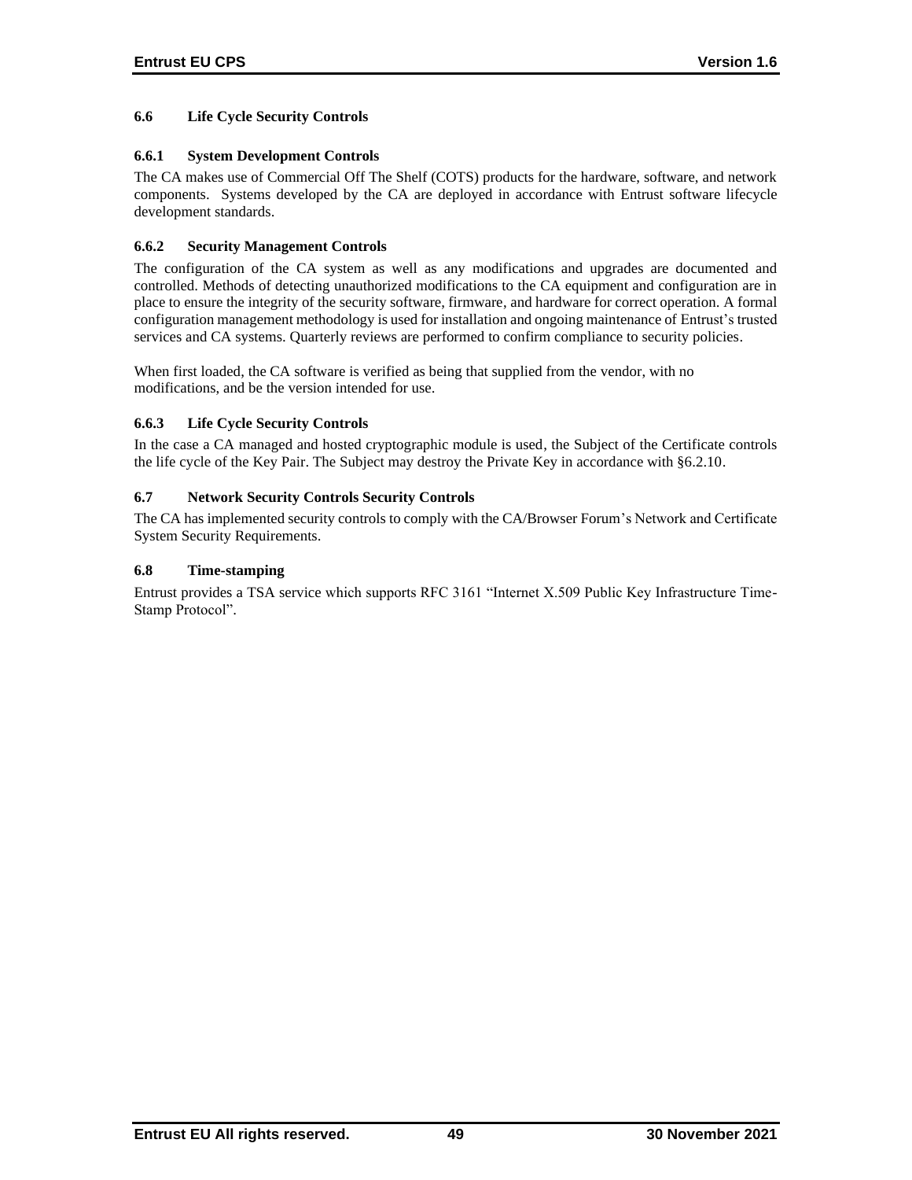### 6.6 Life Cycle Security Controls

#### 6.6.1 System Development Controls

The CA makes use of Commercial Off The Shelf (COTS) products for the hardware, software, and network components. Systems developed by the CA are deployed in accordance with Entrust software lifecycle development standards.

#### 6.6.2 Security Management Controls

The configuration of the CA system as well as any modifications and upgrades are documented and controlled. Methods of detecting unauthorized modifications to the CA equipment and configuration are in place to ensure the integrity of the security software, firmware, and hardware for correct operation. A formal configuration management methodology is used for installation and ongoing maintenance of Entrust's trusted services and CA systems. Quarterly reviews are performed to confirm compliance to security policies.

When first loaded, the CA software is verified as being that supplied from the vendor, with no modifications, and be the version intended for use.

#### 6.6.3 Life Cycle Security Controls

In the case a CA managed and hosted cryptographic module is used, the Subject of the Certificate controls the life cycle of the Key Pair. The Subject may destroy the Private Key in accordance with §6.2.10.

### 6.7 Network Security Controls Security Controls

The CA has implemented security controls to comply with the CA/Browser Forum's Network and Certificate System Security Requirements.

### 6.8 Time-stamping

Entrust provides a TSA service which supports RFC 3161 "Internet X.509 Public Key Infrastructure Time-Stamp Protocol".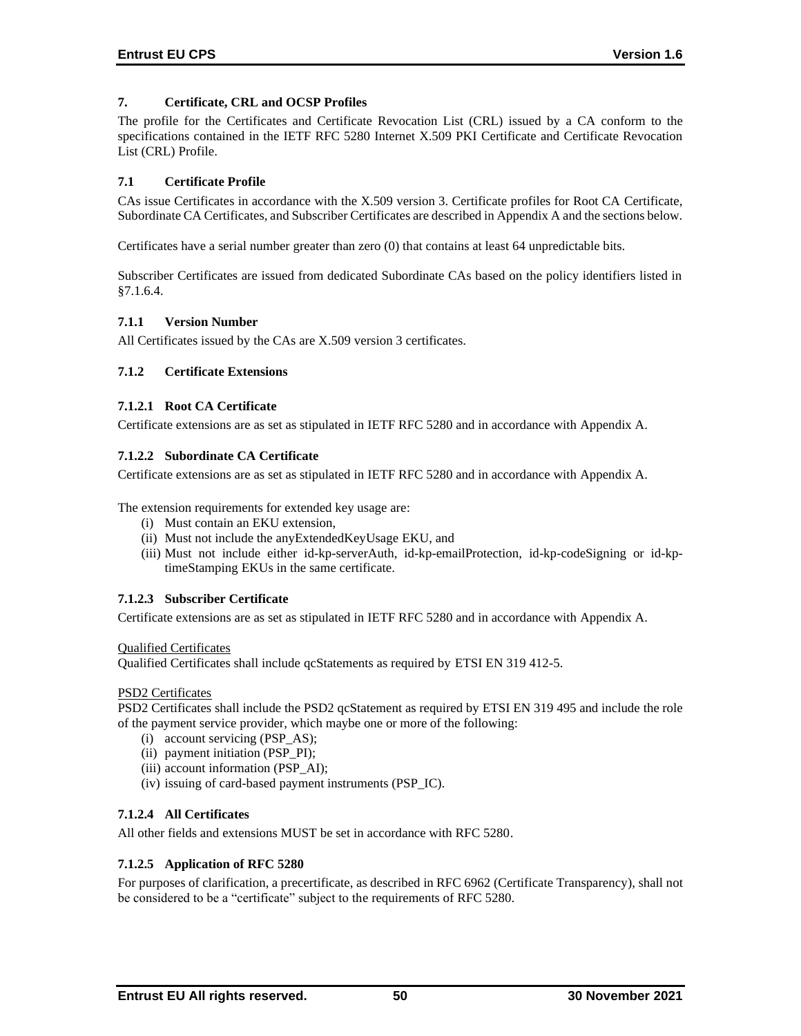## 7. Certificate, CRL and OCSP Profiles

The profile for the Certificates and Certificate Revocation List (CRL) issued by a CA conform to the specifications contained in the IETF RFC 5280 Internet X.509 PKI Certificate and Certificate Revocation List (CRL) Profile.

### 7.1 Certificate Profile

CAs issue Certificates in accordance with the X.509 version 3. Certificate profiles for Root CA Certificate, Subordinate CA Certificates, and Subscriber Certificates are described in Appendix A and the sections below.

Certificates have a serial number greater than zero (0) that contains at least 64 unpredictable bits.

Subscriber Certificates are issued from dedicated Subordinate CAs based on the policy identifiers listed in §7.1.6.4.

#### 7.1.1 Version Number

All Certificates issued by the CAs are X.509 version 3 certificates.

#### 7.1.2 Certificate Extensions

##### 7.1.2.1 Root CA Certificate

Certificate extensions are as set as stipulated in IETF RFC 5280 and in accordance with Appendix A.

##### 7.1.2.2 Subordinate CA Certificate

Certificate extensions are as set as stipulated in IETF RFC 5280 and in accordance with Appendix A.

The extension requirements for extended key usage are:

(i) Must contain an EKU extension,
(ii) Must not include the anyExtendedKeyUsage EKU, and
(iii) Must not include either id-kp-serverAuth, id-kp-emailProtection, id-kp-codeSigning or id-kp-timeStamping EKUs in the same certificate.

##### 7.1.2.3 Subscriber Certificate

Certificate extensions are as set as stipulated in IETF RFC 5280 and in accordance with Appendix A.

Qualified Certificates
Qualified Certificates shall include qcStatements as required by ETSI EN 319 412-5.

PSD2 Certificates
PSD2 Certificates shall include the PSD2 qcStatement as required by ETSI EN 319 495 and include the role of the payment service provider, which maybe one or more of the following:

(i) account servicing (PSP_AS);
(ii) payment initiation (PSP_PI);
(iii) account information (PSP_AI);
(iv) issuing of card-based payment instruments (PSP_IC).

##### 7.1.2.4 All Certificates

All other fields and extensions MUST be set in accordance with RFC 5280.

##### 7.1.2.5 Application of RFC 5280

For purposes of clarification, a precertificate, as described in RFC 6962 (Certificate Transparency), shall not be considered to be a "certificate" subject to the requirements of RFC 5280.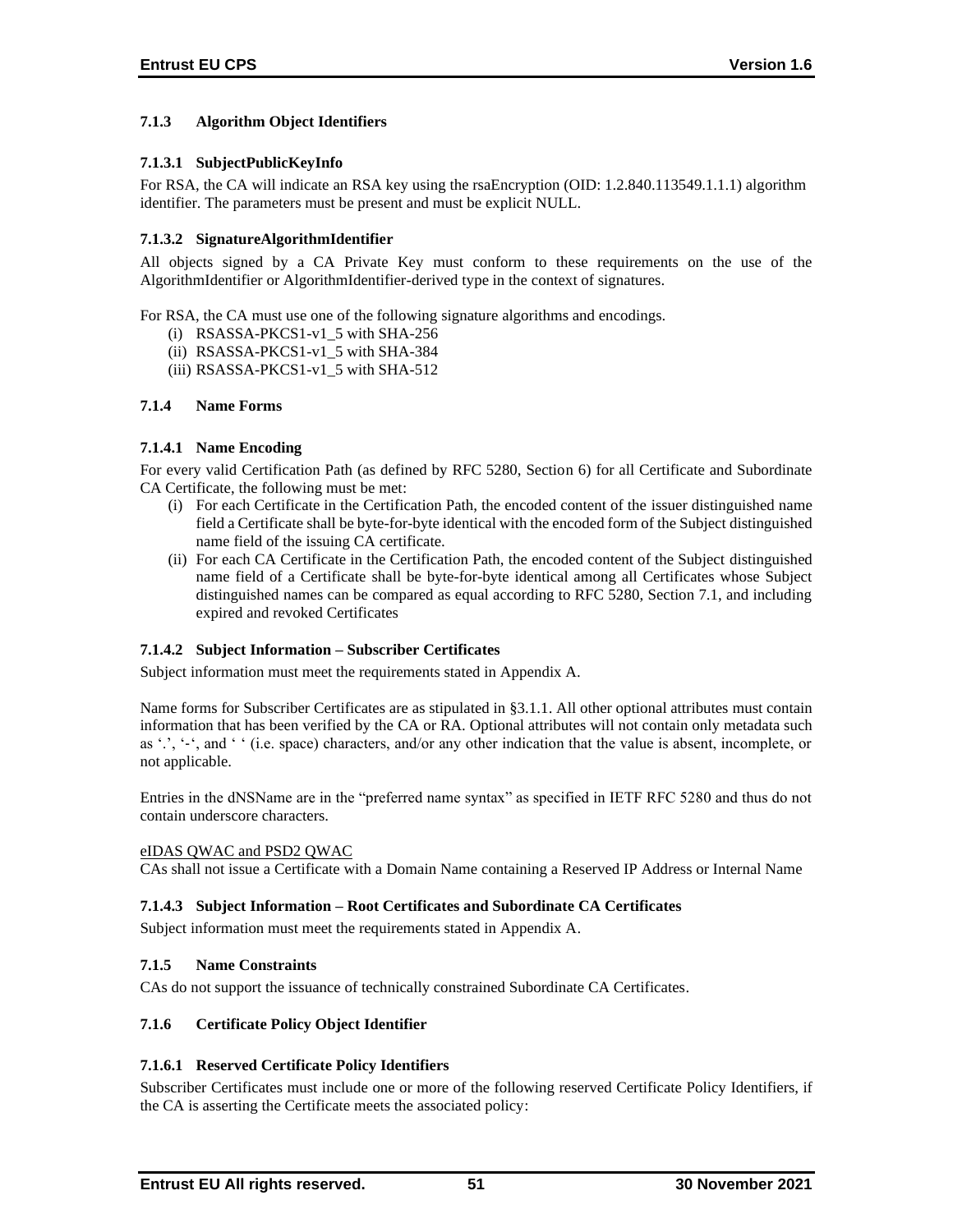### 7.1.3 Algorithm Object Identifiers

#### 7.1.3.1 SubjectPublicKeyInfo

For RSA, the CA will indicate an RSA key using the rsaEncryption (OID: 1.2.840.113549.1.1.1) algorithm identifier. The parameters must be present and must be explicit NULL.

#### 7.1.3.2 SignatureAlgorithmIdentifier

All objects signed by a CA Private Key must conform to these requirements on the use of the AlgorithmIdentifier or AlgorithmIdentifier-derived type in the context of signatures.

For RSA, the CA must use one of the following signature algorithms and encodings.

(i) RSASSA-PKCS1-v1_5 with SHA-256
(ii) RSASSA-PKCS1-v1_5 with SHA-384
(iii) RSASSA-PKCS1-v1_5 with SHA-512

### 7.1.4 Name Forms

#### 7.1.4.1 Name Encoding

For every valid Certification Path (as defined by RFC 5280, Section 6) for all Certificate and Subordinate CA Certificate, the following must be met:

(i) For each Certificate in the Certification Path, the encoded content of the issuer distinguished name field a Certificate shall be byte-for-byte identical with the encoded form of the Subject distinguished name field of the issuing CA certificate.
(ii) For each CA Certificate in the Certification Path, the encoded content of the Subject distinguished name field of a Certificate shall be byte-for-byte identical among all Certificates whose Subject distinguished names can be compared as equal according to RFC 5280, Section 7.1, and including expired and revoked Certificates

#### 7.1.4.2 Subject Information – Subscriber Certificates

Subject information must meet the requirements stated in Appendix A.

Name forms for Subscriber Certificates are as stipulated in §3.1.1. All other optional attributes must contain information that has been verified by the CA or RA. Optional attributes will not contain only metadata such as '.', '-', and ' ' (i.e. space) characters, and/or any other indication that the value is absent, incomplete, or not applicable.

Entries in the dNSName are in the "preferred name syntax" as specified in IETF RFC 5280 and thus do not contain underscore characters.

eIDAS QWAC and PSD2 QWAC

CAs shall not issue a Certificate with a Domain Name containing a Reserved IP Address or Internal Name

#### 7.1.4.3 Subject Information – Root Certificates and Subordinate CA Certificates

Subject information must meet the requirements stated in Appendix A.

### 7.1.5 Name Constraints

CAs do not support the issuance of technically constrained Subordinate CA Certificates.

### 7.1.6 Certificate Policy Object Identifier

#### 7.1.6.1 Reserved Certificate Policy Identifiers

Subscriber Certificates must include one or more of the following reserved Certificate Policy Identifiers, if the CA is asserting the Certificate meets the associated policy: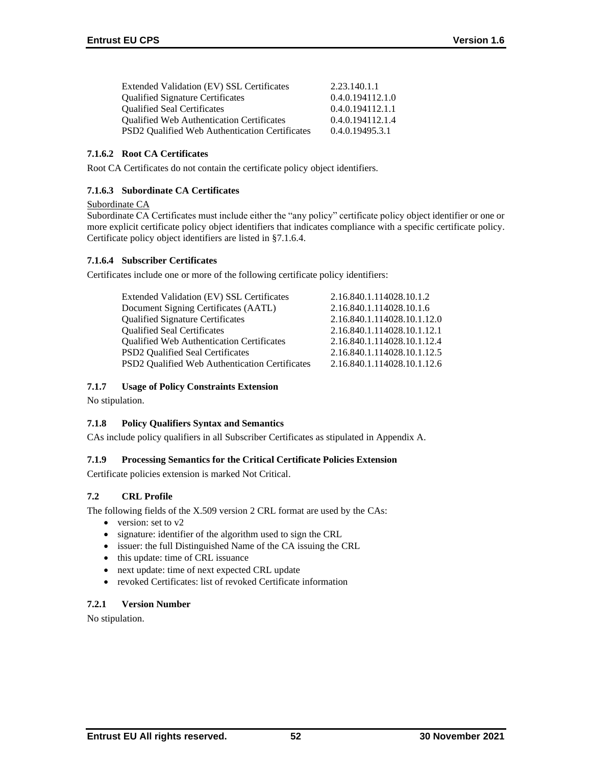| | |
|---|---|
| Extended Validation (EV) SSL Certificates | 2.23.140.1.1 |
| Qualified Signature Certificates | 0.4.0.194112.1.0 |
| Qualified Seal Certificates | 0.4.0.194112.1.1 |
| Qualified Web Authentication Certificates | 0.4.0.194112.1.4 |
| PSD2 Qualified Web Authentication Certificates | 0.4.0.19495.3.1 |

#### 7.1.6.2 Root CA Certificates

Root CA Certificates do not contain the certificate policy object identifiers.

#### 7.1.6.3 Subordinate CA Certificates

Subordinate CA

Subordinate CA Certificates must include either the "any policy" certificate policy object identifier or one or more explicit certificate policy object identifiers that indicates compliance with a specific certificate policy. Certificate policy object identifiers are listed in §7.1.6.4.

#### 7.1.6.4 Subscriber Certificates

Certificates include one or more of the following certificate policy identifiers:

| | |
|---|---|
| Extended Validation (EV) SSL Certificates | 2.16.840.1.114028.10.1.2 |
| Document Signing Certificates (AATL) | 2.16.840.1.114028.10.1.6 |
| Qualified Signature Certificates | 2.16.840.1.114028.10.1.12.0 |
| Qualified Seal Certificates | 2.16.840.1.114028.10.1.12.1 |
| Qualified Web Authentication Certificates | 2.16.840.1.114028.10.1.12.4 |
| PSD2 Qualified Seal Certificates | 2.16.840.1.114028.10.1.12.5 |
| PSD2 Qualified Web Authentication Certificates | 2.16.840.1.114028.10.1.12.6 |

### 7.1.7 Usage of Policy Constraints Extension

No stipulation.

### 7.1.8 Policy Qualifiers Syntax and Semantics

CAs include policy qualifiers in all Subscriber Certificates as stipulated in Appendix A.

### 7.1.9 Processing Semantics for the Critical Certificate Policies Extension

Certificate policies extension is marked Not Critical.

## 7.2 CRL Profile

The following fields of the X.509 version 2 CRL format are used by the CAs:

- version: set to v2
- signature: identifier of the algorithm used to sign the CRL
- issuer: the full Distinguished Name of the CA issuing the CRL
- this update: time of CRL issuance
- next update: time of next expected CRL update
- revoked Certificates: list of revoked Certificate information

### 7.2.1 Version Number

No stipulation.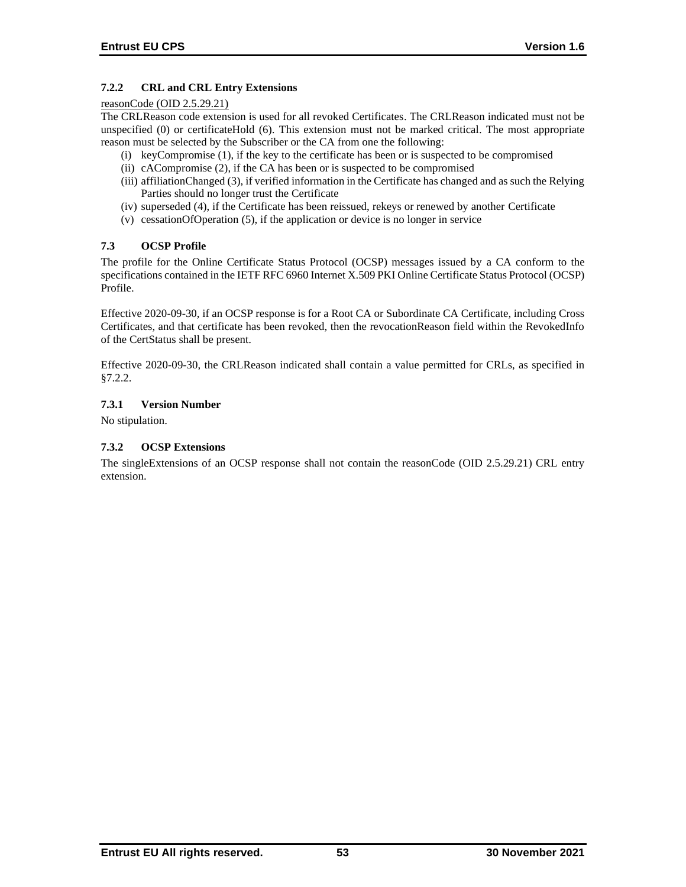### 7.2.2 CRL and CRL Entry Extensions

reasonCode (OID 2.5.29.21)

The CRLReason code extension is used for all revoked Certificates. The CRLReason indicated must not be unspecified (0) or certificateHold (6). This extension must not be marked critical. The most appropriate reason must be selected by the Subscriber or the CA from one the following:

(i) keyCompromise (1), if the key to the certificate has been or is suspected to be compromised
(ii) cACompromise (2), if the CA has been or is suspected to be compromised
(iii) affiliationChanged (3), if verified information in the Certificate has changed and as such the Relying Parties should no longer trust the Certificate
(iv) superseded (4), if the Certificate has been reissued, rekeys or renewed by another Certificate
(v) cessationOfOperation (5), if the application or device is no longer in service

## 7.3 OCSP Profile

The profile for the Online Certificate Status Protocol (OCSP) messages issued by a CA conform to the specifications contained in the IETF RFC 6960 Internet X.509 PKI Online Certificate Status Protocol (OCSP) Profile.

Effective 2020-09-30, if an OCSP response is for a Root CA or Subordinate CA Certificate, including Cross Certificates, and that certificate has been revoked, then the revocationReason field within the RevokedInfo of the CertStatus shall be present.

Effective 2020-09-30, the CRLReason indicated shall contain a value permitted for CRLs, as specified in §7.2.2.

### 7.3.1 Version Number

No stipulation.

### 7.3.2 OCSP Extensions

The singleExtensions of an OCSP response shall not contain the reasonCode (OID 2.5.29.21) CRL entry extension.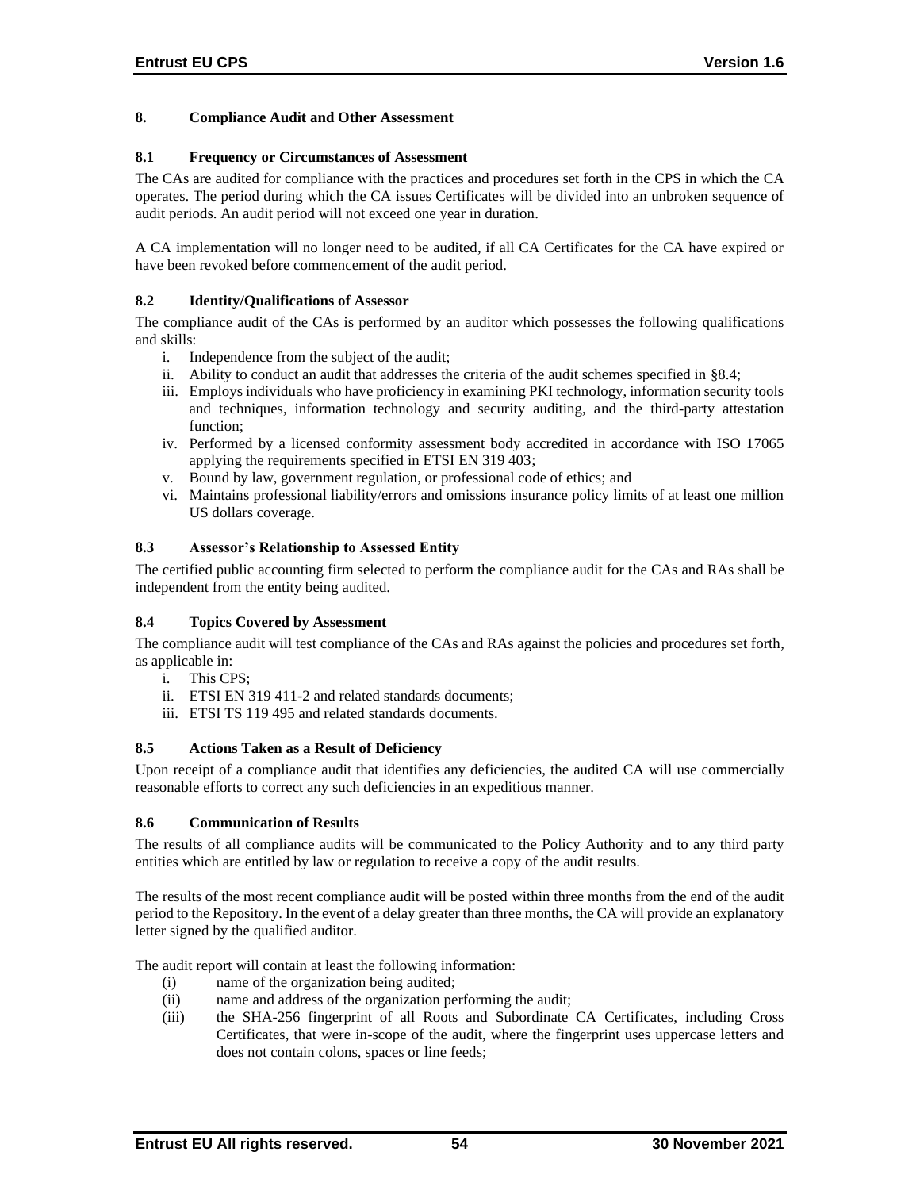## 8. Compliance Audit and Other Assessment

### 8.1 Frequency or Circumstances of Assessment

The CAs are audited for compliance with the practices and procedures set forth in the CPS in which the CA operates. The period during which the CA issues Certificates will be divided into an unbroken sequence of audit periods. An audit period will not exceed one year in duration.

A CA implementation will no longer need to be audited, if all CA Certificates for the CA have expired or have been revoked before commencement of the audit period.

### 8.2 Identity/Qualifications of Assessor

The compliance audit of the CAs is performed by an auditor which possesses the following qualifications and skills:

i. Independence from the subject of the audit;
ii. Ability to conduct an audit that addresses the criteria of the audit schemes specified in §8.4;
iii. Employs individuals who have proficiency in examining PKI technology, information security tools and techniques, information technology and security auditing, and the third-party attestation function;
iv. Performed by a licensed conformity assessment body accredited in accordance with ISO 17065 applying the requirements specified in ETSI EN 319 403;
v. Bound by law, government regulation, or professional code of ethics; and
vi. Maintains professional liability/errors and omissions insurance policy limits of at least one million US dollars coverage.

### 8.3 Assessor's Relationship to Assessed Entity

The certified public accounting firm selected to perform the compliance audit for the CAs and RAs shall be independent from the entity being audited.

### 8.4 Topics Covered by Assessment

The compliance audit will test compliance of the CAs and RAs against the policies and procedures set forth, as applicable in:

i. This CPS;
ii. ETSI EN 319 411-2 and related standards documents;
iii. ETSI TS 119 495 and related standards documents.

### 8.5 Actions Taken as a Result of Deficiency

Upon receipt of a compliance audit that identifies any deficiencies, the audited CA will use commercially reasonable efforts to correct any such deficiencies in an expeditious manner.

### 8.6 Communication of Results

The results of all compliance audits will be communicated to the Policy Authority and to any third party entities which are entitled by law or regulation to receive a copy of the audit results.

The results of the most recent compliance audit will be posted within three months from the end of the audit period to the Repository. In the event of a delay greater than three months, the CA will provide an explanatory letter signed by the qualified auditor.

The audit report will contain at least the following information:

(i) name of the organization being audited;
(ii) name and address of the organization performing the audit;
(iii) the SHA-256 fingerprint of all Roots and Subordinate CA Certificates, including Cross Certificates, that were in-scope of the audit, where the fingerprint uses uppercase letters and does not contain colons, spaces or line feeds;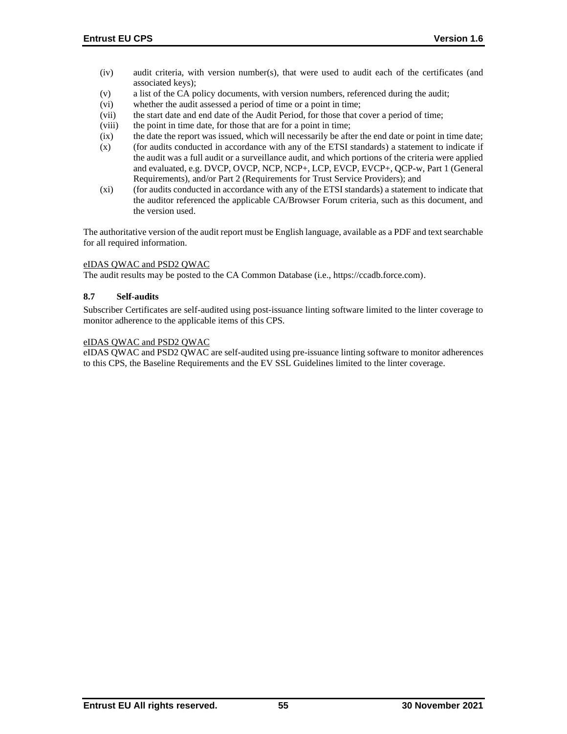(iv) audit criteria, with version number(s), that were used to audit each of the certificates (and associated keys);

(v) a list of the CA policy documents, with version numbers, referenced during the audit;

(vi) whether the audit assessed a period of time or a point in time;

(vii) the start date and end date of the Audit Period, for those that cover a period of time;

(viii) the point in time date, for those that are for a point in time;

(ix) the date the report was issued, which will necessarily be after the end date or point in time date;

(x) (for audits conducted in accordance with any of the ETSI standards) a statement to indicate if the audit was a full audit or a surveillance audit, and which portions of the criteria were applied and evaluated, e.g. DVCP, OVCP, NCP, NCP+, LCP, EVCP, EVCP+, QCP-w, Part 1 (General Requirements), and/or Part 2 (Requirements for Trust Service Providers); and

(xi) (for audits conducted in accordance with any of the ETSI standards) a statement to indicate that the auditor referenced the applicable CA/Browser Forum criteria, such as this document, and the version used.

The authoritative version of the audit report must be English language, available as a PDF and text searchable for all required information.

<u>eIDAS QWAC and PSD2 QWAC</u>

The audit results may be posted to the CA Common Database (i.e., https://ccadb.force.com).

### 8.7 Self-audits

Subscriber Certificates are self-audited using post-issuance linting software limited to the linter coverage to monitor adherence to the applicable items of this CPS.

<u>eIDAS QWAC and PSD2 QWAC</u>

eIDAS QWAC and PSD2 QWAC are self-audited using pre-issuance linting software to monitor adherences to this CPS, the Baseline Requirements and the EV SSL Guidelines limited to the linter coverage.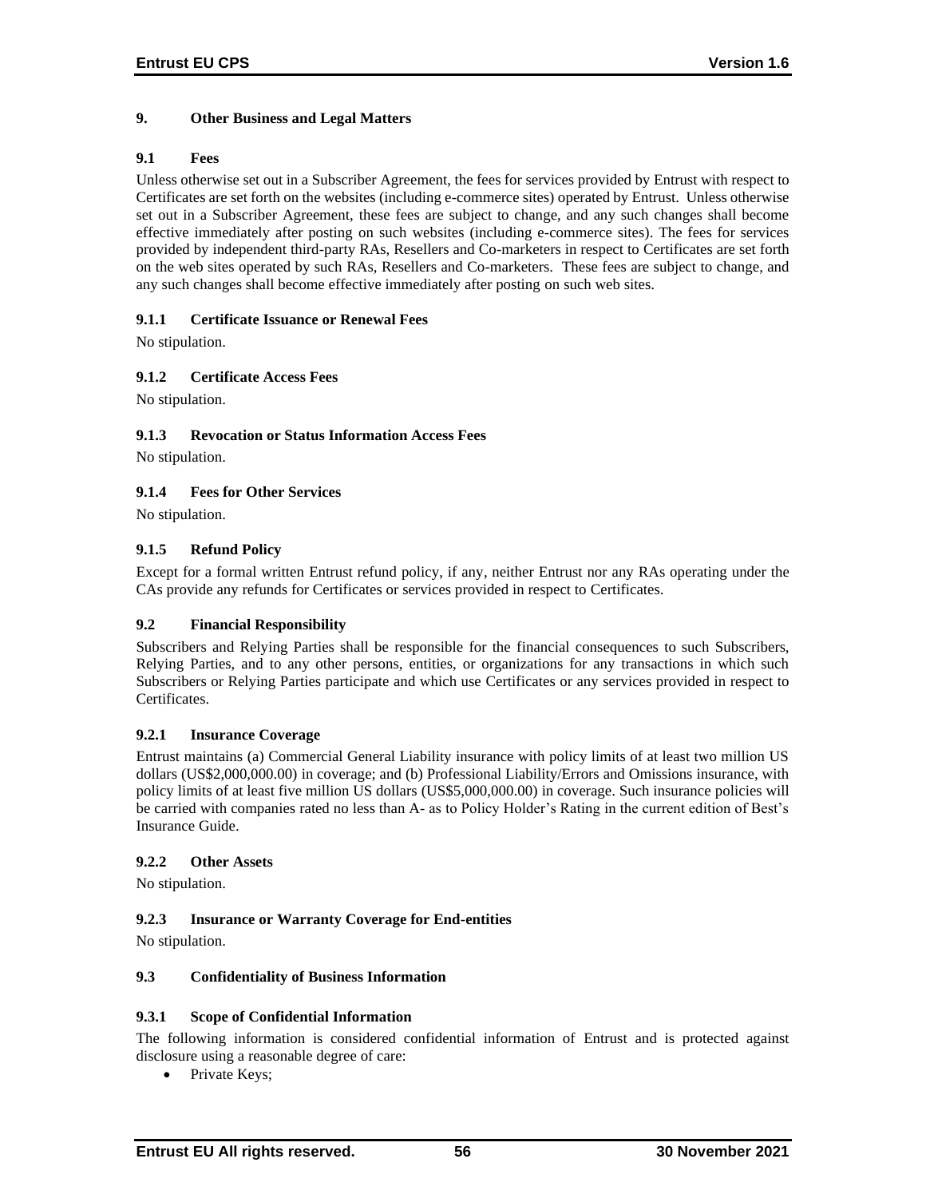# 9. Other Business and Legal Matters

## 9.1 Fees

Unless otherwise set out in a Subscriber Agreement, the fees for services provided by Entrust with respect to Certificates are set forth on the websites (including e-commerce sites) operated by Entrust. Unless otherwise set out in a Subscriber Agreement, these fees are subject to change, and any such changes shall become effective immediately after posting on such websites (including e-commerce sites). The fees for services provided by independent third-party RAs, Resellers and Co-marketers in respect to Certificates are set forth on the web sites operated by such RAs, Resellers and Co-marketers. These fees are subject to change, and any such changes shall become effective immediately after posting on such web sites.

### 9.1.1 Certificate Issuance or Renewal Fees

No stipulation.

### 9.1.2 Certificate Access Fees

No stipulation.

### 9.1.3 Revocation or Status Information Access Fees

No stipulation.

### 9.1.4 Fees for Other Services

No stipulation.

### 9.1.5 Refund Policy

Except for a formal written Entrust refund policy, if any, neither Entrust nor any RAs operating under the CAs provide any refunds for Certificates or services provided in respect to Certificates.

## 9.2 Financial Responsibility

Subscribers and Relying Parties shall be responsible for the financial consequences to such Subscribers, Relying Parties, and to any other persons, entities, or organizations for any transactions in which such Subscribers or Relying Parties participate and which use Certificates or any services provided in respect to Certificates.

### 9.2.1 Insurance Coverage

Entrust maintains (a) Commercial General Liability insurance with policy limits of at least two million US dollars (US$2,000,000.00) in coverage; and (b) Professional Liability/Errors and Omissions insurance, with policy limits of at least five million US dollars (US$5,000,000.00) in coverage. Such insurance policies will be carried with companies rated no less than A- as to Policy Holder's Rating in the current edition of Best's Insurance Guide.

### 9.2.2 Other Assets

No stipulation.

### 9.2.3 Insurance or Warranty Coverage for End-entities

No stipulation.

## 9.3 Confidentiality of Business Information

### 9.3.1 Scope of Confidential Information

The following information is considered confidential information of Entrust and is protected against disclosure using a reasonable degree of care:

- Private Keys;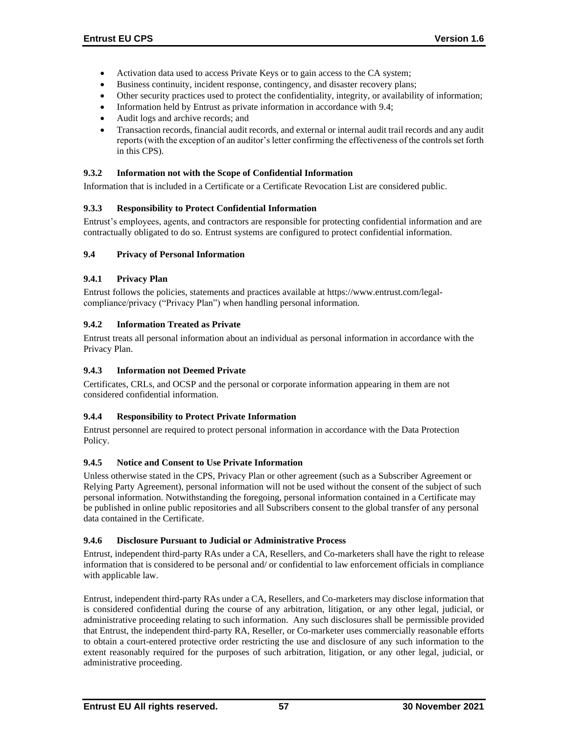- Activation data used to access Private Keys or to gain access to the CA system;
- Business continuity, incident response, contingency, and disaster recovery plans;
- Other security practices used to protect the confidentiality, integrity, or availability of information;
- Information held by Entrust as private information in accordance with 9.4;
- Audit logs and archive records; and
- Transaction records, financial audit records, and external or internal audit trail records and any audit reports (with the exception of an auditor's letter confirming the effectiveness of the controls set forth in this CPS).

### 9.3.2 Information not with the Scope of Confidential Information

Information that is included in a Certificate or a Certificate Revocation List are considered public.

### 9.3.3 Responsibility to Protect Confidential Information

Entrust's employees, agents, and contractors are responsible for protecting confidential information and are contractually obligated to do so. Entrust systems are configured to protect confidential information.

## 9.4 Privacy of Personal Information

### 9.4.1 Privacy Plan

Entrust follows the policies, statements and practices available at https://www.entrust.com/legal-compliance/privacy ("Privacy Plan") when handling personal information.

### 9.4.2 Information Treated as Private

Entrust treats all personal information about an individual as personal information in accordance with the Privacy Plan.

### 9.4.3 Information not Deemed Private

Certificates, CRLs, and OCSP and the personal or corporate information appearing in them are not considered confidential information.

### 9.4.4 Responsibility to Protect Private Information

Entrust personnel are required to protect personal information in accordance with the Data Protection Policy.

### 9.4.5 Notice and Consent to Use Private Information

Unless otherwise stated in the CPS, Privacy Plan or other agreement (such as a Subscriber Agreement or Relying Party Agreement), personal information will not be used without the consent of the subject of such personal information. Notwithstanding the foregoing, personal information contained in a Certificate may be published in online public repositories and all Subscribers consent to the global transfer of any personal data contained in the Certificate.

### 9.4.6 Disclosure Pursuant to Judicial or Administrative Process

Entrust, independent third-party RAs under a CA, Resellers, and Co-marketers shall have the right to release information that is considered to be personal and/ or confidential to law enforcement officials in compliance with applicable law.

Entrust, independent third-party RAs under a CA, Resellers, and Co-marketers may disclose information that is considered confidential during the course of any arbitration, litigation, or any other legal, judicial, or administrative proceeding relating to such information. Any such disclosures shall be permissible provided that Entrust, the independent third-party RA, Reseller, or Co-marketer uses commercially reasonable efforts to obtain a court-entered protective order restricting the use and disclosure of any such information to the extent reasonably required for the purposes of such arbitration, litigation, or any other legal, judicial, or administrative proceeding.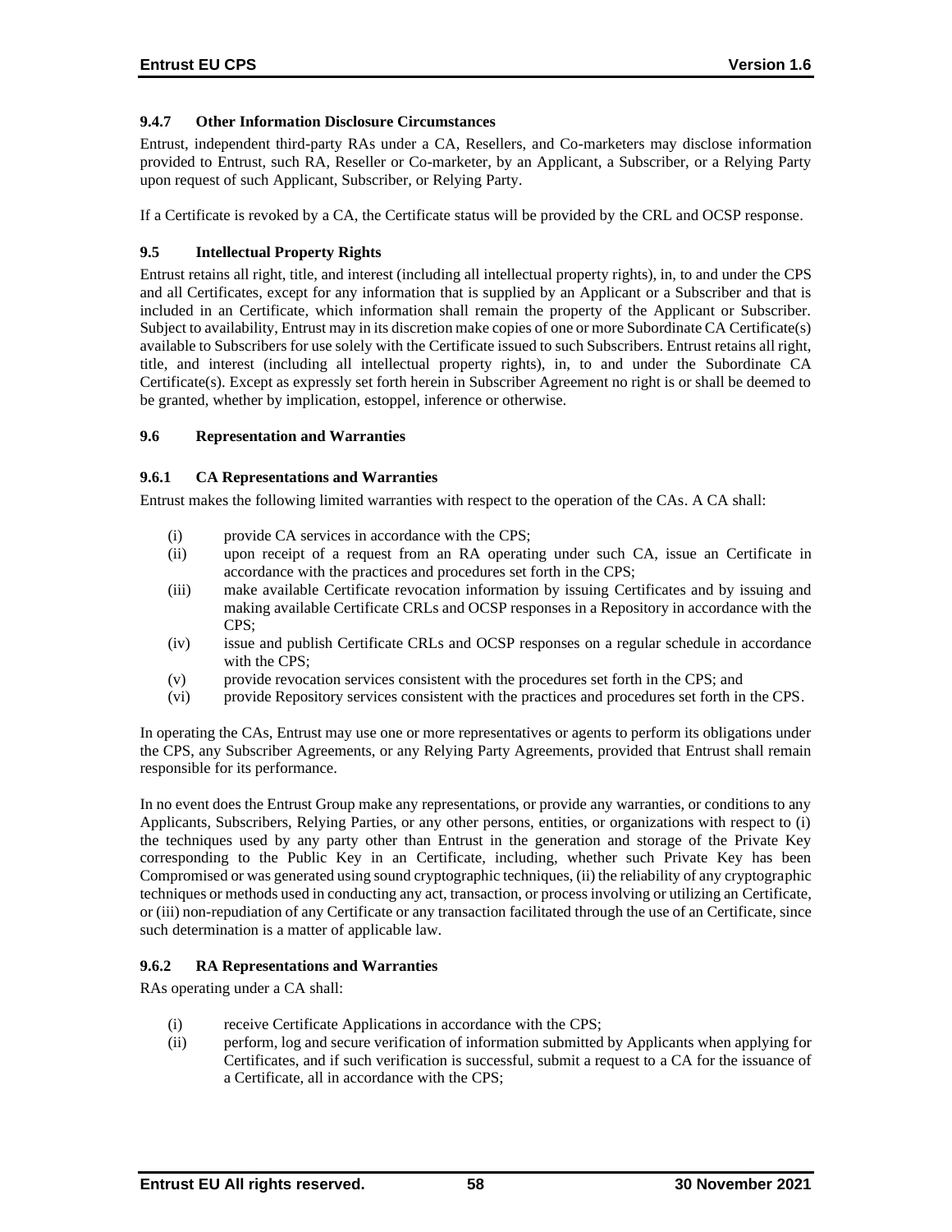### 9.4.7 Other Information Disclosure Circumstances

Entrust, independent third-party RAs under a CA, Resellers, and Co-marketers may disclose information provided to Entrust, such RA, Reseller or Co-marketer, by an Applicant, a Subscriber, or a Relying Party upon request of such Applicant, Subscriber, or Relying Party.

If a Certificate is revoked by a CA, the Certificate status will be provided by the CRL and OCSP response.

## 9.5 Intellectual Property Rights

Entrust retains all right, title, and interest (including all intellectual property rights), in, to and under the CPS and all Certificates, except for any information that is supplied by an Applicant or a Subscriber and that is included in an Certificate, which information shall remain the property of the Applicant or Subscriber. Subject to availability, Entrust may in its discretion make copies of one or more Subordinate CA Certificate(s) available to Subscribers for use solely with the Certificate issued to such Subscribers. Entrust retains all right, title, and interest (including all intellectual property rights), in, to and under the Subordinate CA Certificate(s). Except as expressly set forth herein in Subscriber Agreement no right is or shall be deemed to be granted, whether by implication, estoppel, inference or otherwise.

## 9.6 Representation and Warranties

### 9.6.1 CA Representations and Warranties

Entrust makes the following limited warranties with respect to the operation of the CAs. A CA shall:

(i) provide CA services in accordance with the CPS;
(ii) upon receipt of a request from an RA operating under such CA, issue an Certificate in accordance with the practices and procedures set forth in the CPS;
(iii) make available Certificate revocation information by issuing Certificates and by issuing and making available Certificate CRLs and OCSP responses in a Repository in accordance with the CPS;
(iv) issue and publish Certificate CRLs and OCSP responses on a regular schedule in accordance with the CPS;
(v) provide revocation services consistent with the procedures set forth in the CPS; and
(vi) provide Repository services consistent with the practices and procedures set forth in the CPS.

In operating the CAs, Entrust may use one or more representatives or agents to perform its obligations under the CPS, any Subscriber Agreements, or any Relying Party Agreements, provided that Entrust shall remain responsible for its performance.

In no event does the Entrust Group make any representations, or provide any warranties, or conditions to any Applicants, Subscribers, Relying Parties, or any other persons, entities, or organizations with respect to (i) the techniques used by any party other than Entrust in the generation and storage of the Private Key corresponding to the Public Key in an Certificate, including, whether such Private Key has been Compromised or was generated using sound cryptographic techniques, (ii) the reliability of any cryptographic techniques or methods used in conducting any act, transaction, or process involving or utilizing an Certificate, or (iii) non-repudiation of any Certificate or any transaction facilitated through the use of an Certificate, since such determination is a matter of applicable law.

### 9.6.2 RA Representations and Warranties

RAs operating under a CA shall:

(i) receive Certificate Applications in accordance with the CPS;
(ii) perform, log and secure verification of information submitted by Applicants when applying for Certificates, and if such verification is successful, submit a request to a CA for the issuance of a Certificate, all in accordance with the CPS;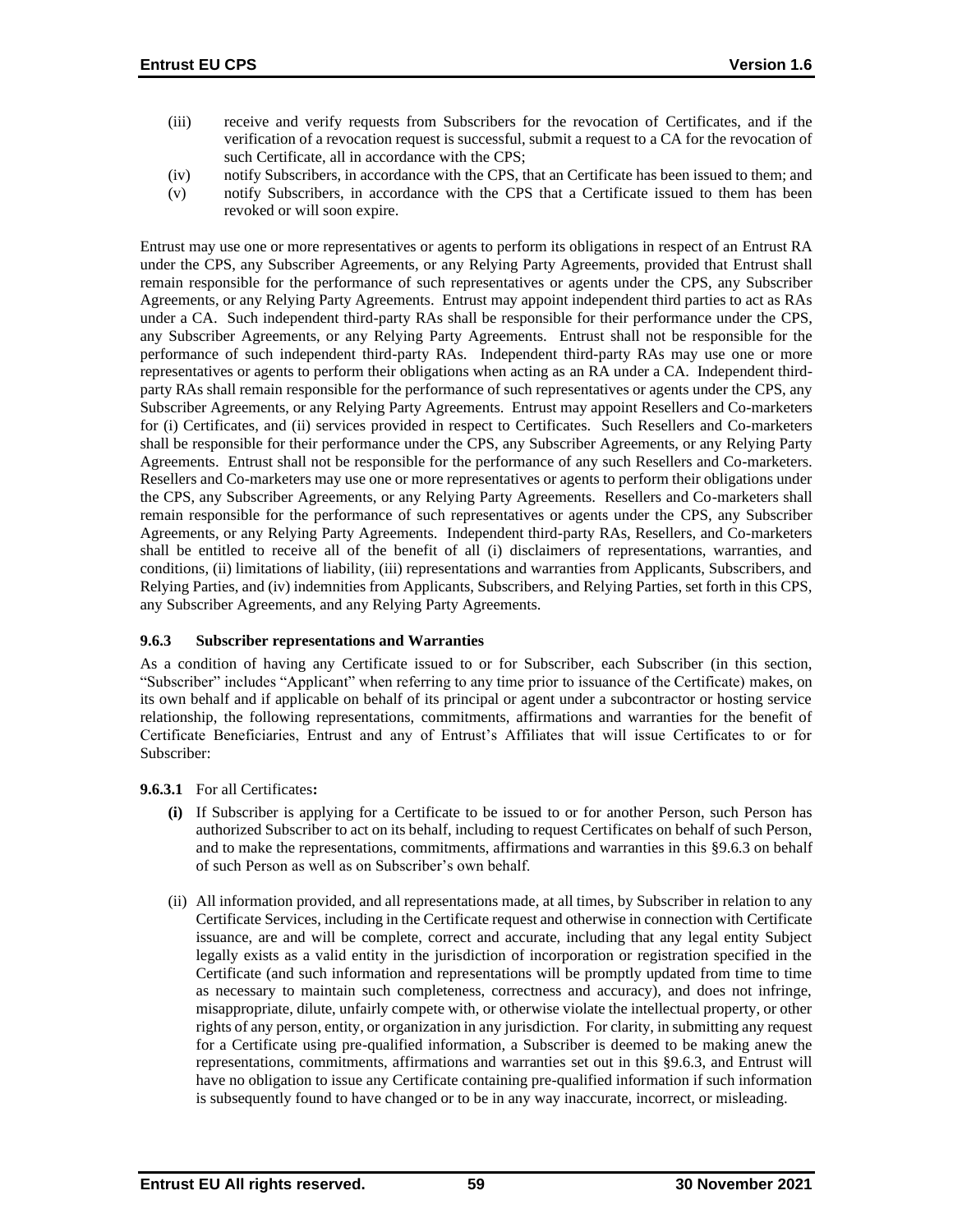(iii) receive and verify requests from Subscribers for the revocation of Certificates, and if the verification of a revocation request is successful, submit a request to a CA for the revocation of such Certificate, all in accordance with the CPS;

(iv) notify Subscribers, in accordance with the CPS, that an Certificate has been issued to them; and

(v) notify Subscribers, in accordance with the CPS that a Certificate issued to them has been revoked or will soon expire.

Entrust may use one or more representatives or agents to perform its obligations in respect of an Entrust RA under the CPS, any Subscriber Agreements, or any Relying Party Agreements, provided that Entrust shall remain responsible for the performance of such representatives or agents under the CPS, any Subscriber Agreements, or any Relying Party Agreements. Entrust may appoint independent third parties to act as RAs under a CA. Such independent third-party RAs shall be responsible for their performance under the CPS, any Subscriber Agreements, or any Relying Party Agreements. Entrust shall not be responsible for the performance of such independent third-party RAs. Independent third-party RAs may use one or more representatives or agents to perform their obligations when acting as an RA under a CA. Independent third-party RAs shall remain responsible for the performance of such representatives or agents under the CPS, any Subscriber Agreements, or any Relying Party Agreements. Entrust may appoint Resellers and Co-marketers for (i) Certificates, and (ii) services provided in respect to Certificates. Such Resellers and Co-marketers shall be responsible for their performance under the CPS, any Subscriber Agreements, or any Relying Party Agreements. Entrust shall not be responsible for the performance of any such Resellers and Co-marketers. Resellers and Co-marketers may use one or more representatives or agents to perform their obligations under the CPS, any Subscriber Agreements, or any Relying Party Agreements. Resellers and Co-marketers shall remain responsible for the performance of such representatives or agents under the CPS, any Subscriber Agreements, or any Relying Party Agreements. Independent third-party RAs, Resellers, and Co-marketers shall be entitled to receive all of the benefit of all (i) disclaimers of representations, warranties, and conditions, (ii) limitations of liability, (iii) representations and warranties from Applicants, Subscribers, and Relying Parties, and (iv) indemnities from Applicants, Subscribers, and Relying Parties, set forth in this CPS, any Subscriber Agreements, and any Relying Party Agreements.

### 9.6.3 Subscriber representations and Warranties

As a condition of having any Certificate issued to or for Subscriber, each Subscriber (in this section, "Subscriber" includes "Applicant" when referring to any time prior to issuance of the Certificate) makes, on its own behalf and if applicable on behalf of its principal or agent under a subcontractor or hosting service relationship, the following representations, commitments, affirmations and warranties for the benefit of Certificate Beneficiaries, Entrust and any of Entrust's Affiliates that will issue Certificates to or for Subscriber:

**9.6.3.1** For all Certificates**:**

**(i)** If Subscriber is applying for a Certificate to be issued to or for another Person, such Person has authorized Subscriber to act on its behalf, including to request Certificates on behalf of such Person, and to make the representations, commitments, affirmations and warranties in this §9.6.3 on behalf of such Person as well as on Subscriber's own behalf.

(ii) All information provided, and all representations made, at all times, by Subscriber in relation to any Certificate Services, including in the Certificate request and otherwise in connection with Certificate issuance, are and will be complete, correct and accurate, including that any legal entity Subject legally exists as a valid entity in the jurisdiction of incorporation or registration specified in the Certificate (and such information and representations will be promptly updated from time to time as necessary to maintain such completeness, correctness and accuracy), and does not infringe, misappropriate, dilute, unfairly compete with, or otherwise violate the intellectual property, or other rights of any person, entity, or organization in any jurisdiction. For clarity, in submitting any request for a Certificate using pre-qualified information, a Subscriber is deemed to be making anew the representations, commitments, affirmations and warranties set out in this §9.6.3, and Entrust will have no obligation to issue any Certificate containing pre-qualified information if such information is subsequently found to have changed or to be in any way inaccurate, incorrect, or misleading.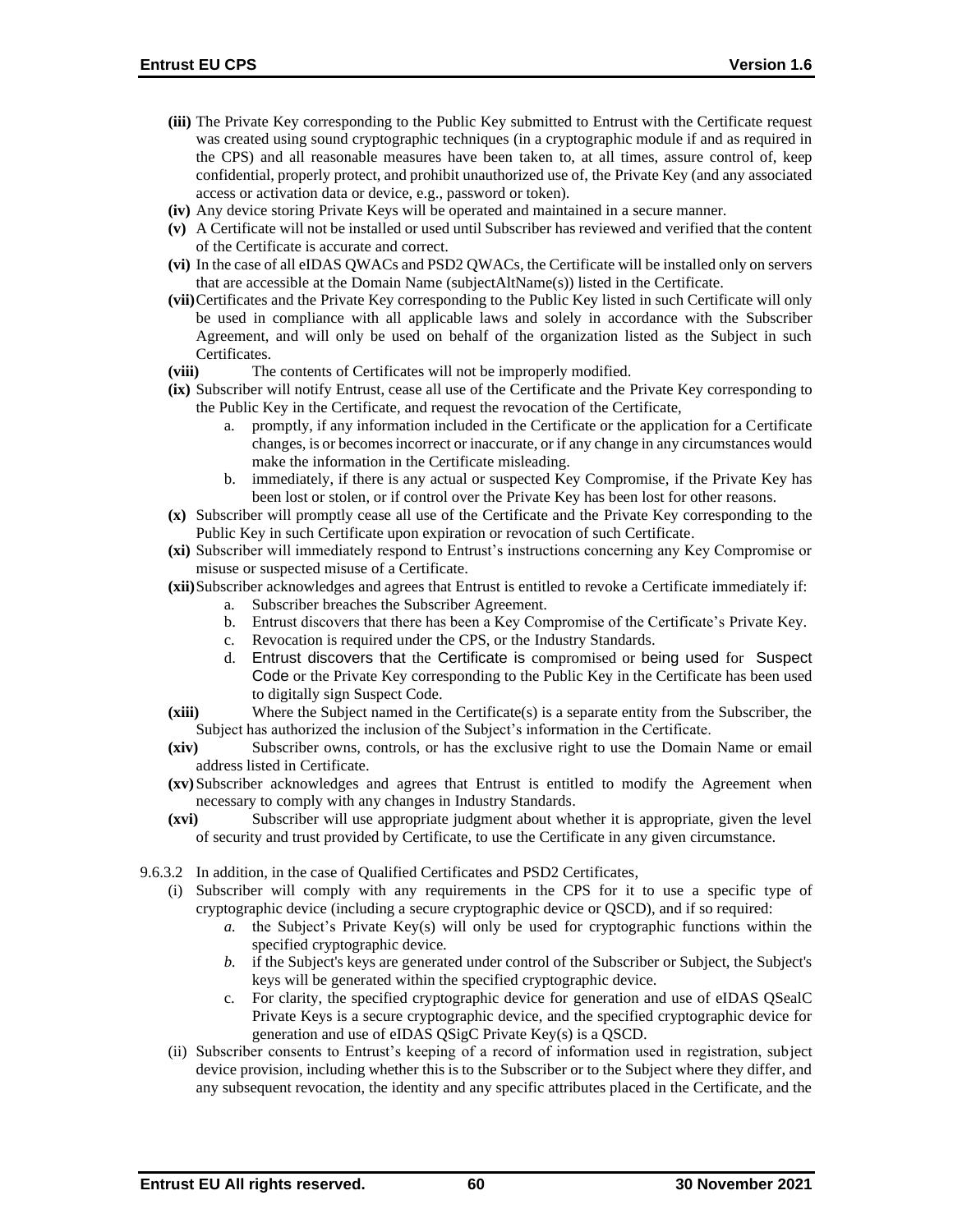- **(iii)** The Private Key corresponding to the Public Key submitted to Entrust with the Certificate request was created using sound cryptographic techniques (in a cryptographic module if and as required in the CPS) and all reasonable measures have been taken to, at all times, assure control of, keep confidential, properly protect, and prohibit unauthorized use of, the Private Key (and any associated access or activation data or device, e.g., password or token).
- **(iv)** Any device storing Private Keys will be operated and maintained in a secure manner.
- **(v)** A Certificate will not be installed or used until Subscriber has reviewed and verified that the content of the Certificate is accurate and correct.
- **(vi)** In the case of all eIDAS QWACs and PSD2 QWACs, the Certificate will be installed only on servers that are accessible at the Domain Name (subjectAltName(s)) listed in the Certificate.
- **(vii)** Certificates and the Private Key corresponding to the Public Key listed in such Certificate will only be used in compliance with all applicable laws and solely in accordance with the Subscriber Agreement, and will only be used on behalf of the organization listed as the Subject in such Certificates.
- **(viii)** The contents of Certificates will not be improperly modified.
- **(ix)** Subscriber will notify Entrust, cease all use of the Certificate and the Private Key corresponding to the Public Key in the Certificate, and request the revocation of the Certificate,
    - a. promptly, if any information included in the Certificate or the application for a Certificate changes, is or becomes incorrect or inaccurate, or if any change in any circumstances would make the information in the Certificate misleading.
    - b. immediately, if there is any actual or suspected Key Compromise, if the Private Key has been lost or stolen, or if control over the Private Key has been lost for other reasons.
- **(x)** Subscriber will promptly cease all use of the Certificate and the Private Key corresponding to the Public Key in such Certificate upon expiration or revocation of such Certificate.
- **(xi)** Subscriber will immediately respond to Entrust's instructions concerning any Key Compromise or misuse or suspected misuse of a Certificate.
- **(xii)** Subscriber acknowledges and agrees that Entrust is entitled to revoke a Certificate immediately if:
    - a. Subscriber breaches the Subscriber Agreement.
    - b. Entrust discovers that there has been a Key Compromise of the Certificate's Private Key.
    - c. Revocation is required under the CPS, or the Industry Standards.
    - d. Entrust discovers that the Certificate is compromised or being used for Suspect Code or the Private Key corresponding to the Public Key in the Certificate has been used to digitally sign Suspect Code.
- **(xiii)** Where the Subject named in the Certificate(s) is a separate entity from the Subscriber, the Subject has authorized the inclusion of the Subject's information in the Certificate.
- **(xiv)** Subscriber owns, controls, or has the exclusive right to use the Domain Name or email address listed in Certificate.
- **(xv)** Subscriber acknowledges and agrees that Entrust is entitled to modify the Agreement when necessary to comply with any changes in Industry Standards.
- **(xvi)** Subscriber will use appropriate judgment about whether it is appropriate, given the level of security and trust provided by Certificate, to use the Certificate in any given circumstance.

9.6.3.2 In addition, in the case of Qualified Certificates and PSD2 Certificates,

- (i) Subscriber will comply with any requirements in the CPS for it to use a specific type of cryptographic device (including a secure cryptographic device or QSCD), and if so required:
    - *a.* the Subject's Private Key(s) will only be used for cryptographic functions within the specified cryptographic device.
    - *b.* if the Subject's keys are generated under control of the Subscriber or Subject, the Subject's keys will be generated within the specified cryptographic device.
    - c. For clarity, the specified cryptographic device for generation and use of eIDAS QSealC Private Keys is a secure cryptographic device, and the specified cryptographic device for generation and use of eIDAS QSigC Private Key(s) is a QSCD.
- (ii) Subscriber consents to Entrust's keeping of a record of information used in registration, subject device provision, including whether this is to the Subscriber or to the Subject where they differ, and any subsequent revocation, the identity and any specific attributes placed in the Certificate, and the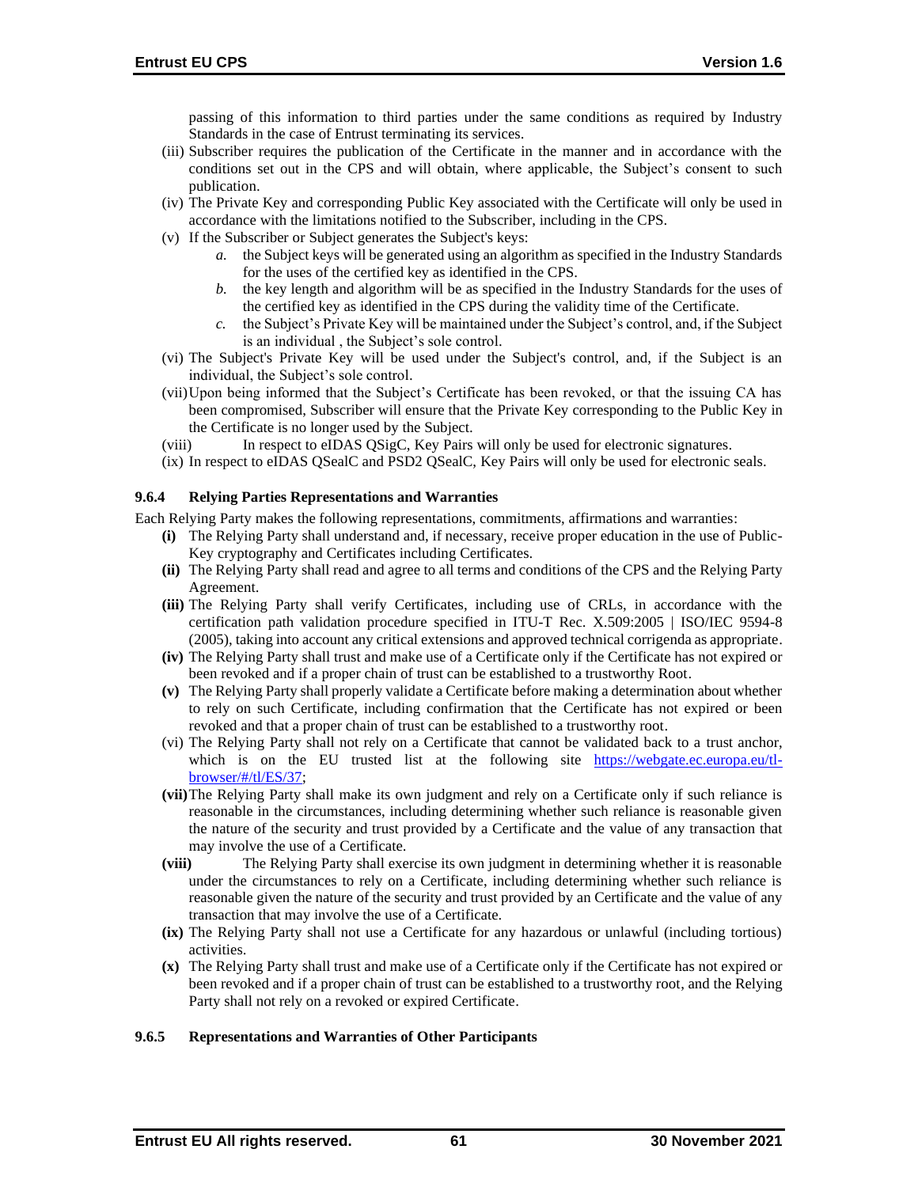passing of this information to third parties under the same conditions as required by Industry Standards in the case of Entrust terminating its services.

(iii) Subscriber requires the publication of the Certificate in the manner and in accordance with the conditions set out in the CPS and will obtain, where applicable, the Subject's consent to such publication.

(iv) The Private Key and corresponding Public Key associated with the Certificate will only be used in accordance with the limitations notified to the Subscriber, including in the CPS.

(v) If the Subscriber or Subject generates the Subject's keys:

*a.* the Subject keys will be generated using an algorithm as specified in the Industry Standards for the uses of the certified key as identified in the CPS.

*b.* the key length and algorithm will be as specified in the Industry Standards for the uses of the certified key as identified in the CPS during the validity time of the Certificate.

*c.* the Subject's Private Key will be maintained under the Subject's control, and, if the Subject is an individual , the Subject's sole control.

(vi) The Subject's Private Key will be used under the Subject's control, and, if the Subject is an individual, the Subject's sole control.

(vii) Upon being informed that the Subject's Certificate has been revoked, or that the issuing CA has been compromised, Subscriber will ensure that the Private Key corresponding to the Public Key in the Certificate is no longer used by the Subject.

(viii) In respect to eIDAS QSigC, Key Pairs will only be used for electronic signatures.

(ix) In respect to eIDAS QSealC and PSD2 QSealC, Key Pairs will only be used for electronic seals.

### 9.6.4 Relying Parties Representations and Warranties

Each Relying Party makes the following representations, commitments, affirmations and warranties:

**(i)** The Relying Party shall understand and, if necessary, receive proper education in the use of Public-Key cryptography and Certificates including Certificates.

**(ii)** The Relying Party shall read and agree to all terms and conditions of the CPS and the Relying Party Agreement.

**(iii)** The Relying Party shall verify Certificates, including use of CRLs, in accordance with the certification path validation procedure specified in ITU-T Rec. X.509:2005 | ISO/IEC 9594-8 (2005), taking into account any critical extensions and approved technical corrigenda as appropriate.

**(iv)** The Relying Party shall trust and make use of a Certificate only if the Certificate has not expired or been revoked and if a proper chain of trust can be established to a trustworthy Root.

**(v)** The Relying Party shall properly validate a Certificate before making a determination about whether to rely on such Certificate, including confirmation that the Certificate has not expired or been revoked and that a proper chain of trust can be established to a trustworthy root.

(vi) The Relying Party shall not rely on a Certificate that cannot be validated back to a trust anchor, which is on the EU trusted list at the following site [https://webgate.ec.europa.eu/tl-browser/#/tl/ES/37](https://webgate.ec.europa.eu/tl-browser/#/tl/ES/37);

**(vii)** The Relying Party shall make its own judgment and rely on a Certificate only if such reliance is reasonable in the circumstances, including determining whether such reliance is reasonable given the nature of the security and trust provided by a Certificate and the value of any transaction that may involve the use of a Certificate.

**(viii)** The Relying Party shall exercise its own judgment in determining whether it is reasonable under the circumstances to rely on a Certificate, including determining whether such reliance is reasonable given the nature of the security and trust provided by an Certificate and the value of any transaction that may involve the use of a Certificate.

**(ix)** The Relying Party shall not use a Certificate for any hazardous or unlawful (including tortious) activities.

**(x)** The Relying Party shall trust and make use of a Certificate only if the Certificate has not expired or been revoked and if a proper chain of trust can be established to a trustworthy root, and the Relying Party shall not rely on a revoked or expired Certificate.

### 9.6.5 Representations and Warranties of Other Participants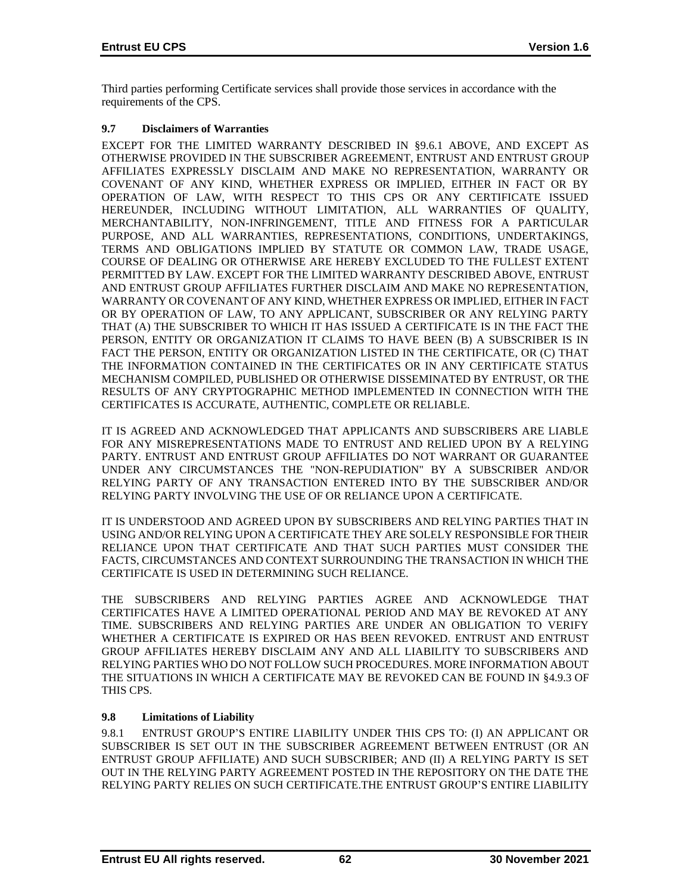Third parties performing Certificate services shall provide those services in accordance with the requirements of the CPS.

### 9.7 Disclaimers of Warranties

EXCEPT FOR THE LIMITED WARRANTY DESCRIBED IN §9.6.1 ABOVE, AND EXCEPT AS OTHERWISE PROVIDED IN THE SUBSCRIBER AGREEMENT, ENTRUST AND ENTRUST GROUP AFFILIATES EXPRESSLY DISCLAIM AND MAKE NO REPRESENTATION, WARRANTY OR COVENANT OF ANY KIND, WHETHER EXPRESS OR IMPLIED, EITHER IN FACT OR BY OPERATION OF LAW, WITH RESPECT TO THIS CPS OR ANY CERTIFICATE ISSUED HEREUNDER, INCLUDING WITHOUT LIMITATION, ALL WARRANTIES OF QUALITY, MERCHANTABILITY, NON-INFRINGEMENT, TITLE AND FITNESS FOR A PARTICULAR PURPOSE, AND ALL WARRANTIES, REPRESENTATIONS, CONDITIONS, UNDERTAKINGS, TERMS AND OBLIGATIONS IMPLIED BY STATUTE OR COMMON LAW, TRADE USAGE, COURSE OF DEALING OR OTHERWISE ARE HEREBY EXCLUDED TO THE FULLEST EXTENT PERMITTED BY LAW. EXCEPT FOR THE LIMITED WARRANTY DESCRIBED ABOVE, ENTRUST AND ENTRUST GROUP AFFILIATES FURTHER DISCLAIM AND MAKE NO REPRESENTATION, WARRANTY OR COVENANT OF ANY KIND, WHETHER EXPRESS OR IMPLIED, EITHER IN FACT OR BY OPERATION OF LAW, TO ANY APPLICANT, SUBSCRIBER OR ANY RELYING PARTY THAT (A) THE SUBSCRIBER TO WHICH IT HAS ISSUED A CERTIFICATE IS IN THE FACT THE PERSON, ENTITY OR ORGANIZATION IT CLAIMS TO HAVE BEEN (B) A SUBSCRIBER IS IN FACT THE PERSON, ENTITY OR ORGANIZATION LISTED IN THE CERTIFICATE, OR (C) THAT THE INFORMATION CONTAINED IN THE CERTIFICATES OR IN ANY CERTIFICATE STATUS MECHANISM COMPILED, PUBLISHED OR OTHERWISE DISSEMINATED BY ENTRUST, OR THE RESULTS OF ANY CRYPTOGRAPHIC METHOD IMPLEMENTED IN CONNECTION WITH THE CERTIFICATES IS ACCURATE, AUTHENTIC, COMPLETE OR RELIABLE.

IT IS AGREED AND ACKNOWLEDGED THAT APPLICANTS AND SUBSCRIBERS ARE LIABLE FOR ANY MISREPRESENTATIONS MADE TO ENTRUST AND RELIED UPON BY A RELYING PARTY. ENTRUST AND ENTRUST GROUP AFFILIATES DO NOT WARRANT OR GUARANTEE UNDER ANY CIRCUMSTANCES THE "NON-REPUDIATION" BY A SUBSCRIBER AND/OR RELYING PARTY OF ANY TRANSACTION ENTERED INTO BY THE SUBSCRIBER AND/OR RELYING PARTY INVOLVING THE USE OF OR RELIANCE UPON A CERTIFICATE.

IT IS UNDERSTOOD AND AGREED UPON BY SUBSCRIBERS AND RELYING PARTIES THAT IN USING AND/OR RELYING UPON A CERTIFICATE THEY ARE SOLELY RESPONSIBLE FOR THEIR RELIANCE UPON THAT CERTIFICATE AND THAT SUCH PARTIES MUST CONSIDER THE FACTS, CIRCUMSTANCES AND CONTEXT SURROUNDING THE TRANSACTION IN WHICH THE CERTIFICATE IS USED IN DETERMINING SUCH RELIANCE.

THE SUBSCRIBERS AND RELYING PARTIES AGREE AND ACKNOWLEDGE THAT CERTIFICATES HAVE A LIMITED OPERATIONAL PERIOD AND MAY BE REVOKED AT ANY TIME. SUBSCRIBERS AND RELYING PARTIES ARE UNDER AN OBLIGATION TO VERIFY WHETHER A CERTIFICATE IS EXPIRED OR HAS BEEN REVOKED. ENTRUST AND ENTRUST GROUP AFFILIATES HEREBY DISCLAIM ANY AND ALL LIABILITY TO SUBSCRIBERS AND RELYING PARTIES WHO DO NOT FOLLOW SUCH PROCEDURES. MORE INFORMATION ABOUT THE SITUATIONS IN WHICH A CERTIFICATE MAY BE REVOKED CAN BE FOUND IN §4.9.3 OF THIS CPS.

### 9.8 Limitations of Liability

9.8.1 ENTRUST GROUP'S ENTIRE LIABILITY UNDER THIS CPS TO: (I) AN APPLICANT OR SUBSCRIBER IS SET OUT IN THE SUBSCRIBER AGREEMENT BETWEEN ENTRUST (OR AN ENTRUST GROUP AFFILIATE) AND SUCH SUBSCRIBER; AND (II) A RELYING PARTY IS SET OUT IN THE RELYING PARTY AGREEMENT POSTED IN THE REPOSITORY ON THE DATE THE RELYING PARTY RELIES ON SUCH CERTIFICATE.THE ENTRUST GROUP'S ENTIRE LIABILITY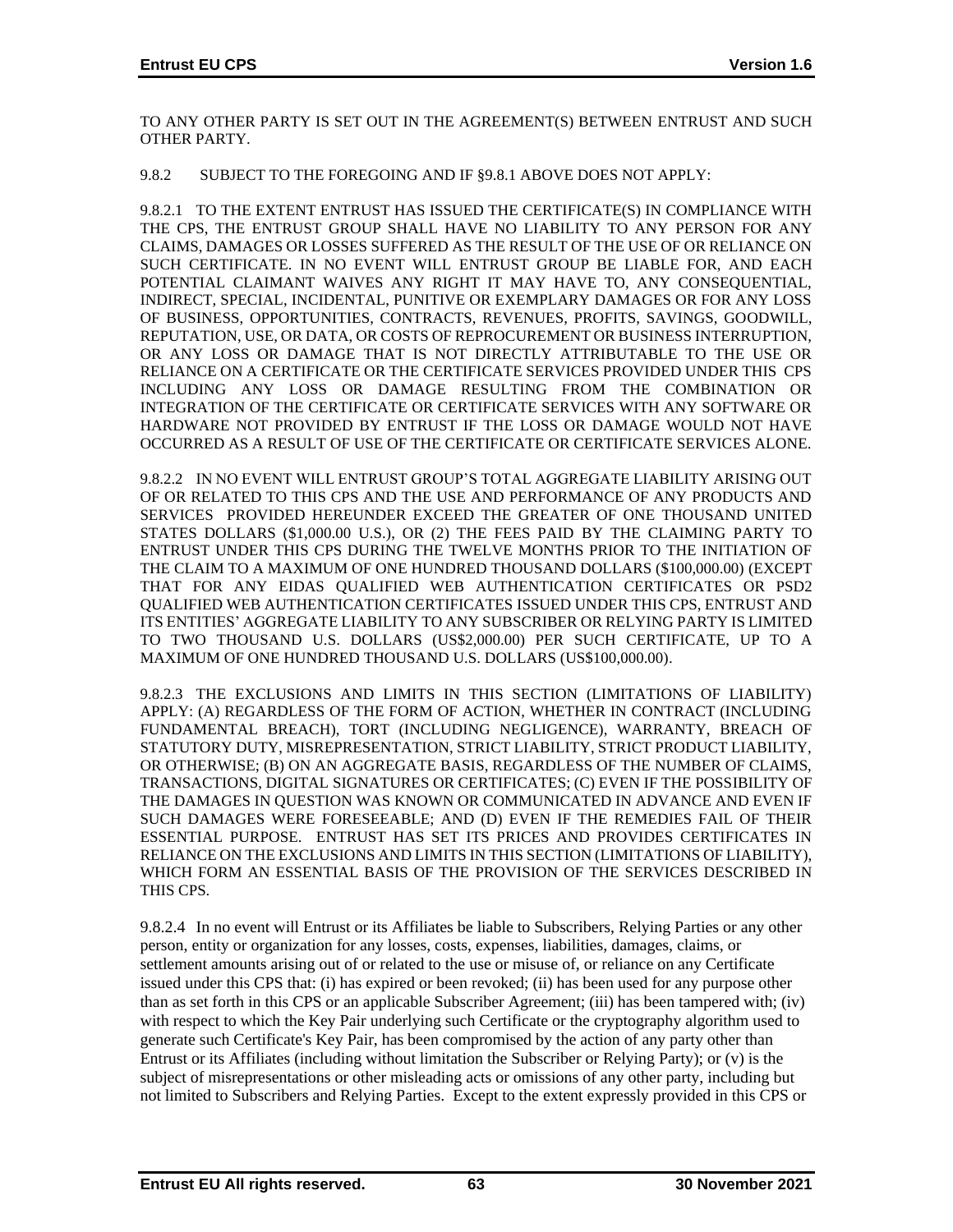TO ANY OTHER PARTY IS SET OUT IN THE AGREEMENT(S) BETWEEN ENTRUST AND SUCH OTHER PARTY.

9.8.2 SUBJECT TO THE FOREGOING AND IF §9.8.1 ABOVE DOES NOT APPLY:

9.8.2.1 TO THE EXTENT ENTRUST HAS ISSUED THE CERTIFICATE(S) IN COMPLIANCE WITH THE CPS, THE ENTRUST GROUP SHALL HAVE NO LIABILITY TO ANY PERSON FOR ANY CLAIMS, DAMAGES OR LOSSES SUFFERED AS THE RESULT OF THE USE OF OR RELIANCE ON SUCH CERTIFICATE. IN NO EVENT WILL ENTRUST GROUP BE LIABLE FOR, AND EACH POTENTIAL CLAIMANT WAIVES ANY RIGHT IT MAY HAVE TO, ANY CONSEQUENTIAL, INDIRECT, SPECIAL, INCIDENTAL, PUNITIVE OR EXEMPLARY DAMAGES OR FOR ANY LOSS OF BUSINESS, OPPORTUNITIES, CONTRACTS, REVENUES, PROFITS, SAVINGS, GOODWILL, REPUTATION, USE, OR DATA, OR COSTS OF REPROCUREMENT OR BUSINESS INTERRUPTION, OR ANY LOSS OR DAMAGE THAT IS NOT DIRECTLY ATTRIBUTABLE TO THE USE OR RELIANCE ON A CERTIFICATE OR THE CERTIFICATE SERVICES PROVIDED UNDER THIS CPS INCLUDING ANY LOSS OR DAMAGE RESULTING FROM THE COMBINATION OR INTEGRATION OF THE CERTIFICATE OR CERTIFICATE SERVICES WITH ANY SOFTWARE OR HARDWARE NOT PROVIDED BY ENTRUST IF THE LOSS OR DAMAGE WOULD NOT HAVE OCCURRED AS A RESULT OF USE OF THE CERTIFICATE OR CERTIFICATE SERVICES ALONE.

9.8.2.2 IN NO EVENT WILL ENTRUST GROUP'S TOTAL AGGREGATE LIABILITY ARISING OUT OF OR RELATED TO THIS CPS AND THE USE AND PERFORMANCE OF ANY PRODUCTS AND SERVICES PROVIDED HEREUNDER EXCEED THE GREATER OF ONE THOUSAND UNITED STATES DOLLARS ($1,000.00 U.S.), OR (2) THE FEES PAID BY THE CLAIMING PARTY TO ENTRUST UNDER THIS CPS DURING THE TWELVE MONTHS PRIOR TO THE INITIATION OF THE CLAIM TO A MAXIMUM OF ONE HUNDRED THOUSAND DOLLARS ($100,000.00) (EXCEPT THAT FOR ANY EIDAS QUALIFIED WEB AUTHENTICATION CERTIFICATES OR PSD2 QUALIFIED WEB AUTHENTICATION CERTIFICATES ISSUED UNDER THIS CPS, ENTRUST AND ITS ENTITIES' AGGREGATE LIABILITY TO ANY SUBSCRIBER OR RELYING PARTY IS LIMITED TO TWO THOUSAND U.S. DOLLARS (US$2,000.00) PER SUCH CERTIFICATE, UP TO A MAXIMUM OF ONE HUNDRED THOUSAND U.S. DOLLARS (US$100,000.00).

9.8.2.3 THE EXCLUSIONS AND LIMITS IN THIS SECTION (LIMITATIONS OF LIABILITY) APPLY: (A) REGARDLESS OF THE FORM OF ACTION, WHETHER IN CONTRACT (INCLUDING FUNDAMENTAL BREACH), TORT (INCLUDING NEGLIGENCE), WARRANTY, BREACH OF STATUTORY DUTY, MISREPRESENTATION, STRICT LIABILITY, STRICT PRODUCT LIABILITY, OR OTHERWISE; (B) ON AN AGGREGATE BASIS, REGARDLESS OF THE NUMBER OF CLAIMS, TRANSACTIONS, DIGITAL SIGNATURES OR CERTIFICATES; (C) EVEN IF THE POSSIBILITY OF THE DAMAGES IN QUESTION WAS KNOWN OR COMMUNICATED IN ADVANCE AND EVEN IF SUCH DAMAGES WERE FORESEEABLE; AND (D) EVEN IF THE REMEDIES FAIL OF THEIR ESSENTIAL PURPOSE. ENTRUST HAS SET ITS PRICES AND PROVIDES CERTIFICATES IN RELIANCE ON THE EXCLUSIONS AND LIMITS IN THIS SECTION (LIMITATIONS OF LIABILITY), WHICH FORM AN ESSENTIAL BASIS OF THE PROVISION OF THE SERVICES DESCRIBED IN THIS CPS.

9.8.2.4 In no event will Entrust or its Affiliates be liable to Subscribers, Relying Parties or any other person, entity or organization for any losses, costs, expenses, liabilities, damages, claims, or settlement amounts arising out of or related to the use or misuse of, or reliance on any Certificate issued under this CPS that: (i) has expired or been revoked; (ii) has been used for any purpose other than as set forth in this CPS or an applicable Subscriber Agreement; (iii) has been tampered with; (iv) with respect to which the Key Pair underlying such Certificate or the cryptography algorithm used to generate such Certificate's Key Pair, has been compromised by the action of any party other than Entrust or its Affiliates (including without limitation the Subscriber or Relying Party); or (v) is the subject of misrepresentations or other misleading acts or omissions of any other party, including but not limited to Subscribers and Relying Parties. Except to the extent expressly provided in this CPS or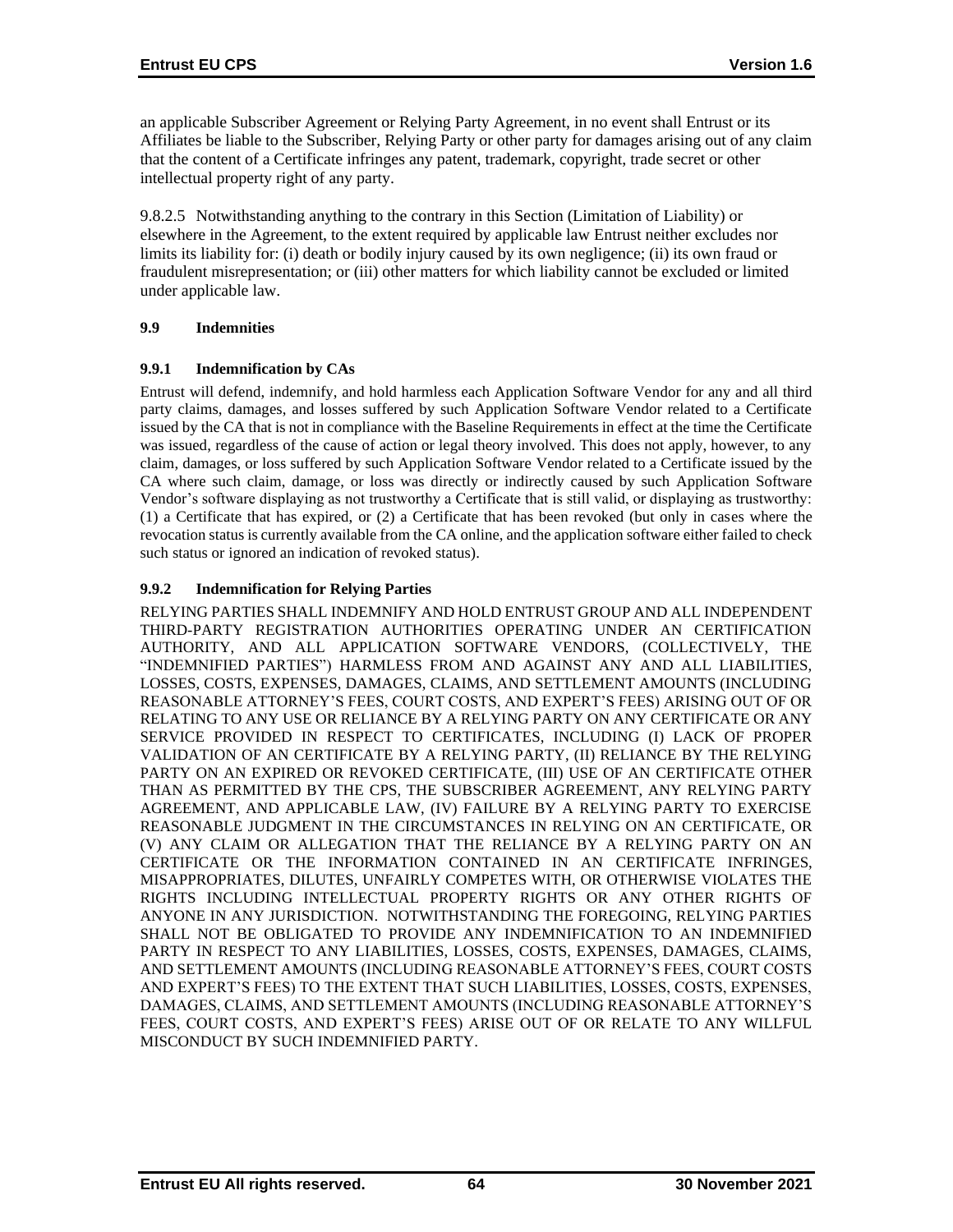an applicable Subscriber Agreement or Relying Party Agreement, in no event shall Entrust or its Affiliates be liable to the Subscriber, Relying Party or other party for damages arising out of any claim that the content of a Certificate infringes any patent, trademark, copyright, trade secret or other intellectual property right of any party.

9.8.2.5 Notwithstanding anything to the contrary in this Section (Limitation of Liability) or elsewhere in the Agreement, to the extent required by applicable law Entrust neither excludes nor limits its liability for: (i) death or bodily injury caused by its own negligence; (ii) its own fraud or fraudulent misrepresentation; or (iii) other matters for which liability cannot be excluded or limited under applicable law.

### 9.9 Indemnities

#### 9.9.1 Indemnification by CAs

Entrust will defend, indemnify, and hold harmless each Application Software Vendor for any and all third party claims, damages, and losses suffered by such Application Software Vendor related to a Certificate issued by the CA that is not in compliance with the Baseline Requirements in effect at the time the Certificate was issued, regardless of the cause of action or legal theory involved. This does not apply, however, to any claim, damages, or loss suffered by such Application Software Vendor related to a Certificate issued by the CA where such claim, damage, or loss was directly or indirectly caused by such Application Software Vendor's software displaying as not trustworthy a Certificate that is still valid, or displaying as trustworthy: (1) a Certificate that has expired, or (2) a Certificate that has been revoked (but only in cases where the revocation status is currently available from the CA online, and the application software either failed to check such status or ignored an indication of revoked status).

#### 9.9.2 Indemnification for Relying Parties

RELYING PARTIES SHALL INDEMNIFY AND HOLD ENTRUST GROUP AND ALL INDEPENDENT THIRD-PARTY REGISTRATION AUTHORITIES OPERATING UNDER AN CERTIFICATION AUTHORITY, AND ALL APPLICATION SOFTWARE VENDORS, (COLLECTIVELY, THE "INDEMNIFIED PARTIES") HARMLESS FROM AND AGAINST ANY AND ALL LIABILITIES, LOSSES, COSTS, EXPENSES, DAMAGES, CLAIMS, AND SETTLEMENT AMOUNTS (INCLUDING REASONABLE ATTORNEY'S FEES, COURT COSTS, AND EXPERT'S FEES) ARISING OUT OF OR RELATING TO ANY USE OR RELIANCE BY A RELYING PARTY ON ANY CERTIFICATE OR ANY SERVICE PROVIDED IN RESPECT TO CERTIFICATES, INCLUDING (I) LACK OF PROPER VALIDATION OF AN CERTIFICATE BY A RELYING PARTY, (II) RELIANCE BY THE RELYING PARTY ON AN EXPIRED OR REVOKED CERTIFICATE, (III) USE OF AN CERTIFICATE OTHER THAN AS PERMITTED BY THE CPS, THE SUBSCRIBER AGREEMENT, ANY RELYING PARTY AGREEMENT, AND APPLICABLE LAW, (IV) FAILURE BY A RELYING PARTY TO EXERCISE REASONABLE JUDGMENT IN THE CIRCUMSTANCES IN RELYING ON AN CERTIFICATE, OR (V) ANY CLAIM OR ALLEGATION THAT THE RELIANCE BY A RELYING PARTY ON AN CERTIFICATE OR THE INFORMATION CONTAINED IN AN CERTIFICATE INFRINGES, MISAPPROPRIATES, DILUTES, UNFAIRLY COMPETES WITH, OR OTHERWISE VIOLATES THE RIGHTS INCLUDING INTELLECTUAL PROPERTY RIGHTS OR ANY OTHER RIGHTS OF ANYONE IN ANY JURISDICTION. NOTWITHSTANDING THE FOREGOING, RELYING PARTIES SHALL NOT BE OBLIGATED TO PROVIDE ANY INDEMNIFICATION TO AN INDEMNIFIED PARTY IN RESPECT TO ANY LIABILITIES, LOSSES, COSTS, EXPENSES, DAMAGES, CLAIMS, AND SETTLEMENT AMOUNTS (INCLUDING REASONABLE ATTORNEY'S FEES, COURT COSTS AND EXPERT'S FEES) TO THE EXTENT THAT SUCH LIABILITIES, LOSSES, COSTS, EXPENSES, DAMAGES, CLAIMS, AND SETTLEMENT AMOUNTS (INCLUDING REASONABLE ATTORNEY'S FEES, COURT COSTS, AND EXPERT'S FEES) ARISE OUT OF OR RELATE TO ANY WILLFUL MISCONDUCT BY SUCH INDEMNIFIED PARTY.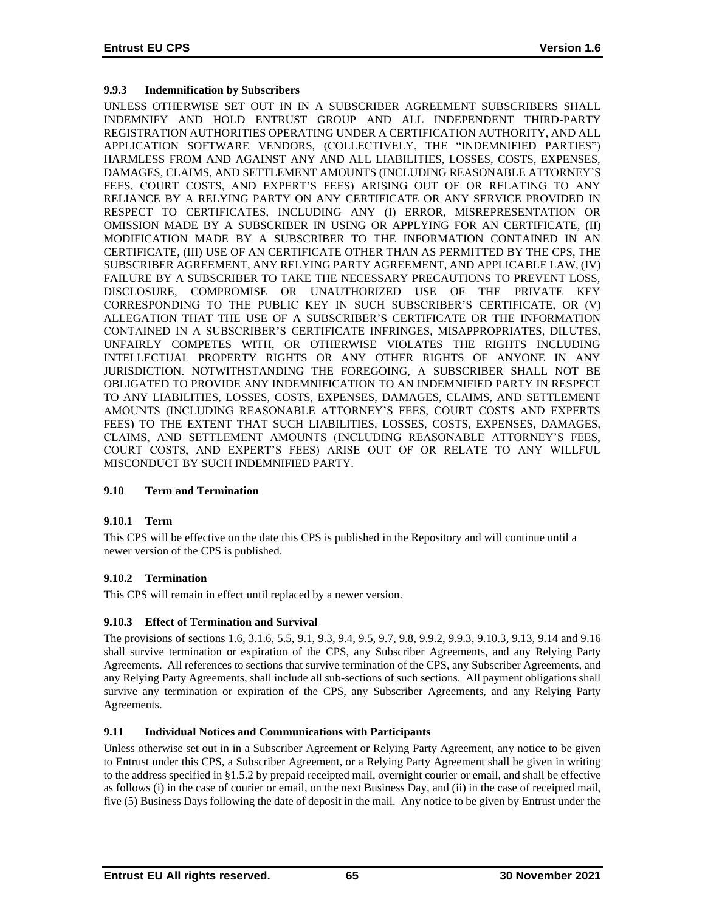### 9.9.3 Indemnification by Subscribers

UNLESS OTHERWISE SET OUT IN IN A SUBSCRIBER AGREEMENT SUBSCRIBERS SHALL INDEMNIFY AND HOLD ENTRUST GROUP AND ALL INDEPENDENT THIRD-PARTY REGISTRATION AUTHORITIES OPERATING UNDER A CERTIFICATION AUTHORITY, AND ALL APPLICATION SOFTWARE VENDORS, (COLLECTIVELY, THE "INDEMNIFIED PARTIES") HARMLESS FROM AND AGAINST ANY AND ALL LIABILITIES, LOSSES, COSTS, EXPENSES, DAMAGES, CLAIMS, AND SETTLEMENT AMOUNTS (INCLUDING REASONABLE ATTORNEY'S FEES, COURT COSTS, AND EXPERT'S FEES) ARISING OUT OF OR RELATING TO ANY RELIANCE BY A RELYING PARTY ON ANY CERTIFICATE OR ANY SERVICE PROVIDED IN RESPECT TO CERTIFICATES, INCLUDING ANY (I) ERROR, MISREPRESENTATION OR OMISSION MADE BY A SUBSCRIBER IN USING OR APPLYING FOR AN CERTIFICATE, (II) MODIFICATION MADE BY A SUBSCRIBER TO THE INFORMATION CONTAINED IN AN CERTIFICATE, (III) USE OF AN CERTIFICATE OTHER THAN AS PERMITTED BY THE CPS, THE SUBSCRIBER AGREEMENT, ANY RELYING PARTY AGREEMENT, AND APPLICABLE LAW, (IV) FAILURE BY A SUBSCRIBER TO TAKE THE NECESSARY PRECAUTIONS TO PREVENT LOSS, DISCLOSURE, COMPROMISE OR UNAUTHORIZED USE OF THE PRIVATE KEY CORRESPONDING TO THE PUBLIC KEY IN SUCH SUBSCRIBER'S CERTIFICATE, OR (V) ALLEGATION THAT THE USE OF A SUBSCRIBER'S CERTIFICATE OR THE INFORMATION CONTAINED IN A SUBSCRIBER'S CERTIFICATE INFRINGES, MISAPPROPRIATES, DILUTES, UNFAIRLY COMPETES WITH, OR OTHERWISE VIOLATES THE RIGHTS INCLUDING INTELLECTUAL PROPERTY RIGHTS OR ANY OTHER RIGHTS OF ANYONE IN ANY JURISDICTION. NOTWITHSTANDING THE FOREGOING, A SUBSCRIBER SHALL NOT BE OBLIGATED TO PROVIDE ANY INDEMNIFICATION TO AN INDEMNIFIED PARTY IN RESPECT TO ANY LIABILITIES, LOSSES, COSTS, EXPENSES, DAMAGES, CLAIMS, AND SETTLEMENT AMOUNTS (INCLUDING REASONABLE ATTORNEY'S FEES, COURT COSTS AND EXPERTS FEES) TO THE EXTENT THAT SUCH LIABILITIES, LOSSES, COSTS, EXPENSES, DAMAGES, CLAIMS, AND SETTLEMENT AMOUNTS (INCLUDING REASONABLE ATTORNEY'S FEES, COURT COSTS, AND EXPERT'S FEES) ARISE OUT OF OR RELATE TO ANY WILLFUL MISCONDUCT BY SUCH INDEMNIFIED PARTY.

## 9.10 Term and Termination

### 9.10.1 Term

This CPS will be effective on the date this CPS is published in the Repository and will continue until a newer version of the CPS is published.

### 9.10.2 Termination

This CPS will remain in effect until replaced by a newer version.

### 9.10.3 Effect of Termination and Survival

The provisions of sections 1.6, 3.1.6, 5.5, 9.1, 9.3, 9.4, 9.5, 9.7, 9.8, 9.9.2, 9.9.3, 9.10.3, 9.13, 9.14 and 9.16 shall survive termination or expiration of the CPS, any Subscriber Agreements, and any Relying Party Agreements. All references to sections that survive termination of the CPS, any Subscriber Agreements, and any Relying Party Agreements, shall include all sub-sections of such sections. All payment obligations shall survive any termination or expiration of the CPS, any Subscriber Agreements, and any Relying Party Agreements.

## 9.11 Individual Notices and Communications with Participants

Unless otherwise set out in in a Subscriber Agreement or Relying Party Agreement, any notice to be given to Entrust under this CPS, a Subscriber Agreement, or a Relying Party Agreement shall be given in writing to the address specified in §1.5.2 by prepaid receipted mail, overnight courier or email, and shall be effective as follows (i) in the case of courier or email, on the next Business Day, and (ii) in the case of receipted mail, five (5) Business Days following the date of deposit in the mail. Any notice to be given by Entrust under the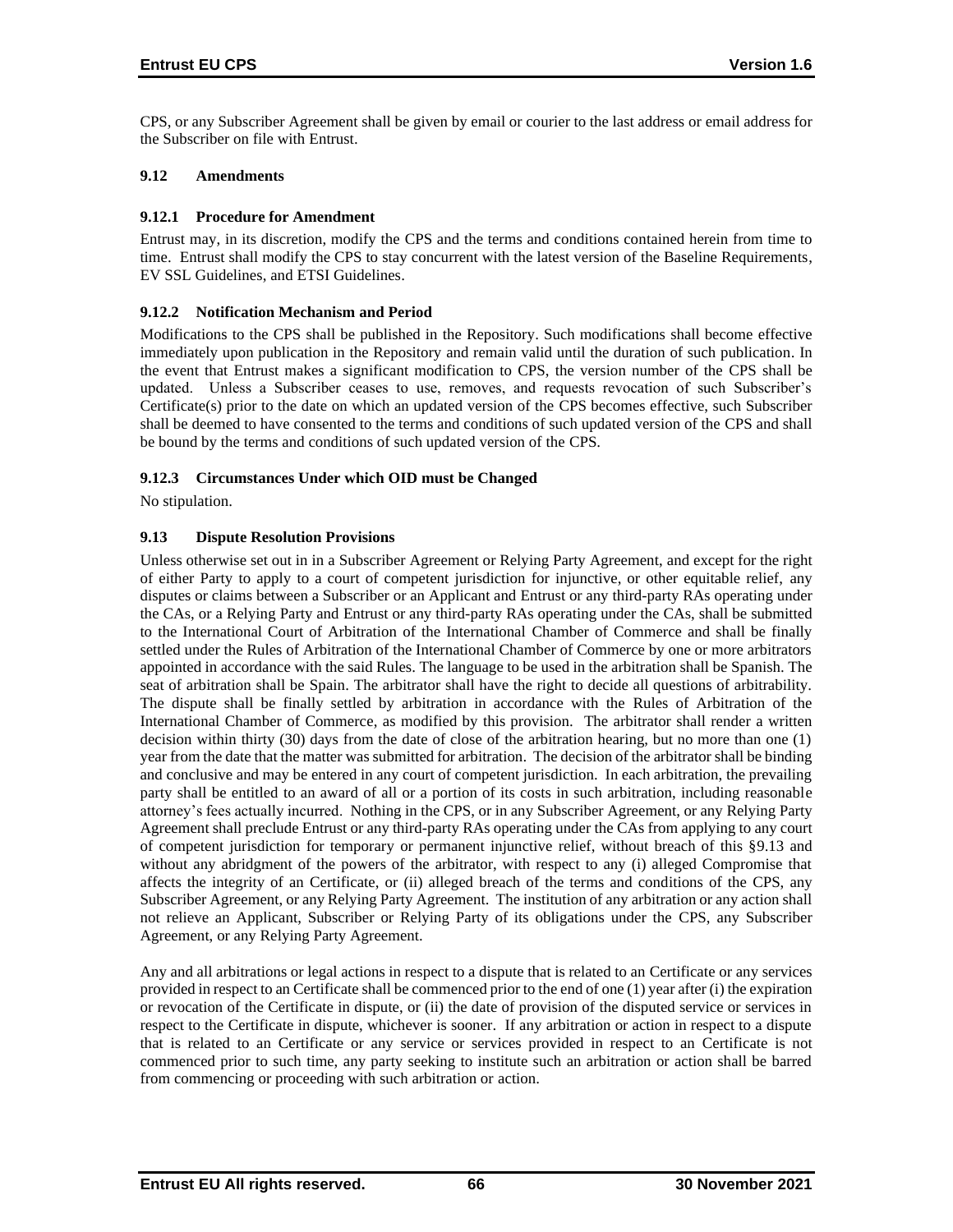CPS, or any Subscriber Agreement shall be given by email or courier to the last address or email address for the Subscriber on file with Entrust.

### 9.12 Amendments

#### 9.12.1 Procedure for Amendment

Entrust may, in its discretion, modify the CPS and the terms and conditions contained herein from time to time. Entrust shall modify the CPS to stay concurrent with the latest version of the Baseline Requirements, EV SSL Guidelines, and ETSI Guidelines.

#### 9.12.2 Notification Mechanism and Period

Modifications to the CPS shall be published in the Repository. Such modifications shall become effective immediately upon publication in the Repository and remain valid until the duration of such publication. In the event that Entrust makes a significant modification to CPS, the version number of the CPS shall be updated. Unless a Subscriber ceases to use, removes, and requests revocation of such Subscriber's Certificate(s) prior to the date on which an updated version of the CPS becomes effective, such Subscriber shall be deemed to have consented to the terms and conditions of such updated version of the CPS and shall be bound by the terms and conditions of such updated version of the CPS.

#### 9.12.3 Circumstances Under which OID must be Changed

No stipulation.

### 9.13 Dispute Resolution Provisions

Unless otherwise set out in in a Subscriber Agreement or Relying Party Agreement, and except for the right of either Party to apply to a court of competent jurisdiction for injunctive, or other equitable relief, any disputes or claims between a Subscriber or an Applicant and Entrust or any third-party RAs operating under the CAs, or a Relying Party and Entrust or any third-party RAs operating under the CAs, shall be submitted to the International Court of Arbitration of the International Chamber of Commerce and shall be finally settled under the Rules of Arbitration of the International Chamber of Commerce by one or more arbitrators appointed in accordance with the said Rules. The language to be used in the arbitration shall be Spanish. The seat of arbitration shall be Spain. The arbitrator shall have the right to decide all questions of arbitrability. The dispute shall be finally settled by arbitration in accordance with the Rules of Arbitration of the International Chamber of Commerce, as modified by this provision. The arbitrator shall render a written decision within thirty (30) days from the date of close of the arbitration hearing, but no more than one (1) year from the date that the matter was submitted for arbitration. The decision of the arbitrator shall be binding and conclusive and may be entered in any court of competent jurisdiction. In each arbitration, the prevailing party shall be entitled to an award of all or a portion of its costs in such arbitration, including reasonable attorney's fees actually incurred. Nothing in the CPS, or in any Subscriber Agreement, or any Relying Party Agreement shall preclude Entrust or any third-party RAs operating under the CAs from applying to any court of competent jurisdiction for temporary or permanent injunctive relief, without breach of this §9.13 and without any abridgment of the powers of the arbitrator, with respect to any (i) alleged Compromise that affects the integrity of an Certificate, or (ii) alleged breach of the terms and conditions of the CPS, any Subscriber Agreement, or any Relying Party Agreement. The institution of any arbitration or any action shall not relieve an Applicant, Subscriber or Relying Party of its obligations under the CPS, any Subscriber Agreement, or any Relying Party Agreement.

Any and all arbitrations or legal actions in respect to a dispute that is related to an Certificate or any services provided in respect to an Certificate shall be commenced prior to the end of one (1) year after (i) the expiration or revocation of the Certificate in dispute, or (ii) the date of provision of the disputed service or services in respect to the Certificate in dispute, whichever is sooner. If any arbitration or action in respect to a dispute that is related to an Certificate or any service or services provided in respect to an Certificate is not commenced prior to such time, any party seeking to institute such an arbitration or action shall be barred from commencing or proceeding with such arbitration or action.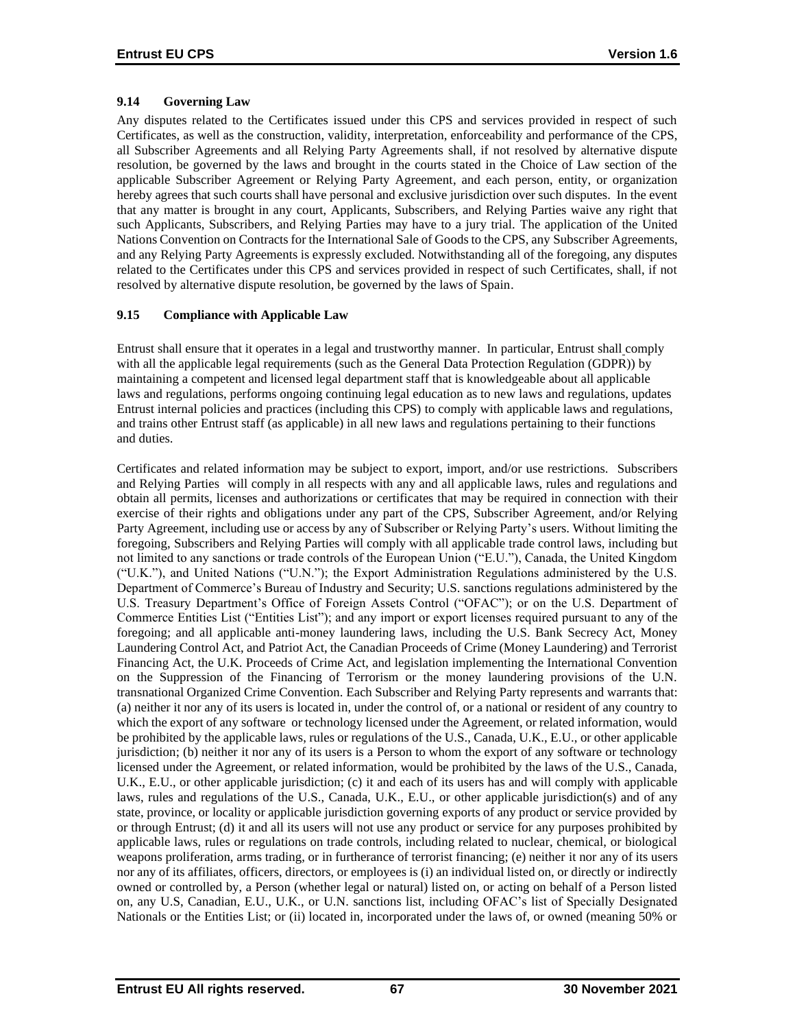### 9.14 Governing Law

Any disputes related to the Certificates issued under this CPS and services provided in respect of such Certificates, as well as the construction, validity, interpretation, enforceability and performance of the CPS, all Subscriber Agreements and all Relying Party Agreements shall, if not resolved by alternative dispute resolution, be governed by the laws and brought in the courts stated in the Choice of Law section of the applicable Subscriber Agreement or Relying Party Agreement, and each person, entity, or organization hereby agrees that such courts shall have personal and exclusive jurisdiction over such disputes. In the event that any matter is brought in any court, Applicants, Subscribers, and Relying Parties waive any right that such Applicants, Subscribers, and Relying Parties may have to a jury trial. The application of the United Nations Convention on Contracts for the International Sale of Goods to the CPS, any Subscriber Agreements, and any Relying Party Agreements is expressly excluded. Notwithstanding all of the foregoing, any disputes related to the Certificates under this CPS and services provided in respect of such Certificates, shall, if not resolved by alternative dispute resolution, be governed by the laws of Spain.

### 9.15 Compliance with Applicable Law

Entrust shall ensure that it operates in a legal and trustworthy manner. In particular, Entrust shall comply with all the applicable legal requirements (such as the General Data Protection Regulation (GDPR)) by maintaining a competent and licensed legal department staff that is knowledgeable about all applicable laws and regulations, performs ongoing continuing legal education as to new laws and regulations, updates Entrust internal policies and practices (including this CPS) to comply with applicable laws and regulations, and trains other Entrust staff (as applicable) in all new laws and regulations pertaining to their functions and duties.

Certificates and related information may be subject to export, import, and/or use restrictions. Subscribers and Relying Parties will comply in all respects with any and all applicable laws, rules and regulations and obtain all permits, licenses and authorizations or certificates that may be required in connection with their exercise of their rights and obligations under any part of the CPS, Subscriber Agreement, and/or Relying Party Agreement, including use or access by any of Subscriber or Relying Party's users. Without limiting the foregoing, Subscribers and Relying Parties will comply with all applicable trade control laws, including but not limited to any sanctions or trade controls of the European Union ("E.U."), Canada, the United Kingdom ("U.K."), and United Nations ("U.N."); the Export Administration Regulations administered by the U.S. Department of Commerce's Bureau of Industry and Security; U.S. sanctions regulations administered by the U.S. Treasury Department's Office of Foreign Assets Control ("OFAC"); or on the U.S. Department of Commerce Entities List ("Entities List"); and any import or export licenses required pursuant to any of the foregoing; and all applicable anti-money laundering laws, including the U.S. Bank Secrecy Act, Money Laundering Control Act, and Patriot Act, the Canadian Proceeds of Crime (Money Laundering) and Terrorist Financing Act, the U.K. Proceeds of Crime Act, and legislation implementing the International Convention on the Suppression of the Financing of Terrorism or the money laundering provisions of the U.N. transnational Organized Crime Convention. Each Subscriber and Relying Party represents and warrants that: (a) neither it nor any of its users is located in, under the control of, or a national or resident of any country to which the export of any software or technology licensed under the Agreement, or related information, would be prohibited by the applicable laws, rules or regulations of the U.S., Canada, U.K., E.U., or other applicable jurisdiction; (b) neither it nor any of its users is a Person to whom the export of any software or technology licensed under the Agreement, or related information, would be prohibited by the laws of the U.S., Canada, U.K., E.U., or other applicable jurisdiction; (c) it and each of its users has and will comply with applicable laws, rules and regulations of the U.S., Canada, U.K., E.U., or other applicable jurisdiction(s) and of any state, province, or locality or applicable jurisdiction governing exports of any product or service provided by or through Entrust; (d) it and all its users will not use any product or service for any purposes prohibited by applicable laws, rules or regulations on trade controls, including related to nuclear, chemical, or biological weapons proliferation, arms trading, or in furtherance of terrorist financing; (e) neither it nor any of its users nor any of its affiliates, officers, directors, or employees is (i) an individual listed on, or directly or indirectly owned or controlled by, a Person (whether legal or natural) listed on, or acting on behalf of a Person listed on, any U.S, Canadian, E.U., U.K., or U.N. sanctions list, including OFAC's list of Specially Designated Nationals or the Entities List; or (ii) located in, incorporated under the laws of, or owned (meaning 50% or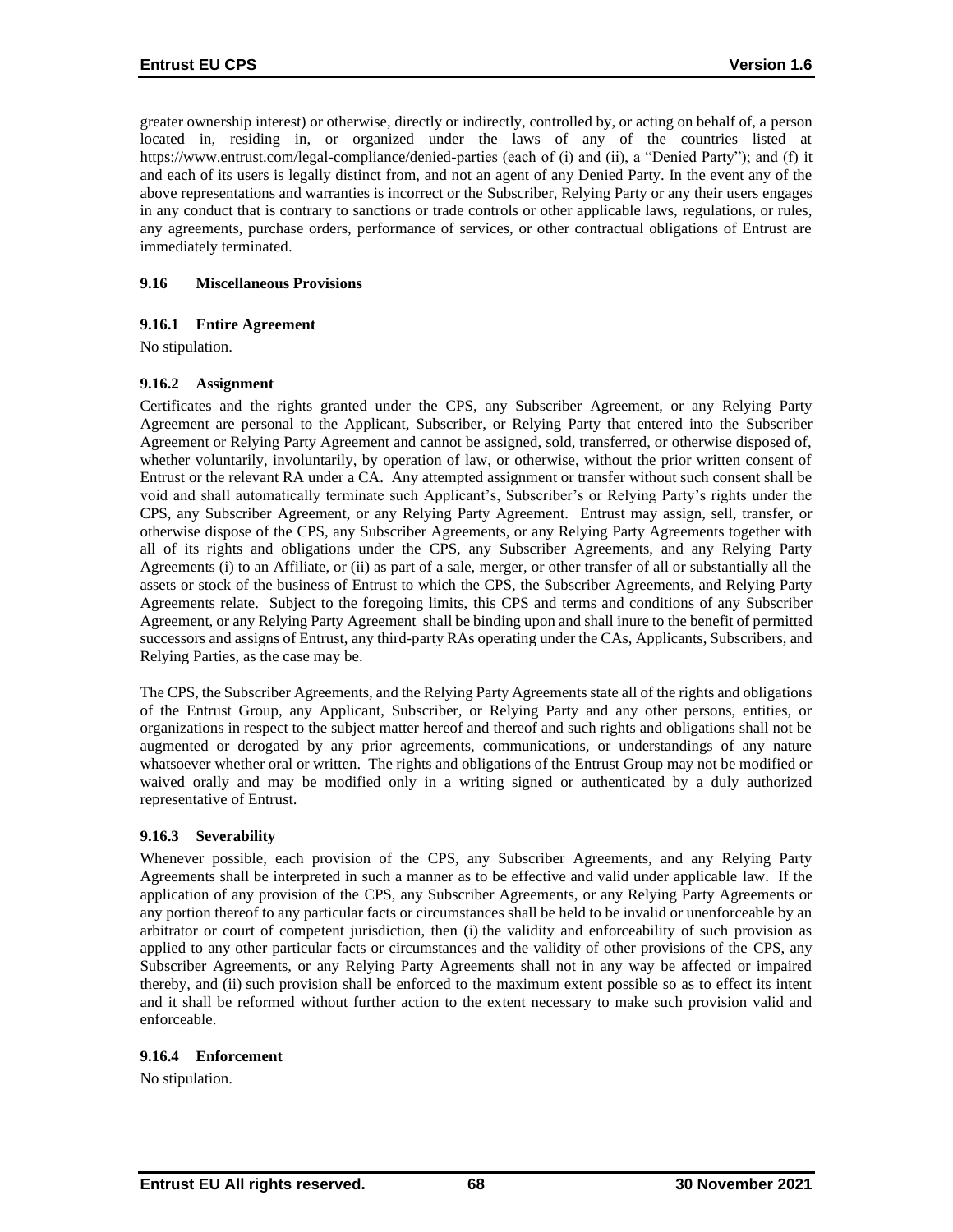greater ownership interest) or otherwise, directly or indirectly, controlled by, or acting on behalf of, a person located in, residing in, or organized under the laws of any of the countries listed at https://www.entrust.com/legal-compliance/denied-parties (each of (i) and (ii), a "Denied Party"); and (f) it and each of its users is legally distinct from, and not an agent of any Denied Party. In the event any of the above representations and warranties is incorrect or the Subscriber, Relying Party or any their users engages in any conduct that is contrary to sanctions or trade controls or other applicable laws, regulations, or rules, any agreements, purchase orders, performance of services, or other contractual obligations of Entrust are immediately terminated.

### 9.16 Miscellaneous Provisions

#### 9.16.1 Entire Agreement

No stipulation.

#### 9.16.2 Assignment

Certificates and the rights granted under the CPS, any Subscriber Agreement, or any Relying Party Agreement are personal to the Applicant, Subscriber, or Relying Party that entered into the Subscriber Agreement or Relying Party Agreement and cannot be assigned, sold, transferred, or otherwise disposed of, whether voluntarily, involuntarily, by operation of law, or otherwise, without the prior written consent of Entrust or the relevant RA under a CA. Any attempted assignment or transfer without such consent shall be void and shall automatically terminate such Applicant's, Subscriber's or Relying Party's rights under the CPS, any Subscriber Agreement, or any Relying Party Agreement. Entrust may assign, sell, transfer, or otherwise dispose of the CPS, any Subscriber Agreements, or any Relying Party Agreements together with all of its rights and obligations under the CPS, any Subscriber Agreements, and any Relying Party Agreements (i) to an Affiliate, or (ii) as part of a sale, merger, or other transfer of all or substantially all the assets or stock of the business of Entrust to which the CPS, the Subscriber Agreements, and Relying Party Agreements relate. Subject to the foregoing limits, this CPS and terms and conditions of any Subscriber Agreement, or any Relying Party Agreement shall be binding upon and shall inure to the benefit of permitted successors and assigns of Entrust, any third-party RAs operating under the CAs, Applicants, Subscribers, and Relying Parties, as the case may be.

The CPS, the Subscriber Agreements, and the Relying Party Agreements state all of the rights and obligations of the Entrust Group, any Applicant, Subscriber, or Relying Party and any other persons, entities, or organizations in respect to the subject matter hereof and thereof and such rights and obligations shall not be augmented or derogated by any prior agreements, communications, or understandings of any nature whatsoever whether oral or written. The rights and obligations of the Entrust Group may not be modified or waived orally and may be modified only in a writing signed or authenticated by a duly authorized representative of Entrust.

#### 9.16.3 Severability

Whenever possible, each provision of the CPS, any Subscriber Agreements, and any Relying Party Agreements shall be interpreted in such a manner as to be effective and valid under applicable law. If the application of any provision of the CPS, any Subscriber Agreements, or any Relying Party Agreements or any portion thereof to any particular facts or circumstances shall be held to be invalid or unenforceable by an arbitrator or court of competent jurisdiction, then (i) the validity and enforceability of such provision as applied to any other particular facts or circumstances and the validity of other provisions of the CPS, any Subscriber Agreements, or any Relying Party Agreements shall not in any way be affected or impaired thereby, and (ii) such provision shall be enforced to the maximum extent possible so as to effect its intent and it shall be reformed without further action to the extent necessary to make such provision valid and enforceable.

#### 9.16.4 Enforcement

No stipulation.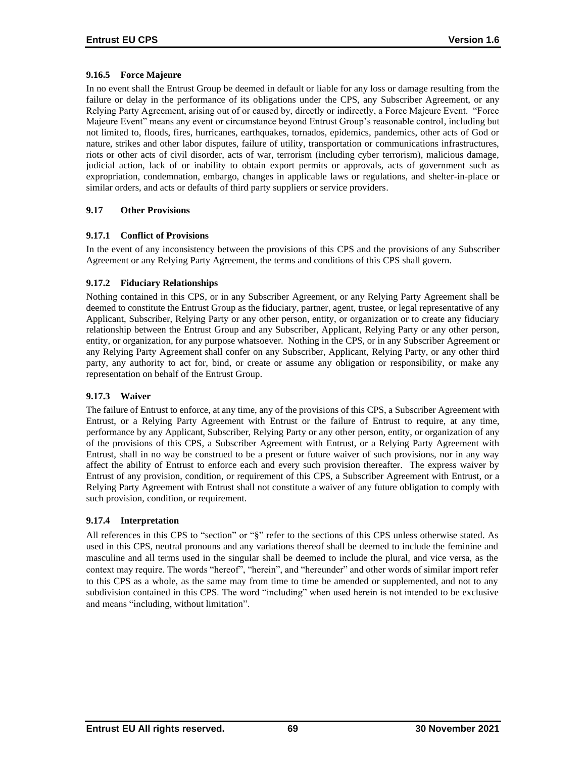### 9.16.5 Force Majeure

In no event shall the Entrust Group be deemed in default or liable for any loss or damage resulting from the failure or delay in the performance of its obligations under the CPS, any Subscriber Agreement, or any Relying Party Agreement, arising out of or caused by, directly or indirectly, a Force Majeure Event. "Force Majeure Event" means any event or circumstance beyond Entrust Group's reasonable control, including but not limited to, floods, fires, hurricanes, earthquakes, tornados, epidemics, pandemics, other acts of God or nature, strikes and other labor disputes, failure of utility, transportation or communications infrastructures, riots or other acts of civil disorder, acts of war, terrorism (including cyber terrorism), malicious damage, judicial action, lack of or inability to obtain export permits or approvals, acts of government such as expropriation, condemnation, embargo, changes in applicable laws or regulations, and shelter-in-place or similar orders, and acts or defaults of third party suppliers or service providers.

## 9.17 Other Provisions

### 9.17.1 Conflict of Provisions

In the event of any inconsistency between the provisions of this CPS and the provisions of any Subscriber Agreement or any Relying Party Agreement, the terms and conditions of this CPS shall govern.

### 9.17.2 Fiduciary Relationships

Nothing contained in this CPS, or in any Subscriber Agreement, or any Relying Party Agreement shall be deemed to constitute the Entrust Group as the fiduciary, partner, agent, trustee, or legal representative of any Applicant, Subscriber, Relying Party or any other person, entity, or organization or to create any fiduciary relationship between the Entrust Group and any Subscriber, Applicant, Relying Party or any other person, entity, or organization, for any purpose whatsoever. Nothing in the CPS, or in any Subscriber Agreement or any Relying Party Agreement shall confer on any Subscriber, Applicant, Relying Party, or any other third party, any authority to act for, bind, or create or assume any obligation or responsibility, or make any representation on behalf of the Entrust Group.

### 9.17.3 Waiver

The failure of Entrust to enforce, at any time, any of the provisions of this CPS, a Subscriber Agreement with Entrust, or a Relying Party Agreement with Entrust or the failure of Entrust to require, at any time, performance by any Applicant, Subscriber, Relying Party or any other person, entity, or organization of any of the provisions of this CPS, a Subscriber Agreement with Entrust, or a Relying Party Agreement with Entrust, shall in no way be construed to be a present or future waiver of such provisions, nor in any way affect the ability of Entrust to enforce each and every such provision thereafter. The express waiver by Entrust of any provision, condition, or requirement of this CPS, a Subscriber Agreement with Entrust, or a Relying Party Agreement with Entrust shall not constitute a waiver of any future obligation to comply with such provision, condition, or requirement.

### 9.17.4 Interpretation

All references in this CPS to "section" or "§" refer to the sections of this CPS unless otherwise stated. As used in this CPS, neutral pronouns and any variations thereof shall be deemed to include the feminine and masculine and all terms used in the singular shall be deemed to include the plural, and vice versa, as the context may require. The words "hereof", "herein", and "hereunder" and other words of similar import refer to this CPS as a whole, as the same may from time to time be amended or supplemented, and not to any subdivision contained in this CPS. The word "including" when used herein is not intended to be exclusive and means "including, without limitation".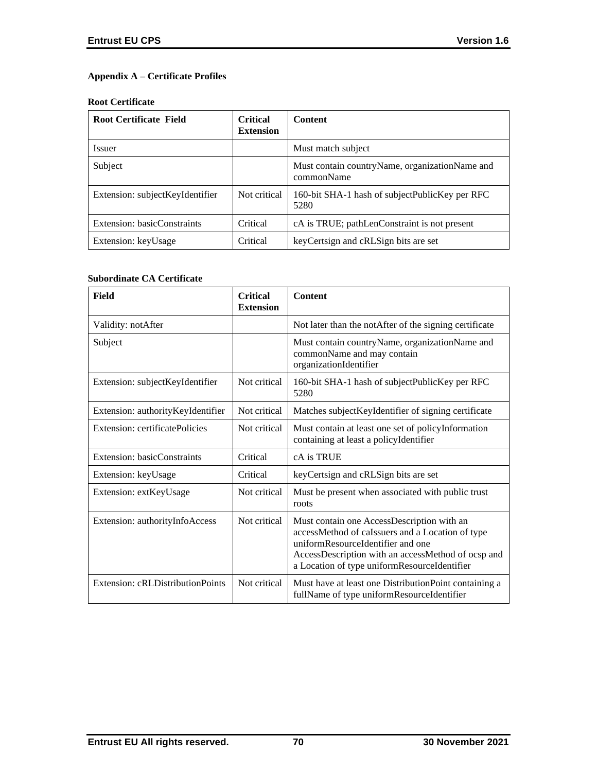**Appendix A – Certificate Profiles**

**Root Certificate**

| Root Certificate Field | Critical Extension | Content |
|---|---|---|
| Issuer | | Must match subject |
| Subject | | Must contain countryName, organizationName and commonName |
| Extension: subjectKeyIdentifier | Not critical | 160-bit SHA-1 hash of subjectPublicKey per RFC 5280 |
| Extension: basicConstraints | Critical | cA is TRUE; pathLenConstraint is not present |
| Extension: keyUsage | Critical | keyCertsign and cRLSign bits are set |

**Subordinate CA Certificate**

| Field | Critical Extension | Content |
|---|---|---|
| Validity: notAfter | | Not later than the notAfter of the signing certificate |
| Subject | | Must contain countryName, organizationName and commonName and may contain organizationIdentifier |
| Extension: subjectKeyIdentifier | Not critical | 160-bit SHA-1 hash of subjectPublicKey per RFC 5280 |
| Extension: authorityKeyIdentifier | Not critical | Matches subjectKeyIdentifier of signing certificate |
| Extension: certificatePolicies | Not critical | Must contain at least one set of policyInformation containing at least a policyIdentifier |
| Extension: basicConstraints | Critical | cA is TRUE |
| Extension: keyUsage | Critical | keyCertsign and cRLSign bits are set |
| Extension: extKeyUsage | Not critical | Must be present when associated with public trust roots |
| Extension: authorityInfoAccess | Not critical | Must contain one AccessDescription with an accessMethod of caIssuers and a Location of type uniformResourceIdentifier and one AccessDescription with an accessMethod of ocsp and a Location of type uniformResourceIdentifier |
| Extension: cRLDistributionPoints | Not critical | Must have at least one DistributionPoint containing a fullName of type uniformResourceIdentifier |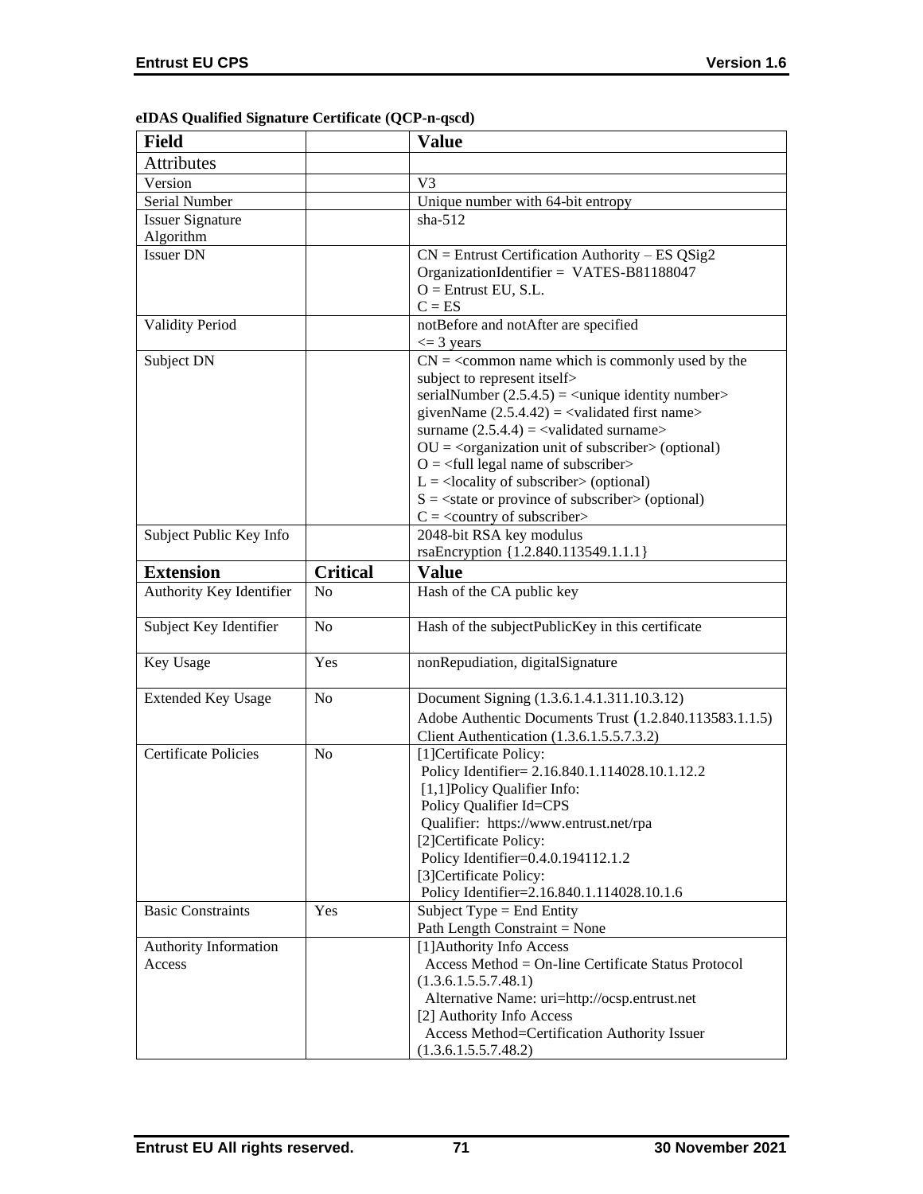**eIDAS Qualified Signature Certificate (QCP-n-qscd)**

| Field | | Value |
|---|---|---|
| Attributes | | |
| Version | | V3 |
| Serial Number | | Unique number with 64-bit entropy |
| Issuer Signature Algorithm | | sha-512 |
| Issuer DN | | CN = Entrust Certification Authority – ES QSig2<br>OrganizationIdentifier = VATES-B81188047<br>O = Entrust EU, S.L.<br>C = ES |
| Validity Period | | notBefore and notAfter are specified<br><= 3 years |
| Subject DN | | CN = <common name which is commonly used by the subject to represent itself><br>serialNumber (2.5.4.5) = <unique identity number><br>givenName (2.5.4.42) = <validated first name><br>surname (2.5.4.4) = <validated surname><br>OU = <organization unit of subscriber> (optional)<br>O = <full legal name of subscriber><br>L = <locality of subscriber> (optional)<br>S = <state or province of subscriber> (optional)<br>C = <country of subscriber> |
| Subject Public Key Info | | 2048-bit RSA key modulus<br>rsaEncryption {1.2.840.113549.1.1.1} |
| **Extension** | **Critical** | **Value** |
| Authority Key Identifier | No | Hash of the CA public key |
| Subject Key Identifier | No | Hash of the subjectPublicKey in this certificate |
| Key Usage | Yes | nonRepudiation, digitalSignature |
| Extended Key Usage | No | Document Signing (1.3.6.1.4.1.311.10.3.12)<br>Adobe Authentic Documents Trust (1.2.840.113583.1.1.5)<br>Client Authentication (1.3.6.1.5.5.7.3.2) |
| Certificate Policies | No | [1]Certificate Policy:<br>Policy Identifier= 2.16.840.1.114028.10.1.12.2<br>[1,1]Policy Qualifier Info:<br>Policy Qualifier Id=CPS<br>Qualifier: https://www.entrust.net/rpa<br>[2]Certificate Policy:<br>Policy Identifier=0.4.0.194112.1.2<br>[3]Certificate Policy:<br>Policy Identifier=2.16.840.1.114028.10.1.6 |
| Basic Constraints | Yes | Subject Type = End Entity<br>Path Length Constraint = None |
| Authority Information Access | | [1]Authority Info Access<br>Access Method = On-line Certificate Status Protocol (1.3.6.1.5.5.7.48.1)<br>Alternative Name: uri=http://ocsp.entrust.net<br>[2] Authority Info Access<br>Access Method=Certification Authority Issuer (1.3.6.1.5.5.7.48.2) |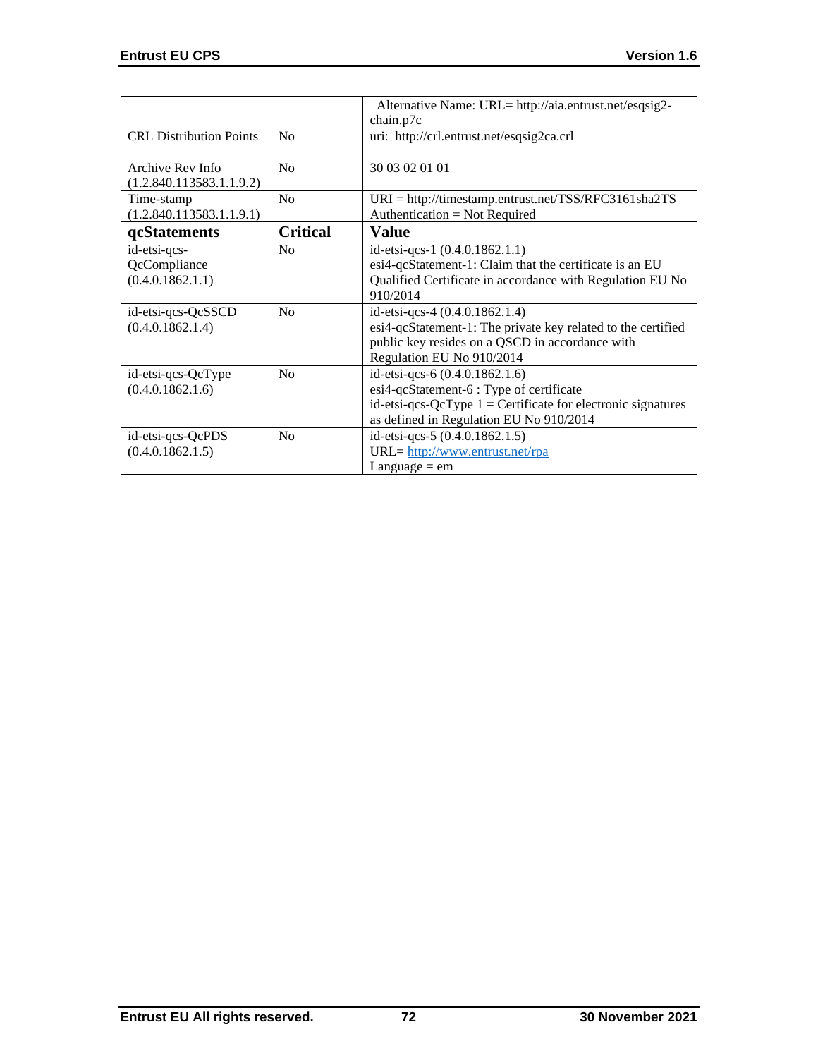| | | Alternative Name: URL= http://aia.entrust.net/esqsig2-chain.p7c |
|---|---|---|
| CRL Distribution Points | No | uri: http://crl.entrust.net/esqsig2ca.crl |
| Archive Rev Info (1.2.840.113583.1.1.9.2) | No | 30 03 02 01 01 |
| Time-stamp (1.2.840.113583.1.1.9.1) | No | URI = http://timestamp.entrust.net/TSS/RFC3161sha2TS Authentication = Not Required |
| **qcStatements** | **Critical** | **Value** |
| id-etsi-qcs-QcCompliance (0.4.0.1862.1.1) | No | id-etsi-qcs-1 (0.4.0.1862.1.1) esi4-qcStatement-1: Claim that the certificate is an EU Qualified Certificate in accordance with Regulation EU No 910/2014 |
| id-etsi-qcs-QcSSCD (0.4.0.1862.1.4) | No | id-etsi-qcs-4 (0.4.0.1862.1.4) esi4-qcStatement-1: The private key related to the certified public key resides on a QSCD in accordance with Regulation EU No 910/2014 |
| id-etsi-qcs-QcType (0.4.0.1862.1.6) | No | id-etsi-qcs-6 (0.4.0.1862.1.6) esi4-qcStatement-6 : Type of certificate id-etsi-qcs-QcType 1 = Certificate for electronic signatures as defined in Regulation EU No 910/2014 |
| id-etsi-qcs-QcPDS (0.4.0.1862.1.5) | No | id-etsi-qcs-5 (0.4.0.1862.1.5) URL= http://www.entrust.net/rpa Language = em |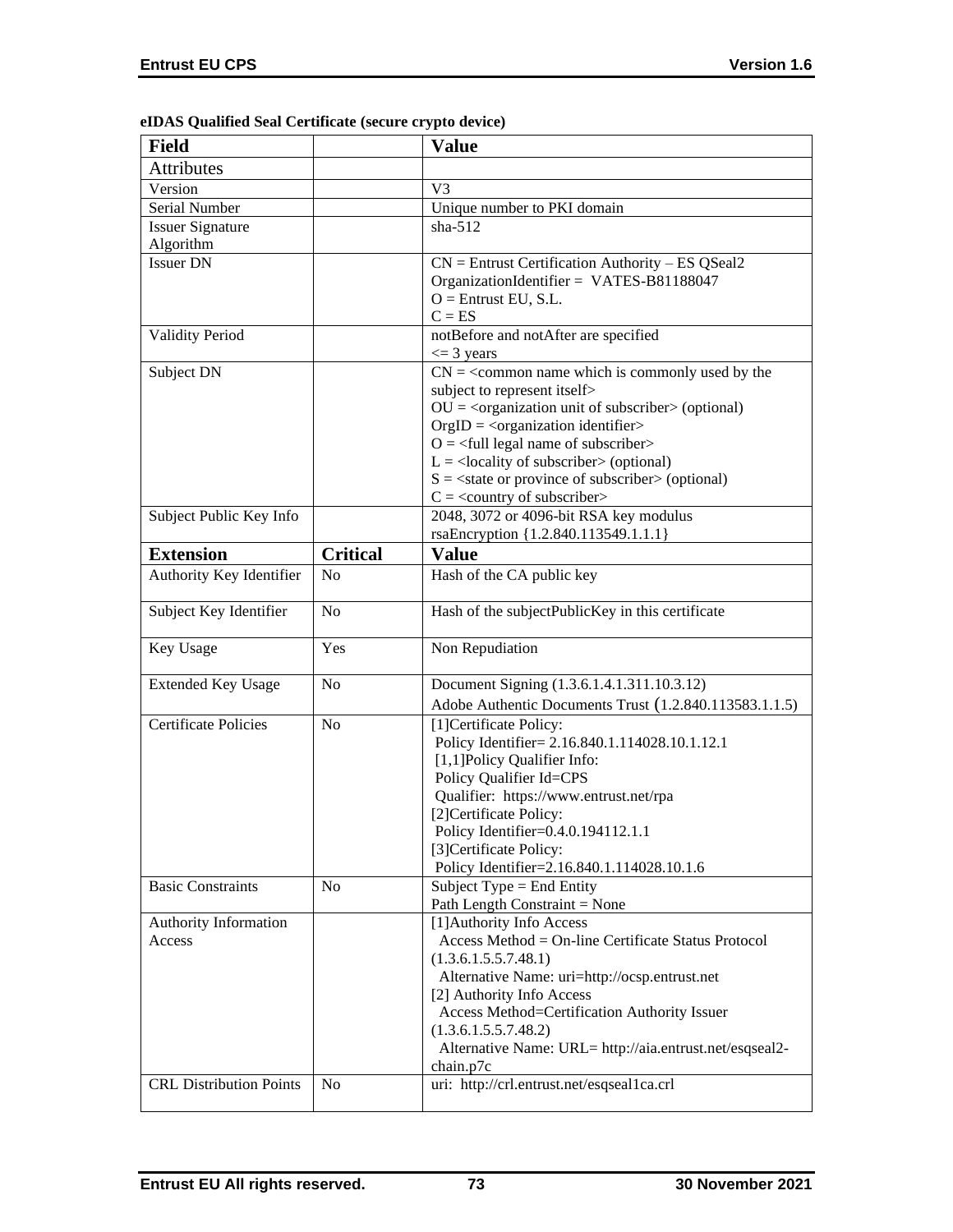**eIDAS Qualified Seal Certificate (secure crypto device)**

| Field | | Value |
|---|---|---|
| Attributes | | |
| Version | | V3 |
| Serial Number | | Unique number to PKI domain |
| Issuer Signature Algorithm | | sha-512 |
| Issuer DN | | CN = Entrust Certification Authority – ES QSeal2<br>OrganizationIdentifier = VATES-B81188047<br>O = Entrust EU, S.L.<br>C = ES |
| Validity Period | | notBefore and notAfter are specified<br><= 3 years |
| Subject DN | | CN = <common name which is commonly used by the subject to represent itself><br>OU = <organization unit of subscriber> (optional)<br>OrgID = <organization identifier><br>O = <full legal name of subscriber><br>L = <locality of subscriber> (optional)<br>S = <state or province of subscriber> (optional)<br>C = <country of subscriber> |
| Subject Public Key Info | | 2048, 3072 or 4096-bit RSA key modulus<br>rsaEncryption {1.2.840.113549.1.1.1} |
| **Extension** | **Critical** | **Value** |
| Authority Key Identifier | No | Hash of the CA public key |
| Subject Key Identifier | No | Hash of the subjectPublicKey in this certificate |
| Key Usage | Yes | Non Repudiation |
| Extended Key Usage | No | Document Signing (1.3.6.1.4.1.311.10.3.12)<br>Adobe Authentic Documents Trust (1.2.840.113583.1.1.5) |
| Certificate Policies | No | [1]Certificate Policy:<br>Policy Identifier= 2.16.840.1.114028.10.1.12.1<br>[1,1]Policy Qualifier Info:<br>Policy Qualifier Id=CPS<br>Qualifier: https://www.entrust.net/rpa<br>[2]Certificate Policy:<br>Policy Identifier=0.4.0.194112.1.1<br>[3]Certificate Policy:<br>Policy Identifier=2.16.840.1.114028.10.1.6 |
| Basic Constraints | No | Subject Type = End Entity<br>Path Length Constraint = None |
| Authority Information Access | | [1]Authority Info Access<br>Access Method = On-line Certificate Status Protocol (1.3.6.1.5.5.7.48.1)<br>Alternative Name: uri=http://ocsp.entrust.net<br>[2] Authority Info Access<br>Access Method=Certification Authority Issuer (1.3.6.1.5.5.7.48.2)<br>Alternative Name: URL= http://aia.entrust.net/esqseal2-chain.p7c |
| CRL Distribution Points | No | uri: http://crl.entrust.net/esqseal1ca.crl |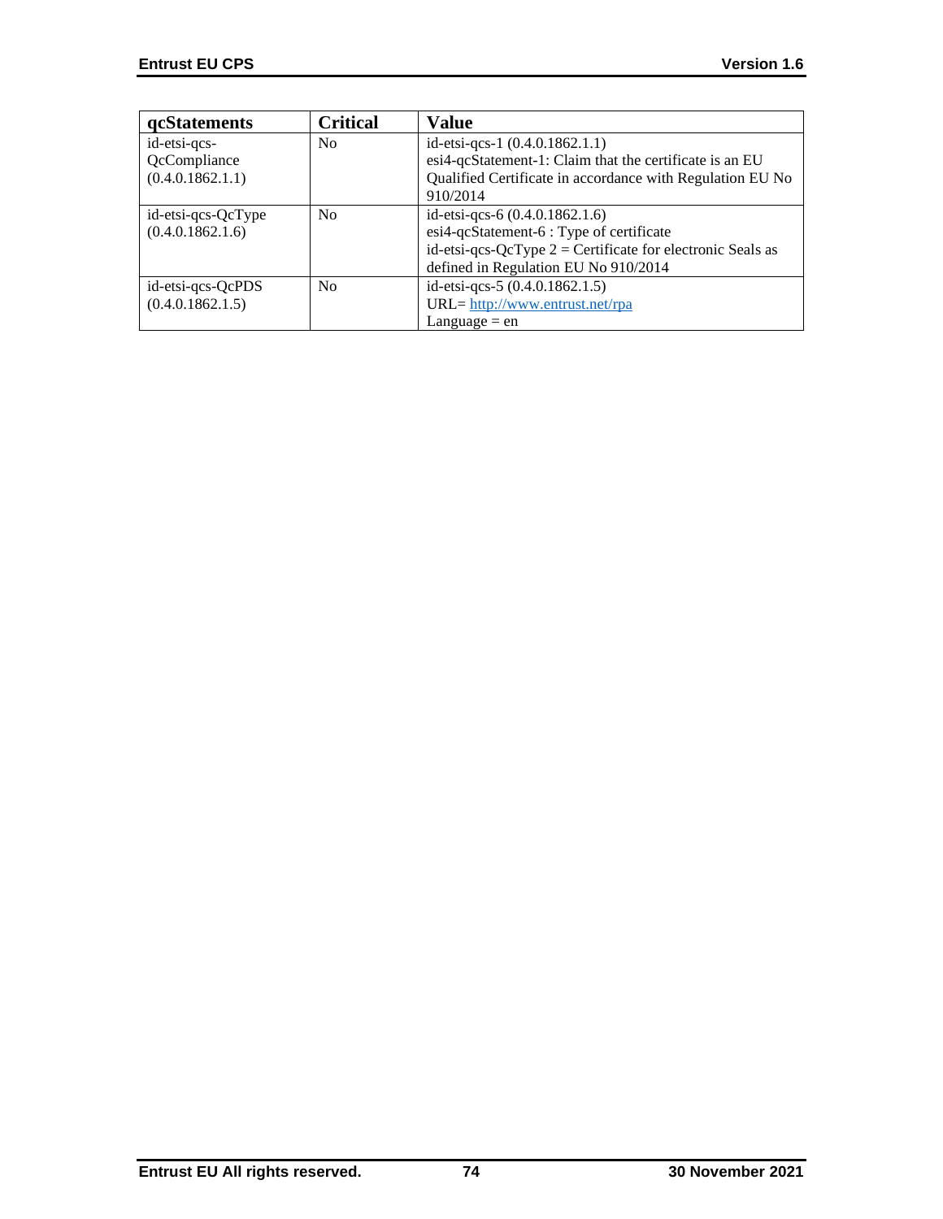| qcStatements | Critical | Value |
|---|---|---|
| id-etsi-qcs-QcCompliance (0.4.0.1862.1.1) | No | id-etsi-qcs-1 (0.4.0.1862.1.1)<br>esi4-qcStatement-1: Claim that the certificate is an EU Qualified Certificate in accordance with Regulation EU No 910/2014 |
| id-etsi-qcs-QcType (0.4.0.1862.1.6) | No | id-etsi-qcs-6 (0.4.0.1862.1.6)<br>esi4-qcStatement-6 : Type of certificate<br>id-etsi-qcs-QcType 2 = Certificate for electronic Seals as defined in Regulation EU No 910/2014 |
| id-etsi-qcs-QcPDS (0.4.0.1862.1.5) | No | id-etsi-qcs-5 (0.4.0.1862.1.5)<br>URL= http://www.entrust.net/rpa<br>Language = en |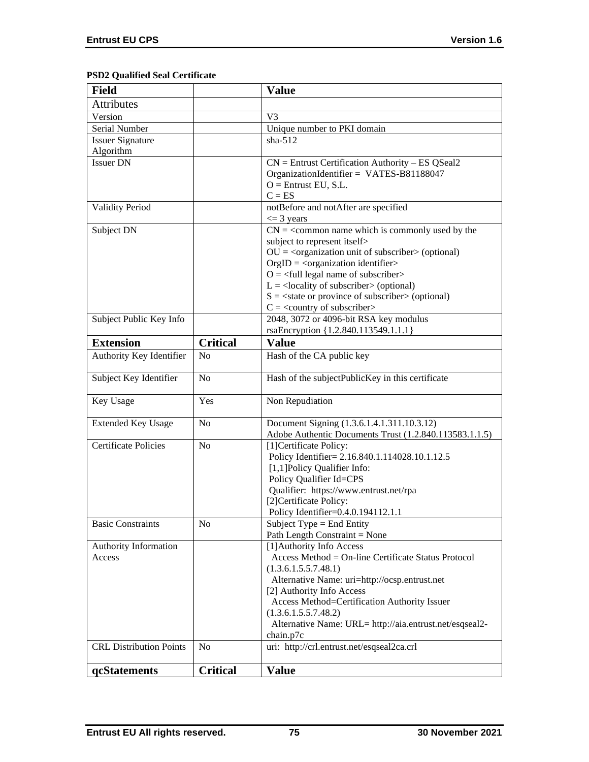**PSD2 Qualified Seal Certificate**

| Field | | Value |
|---|---|---|
| Attributes | | |
| Version | | V3 |
| Serial Number | | Unique number to PKI domain |
| Issuer Signature Algorithm | | sha-512 |
| Issuer DN | | CN = Entrust Certification Authority – ES QSeal2<br>OrganizationIdentifier = VATES-B81188047<br>O = Entrust EU, S.L.<br>C = ES |
| Validity Period | | notBefore and notAfter are specified<br><= 3 years |
| Subject DN | | CN = <common name which is commonly used by the subject to represent itself><br>OU = <organization unit of subscriber> (optional)<br>OrgID = <organization identifier><br>O = <full legal name of subscriber><br>L = <locality of subscriber> (optional)<br>S = <state or province of subscriber> (optional)<br>C = <country of subscriber> |
| Subject Public Key Info | | 2048, 3072 or 4096-bit RSA key modulus<br>rsaEncryption {1.2.840.113549.1.1.1} |
| **Extension** | **Critical** | **Value** |
| Authority Key Identifier | No | Hash of the CA public key |
| Subject Key Identifier | No | Hash of the subjectPublicKey in this certificate |
| Key Usage | Yes | Non Repudiation |
| Extended Key Usage | No | Document Signing (1.3.6.1.4.1.311.10.3.12)<br>Adobe Authentic Documents Trust (1.2.840.113583.1.1.5) |
| Certificate Policies | No | [1]Certificate Policy:<br>Policy Identifier= 2.16.840.1.114028.10.1.12.5<br>[1,1]Policy Qualifier Info:<br>Policy Qualifier Id=CPS<br>Qualifier: https://www.entrust.net/rpa<br>[2]Certificate Policy:<br>Policy Identifier=0.4.0.194112.1.1 |
| Basic Constraints | No | Subject Type = End Entity<br>Path Length Constraint = None |
| Authority Information Access | | [1]Authority Info Access<br>Access Method = On-line Certificate Status Protocol (1.3.6.1.5.5.7.48.1)<br>Alternative Name: uri=http://ocsp.entrust.net<br>[2] Authority Info Access<br>Access Method=Certification Authority Issuer (1.3.6.1.5.5.7.48.2)<br>Alternative Name: URL= http://aia.entrust.net/esqseal2-chain.p7c |
| CRL Distribution Points | No | uri: http://crl.entrust.net/esqseal2ca.crl |
| **qcStatements** | **Critical** | **Value** |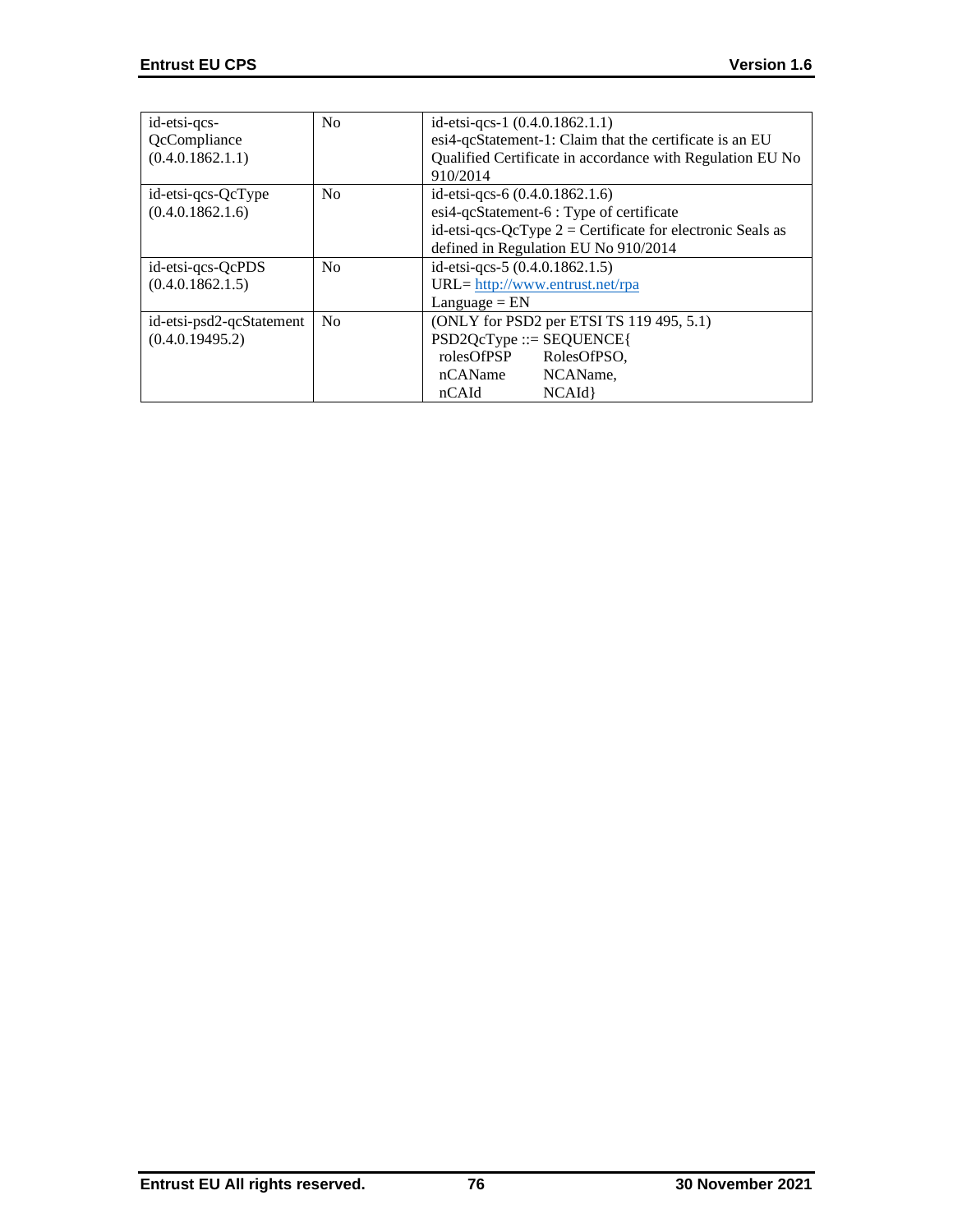| | | |
|---|---|---|
| id-etsi-qcs-QcCompliance (0.4.0.1862.1.1) | No | id-etsi-qcs-1 (0.4.0.1862.1.1)<br>esi4-qcStatement-1: Claim that the certificate is an EU Qualified Certificate in accordance with Regulation EU No 910/2014 |
| id-etsi-qcs-QcType (0.4.0.1862.1.6) | No | id-etsi-qcs-6 (0.4.0.1862.1.6)<br>esi4-qcStatement-6 : Type of certificate<br>id-etsi-qcs-QcType 2 = Certificate for electronic Seals as defined in Regulation EU No 910/2014 |
| id-etsi-qcs-QcPDS (0.4.0.1862.1.5) | No | id-etsi-qcs-5 (0.4.0.1862.1.5)<br>URL= http://www.entrust.net/rpa<br>Language = EN |
| id-etsi-psd2-qcStatement (0.4.0.19495.2) | No | (ONLY for PSD2 per ETSI TS 119 495, 5.1)<br>PSD2QcType ::= SEQUENCE{<br>rolesOfPSP RolesOfPSO,<br>nCAName NCAName,<br>nCAId NCAId} |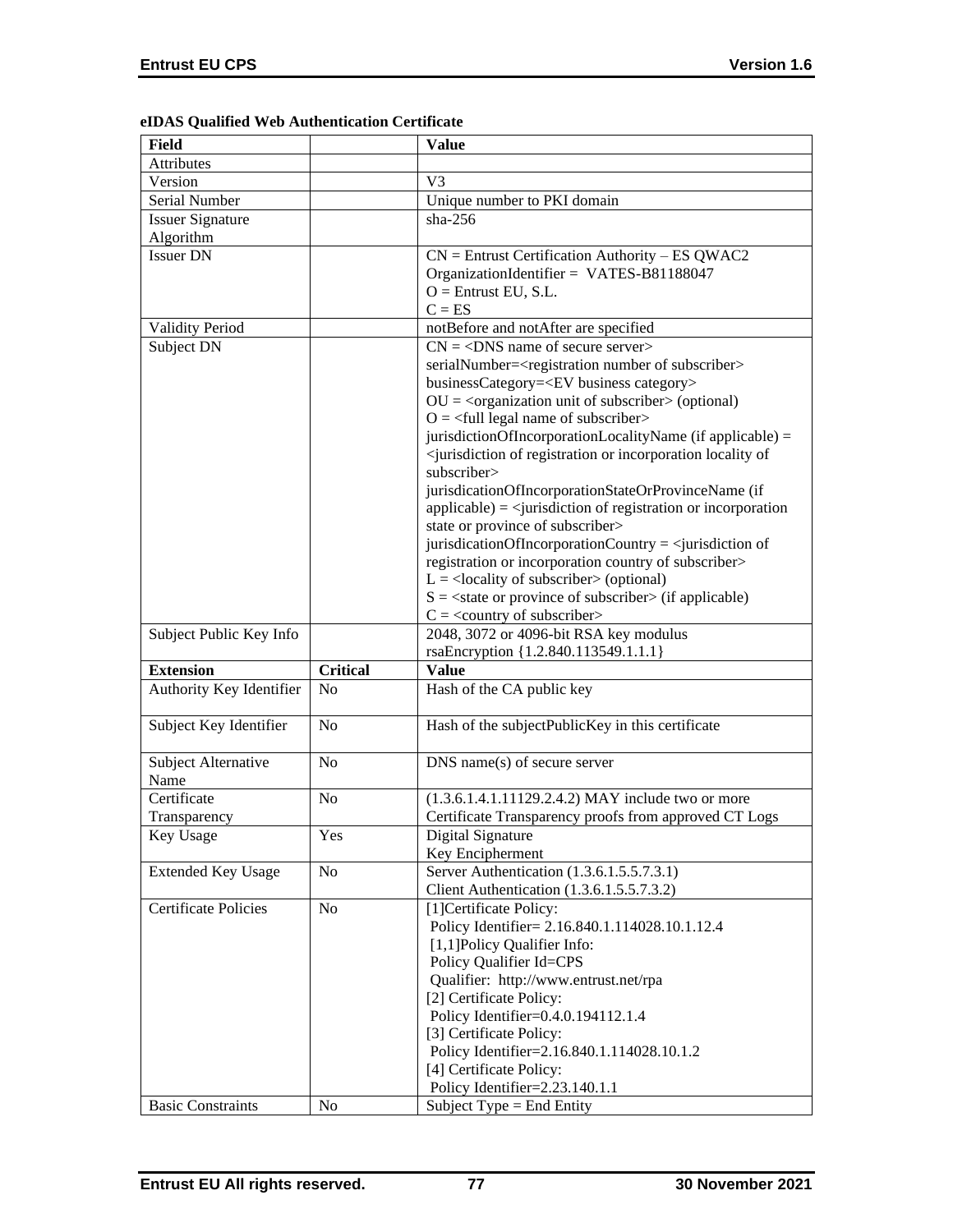**eIDAS Qualified Web Authentication Certificate**

| Field | | Value |
|---|---|---|
| Attributes | | |
| Version | | V3 |
| Serial Number | | Unique number to PKI domain |
| Issuer Signature Algorithm | | sha-256 |
| Issuer DN | | CN = Entrust Certification Authority – ES QWAC2<br>OrganizationIdentifier = VATES-B81188047<br>O = Entrust EU, S.L.<br>C = ES |
| Validity Period | | notBefore and notAfter are specified |
| Subject DN | | CN = <DNS name of secure server><br>serialNumber=<registration number of subscriber><br>businessCategory=<EV business category><br>OU = <organization unit of subscriber> (optional)<br>O = <full legal name of subscriber><br>jurisdictionOfIncorporationLocalityName (if applicable) = <jurisdiction of registration or incorporation locality of subscriber><br>jurisdicationOfIncorporationStateOrProvinceName (if applicable) = <jurisdiction of registration or incorporation state or province of subscriber><br>jurisdicationOfIncorporationCountry = <jurisdiction of registration or incorporation country of subscriber><br>L = <locality of subscriber> (optional)<br>S = <state or province of subscriber> (if applicable)<br>C = <country of subscriber> |
| Subject Public Key Info | | 2048, 3072 or 4096-bit RSA key modulus<br>rsaEncryption {1.2.840.113549.1.1.1} |
| **Extension** | **Critical** | **Value** |
| Authority Key Identifier | No | Hash of the CA public key |
| Subject Key Identifier | No | Hash of the subjectPublicKey in this certificate |
| Subject Alternative Name | No | DNS name(s) of secure server |
| Certificate Transparency | No | (1.3.6.1.4.1.11129.2.4.2) MAY include two or more Certificate Transparency proofs from approved CT Logs |
| Key Usage | Yes | Digital Signature<br>Key Encipherment |
| Extended Key Usage | No | Server Authentication (1.3.6.1.5.5.7.3.1)<br>Client Authentication (1.3.6.1.5.5.7.3.2) |
| Certificate Policies | No | [1]Certificate Policy:<br>Policy Identifier= 2.16.840.1.114028.10.1.12.4<br>[1,1]Policy Qualifier Info:<br>Policy Qualifier Id=CPS<br>Qualifier: http://www.entrust.net/rpa<br>[2] Certificate Policy:<br>Policy Identifier=0.4.0.194112.1.4<br>[3] Certificate Policy:<br>Policy Identifier=2.16.840.1.114028.10.1.2<br>[4] Certificate Policy:<br>Policy Identifier=2.23.140.1.1 |
| Basic Constraints | No | Subject Type = End Entity |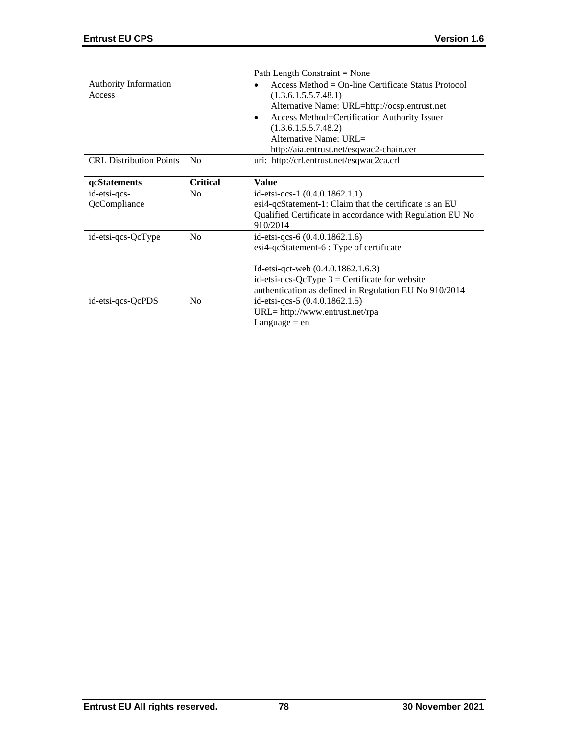|  |  | Path Length Constraint = None |
| --- | --- | --- |
| Authority Information Access |  | • Access Method = On-line Certificate Status Protocol (1.3.6.1.5.5.7.48.1)<br>Alternative Name: URL=http://ocsp.entrust.net<br>• Access Method=Certification Authority Issuer (1.3.6.1.5.5.7.48.2)<br>Alternative Name: URL= http://aia.entrust.net/esqwac2-chain.cer |
| CRL Distribution Points | No | uri: http://crl.entrust.net/esqwac2ca.crl |
| **qcStatements** | **Critical** | **Value** |
| id-etsi-qcs-QcCompliance | No | id-etsi-qcs-1 (0.4.0.1862.1.1)<br>esi4-qcStatement-1: Claim that the certificate is an EU Qualified Certificate in accordance with Regulation EU No 910/2014 |
| id-etsi-qcs-QcType | No | id-etsi-qcs-6 (0.4.0.1862.1.6)<br>esi4-qcStatement-6 : Type of certificate<br><br>Id-etsi-qct-web (0.4.0.1862.1.6.3)<br>id-etsi-qcs-QcType 3 = Certificate for website authentication as defined in Regulation EU No 910/2014 |
| id-etsi-qcs-QcPDS | No | id-etsi-qcs-5 (0.4.0.1862.1.5)<br>URL= http://www.entrust.net/rpa<br>Language = en |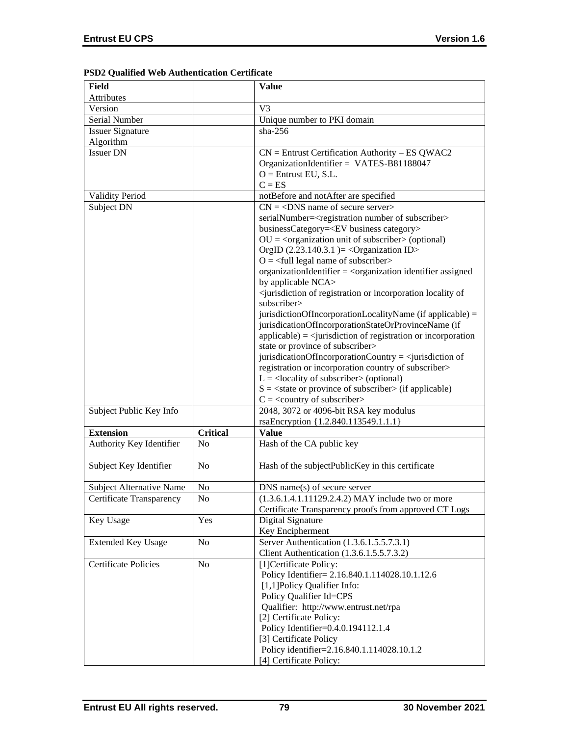**PSD2 Qualified Web Authentication Certificate**

| Field | | Value |
|---|---|---|
| Attributes | | |
| Version | | V3 |
| Serial Number | | Unique number to PKI domain |
| Issuer Signature Algorithm | | sha-256 |
| Issuer DN | | CN = Entrust Certification Authority – ES QWAC2<br>OrganizationIdentifier = VATES-B81188047<br>O = Entrust EU, S.L.<br>C = ES |
| Validity Period | | notBefore and notAfter are specified |
| Subject DN | | CN = <DNS name of secure server><br>serialNumber=<registration number of subscriber><br>businessCategory=<EV business category><br>OU = <organization unit of subscriber> (optional)<br>OrgID (2.23.140.3.1 )= <Organization ID><br>O = <full legal name of subscriber><br>organizationIdentifier = <organization identifier assigned by applicable NCA><br><jurisdiction of registration or incorporation locality of subscriber><br>jurisdictionOfIncorporationLocalityName (if applicable) =<br>jurisdicationOfIncorporationStateOrProvinceName (if applicable) = <jurisdiction of registration or incorporation state or province of subscriber><br>jurisdicationOfIncorporationCountry = <jurisdiction of registration or incorporation country of subscriber><br>L = <locality of subscriber> (optional)<br>S = <state or province of subscriber> (if applicable)<br>C = <country of subscriber> |
| Subject Public Key Info | | 2048, 3072 or 4096-bit RSA key modulus<br>rsaEncryption {1.2.840.113549.1.1.1} |
| **Extension** | **Critical** | **Value** |
| Authority Key Identifier | No | Hash of the CA public key |
| Subject Key Identifier | No | Hash of the subjectPublicKey in this certificate |
| Subject Alternative Name | No | DNS name(s) of secure server |
| Certificate Transparency | No | (1.3.6.1.4.1.11129.2.4.2) MAY include two or more Certificate Transparency proofs from approved CT Logs |
| Key Usage | Yes | Digital Signature<br>Key Encipherment |
| Extended Key Usage | No | Server Authentication (1.3.6.1.5.5.7.3.1)<br>Client Authentication (1.3.6.1.5.5.7.3.2) |
| Certificate Policies | No | [1]Certificate Policy:<br>Policy Identifier= 2.16.840.1.114028.10.1.12.6<br>[1,1]Policy Qualifier Info:<br>Policy Qualifier Id=CPS<br>Qualifier: http://www.entrust.net/rpa<br>[2] Certificate Policy:<br>Policy Identifier=0.4.0.194112.1.4<br>[3] Certificate Policy<br>Policy identifier=2.16.840.1.114028.10.1.2<br>[4] Certificate Policy: |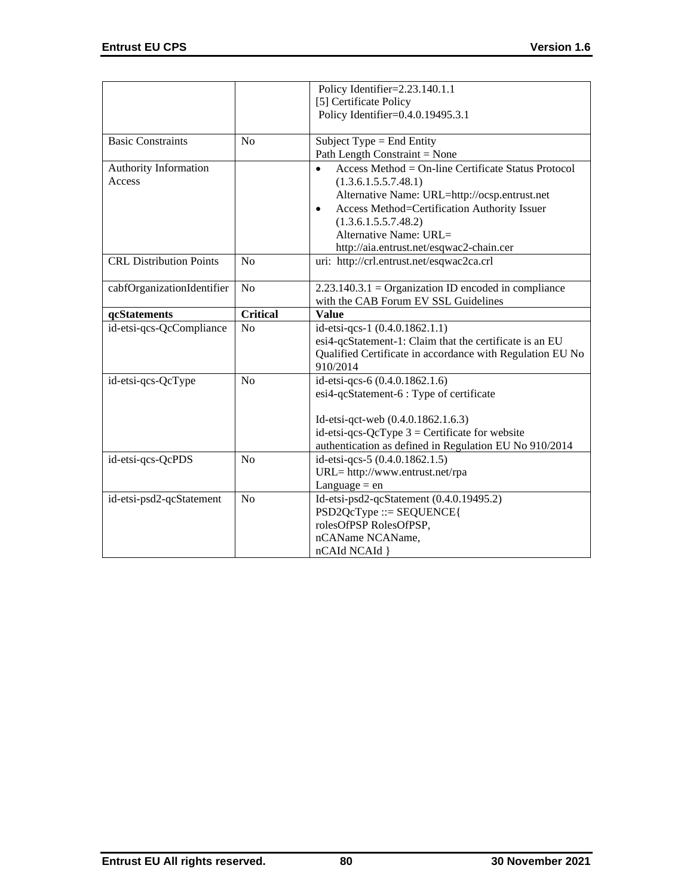|  |  | Policy Identifier=2.23.140.1.1<br>[5] Certificate Policy<br>Policy Identifier=0.4.0.19495.3.1 |
|---|---|---|
| Basic Constraints | No | Subject Type = End Entity<br>Path Length Constraint = None |
| Authority Information Access |  | • Access Method = On-line Certificate Status Protocol (1.3.6.1.5.5.7.48.1)<br>Alternative Name: URL=http://ocsp.entrust.net<br>• Access Method=Certification Authority Issuer (1.3.6.1.5.5.7.48.2)<br>Alternative Name: URL= http://aia.entrust.net/esqwac2-chain.cer |
| CRL Distribution Points | No | uri: http://crl.entrust.net/esqwac2ca.crl |
| cabfOrganizationIdentifier | No | 2.23.140.3.1 = Organization ID encoded in compliance with the CAB Forum EV SSL Guidelines |
| **qcStatements** | **Critical** | **Value** |
| id-etsi-qcs-QcCompliance | No | id-etsi-qcs-1 (0.4.0.1862.1.1)<br>esi4-qcStatement-1: Claim that the certificate is an EU Qualified Certificate in accordance with Regulation EU No 910/2014 |
| id-etsi-qcs-QcType | No | id-etsi-qcs-6 (0.4.0.1862.1.6)<br>esi4-qcStatement-6 : Type of certificate<br><br>Id-etsi-qct-web (0.4.0.1862.1.6.3)<br>id-etsi-qcs-QcType 3 = Certificate for website authentication as defined in Regulation EU No 910/2014 |
| id-etsi-qcs-QcPDS | No | id-etsi-qcs-5 (0.4.0.1862.1.5)<br>URL= http://www.entrust.net/rpa<br>Language = en |
| id-etsi-psd2-qcStatement | No | Id-etsi-psd2-qcStatement (0.4.0.19495.2)<br>PSD2QcType ::= SEQUENCE{<br>rolesOfPSP RolesOfPSP,<br>nCAName NCAName,<br>nCAId NCAId } |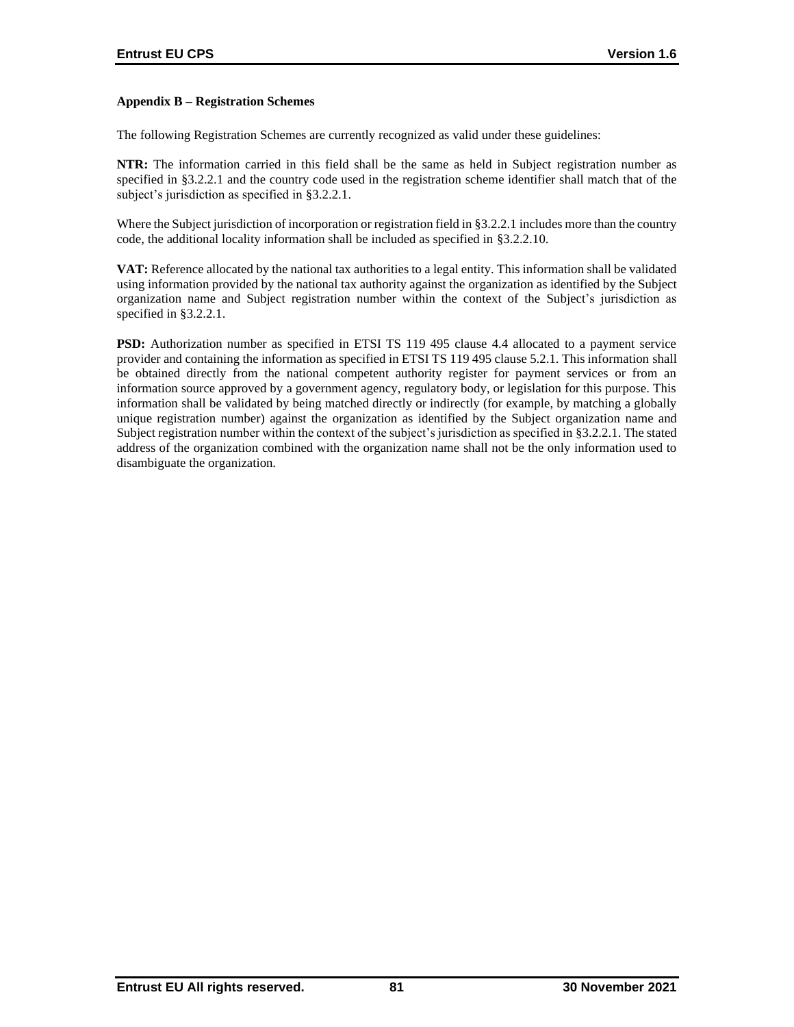**Appendix B – Registration Schemes**

The following Registration Schemes are currently recognized as valid under these guidelines:

**NTR:** The information carried in this field shall be the same as held in Subject registration number as specified in §3.2.2.1 and the country code used in the registration scheme identifier shall match that of the subject's jurisdiction as specified in §3.2.2.1.

Where the Subject jurisdiction of incorporation or registration field in §3.2.2.1 includes more than the country code, the additional locality information shall be included as specified in §3.2.2.10.

**VAT:** Reference allocated by the national tax authorities to a legal entity. This information shall be validated using information provided by the national tax authority against the organization as identified by the Subject organization name and Subject registration number within the context of the Subject's jurisdiction as specified in §3.2.2.1.

**PSD:** Authorization number as specified in ETSI TS 119 495 clause 4.4 allocated to a payment service provider and containing the information as specified in ETSI TS 119 495 clause 5.2.1. This information shall be obtained directly from the national competent authority register for payment services or from an information source approved by a government agency, regulatory body, or legislation for this purpose. This information shall be validated by being matched directly or indirectly (for example, by matching a globally unique registration number) against the organization as identified by the Subject organization name and Subject registration number within the context of the subject's jurisdiction as specified in §3.2.2.1. The stated address of the organization combined with the organization name shall not be the only information used to disambiguate the organization.